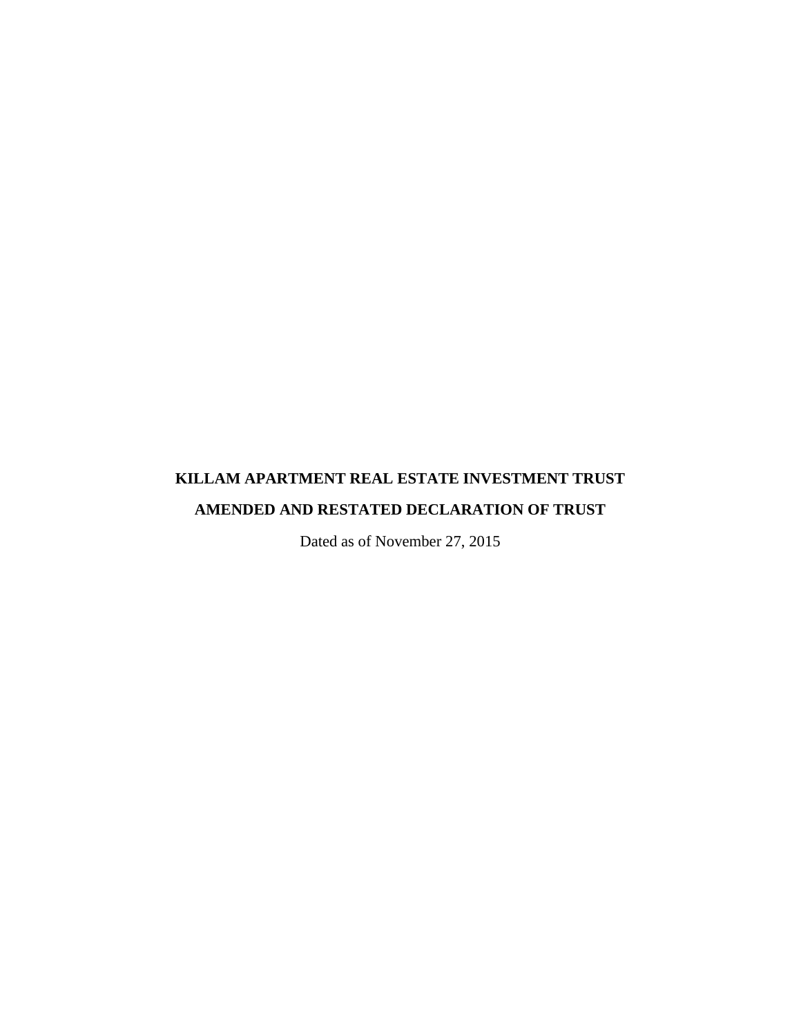# KILLAM APARTMENT REAL ESTATE INVESTMENT TRUST

# AMENDED AND RESTATED DECLARATION OF TRUST

Dated as of November 27, 2015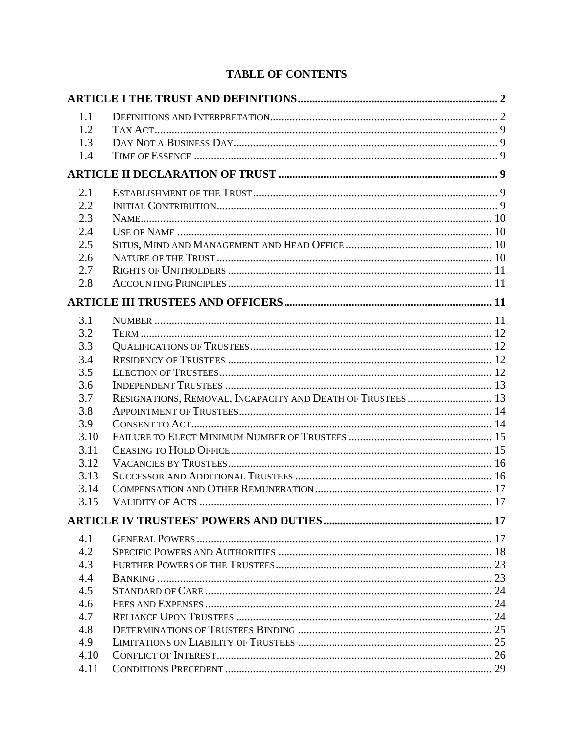# TABLE OF CONTENTS

| | | |
|---|---|---|
| **ARTICLE I THE TRUST AND DEFINITIONS** | | **2** |
| 1.1 | Definitions and Interpretation | 2 |
| 1.2 | Tax Act | 9 |
| 1.3 | Day Not a Business Day | 9 |
| 1.4 | Time of Essence | 9 |
| **ARTICLE II DECLARATION OF TRUST** | | **9** |
| 2.1 | Establishment of the Trust | 9 |
| 2.2 | Initial Contribution | 9 |
| 2.3 | Name | 10 |
| 2.4 | Use of Name | 10 |
| 2.5 | Situs, Mind and Management and Head Office | 10 |
| 2.6 | Nature of the Trust | 10 |
| 2.7 | Rights of Unitholders | 11 |
| 2.8 | Accounting Principles | 11 |
| **ARTICLE III TRUSTEES AND OFFICERS** | | **11** |
| 3.1 | Number | 11 |
| 3.2 | Term | 12 |
| 3.3 | Qualifications of Trustees | 12 |
| 3.4 | Residency of Trustees | 12 |
| 3.5 | Election of Trustees | 12 |
| 3.6 | Independent Trustees | 13 |
| 3.7 | Resignations, Removal, Incapacity and Death of Trustees | 13 |
| 3.8 | Appointment of Trustees | 14 |
| 3.9 | Consent to Act | 14 |
| 3.10 | Failure to Elect Minimum Number of Trustees | 15 |
| 3.11 | Ceasing to Hold Office | 15 |
| 3.12 | Vacancies by Trustees | 16 |
| 3.13 | Successor and Additional Trustees | 16 |
| 3.14 | Compensation and Other Remuneration | 17 |
| 3.15 | Validity of Acts | 17 |
| **ARTICLE IV TRUSTEES' POWERS AND DUTIES** | | **17** |
| 4.1 | General Powers | 17 |
| 4.2 | Specific Powers and Authorities | 18 |
| 4.3 | Further Powers of the Trustees | 23 |
| 4.4 | Banking | 23 |
| 4.5 | Standard of Care | 24 |
| 4.6 | Fees and Expenses | 24 |
| 4.7 | Reliance Upon Trustees | 24 |
| 4.8 | Determinations of Trustees Binding | 25 |
| 4.9 | Limitations on Liability of Trustees | 25 |
| 4.10 | Conflict of Interest | 26 |
| 4.11 | Conditions Precedent | 29 |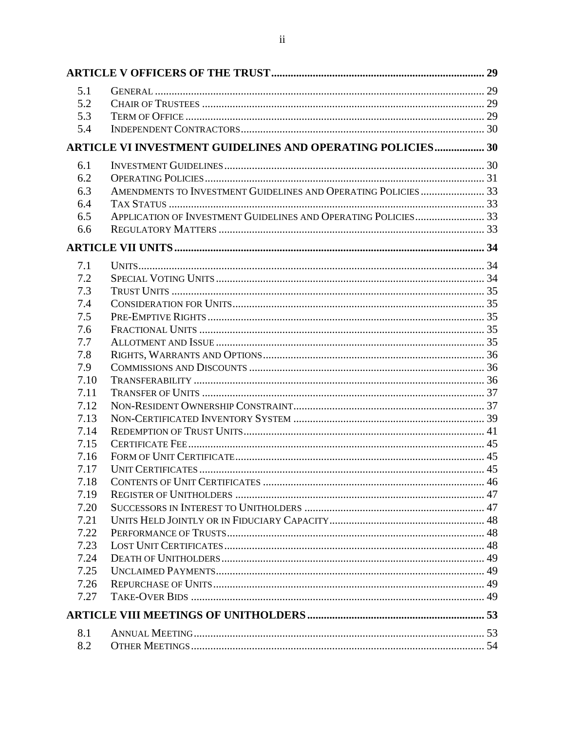| | | |
|---|---|---|
| **ARTICLE V OFFICERS OF THE TRUST** | | **29** |
| 5.1 | General | 29 |
| 5.2 | Chair of Trustees | 29 |
| 5.3 | Term of Office | 29 |
| 5.4 | Independent Contractors | 30 |
| **ARTICLE VI INVESTMENT GUIDELINES AND OPERATING POLICIES** | | **30** |
| 6.1 | Investment Guidelines | 30 |
| 6.2 | Operating Policies | 31 |
| 6.3 | Amendments to Investment Guidelines and Operating Policies | 33 |
| 6.4 | Tax Status | 33 |
| 6.5 | Application of Investment Guidelines and Operating Policies | 33 |
| 6.6 | Regulatory Matters | 33 |
| **ARTICLE VII UNITS** | | **34** |
| 7.1 | Units | 34 |
| 7.2 | Special Voting Units | 34 |
| 7.3 | Trust Units | 35 |
| 7.4 | Consideration for Units | 35 |
| 7.5 | Pre-Emptive Rights | 35 |
| 7.6 | Fractional Units | 35 |
| 7.7 | Allotment and Issue | 35 |
| 7.8 | Rights, Warrants and Options | 36 |
| 7.9 | Commissions and Discounts | 36 |
| 7.10 | Transferability | 36 |
| 7.11 | Transfer of Units | 37 |
| 7.12 | Non-Resident Ownership Constraint | 37 |
| 7.13 | Non-Certificated Inventory System | 39 |
| 7.14 | Redemption of Trust Units | 41 |
| 7.15 | Certificate Fee | 45 |
| 7.16 | Form of Unit Certificate | 45 |
| 7.17 | Unit Certificates | 45 |
| 7.18 | Contents of Unit Certificates | 46 |
| 7.19 | Register of Unitholders | 47 |
| 7.20 | Successors in Interest to Unitholders | 47 |
| 7.21 | Units Held Jointly or in Fiduciary Capacity | 48 |
| 7.22 | Performance of Trusts | 48 |
| 7.23 | Lost Unit Certificates | 48 |
| 7.24 | Death of Unitholders | 49 |
| 7.25 | Unclaimed Payments | 49 |
| 7.26 | Repurchase of Units | 49 |
| 7.27 | Take-Over Bids | 49 |
| **ARTICLE VIII MEETINGS OF UNITHOLDERS** | | **53** |
| 8.1 | Annual Meeting | 53 |
| 8.2 | Other Meetings | 54 |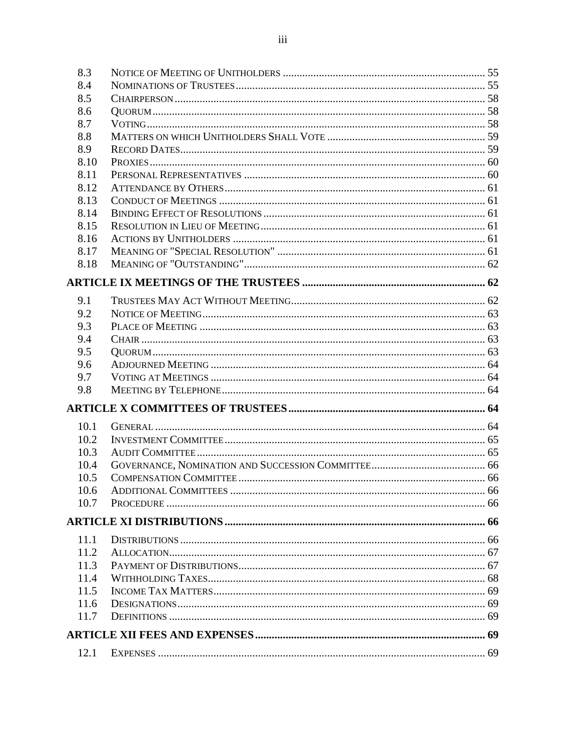| | | |
|---|---|---|
| 8.3 | NOTICE OF MEETING OF UNITHOLDERS | 55 |
| 8.4 | NOMINATIONS OF TRUSTEES | 55 |
| 8.5 | CHAIRPERSON | 58 |
| 8.6 | QUORUM | 58 |
| 8.7 | VOTING | 58 |
| 8.8 | MATTERS ON WHICH UNITHOLDERS SHALL VOTE | 59 |
| 8.9 | RECORD DATES | 59 |
| 8.10 | PROXIES | 60 |
| 8.11 | PERSONAL REPRESENTATIVES | 60 |
| 8.12 | ATTENDANCE BY OTHERS | 61 |
| 8.13 | CONDUCT OF MEETINGS | 61 |
| 8.14 | BINDING EFFECT OF RESOLUTIONS | 61 |
| 8.15 | RESOLUTION IN LIEU OF MEETING | 61 |
| 8.16 | ACTIONS BY UNITHOLDERS | 61 |
| 8.17 | MEANING OF "SPECIAL RESOLUTION" | 61 |
| 8.18 | MEANING OF "OUTSTANDING" | 62 |
| **ARTICLE IX MEETINGS OF THE TRUSTEES** | | **62** |
| 9.1 | TRUSTEES MAY ACT WITHOUT MEETING | 62 |
| 9.2 | NOTICE OF MEETING | 63 |
| 9.3 | PLACE OF MEETING | 63 |
| 9.4 | CHAIR | 63 |
| 9.5 | QUORUM | 63 |
| 9.6 | ADJOURNED MEETING | 64 |
| 9.7 | VOTING AT MEETINGS | 64 |
| 9.8 | MEETING BY TELEPHONE | 64 |
| **ARTICLE X COMMITTEES OF TRUSTEES** | | **64** |
| 10.1 | GENERAL | 64 |
| 10.2 | INVESTMENT COMMITTEE | 65 |
| 10.3 | AUDIT COMMITTEE | 65 |
| 10.4 | GOVERNANCE, NOMINATION AND SUCCESSION COMMITTEE | 66 |
| 10.5 | COMPENSATION COMMITTEE | 66 |
| 10.6 | ADDITIONAL COMMITTEES | 66 |
| 10.7 | PROCEDURE | 66 |
| **ARTICLE XI DISTRIBUTIONS** | | **66** |
| 11.1 | DISTRIBUTIONS | 66 |
| 11.2 | ALLOCATION | 67 |
| 11.3 | PAYMENT OF DISTRIBUTIONS | 67 |
| 11.4 | WITHHOLDING TAXES | 68 |
| 11.5 | INCOME TAX MATTERS | 69 |
| 11.6 | DESIGNATIONS | 69 |
| 11.7 | DEFINITIONS | 69 |
| **ARTICLE XII FEES AND EXPENSES** | | **69** |
| 12.1 | EXPENSES | 69 |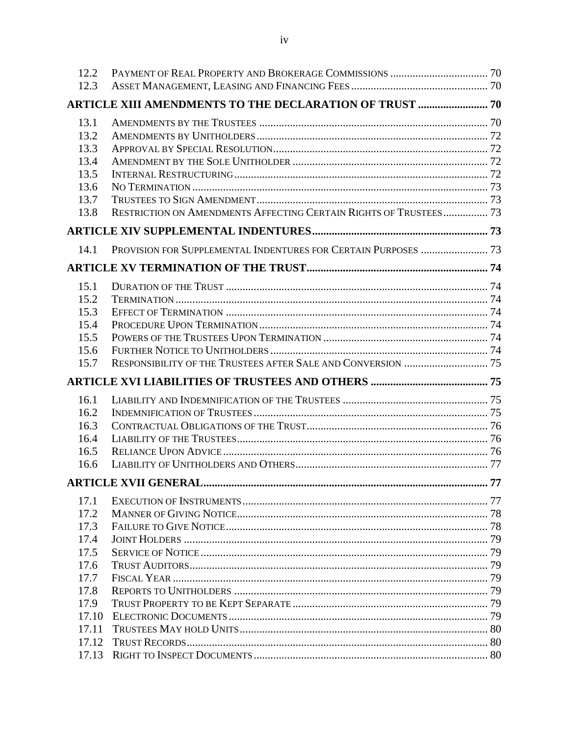| | | |
|---|---|---|
| 12.2 | PAYMENT OF REAL PROPERTY AND BROKERAGE COMMISSIONS | 70 |
| 12.3 | ASSET MANAGEMENT, LEASING AND FINANCING FEES | 70 |
| **ARTICLE XIII AMENDMENTS TO THE DECLARATION OF TRUST** | | **70** |
| 13.1 | AMENDMENTS BY THE TRUSTEES | 70 |
| 13.2 | AMENDMENTS BY UNITHOLDERS | 72 |
| 13.3 | APPROVAL BY SPECIAL RESOLUTION | 72 |
| 13.4 | AMENDMENT BY THE SOLE UNITHOLDER | 72 |
| 13.5 | INTERNAL RESTRUCTURING | 72 |
| 13.6 | NO TERMINATION | 73 |
| 13.7 | TRUSTEES TO SIGN AMENDMENT | 73 |
| 13.8 | RESTRICTION ON AMENDMENTS AFFECTING CERTAIN RIGHTS OF TRUSTEES | 73 |
| **ARTICLE XIV SUPPLEMENTAL INDENTURES** | | **73** |
| 14.1 | PROVISION FOR SUPPLEMENTAL INDENTURES FOR CERTAIN PURPOSES | 73 |
| **ARTICLE XV TERMINATION OF THE TRUST** | | **74** |
| 15.1 | DURATION OF THE TRUST | 74 |
| 15.2 | TERMINATION | 74 |
| 15.3 | EFFECT OF TERMINATION | 74 |
| 15.4 | PROCEDURE UPON TERMINATION | 74 |
| 15.5 | POWERS OF THE TRUSTEES UPON TERMINATION | 74 |
| 15.6 | FURTHER NOTICE TO UNITHOLDERS | 74 |
| 15.7 | RESPONSIBILITY OF THE TRUSTEES AFTER SALE AND CONVERSION | 75 |
| **ARTICLE XVI LIABILITIES OF TRUSTEES AND OTHERS** | | **75** |
| 16.1 | LIABILITY AND INDEMNIFICATION OF THE TRUSTEES | 75 |
| 16.2 | INDEMNIFICATION OF TRUSTEES | 75 |
| 16.3 | CONTRACTUAL OBLIGATIONS OF THE TRUST | 76 |
| 16.4 | LIABILITY OF THE TRUSTEES | 76 |
| 16.5 | RELIANCE UPON ADVICE | 76 |
| 16.6 | LIABILITY OF UNITHOLDERS AND OTHERS | 77 |
| **ARTICLE XVII GENERAL** | | **77** |
| 17.1 | EXECUTION OF INSTRUMENTS | 77 |
| 17.2 | MANNER OF GIVING NOTICE | 78 |
| 17.3 | FAILURE TO GIVE NOTICE | 78 |
| 17.4 | JOINT HOLDERS | 79 |
| 17.5 | SERVICE OF NOTICE | 79 |
| 17.6 | TRUST AUDITORS | 79 |
| 17.7 | FISCAL YEAR | 79 |
| 17.8 | REPORTS TO UNITHOLDERS | 79 |
| 17.9 | TRUST PROPERTY TO BE KEPT SEPARATE | 79 |
| 17.10 | ELECTRONIC DOCUMENTS | 79 |
| 17.11 | TRUSTEES MAY HOLD UNITS | 80 |
| 17.12 | TRUST RECORDS | 80 |
| 17.13 | RIGHT TO INSPECT DOCUMENTS | 80 |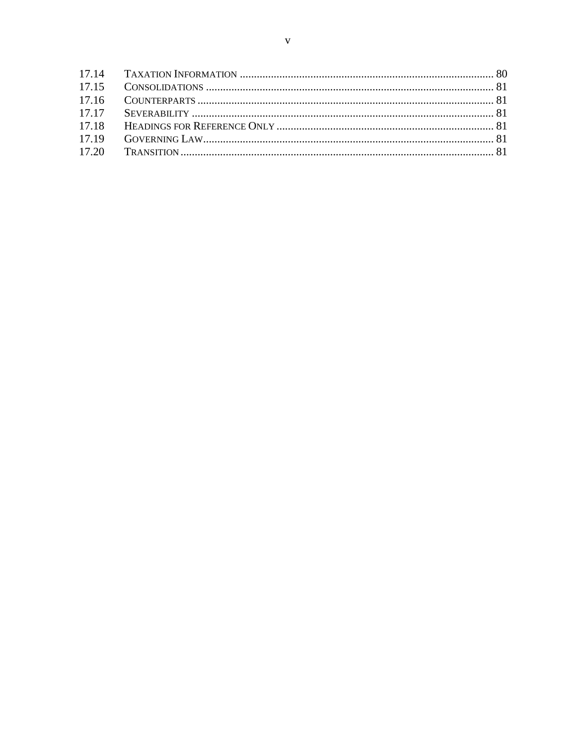| | | |
|---|---|---|
| 17.14 | TAXATION INFORMATION | 80 |
| 17.15 | CONSOLIDATIONS | 81 |
| 17.16 | COUNTERPARTS | 81 |
| 17.17 | SEVERABILITY | 81 |
| 17.18 | HEADINGS FOR REFERENCE ONLY | 81 |
| 17.19 | GOVERNING LAW | 81 |
| 17.20 | TRANSITION | 81 |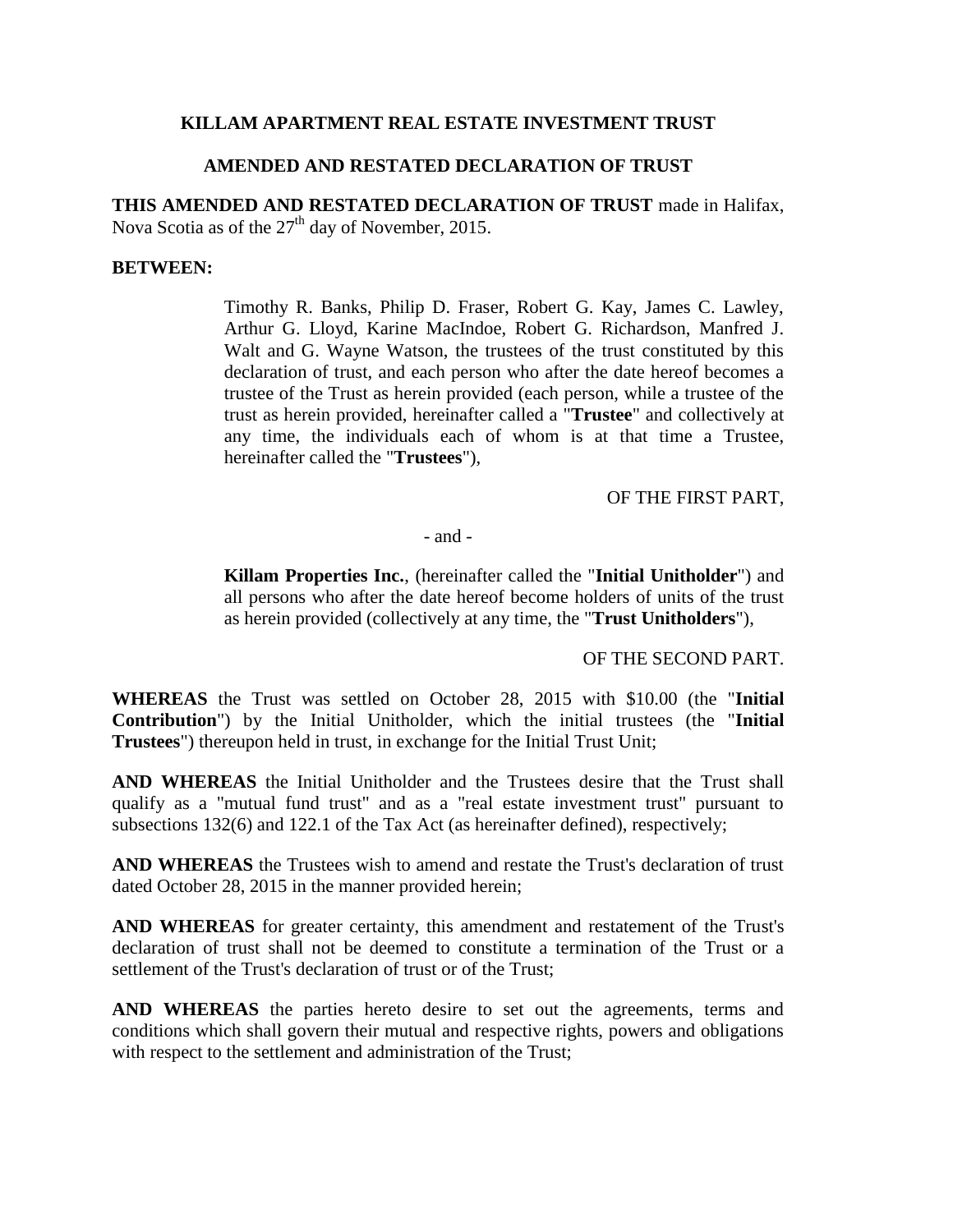**KILLAM APARTMENT REAL ESTATE INVESTMENT TRUST**

**AMENDED AND RESTATED DECLARATION OF TRUST**

**THIS AMENDED AND RESTATED DECLARATION OF TRUST** made in Halifax, Nova Scotia as of the 27th day of November, 2015.

**BETWEEN:**

> Timothy R. Banks, Philip D. Fraser, Robert G. Kay, James C. Lawley, Arthur G. Lloyd, Karine MacIndoe, Robert G. Richardson, Manfred J. Walt and G. Wayne Watson, the trustees of the trust constituted by this declaration of trust, and each person who after the date hereof becomes a trustee of the Trust as herein provided (each person, while a trustee of the trust as herein provided, hereinafter called a "**Trustee**" and collectively at any time, the individuals each of whom is at that time a Trustee, hereinafter called the "**Trustees**"),

OF THE FIRST PART,

\- and -

> **Killam Properties Inc.**, (hereinafter called the "**Initial Unitholder**") and all persons who after the date hereof become holders of units of the trust as herein provided (collectively at any time, the "**Trust Unitholders**"),

OF THE SECOND PART.

**WHEREAS** the Trust was settled on October 28, 2015 with $10.00 (the "**Initial Contribution**") by the Initial Unitholder, which the initial trustees (the "**Initial Trustees**") thereupon held in trust, in exchange for the Initial Trust Unit;

**AND WHEREAS** the Initial Unitholder and the Trustees desire that the Trust shall qualify as a "mutual fund trust" and as a "real estate investment trust" pursuant to subsections 132(6) and 122.1 of the Tax Act (as hereinafter defined), respectively;

**AND WHEREAS** the Trustees wish to amend and restate the Trust's declaration of trust dated October 28, 2015 in the manner provided herein;

**AND WHEREAS** for greater certainty, this amendment and restatement of the Trust's declaration of trust shall not be deemed to constitute a termination of the Trust or a settlement of the Trust's declaration of trust or of the Trust;

**AND WHEREAS** the parties hereto desire to set out the agreements, terms and conditions which shall govern their mutual and respective rights, powers and obligations with respect to the settlement and administration of the Trust;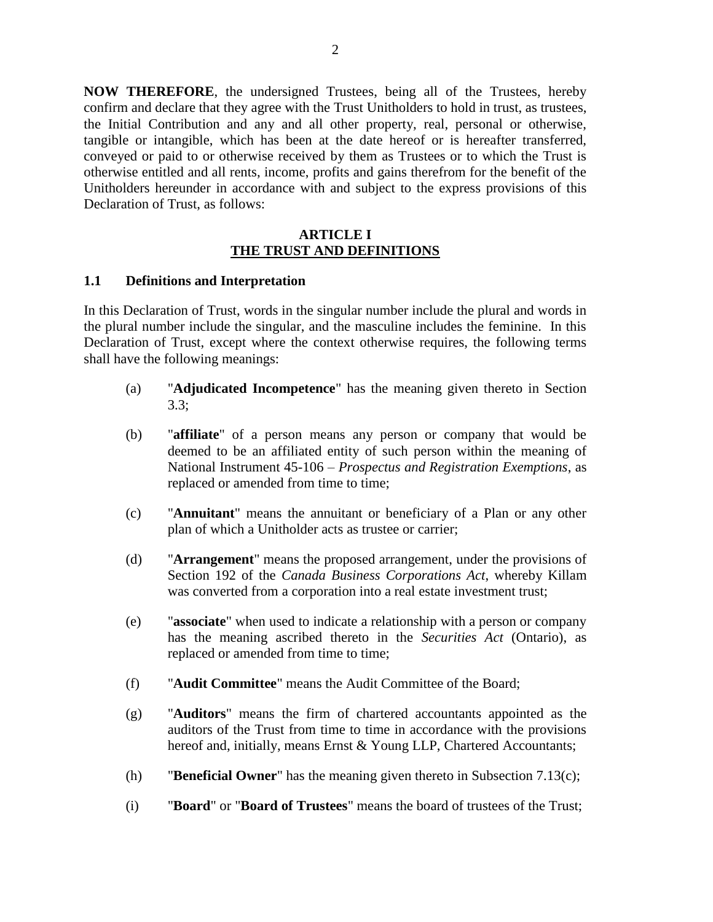**NOW THEREFORE**, the undersigned Trustees, being all of the Trustees, hereby confirm and declare that they agree with the Trust Unitholders to hold in trust, as trustees, the Initial Contribution and any and all other property, real, personal or otherwise, tangible or intangible, which has been at the date hereof or is hereafter transferred, conveyed or paid to or otherwise received by them as Trustees or to which the Trust is otherwise entitled and all rents, income, profits and gains therefrom for the benefit of the Unitholders hereunder in accordance with and subject to the express provisions of this Declaration of Trust, as follows:

## ARTICLE I
## THE TRUST AND DEFINITIONS

### 1.1 Definitions and Interpretation

In this Declaration of Trust, words in the singular number include the plural and words in the plural number include the singular, and the masculine includes the feminine. In this Declaration of Trust, except where the context otherwise requires, the following terms shall have the following meanings:

(a) "**Adjudicated Incompetence**" has the meaning given thereto in Section 3.3;

(b) "**affiliate**" of a person means any person or company that would be deemed to be an affiliated entity of such person within the meaning of National Instrument 45-106 – *Prospectus and Registration Exemptions*, as replaced or amended from time to time;

(c) "**Annuitant**" means the annuitant or beneficiary of a Plan or any other plan of which a Unitholder acts as trustee or carrier;

(d) "**Arrangement**" means the proposed arrangement, under the provisions of Section 192 of the *Canada Business Corporations Act*, whereby Killam was converted from a corporation into a real estate investment trust;

(e) "**associate**" when used to indicate a relationship with a person or company has the meaning ascribed thereto in the *Securities Act* (Ontario), as replaced or amended from time to time;

(f) "**Audit Committee**" means the Audit Committee of the Board;

(g) "**Auditors**" means the firm of chartered accountants appointed as the auditors of the Trust from time to time in accordance with the provisions hereof and, initially, means Ernst & Young LLP, Chartered Accountants;

(h) "**Beneficial Owner**" has the meaning given thereto in Subsection 7.13(c);

(i) "**Board**" or "**Board of Trustees**" means the board of trustees of the Trust;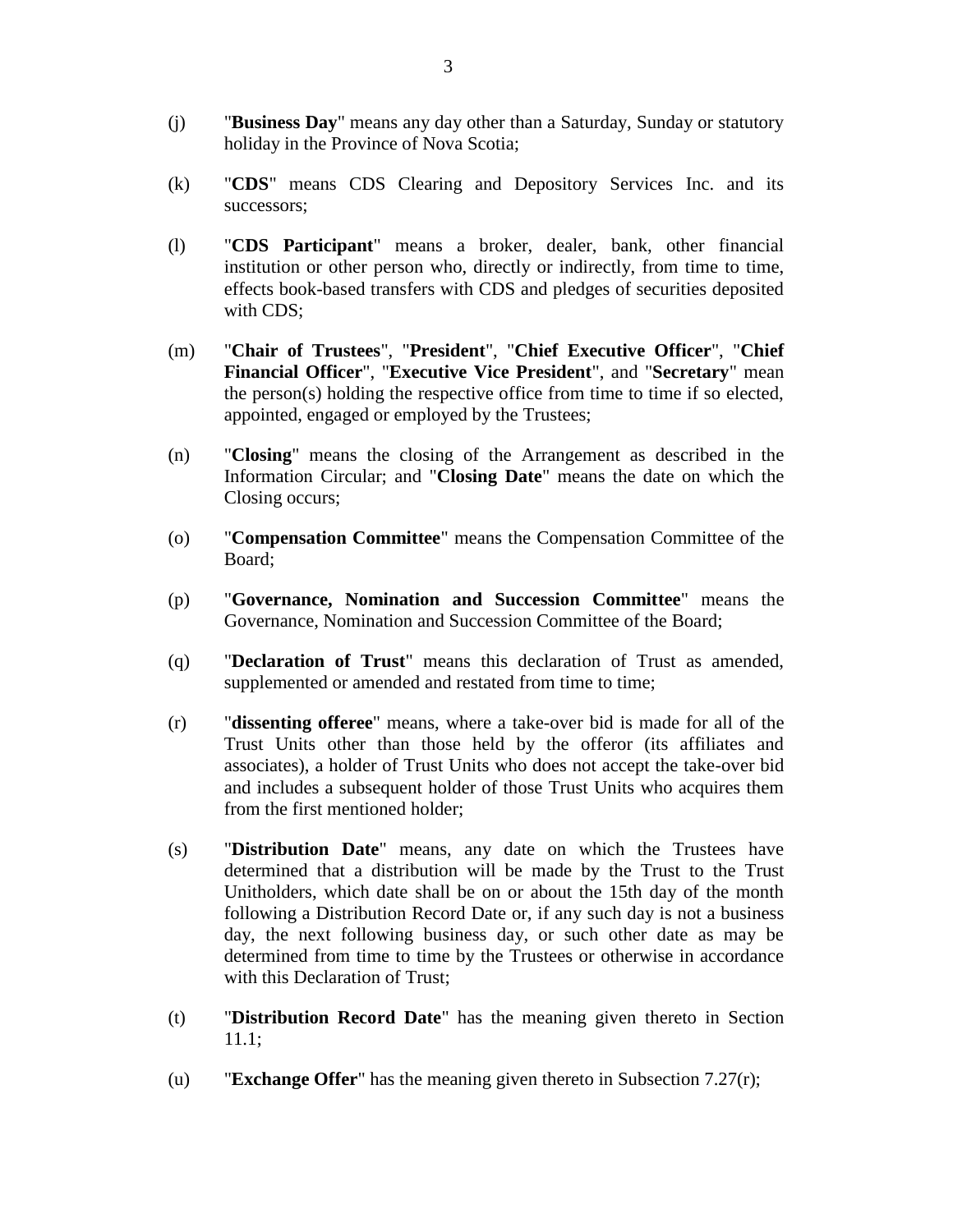(j) "**Business Day**" means any day other than a Saturday, Sunday or statutory holiday in the Province of Nova Scotia;

(k) "**CDS**" means CDS Clearing and Depository Services Inc. and its successors;

(l) "**CDS Participant**" means a broker, dealer, bank, other financial institution or other person who, directly or indirectly, from time to time, effects book-based transfers with CDS and pledges of securities deposited with CDS;

(m) "**Chair of Trustees**", "**President**", "**Chief Executive Officer**", "**Chief Financial Officer**", "**Executive Vice President**", and "**Secretary**" mean the person(s) holding the respective office from time to time if so elected, appointed, engaged or employed by the Trustees;

(n) "**Closing**" means the closing of the Arrangement as described in the Information Circular; and "**Closing Date**" means the date on which the Closing occurs;

(o) "**Compensation Committee**" means the Compensation Committee of the Board;

(p) "**Governance, Nomination and Succession Committee**" means the Governance, Nomination and Succession Committee of the Board;

(q) "**Declaration of Trust**" means this declaration of Trust as amended, supplemented or amended and restated from time to time;

(r) "**dissenting offeree**" means, where a take-over bid is made for all of the Trust Units other than those held by the offeror (its affiliates and associates), a holder of Trust Units who does not accept the take-over bid and includes a subsequent holder of those Trust Units who acquires them from the first mentioned holder;

(s) "**Distribution Date**" means, any date on which the Trustees have determined that a distribution will be made by the Trust to the Trust Unitholders, which date shall be on or about the 15th day of the month following a Distribution Record Date or, if any such day is not a business day, the next following business day, or such other date as may be determined from time to time by the Trustees or otherwise in accordance with this Declaration of Trust;

(t) "**Distribution Record Date**" has the meaning given thereto in Section 11.1;

(u) "**Exchange Offer**" has the meaning given thereto in Subsection 7.27(r);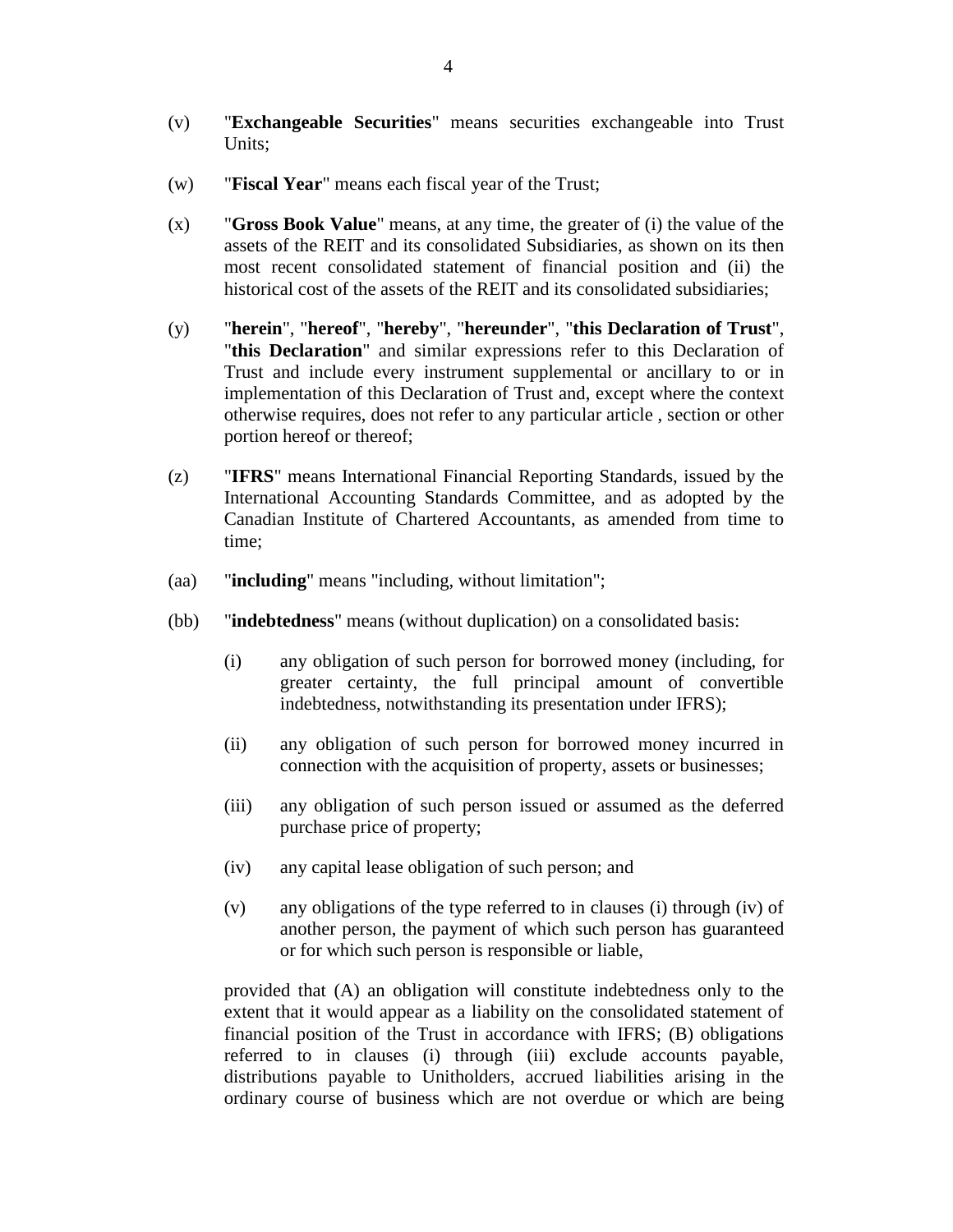(v) "**Exchangeable Securities**" means securities exchangeable into Trust Units;

(w) "**Fiscal Year**" means each fiscal year of the Trust;

(x) "**Gross Book Value**" means, at any time, the greater of (i) the value of the assets of the REIT and its consolidated Subsidiaries, as shown on its then most recent consolidated statement of financial position and (ii) the historical cost of the assets of the REIT and its consolidated subsidiaries;

(y) "**herein**", "**hereof**", "**hereby**", "**hereunder**", "**this Declaration of Trust**", "**this Declaration**" and similar expressions refer to this Declaration of Trust and include every instrument supplemental or ancillary to or in implementation of this Declaration of Trust and, except where the context otherwise requires, does not refer to any particular article , section or other portion hereof or thereof;

(z) "**IFRS**" means International Financial Reporting Standards, issued by the International Accounting Standards Committee, and as adopted by the Canadian Institute of Chartered Accountants, as amended from time to time;

(aa) "**including**" means "including, without limitation";

(bb) "**indebtedness**" means (without duplication) on a consolidated basis:

(i) any obligation of such person for borrowed money (including, for greater certainty, the full principal amount of convertible indebtedness, notwithstanding its presentation under IFRS);

(ii) any obligation of such person for borrowed money incurred in connection with the acquisition of property, assets or businesses;

(iii) any obligation of such person issued or assumed as the deferred purchase price of property;

(iv) any capital lease obligation of such person; and

(v) any obligations of the type referred to in clauses (i) through (iv) of another person, the payment of which such person has guaranteed or for which such person is responsible or liable,

provided that (A) an obligation will constitute indebtedness only to the extent that it would appear as a liability on the consolidated statement of financial position of the Trust in accordance with IFRS; (B) obligations referred to in clauses (i) through (iii) exclude accounts payable, distributions payable to Unitholders, accrued liabilities arising in the ordinary course of business which are not overdue or which are being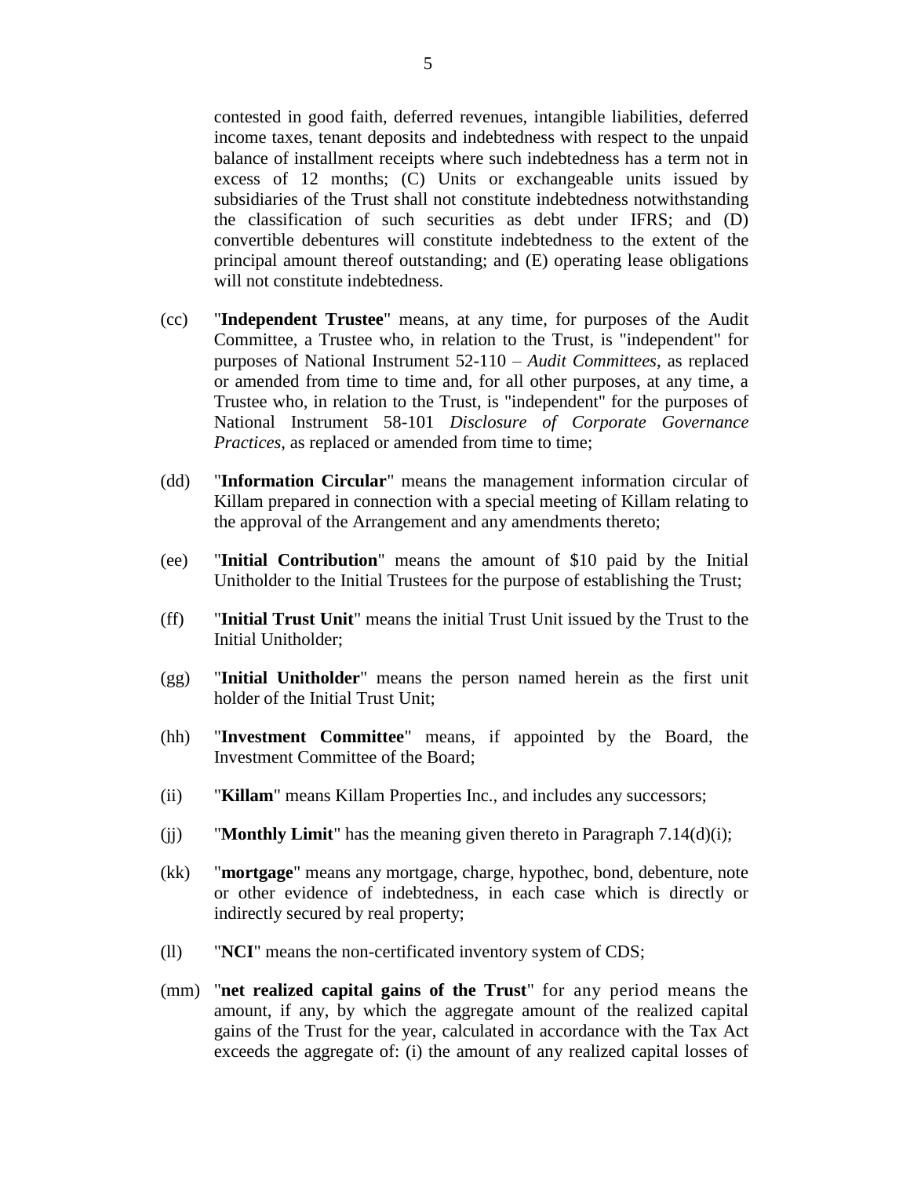contested in good faith, deferred revenues, intangible liabilities, deferred income taxes, tenant deposits and indebtedness with respect to the unpaid balance of installment receipts where such indebtedness has a term not in excess of 12 months; (C) Units or exchangeable units issued by subsidiaries of the Trust shall not constitute indebtedness notwithstanding the classification of such securities as debt under IFRS; and (D) convertible debentures will constitute indebtedness to the extent of the principal amount thereof outstanding; and (E) operating lease obligations will not constitute indebtedness.

(cc) "**Independent Trustee**" means, at any time, for purposes of the Audit Committee, a Trustee who, in relation to the Trust, is "independent" for purposes of National Instrument 52-110 – *Audit Committees*, as replaced or amended from time to time and, for all other purposes, at any time, a Trustee who, in relation to the Trust, is "independent" for the purposes of National Instrument 58-101 *Disclosure of Corporate Governance Practices*, as replaced or amended from time to time;

(dd) "**Information Circular**" means the management information circular of Killam prepared in connection with a special meeting of Killam relating to the approval of the Arrangement and any amendments thereto;

(ee) "**Initial Contribution**" means the amount of $10 paid by the Initial Unitholder to the Initial Trustees for the purpose of establishing the Trust;

(ff) "**Initial Trust Unit**" means the initial Trust Unit issued by the Trust to the Initial Unitholder;

(gg) "**Initial Unitholder**" means the person named herein as the first unit holder of the Initial Trust Unit;

(hh) "**Investment Committee**" means, if appointed by the Board, the Investment Committee of the Board;

(ii) "**Killam**" means Killam Properties Inc., and includes any successors;

(jj) "**Monthly Limit**" has the meaning given thereto in Paragraph 7.14(d)(i);

(kk) "**mortgage**" means any mortgage, charge, hypothec, bond, debenture, note or other evidence of indebtedness, in each case which is directly or indirectly secured by real property;

(ll) "**NCI**" means the non-certificated inventory system of CDS;

(mm) "**net realized capital gains of the Trust**" for any period means the amount, if any, by which the aggregate amount of the realized capital gains of the Trust for the year, calculated in accordance with the Tax Act exceeds the aggregate of: (i) the amount of any realized capital losses of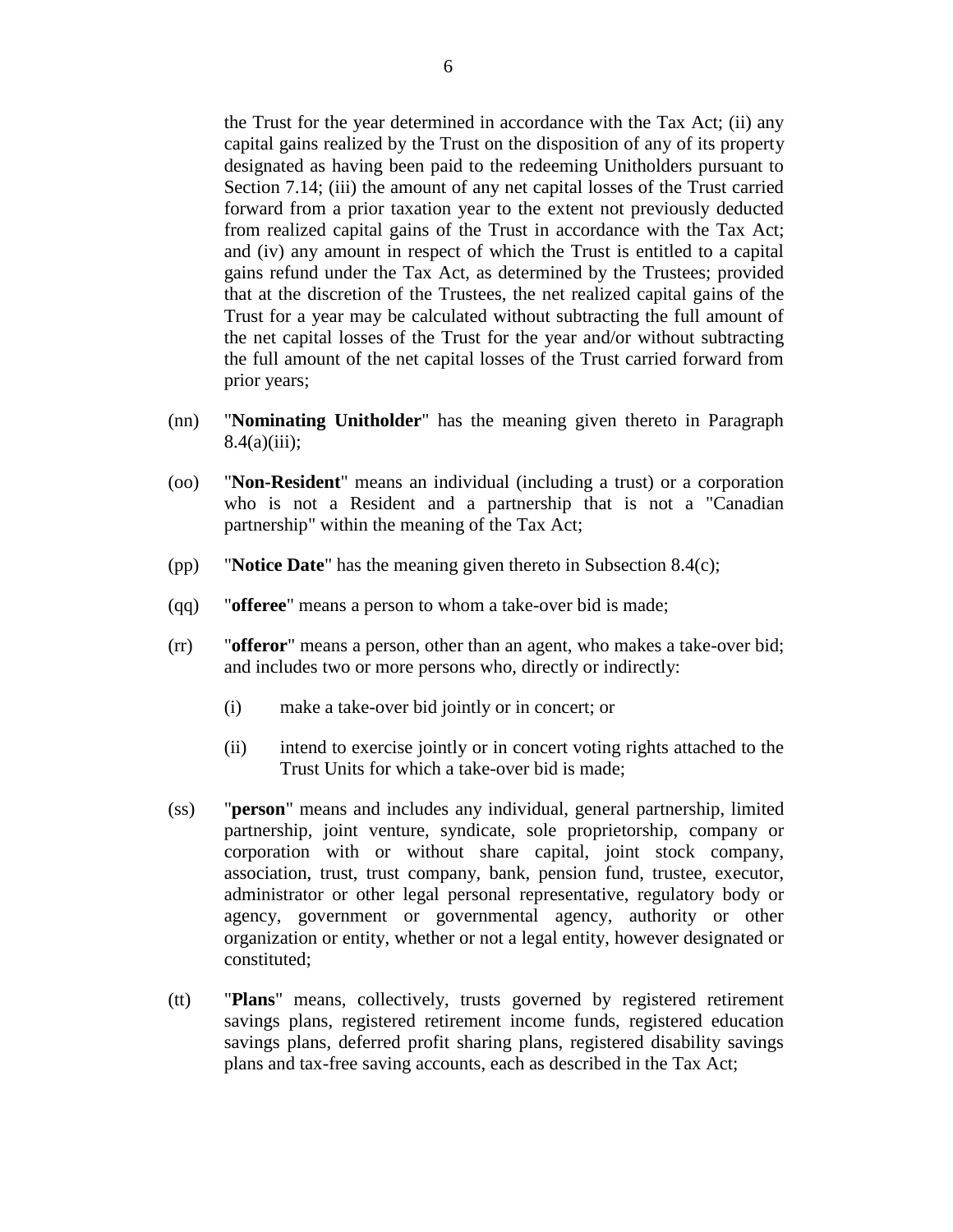the Trust for the year determined in accordance with the Tax Act; (ii) any capital gains realized by the Trust on the disposition of any of its property designated as having been paid to the redeeming Unitholders pursuant to Section 7.14; (iii) the amount of any net capital losses of the Trust carried forward from a prior taxation year to the extent not previously deducted from realized capital gains of the Trust in accordance with the Tax Act; and (iv) any amount in respect of which the Trust is entitled to a capital gains refund under the Tax Act, as determined by the Trustees; provided that at the discretion of the Trustees, the net realized capital gains of the Trust for a year may be calculated without subtracting the full amount of the net capital losses of the Trust for the year and/or without subtracting the full amount of the net capital losses of the Trust carried forward from prior years;

(nn) "**Nominating Unitholder**" has the meaning given thereto in Paragraph 8.4(a)(iii);

(oo) "**Non-Resident**" means an individual (including a trust) or a corporation who is not a Resident and a partnership that is not a "Canadian partnership" within the meaning of the Tax Act;

(pp) "**Notice Date**" has the meaning given thereto in Subsection 8.4(c);

(qq) "**offeree**" means a person to whom a take-over bid is made;

(rr) "**offeror**" means a person, other than an agent, who makes a take-over bid; and includes two or more persons who, directly or indirectly:

(i) make a take-over bid jointly or in concert; or

(ii) intend to exercise jointly or in concert voting rights attached to the Trust Units for which a take-over bid is made;

(ss) "**person**" means and includes any individual, general partnership, limited partnership, joint venture, syndicate, sole proprietorship, company or corporation with or without share capital, joint stock company, association, trust, trust company, bank, pension fund, trustee, executor, administrator or other legal personal representative, regulatory body or agency, government or governmental agency, authority or other organization or entity, whether or not a legal entity, however designated or constituted;

(tt) "**Plans**" means, collectively, trusts governed by registered retirement savings plans, registered retirement income funds, registered education savings plans, deferred profit sharing plans, registered disability savings plans and tax-free saving accounts, each as described in the Tax Act;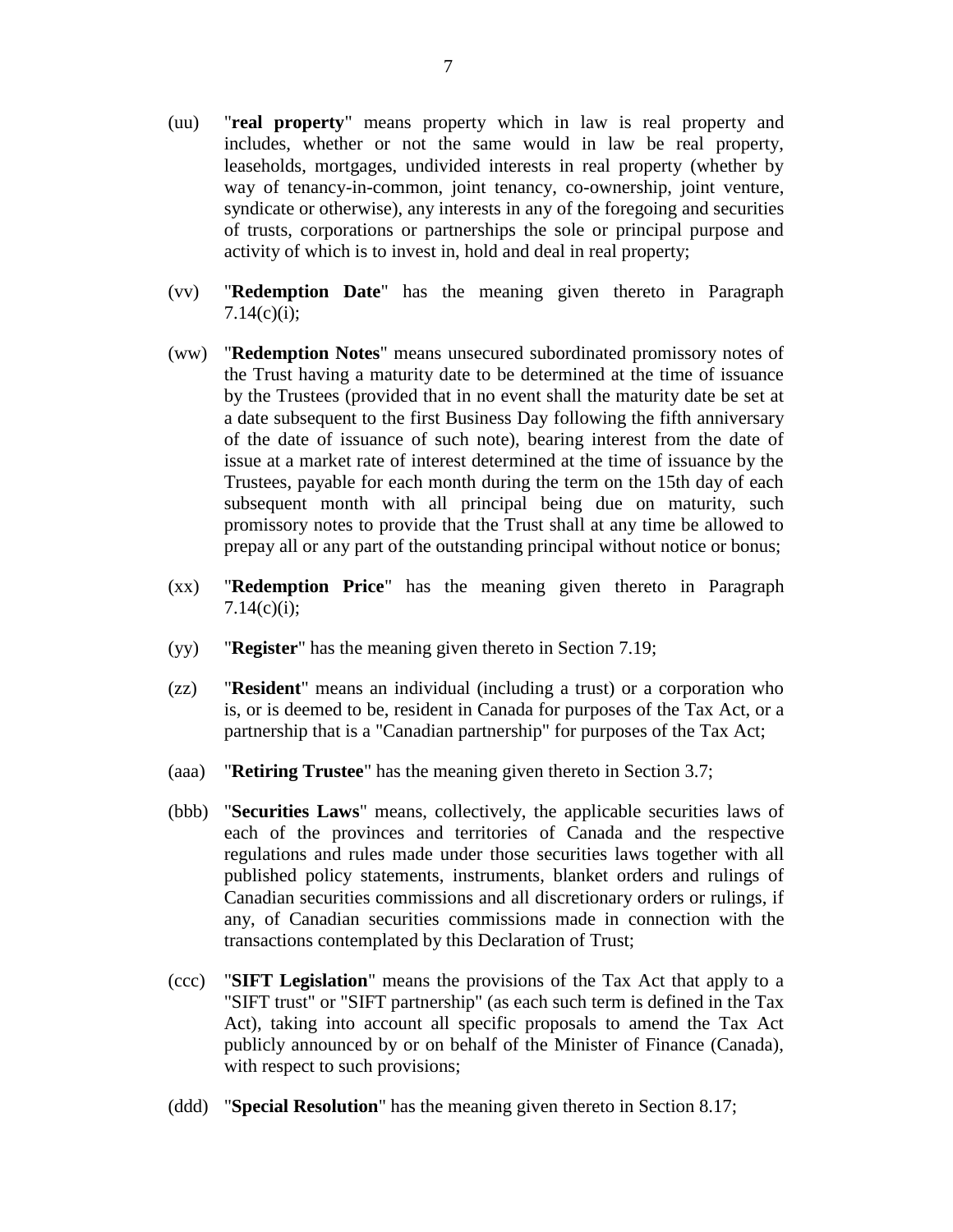(uu) "**real property**" means property which in law is real property and includes, whether or not the same would in law be real property, leaseholds, mortgages, undivided interests in real property (whether by way of tenancy-in-common, joint tenancy, co-ownership, joint venture, syndicate or otherwise), any interests in any of the foregoing and securities of trusts, corporations or partnerships the sole or principal purpose and activity of which is to invest in, hold and deal in real property;

(vv) "**Redemption Date**" has the meaning given thereto in Paragraph 7.14(c)(i);

(ww) "**Redemption Notes**" means unsecured subordinated promissory notes of the Trust having a maturity date to be determined at the time of issuance by the Trustees (provided that in no event shall the maturity date be set at a date subsequent to the first Business Day following the fifth anniversary of the date of issuance of such note), bearing interest from the date of issue at a market rate of interest determined at the time of issuance by the Trustees, payable for each month during the term on the 15th day of each subsequent month with all principal being due on maturity, such promissory notes to provide that the Trust shall at any time be allowed to prepay all or any part of the outstanding principal without notice or bonus;

(xx) "**Redemption Price**" has the meaning given thereto in Paragraph 7.14(c)(i);

(yy) "**Register**" has the meaning given thereto in Section 7.19;

(zz) "**Resident**" means an individual (including a trust) or a corporation who is, or is deemed to be, resident in Canada for purposes of the Tax Act, or a partnership that is a "Canadian partnership" for purposes of the Tax Act;

(aaa) "**Retiring Trustee**" has the meaning given thereto in Section 3.7;

(bbb) "**Securities Laws**" means, collectively, the applicable securities laws of each of the provinces and territories of Canada and the respective regulations and rules made under those securities laws together with all published policy statements, instruments, blanket orders and rulings of Canadian securities commissions and all discretionary orders or rulings, if any, of Canadian securities commissions made in connection with the transactions contemplated by this Declaration of Trust;

(ccc) "**SIFT Legislation**" means the provisions of the Tax Act that apply to a "SIFT trust" or "SIFT partnership" (as each such term is defined in the Tax Act), taking into account all specific proposals to amend the Tax Act publicly announced by or on behalf of the Minister of Finance (Canada), with respect to such provisions;

(ddd) "**Special Resolution**" has the meaning given thereto in Section 8.17;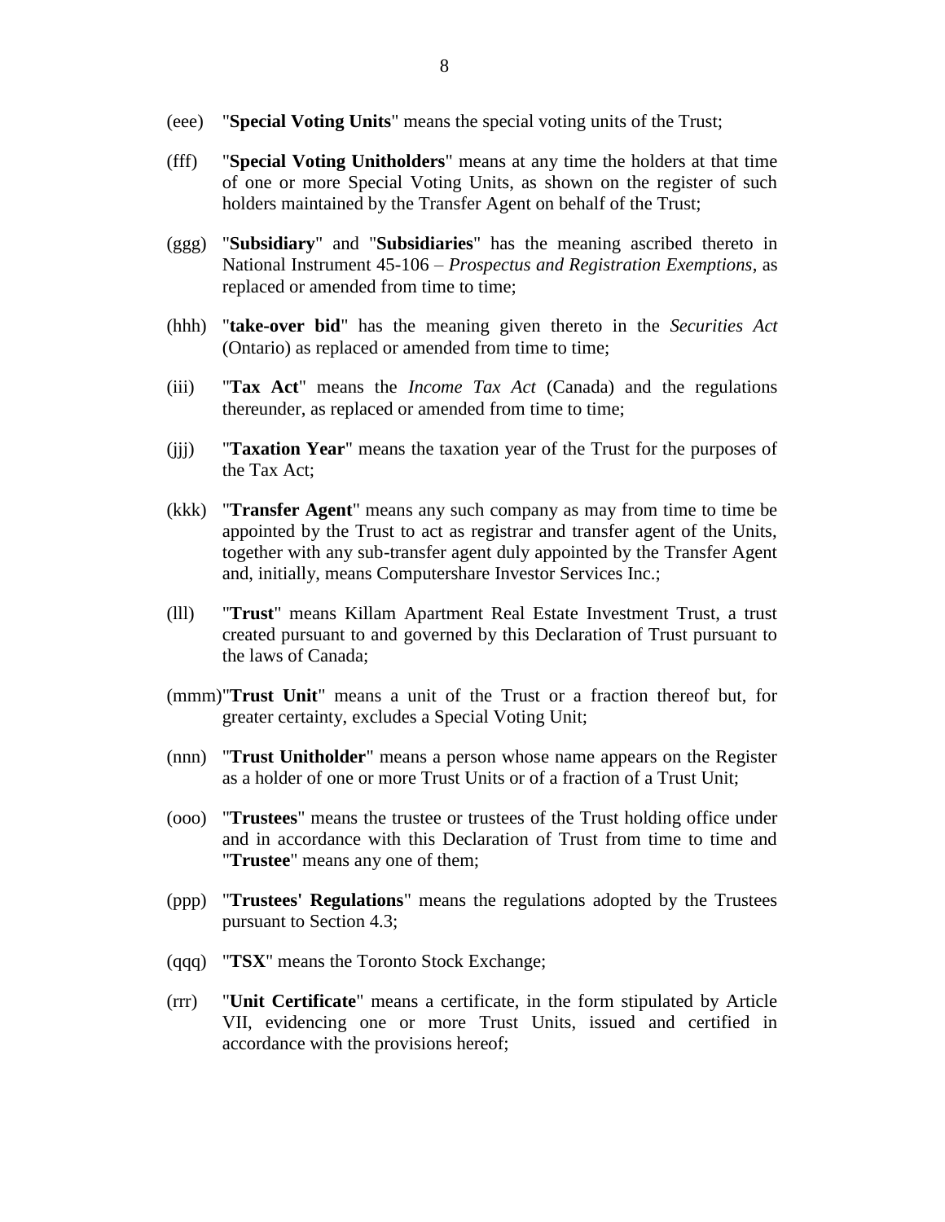(eee) "**Special Voting Units**" means the special voting units of the Trust;

(fff) "**Special Voting Unitholders**" means at any time the holders at that time of one or more Special Voting Units, as shown on the register of such holders maintained by the Transfer Agent on behalf of the Trust;

(ggg) "**Subsidiary**" and "**Subsidiaries**" has the meaning ascribed thereto in National Instrument 45-106 – *Prospectus and Registration Exemptions*, as replaced or amended from time to time;

(hhh) "**take-over bid**" has the meaning given thereto in the *Securities Act* (Ontario) as replaced or amended from time to time;

(iii) "**Tax Act**" means the *Income Tax Act* (Canada) and the regulations thereunder, as replaced or amended from time to time;

(jjj) "**Taxation Year**" means the taxation year of the Trust for the purposes of the Tax Act;

(kkk) "**Transfer Agent**" means any such company as may from time to time be appointed by the Trust to act as registrar and transfer agent of the Units, together with any sub-transfer agent duly appointed by the Transfer Agent and, initially, means Computershare Investor Services Inc.;

(lll) "**Trust**" means Killam Apartment Real Estate Investment Trust, a trust created pursuant to and governed by this Declaration of Trust pursuant to the laws of Canada;

(mmm) "**Trust Unit**" means a unit of the Trust or a fraction thereof but, for greater certainty, excludes a Special Voting Unit;

(nnn) "**Trust Unitholder**" means a person whose name appears on the Register as a holder of one or more Trust Units or of a fraction of a Trust Unit;

(ooo) "**Trustees**" means the trustee or trustees of the Trust holding office under and in accordance with this Declaration of Trust from time to time and "**Trustee**" means any one of them;

(ppp) "**Trustees' Regulations**" means the regulations adopted by the Trustees pursuant to Section 4.3;

(qqq) "**TSX**" means the Toronto Stock Exchange;

(rrr) "**Unit Certificate**" means a certificate, in the form stipulated by Article VII, evidencing one or more Trust Units, issued and certified in accordance with the provisions hereof;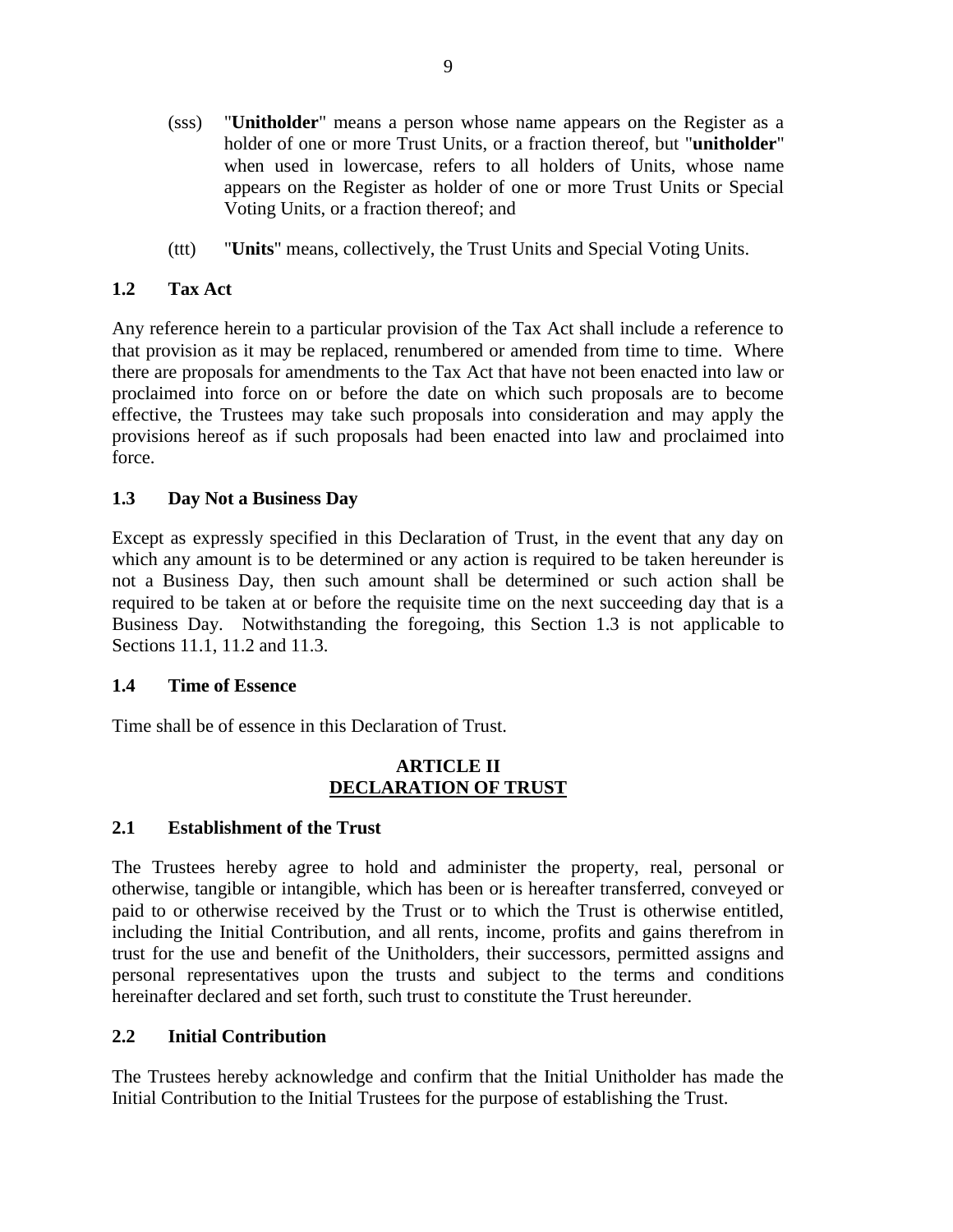(sss) "**Unitholder**" means a person whose name appears on the Register as a holder of one or more Trust Units, or a fraction thereof, but "**unitholder**" when used in lowercase, refers to all holders of Units, whose name appears on the Register as holder of one or more Trust Units or Special Voting Units, or a fraction thereof; and

(ttt) "**Units**" means, collectively, the Trust Units and Special Voting Units.

### 1.2 Tax Act

Any reference herein to a particular provision of the Tax Act shall include a reference to that provision as it may be replaced, renumbered or amended from time to time. Where there are proposals for amendments to the Tax Act that have not been enacted into law or proclaimed into force on or before the date on which such proposals are to become effective, the Trustees may take such proposals into consideration and may apply the provisions hereof as if such proposals had been enacted into law and proclaimed into force.

### 1.3 Day Not a Business Day

Except as expressly specified in this Declaration of Trust, in the event that any day on which any amount is to be determined or any action is required to be taken hereunder is not a Business Day, then such amount shall be determined or such action shall be required to be taken at or before the requisite time on the next succeeding day that is a Business Day. Notwithstanding the foregoing, this Section 1.3 is not applicable to Sections 11.1, 11.2 and 11.3.

### 1.4 Time of Essence

Time shall be of essence in this Declaration of Trust.

## ARTICLE II
## DECLARATION OF TRUST

### 2.1 Establishment of the Trust

The Trustees hereby agree to hold and administer the property, real, personal or otherwise, tangible or intangible, which has been or is hereafter transferred, conveyed or paid to or otherwise received by the Trust or to which the Trust is otherwise entitled, including the Initial Contribution, and all rents, income, profits and gains therefrom in trust for the use and benefit of the Unitholders, their successors, permitted assigns and personal representatives upon the trusts and subject to the terms and conditions hereinafter declared and set forth, such trust to constitute the Trust hereunder.

### 2.2 Initial Contribution

The Trustees hereby acknowledge and confirm that the Initial Unitholder has made the Initial Contribution to the Initial Trustees for the purpose of establishing the Trust.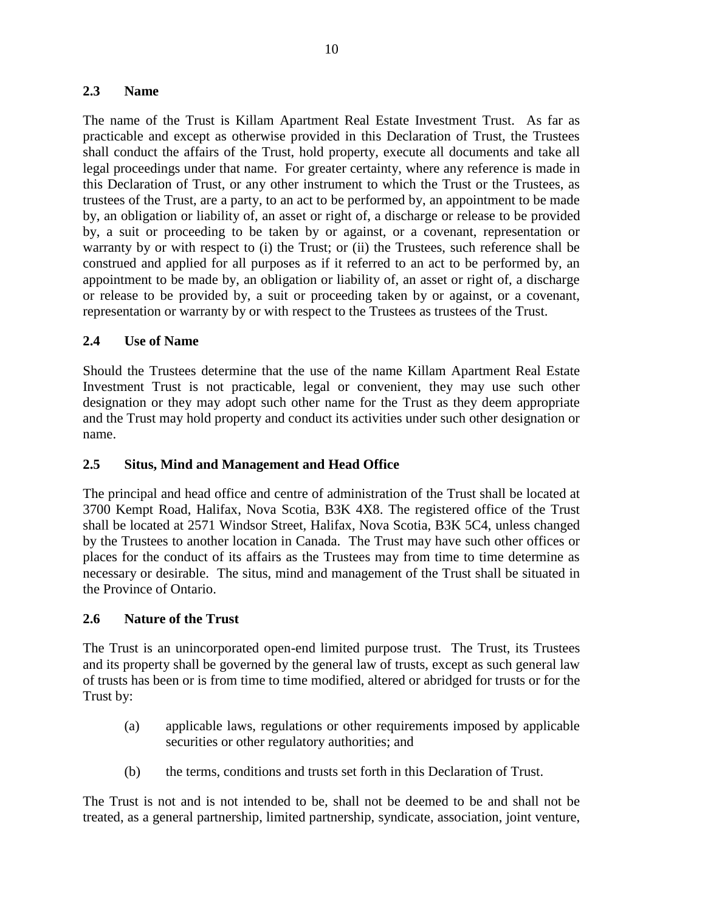### 2.3 Name

The name of the Trust is Killam Apartment Real Estate Investment Trust. As far as practicable and except as otherwise provided in this Declaration of Trust, the Trustees shall conduct the affairs of the Trust, hold property, execute all documents and take all legal proceedings under that name. For greater certainty, where any reference is made in this Declaration of Trust, or any other instrument to which the Trust or the Trustees, as trustees of the Trust, are a party, to an act to be performed by, an appointment to be made by, an obligation or liability of, an asset or right of, a discharge or release to be provided by, a suit or proceeding to be taken by or against, or a covenant, representation or warranty by or with respect to (i) the Trust; or (ii) the Trustees, such reference shall be construed and applied for all purposes as if it referred to an act to be performed by, an appointment to be made by, an obligation or liability of, an asset or right of, a discharge or release to be provided by, a suit or proceeding taken by or against, or a covenant, representation or warranty by or with respect to the Trustees as trustees of the Trust.

### 2.4 Use of Name

Should the Trustees determine that the use of the name Killam Apartment Real Estate Investment Trust is not practicable, legal or convenient, they may use such other designation or they may adopt such other name for the Trust as they deem appropriate and the Trust may hold property and conduct its activities under such other designation or name.

### 2.5 Situs, Mind and Management and Head Office

The principal and head office and centre of administration of the Trust shall be located at 3700 Kempt Road, Halifax, Nova Scotia, B3K 4X8. The registered office of the Trust shall be located at 2571 Windsor Street, Halifax, Nova Scotia, B3K 5C4, unless changed by the Trustees to another location in Canada. The Trust may have such other offices or places for the conduct of its affairs as the Trustees may from time to time determine as necessary or desirable. The situs, mind and management of the Trust shall be situated in the Province of Ontario.

### 2.6 Nature of the Trust

The Trust is an unincorporated open-end limited purpose trust. The Trust, its Trustees and its property shall be governed by the general law of trusts, except as such general law of trusts has been or is from time to time modified, altered or abridged for trusts or for the Trust by:

(a) applicable laws, regulations or other requirements imposed by applicable securities or other regulatory authorities; and

(b) the terms, conditions and trusts set forth in this Declaration of Trust.

The Trust is not and is not intended to be, shall not be deemed to be and shall not be treated, as a general partnership, limited partnership, syndicate, association, joint venture,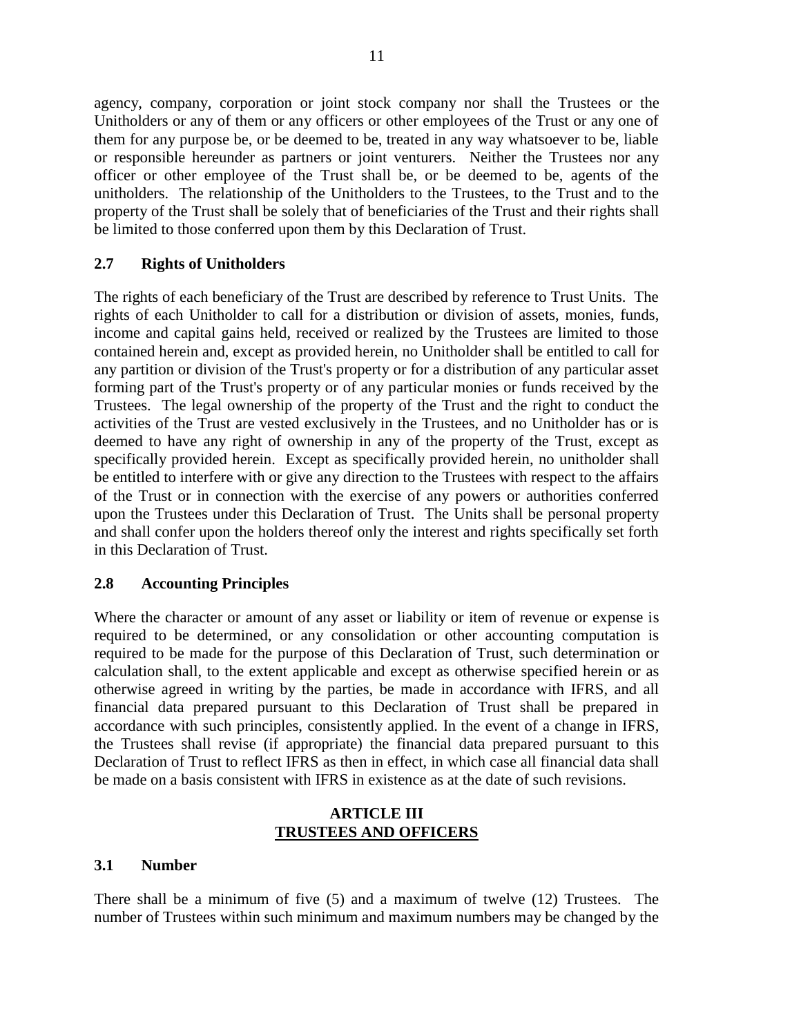agency, company, corporation or joint stock company nor shall the Trustees or the Unitholders or any of them or any officers or other employees of the Trust or any one of them for any purpose be, or be deemed to be, treated in any way whatsoever to be, liable or responsible hereunder as partners or joint venturers. Neither the Trustees nor any officer or other employee of the Trust shall be, or be deemed to be, agents of the unitholders. The relationship of the Unitholders to the Trustees, to the Trust and to the property of the Trust shall be solely that of beneficiaries of the Trust and their rights shall be limited to those conferred upon them by this Declaration of Trust.

### 2.7 Rights of Unitholders

The rights of each beneficiary of the Trust are described by reference to Trust Units. The rights of each Unitholder to call for a distribution or division of assets, monies, funds, income and capital gains held, received or realized by the Trustees are limited to those contained herein and, except as provided herein, no Unitholder shall be entitled to call for any partition or division of the Trust's property or for a distribution of any particular asset forming part of the Trust's property or of any particular monies or funds received by the Trustees. The legal ownership of the property of the Trust and the right to conduct the activities of the Trust are vested exclusively in the Trustees, and no Unitholder has or is deemed to have any right of ownership in any of the property of the Trust, except as specifically provided herein. Except as specifically provided herein, no unitholder shall be entitled to interfere with or give any direction to the Trustees with respect to the affairs of the Trust or in connection with the exercise of any powers or authorities conferred upon the Trustees under this Declaration of Trust. The Units shall be personal property and shall confer upon the holders thereof only the interest and rights specifically set forth in this Declaration of Trust.

### 2.8 Accounting Principles

Where the character or amount of any asset or liability or item of revenue or expense is required to be determined, or any consolidation or other accounting computation is required to be made for the purpose of this Declaration of Trust, such determination or calculation shall, to the extent applicable and except as otherwise specified herein or as otherwise agreed in writing by the parties, be made in accordance with IFRS, and all financial data prepared pursuant to this Declaration of Trust shall be prepared in accordance with such principles, consistently applied. In the event of a change in IFRS, the Trustees shall revise (if appropriate) the financial data prepared pursuant to this Declaration of Trust to reflect IFRS as then in effect, in which case all financial data shall be made on a basis consistent with IFRS in existence as at the date of such revisions.

## ARTICLE III
## TRUSTEES AND OFFICERS

### 3.1 Number

There shall be a minimum of five (5) and a maximum of twelve (12) Trustees. The number of Trustees within such minimum and maximum numbers may be changed by the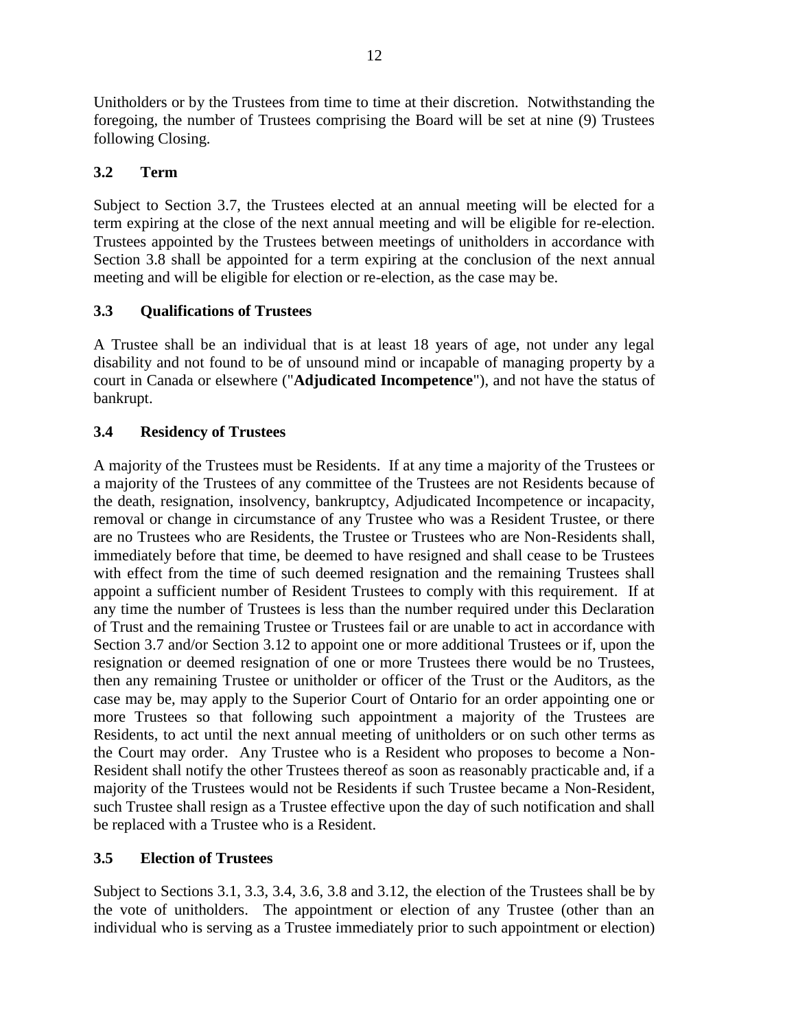Unitholders or by the Trustees from time to time at their discretion. Notwithstanding the foregoing, the number of Trustees comprising the Board will be set at nine (9) Trustees following Closing.

### 3.2 Term

Subject to Section 3.7, the Trustees elected at an annual meeting will be elected for a term expiring at the close of the next annual meeting and will be eligible for re-election. Trustees appointed by the Trustees between meetings of unitholders in accordance with Section 3.8 shall be appointed for a term expiring at the conclusion of the next annual meeting and will be eligible for election or re-election, as the case may be.

### 3.3 Qualifications of Trustees

A Trustee shall be an individual that is at least 18 years of age, not under any legal disability and not found to be of unsound mind or incapable of managing property by a court in Canada or elsewhere ("**Adjudicated Incompetence**"), and not have the status of bankrupt.

### 3.4 Residency of Trustees

A majority of the Trustees must be Residents. If at any time a majority of the Trustees or a majority of the Trustees of any committee of the Trustees are not Residents because of the death, resignation, insolvency, bankruptcy, Adjudicated Incompetence or incapacity, removal or change in circumstance of any Trustee who was a Resident Trustee, or there are no Trustees who are Residents, the Trustee or Trustees who are Non-Residents shall, immediately before that time, be deemed to have resigned and shall cease to be Trustees with effect from the time of such deemed resignation and the remaining Trustees shall appoint a sufficient number of Resident Trustees to comply with this requirement. If at any time the number of Trustees is less than the number required under this Declaration of Trust and the remaining Trustee or Trustees fail or are unable to act in accordance with Section 3.7 and/or Section 3.12 to appoint one or more additional Trustees or if, upon the resignation or deemed resignation of one or more Trustees there would be no Trustees, then any remaining Trustee or unitholder or officer of the Trust or the Auditors, as the case may be, may apply to the Superior Court of Ontario for an order appointing one or more Trustees so that following such appointment a majority of the Trustees are Residents, to act until the next annual meeting of unitholders or on such other terms as the Court may order. Any Trustee who is a Resident who proposes to become a Non-Resident shall notify the other Trustees thereof as soon as reasonably practicable and, if a majority of the Trustees would not be Residents if such Trustee became a Non-Resident, such Trustee shall resign as a Trustee effective upon the day of such notification and shall be replaced with a Trustee who is a Resident.

### 3.5 Election of Trustees

Subject to Sections 3.1, 3.3, 3.4, 3.6, 3.8 and 3.12, the election of the Trustees shall be by the vote of unitholders. The appointment or election of any Trustee (other than an individual who is serving as a Trustee immediately prior to such appointment or election)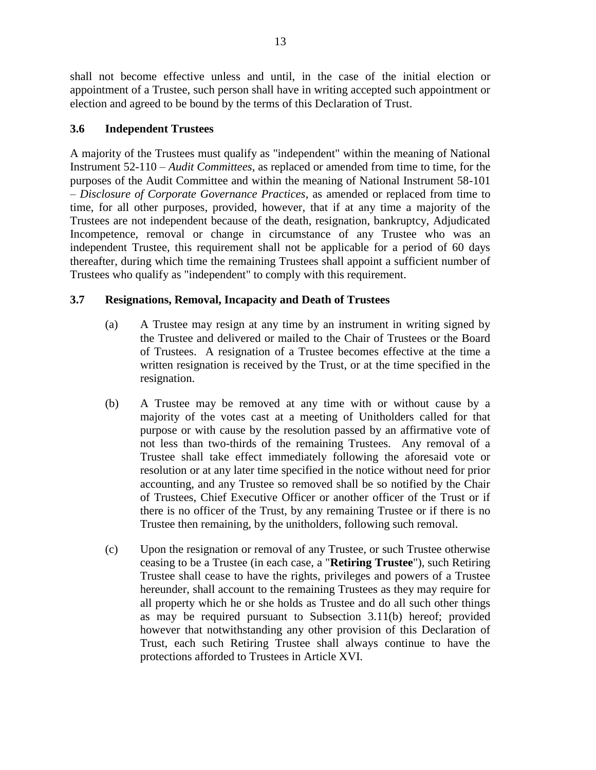shall not become effective unless and until, in the case of the initial election or appointment of a Trustee, such person shall have in writing accepted such appointment or election and agreed to be bound by the terms of this Declaration of Trust.

### 3.6 Independent Trustees

A majority of the Trustees must qualify as "independent" within the meaning of National Instrument 52-110 – *Audit Committees*, as replaced or amended from time to time, for the purposes of the Audit Committee and within the meaning of National Instrument 58-101 – *Disclosure of Corporate Governance Practices*, as amended or replaced from time to time, for all other purposes, provided, however, that if at any time a majority of the Trustees are not independent because of the death, resignation, bankruptcy, Adjudicated Incompetence, removal or change in circumstance of any Trustee who was an independent Trustee, this requirement shall not be applicable for a period of 60 days thereafter, during which time the remaining Trustees shall appoint a sufficient number of Trustees who qualify as "independent" to comply with this requirement.

### 3.7 Resignations, Removal, Incapacity and Death of Trustees

(a) A Trustee may resign at any time by an instrument in writing signed by the Trustee and delivered or mailed to the Chair of Trustees or the Board of Trustees. A resignation of a Trustee becomes effective at the time a written resignation is received by the Trust, or at the time specified in the resignation.

(b) A Trustee may be removed at any time with or without cause by a majority of the votes cast at a meeting of Unitholders called for that purpose or with cause by the resolution passed by an affirmative vote of not less than two-thirds of the remaining Trustees. Any removal of a Trustee shall take effect immediately following the aforesaid vote or resolution or at any later time specified in the notice without need for prior accounting, and any Trustee so removed shall be so notified by the Chair of Trustees, Chief Executive Officer or another officer of the Trust or if there is no officer of the Trust, by any remaining Trustee or if there is no Trustee then remaining, by the unitholders, following such removal.

(c) Upon the resignation or removal of any Trustee, or such Trustee otherwise ceasing to be a Trustee (in each case, a "**Retiring Trustee**"), such Retiring Trustee shall cease to have the rights, privileges and powers of a Trustee hereunder, shall account to the remaining Trustees as they may require for all property which he or she holds as Trustee and do all such other things as may be required pursuant to Subsection 3.11(b) hereof; provided however that notwithstanding any other provision of this Declaration of Trust, each such Retiring Trustee shall always continue to have the protections afforded to Trustees in Article XVI.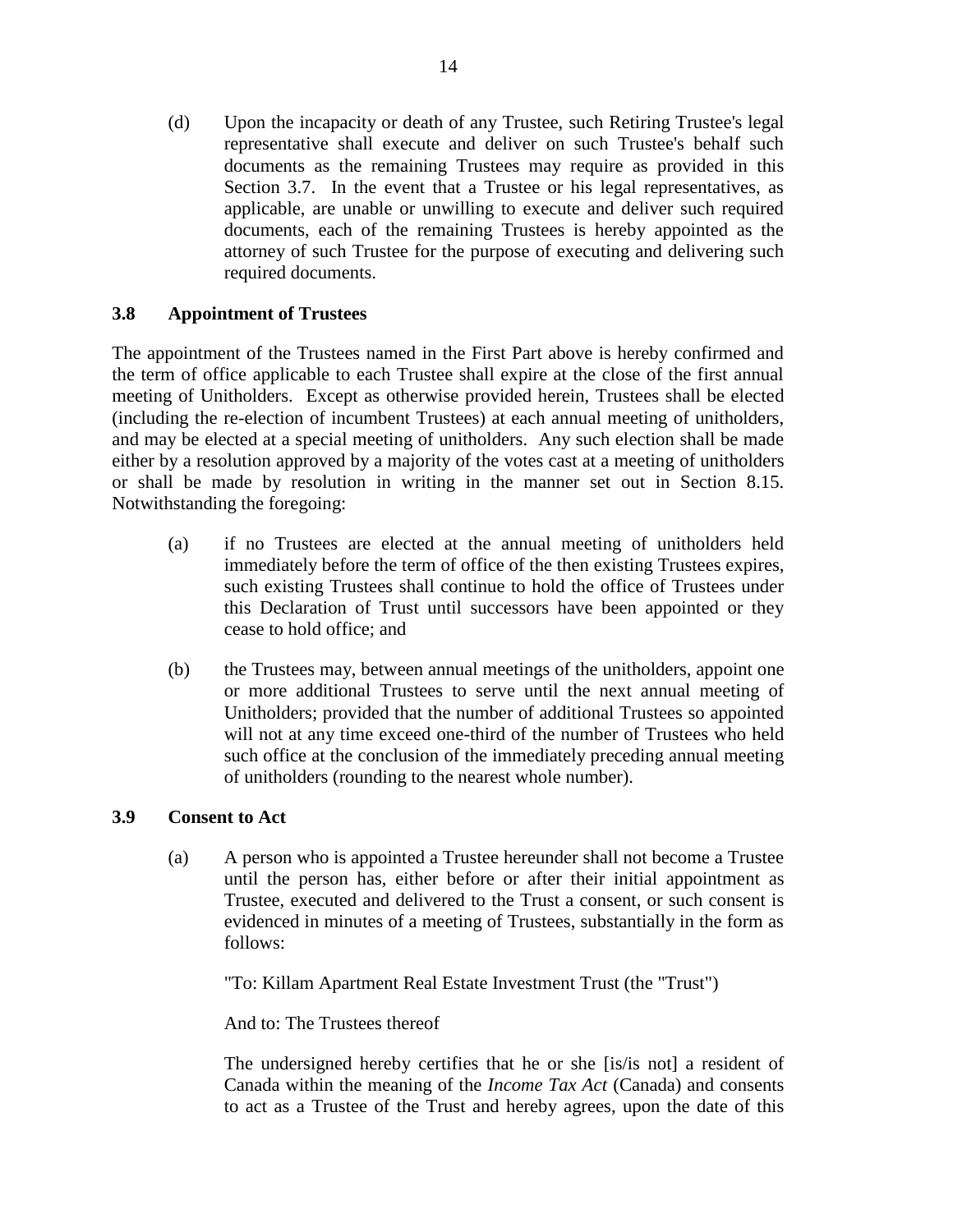(d) Upon the incapacity or death of any Trustee, such Retiring Trustee's legal representative shall execute and deliver on such Trustee's behalf such documents as the remaining Trustees may require as provided in this Section 3.7. In the event that a Trustee or his legal representatives, as applicable, are unable or unwilling to execute and deliver such required documents, each of the remaining Trustees is hereby appointed as the attorney of such Trustee for the purpose of executing and delivering such required documents.

### 3.8 Appointment of Trustees

The appointment of the Trustees named in the First Part above is hereby confirmed and the term of office applicable to each Trustee shall expire at the close of the first annual meeting of Unitholders. Except as otherwise provided herein, Trustees shall be elected (including the re-election of incumbent Trustees) at each annual meeting of unitholders, and may be elected at a special meeting of unitholders. Any such election shall be made either by a resolution approved by a majority of the votes cast at a meeting of unitholders or shall be made by resolution in writing in the manner set out in Section 8.15. Notwithstanding the foregoing:

(a) if no Trustees are elected at the annual meeting of unitholders held immediately before the term of office of the then existing Trustees expires, such existing Trustees shall continue to hold the office of Trustees under this Declaration of Trust until successors have been appointed or they cease to hold office; and

(b) the Trustees may, between annual meetings of the unitholders, appoint one or more additional Trustees to serve until the next annual meeting of Unitholders; provided that the number of additional Trustees so appointed will not at any time exceed one-third of the number of Trustees who held such office at the conclusion of the immediately preceding annual meeting of unitholders (rounding to the nearest whole number).

### 3.9 Consent to Act

(a) A person who is appointed a Trustee hereunder shall not become a Trustee until the person has, either before or after their initial appointment as Trustee, executed and delivered to the Trust a consent, or such consent is evidenced in minutes of a meeting of Trustees, substantially in the form as follows:

"To: Killam Apartment Real Estate Investment Trust (the "Trust")

And to: The Trustees thereof

The undersigned hereby certifies that he or she [is/is not] a resident of Canada within the meaning of the *Income Tax Act* (Canada) and consents to act as a Trustee of the Trust and hereby agrees, upon the date of this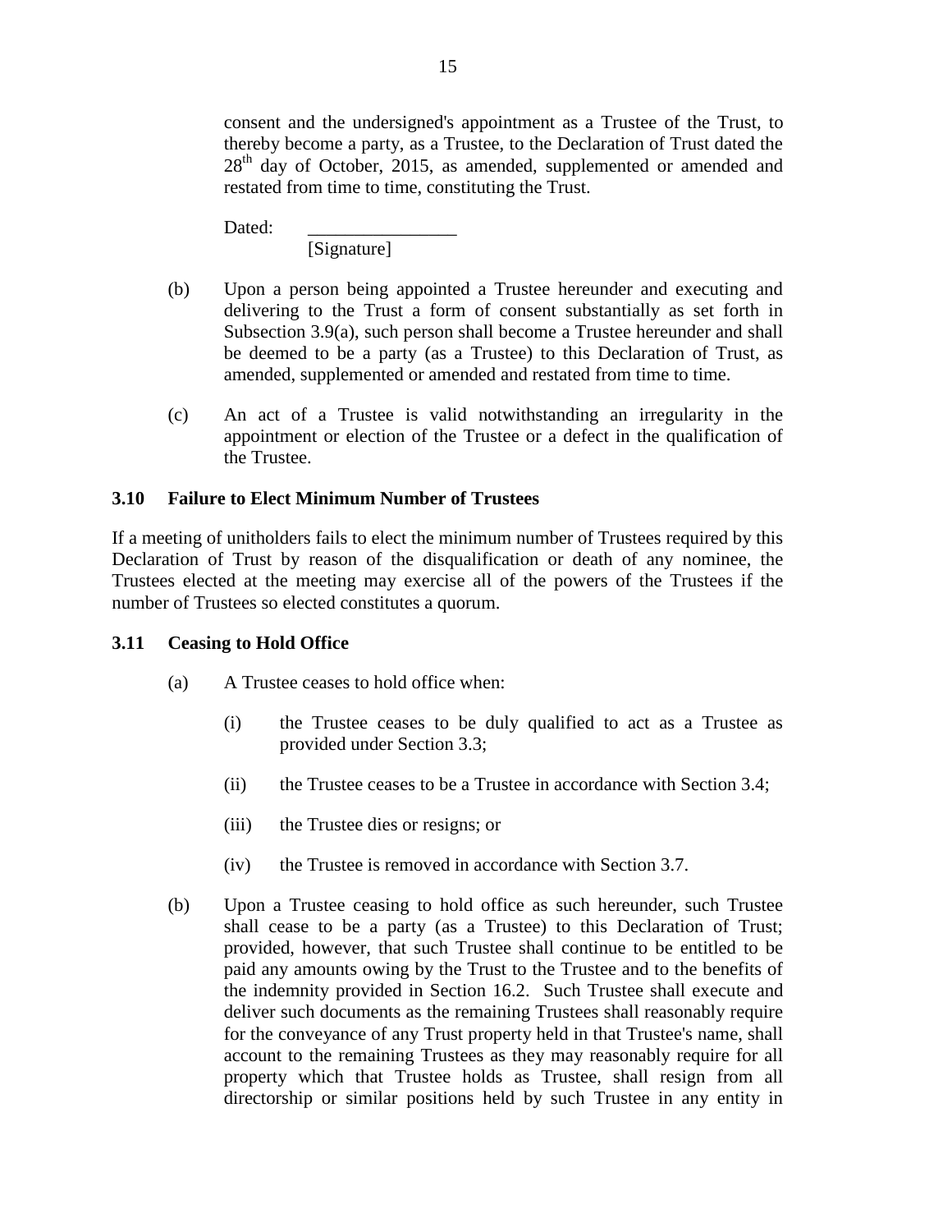consent and the undersigned's appointment as a Trustee of the Trust, to thereby become a party, as a Trustee, to the Declaration of Trust dated the 28th day of October, 2015, as amended, supplemented or amended and restated from time to time, constituting the Trust.

Dated: ________________
[Signature]

(b) Upon a person being appointed a Trustee hereunder and executing and delivering to the Trust a form of consent substantially as set forth in Subsection 3.9(a), such person shall become a Trustee hereunder and shall be deemed to be a party (as a Trustee) to this Declaration of Trust, as amended, supplemented or amended and restated from time to time.

(c) An act of a Trustee is valid notwithstanding an irregularity in the appointment or election of the Trustee or a defect in the qualification of the Trustee.

### 3.10 Failure to Elect Minimum Number of Trustees

If a meeting of unitholders fails to elect the minimum number of Trustees required by this Declaration of Trust by reason of the disqualification or death of any nominee, the Trustees elected at the meeting may exercise all of the powers of the Trustees if the number of Trustees so elected constitutes a quorum.

### 3.11 Ceasing to Hold Office

(a) A Trustee ceases to hold office when:

(i) the Trustee ceases to be duly qualified to act as a Trustee as provided under Section 3.3;

(ii) the Trustee ceases to be a Trustee in accordance with Section 3.4;

(iii) the Trustee dies or resigns; or

(iv) the Trustee is removed in accordance with Section 3.7.

(b) Upon a Trustee ceasing to hold office as such hereunder, such Trustee shall cease to be a party (as a Trustee) to this Declaration of Trust; provided, however, that such Trustee shall continue to be entitled to be paid any amounts owing by the Trust to the Trustee and to the benefits of the indemnity provided in Section 16.2. Such Trustee shall execute and deliver such documents as the remaining Trustees shall reasonably require for the conveyance of any Trust property held in that Trustee's name, shall account to the remaining Trustees as they may reasonably require for all property which that Trustee holds as Trustee, shall resign from all directorship or similar positions held by such Trustee in any entity in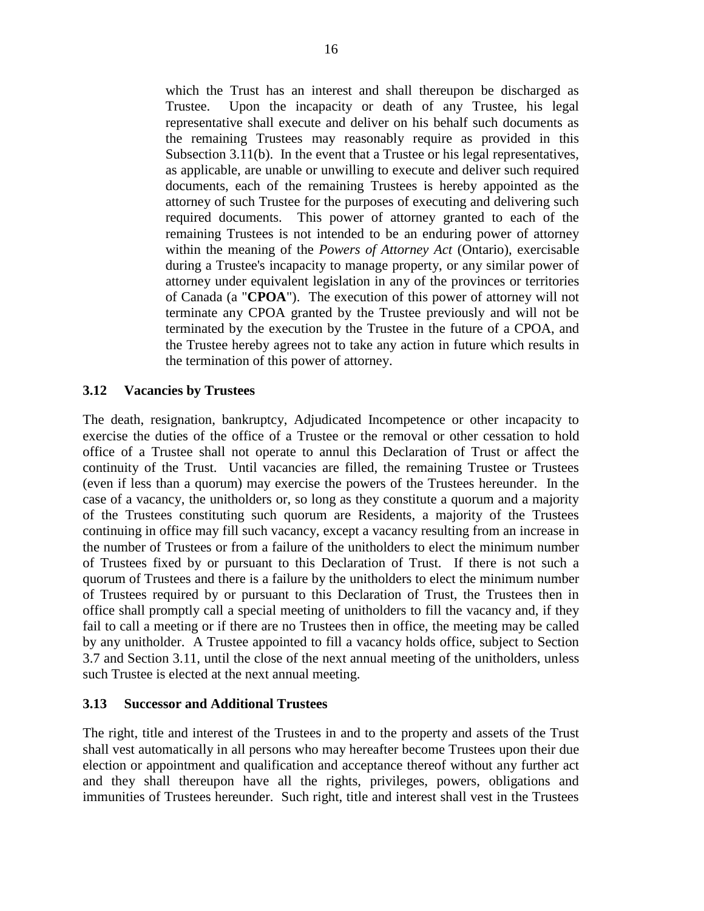which the Trust has an interest and shall thereupon be discharged as Trustee. Upon the incapacity or death of any Trustee, his legal representative shall execute and deliver on his behalf such documents as the remaining Trustees may reasonably require as provided in this Subsection 3.11(b). In the event that a Trustee or his legal representatives, as applicable, are unable or unwilling to execute and deliver such required documents, each of the remaining Trustees is hereby appointed as the attorney of such Trustee for the purposes of executing and delivering such required documents. This power of attorney granted to each of the remaining Trustees is not intended to be an enduring power of attorney within the meaning of the *Powers of Attorney Act* (Ontario), exercisable during a Trustee's incapacity to manage property, or any similar power of attorney under equivalent legislation in any of the provinces or territories of Canada (a "**CPOA**"). The execution of this power of attorney will not terminate any CPOA granted by the Trustee previously and will not be terminated by the execution by the Trustee in the future of a CPOA, and the Trustee hereby agrees not to take any action in future which results in the termination of this power of attorney.

### 3.12 Vacancies by Trustees

The death, resignation, bankruptcy, Adjudicated Incompetence or other incapacity to exercise the duties of the office of a Trustee or the removal or other cessation to hold office of a Trustee shall not operate to annul this Declaration of Trust or affect the continuity of the Trust. Until vacancies are filled, the remaining Trustee or Trustees (even if less than a quorum) may exercise the powers of the Trustees hereunder. In the case of a vacancy, the unitholders or, so long as they constitute a quorum and a majority of the Trustees constituting such quorum are Residents, a majority of the Trustees continuing in office may fill such vacancy, except a vacancy resulting from an increase in the number of Trustees or from a failure of the unitholders to elect the minimum number of Trustees fixed by or pursuant to this Declaration of Trust. If there is not such a quorum of Trustees and there is a failure by the unitholders to elect the minimum number of Trustees required by or pursuant to this Declaration of Trust, the Trustees then in office shall promptly call a special meeting of unitholders to fill the vacancy and, if they fail to call a meeting or if there are no Trustees then in office, the meeting may be called by any unitholder. A Trustee appointed to fill a vacancy holds office, subject to Section 3.7 and Section 3.11, until the close of the next annual meeting of the unitholders, unless such Trustee is elected at the next annual meeting.

### 3.13 Successor and Additional Trustees

The right, title and interest of the Trustees in and to the property and assets of the Trust shall vest automatically in all persons who may hereafter become Trustees upon their due election or appointment and qualification and acceptance thereof without any further act and they shall thereupon have all the rights, privileges, powers, obligations and immunities of Trustees hereunder. Such right, title and interest shall vest in the Trustees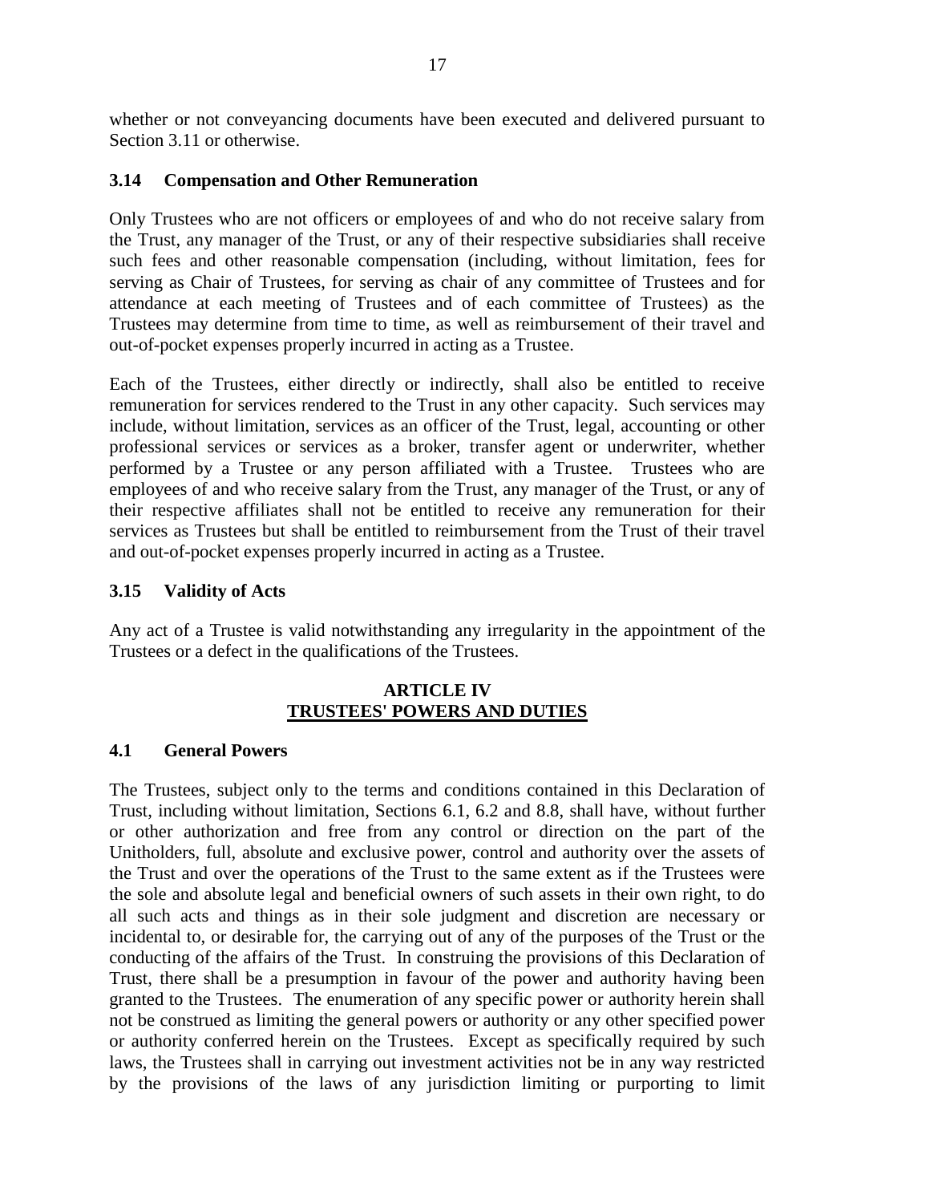whether or not conveyancing documents have been executed and delivered pursuant to Section 3.11 or otherwise.

### 3.14 Compensation and Other Remuneration

Only Trustees who are not officers or employees of and who do not receive salary from the Trust, any manager of the Trust, or any of their respective subsidiaries shall receive such fees and other reasonable compensation (including, without limitation, fees for serving as Chair of Trustees, for serving as chair of any committee of Trustees and for attendance at each meeting of Trustees and of each committee of Trustees) as the Trustees may determine from time to time, as well as reimbursement of their travel and out-of-pocket expenses properly incurred in acting as a Trustee.

Each of the Trustees, either directly or indirectly, shall also be entitled to receive remuneration for services rendered to the Trust in any other capacity. Such services may include, without limitation, services as an officer of the Trust, legal, accounting or other professional services or services as a broker, transfer agent or underwriter, whether performed by a Trustee or any person affiliated with a Trustee. Trustees who are employees of and who receive salary from the Trust, any manager of the Trust, or any of their respective affiliates shall not be entitled to receive any remuneration for their services as Trustees but shall be entitled to reimbursement from the Trust of their travel and out-of-pocket expenses properly incurred in acting as a Trustee.

### 3.15 Validity of Acts

Any act of a Trustee is valid notwithstanding any irregularity in the appointment of the Trustees or a defect in the qualifications of the Trustees.

## ARTICLE IV
## TRUSTEES' POWERS AND DUTIES

### 4.1 General Powers

The Trustees, subject only to the terms and conditions contained in this Declaration of Trust, including without limitation, Sections 6.1, 6.2 and 8.8, shall have, without further or other authorization and free from any control or direction on the part of the Unitholders, full, absolute and exclusive power, control and authority over the assets of the Trust and over the operations of the Trust to the same extent as if the Trustees were the sole and absolute legal and beneficial owners of such assets in their own right, to do all such acts and things as in their sole judgment and discretion are necessary or incidental to, or desirable for, the carrying out of any of the purposes of the Trust or the conducting of the affairs of the Trust. In construing the provisions of this Declaration of Trust, there shall be a presumption in favour of the power and authority having been granted to the Trustees. The enumeration of any specific power or authority herein shall not be construed as limiting the general powers or authority or any other specified power or authority conferred herein on the Trustees. Except as specifically required by such laws, the Trustees shall in carrying out investment activities not be in any way restricted by the provisions of the laws of any jurisdiction limiting or purporting to limit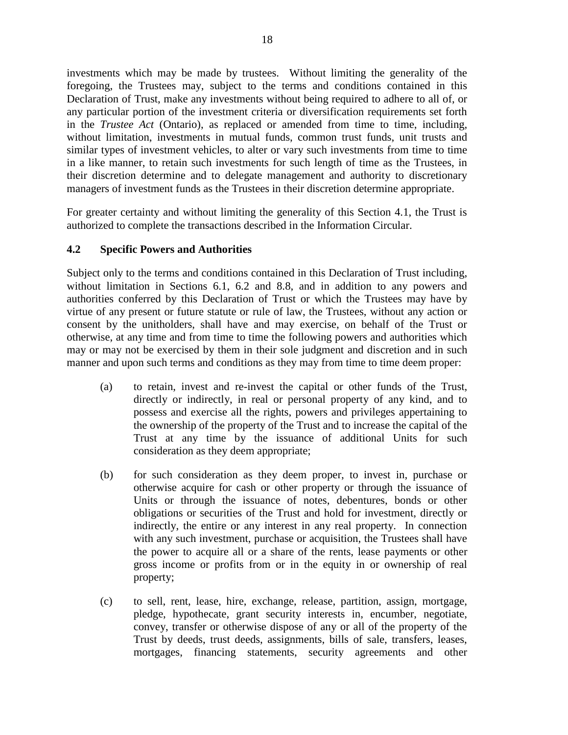investments which may be made by trustees. Without limiting the generality of the foregoing, the Trustees may, subject to the terms and conditions contained in this Declaration of Trust, make any investments without being required to adhere to all of, or any particular portion of the investment criteria or diversification requirements set forth in the *Trustee Act* (Ontario), as replaced or amended from time to time, including, without limitation, investments in mutual funds, common trust funds, unit trusts and similar types of investment vehicles, to alter or vary such investments from time to time in a like manner, to retain such investments for such length of time as the Trustees, in their discretion determine and to delegate management and authority to discretionary managers of investment funds as the Trustees in their discretion determine appropriate.

For greater certainty and without limiting the generality of this Section 4.1, the Trust is authorized to complete the transactions described in the Information Circular.

### 4.2 Specific Powers and Authorities

Subject only to the terms and conditions contained in this Declaration of Trust including, without limitation in Sections 6.1, 6.2 and 8.8, and in addition to any powers and authorities conferred by this Declaration of Trust or which the Trustees may have by virtue of any present or future statute or rule of law, the Trustees, without any action or consent by the unitholders, shall have and may exercise, on behalf of the Trust or otherwise, at any time and from time to time the following powers and authorities which may or may not be exercised by them in their sole judgment and discretion and in such manner and upon such terms and conditions as they may from time to time deem proper:

(a) to retain, invest and re-invest the capital or other funds of the Trust, directly or indirectly, in real or personal property of any kind, and to possess and exercise all the rights, powers and privileges appertaining to the ownership of the property of the Trust and to increase the capital of the Trust at any time by the issuance of additional Units for such consideration as they deem appropriate;

(b) for such consideration as they deem proper, to invest in, purchase or otherwise acquire for cash or other property or through the issuance of Units or through the issuance of notes, debentures, bonds or other obligations or securities of the Trust and hold for investment, directly or indirectly, the entire or any interest in any real property. In connection with any such investment, purchase or acquisition, the Trustees shall have the power to acquire all or a share of the rents, lease payments or other gross income or profits from or in the equity in or ownership of real property;

(c) to sell, rent, lease, hire, exchange, release, partition, assign, mortgage, pledge, hypothecate, grant security interests in, encumber, negotiate, convey, transfer or otherwise dispose of any or all of the property of the Trust by deeds, trust deeds, assignments, bills of sale, transfers, leases, mortgages, financing statements, security agreements and other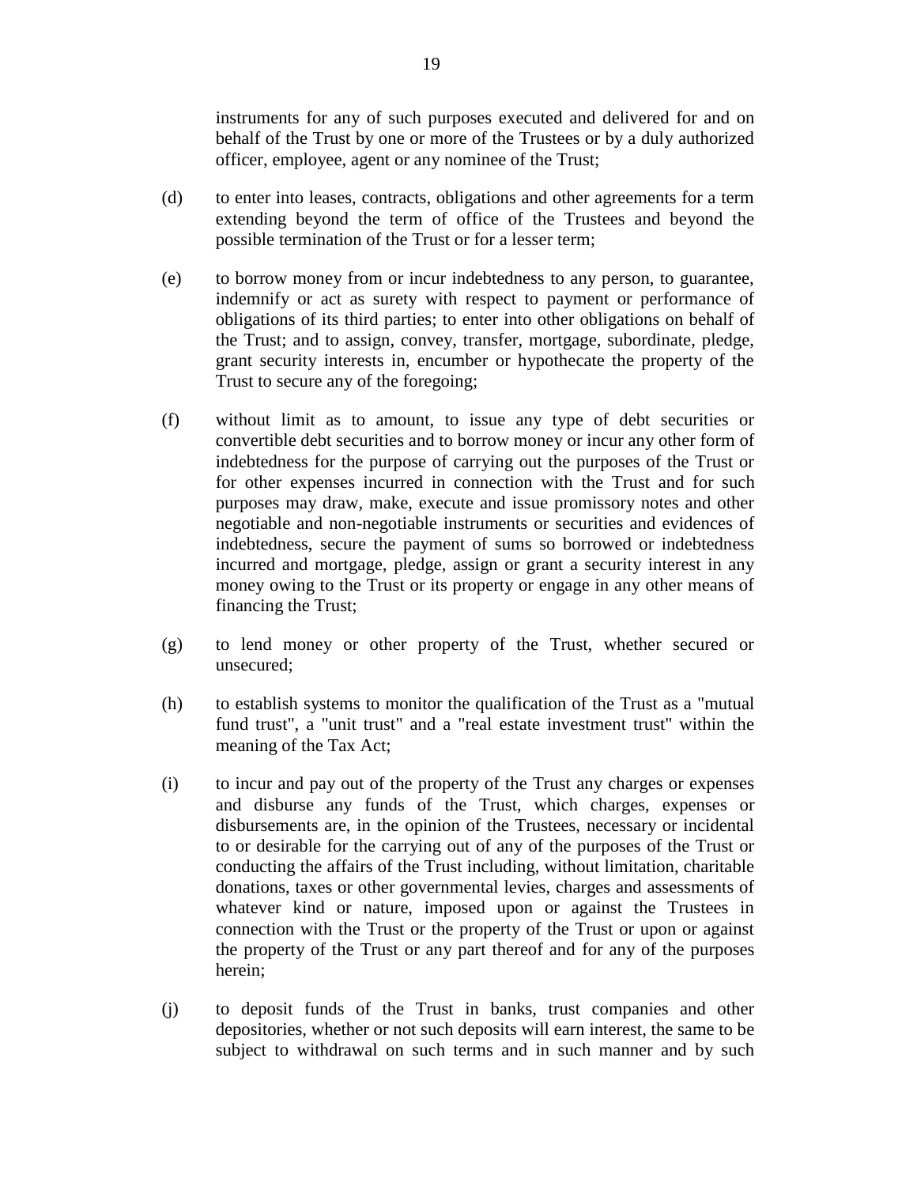instruments for any of such purposes executed and delivered for and on behalf of the Trust by one or more of the Trustees or by a duly authorized officer, employee, agent or any nominee of the Trust;

(d) to enter into leases, contracts, obligations and other agreements for a term extending beyond the term of office of the Trustees and beyond the possible termination of the Trust or for a lesser term;

(e) to borrow money from or incur indebtedness to any person, to guarantee, indemnify or act as surety with respect to payment or performance of obligations of its third parties; to enter into other obligations on behalf of the Trust; and to assign, convey, transfer, mortgage, subordinate, pledge, grant security interests in, encumber or hypothecate the property of the Trust to secure any of the foregoing;

(f) without limit as to amount, to issue any type of debt securities or convertible debt securities and to borrow money or incur any other form of indebtedness for the purpose of carrying out the purposes of the Trust or for other expenses incurred in connection with the Trust and for such purposes may draw, make, execute and issue promissory notes and other negotiable and non-negotiable instruments or securities and evidences of indebtedness, secure the payment of sums so borrowed or indebtedness incurred and mortgage, pledge, assign or grant a security interest in any money owing to the Trust or its property or engage in any other means of financing the Trust;

(g) to lend money or other property of the Trust, whether secured or unsecured;

(h) to establish systems to monitor the qualification of the Trust as a "mutual fund trust", a "unit trust" and a "real estate investment trust" within the meaning of the Tax Act;

(i) to incur and pay out of the property of the Trust any charges or expenses and disburse any funds of the Trust, which charges, expenses or disbursements are, in the opinion of the Trustees, necessary or incidental to or desirable for the carrying out of any of the purposes of the Trust or conducting the affairs of the Trust including, without limitation, charitable donations, taxes or other governmental levies, charges and assessments of whatever kind or nature, imposed upon or against the Trustees in connection with the Trust or the property of the Trust or upon or against the property of the Trust or any part thereof and for any of the purposes herein;

(j) to deposit funds of the Trust in banks, trust companies and other depositories, whether or not such deposits will earn interest, the same to be subject to withdrawal on such terms and in such manner and by such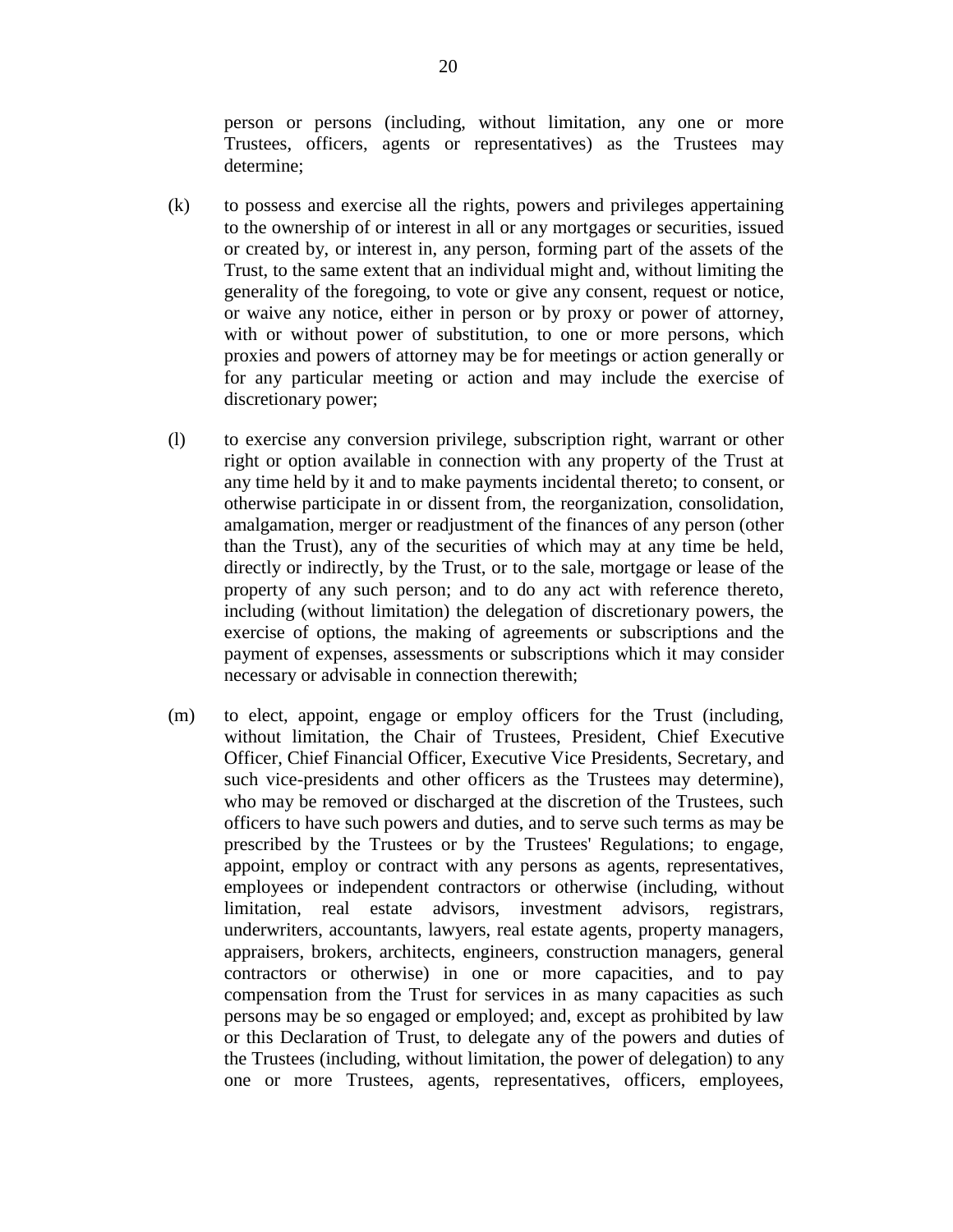person or persons (including, without limitation, any one or more Trustees, officers, agents or representatives) as the Trustees may determine;

(k) to possess and exercise all the rights, powers and privileges appertaining to the ownership of or interest in all or any mortgages or securities, issued or created by, or interest in, any person, forming part of the assets of the Trust, to the same extent that an individual might and, without limiting the generality of the foregoing, to vote or give any consent, request or notice, or waive any notice, either in person or by proxy or power of attorney, with or without power of substitution, to one or more persons, which proxies and powers of attorney may be for meetings or action generally or for any particular meeting or action and may include the exercise of discretionary power;

(l) to exercise any conversion privilege, subscription right, warrant or other right or option available in connection with any property of the Trust at any time held by it and to make payments incidental thereto; to consent, or otherwise participate in or dissent from, the reorganization, consolidation, amalgamation, merger or readjustment of the finances of any person (other than the Trust), any of the securities of which may at any time be held, directly or indirectly, by the Trust, or to the sale, mortgage or lease of the property of any such person; and to do any act with reference thereto, including (without limitation) the delegation of discretionary powers, the exercise of options, the making of agreements or subscriptions and the payment of expenses, assessments or subscriptions which it may consider necessary or advisable in connection therewith;

(m) to elect, appoint, engage or employ officers for the Trust (including, without limitation, the Chair of Trustees, President, Chief Executive Officer, Chief Financial Officer, Executive Vice Presidents, Secretary, and such vice-presidents and other officers as the Trustees may determine), who may be removed or discharged at the discretion of the Trustees, such officers to have such powers and duties, and to serve such terms as may be prescribed by the Trustees or by the Trustees' Regulations; to engage, appoint, employ or contract with any persons as agents, representatives, employees or independent contractors or otherwise (including, without limitation, real estate advisors, investment advisors, registrars, underwriters, accountants, lawyers, real estate agents, property managers, appraisers, brokers, architects, engineers, construction managers, general contractors or otherwise) in one or more capacities, and to pay compensation from the Trust for services in as many capacities as such persons may be so engaged or employed; and, except as prohibited by law or this Declaration of Trust, to delegate any of the powers and duties of the Trustees (including, without limitation, the power of delegation) to any one or more Trustees, agents, representatives, officers, employees,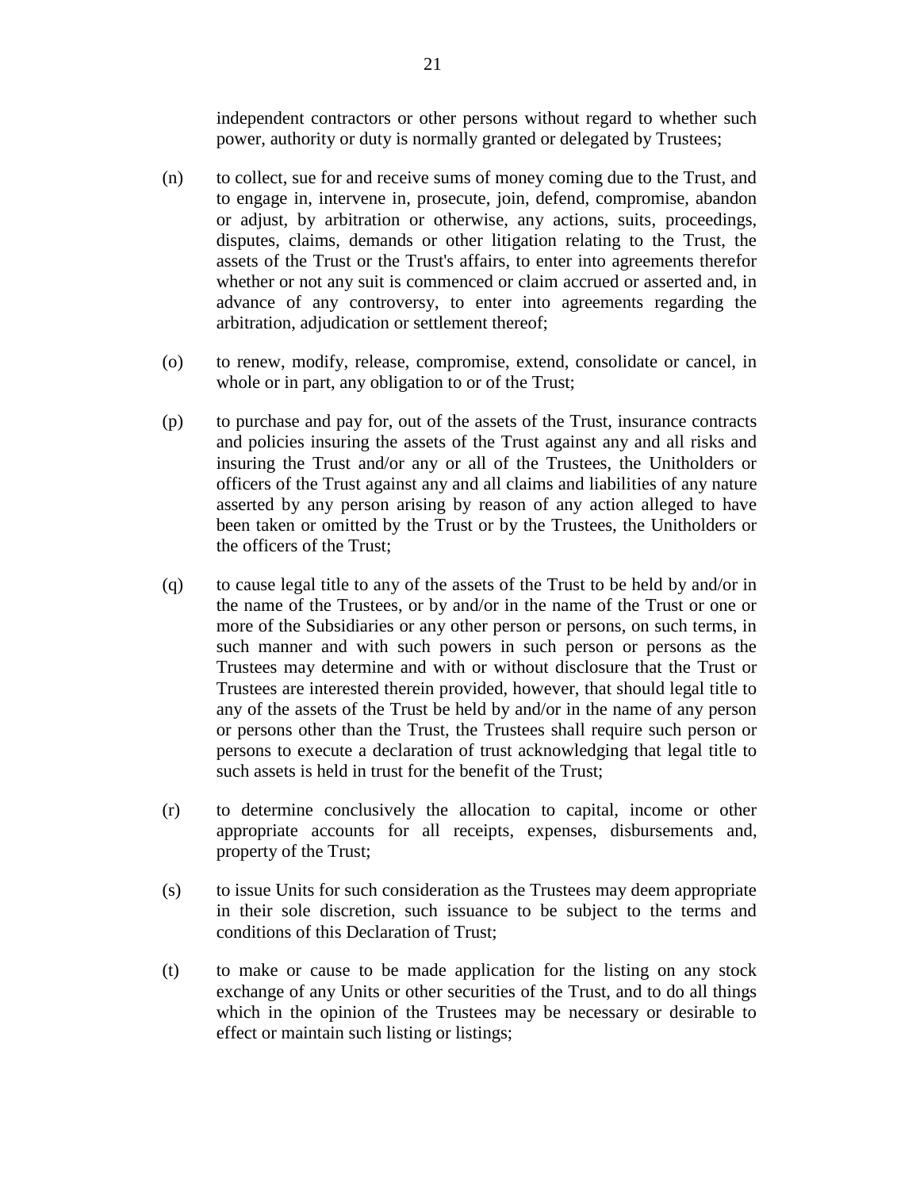independent contractors or other persons without regard to whether such power, authority or duty is normally granted or delegated by Trustees;

(n) to collect, sue for and receive sums of money coming due to the Trust, and to engage in, intervene in, prosecute, join, defend, compromise, abandon or adjust, by arbitration or otherwise, any actions, suits, proceedings, disputes, claims, demands or other litigation relating to the Trust, the assets of the Trust or the Trust's affairs, to enter into agreements therefor whether or not any suit is commenced or claim accrued or asserted and, in advance of any controversy, to enter into agreements regarding the arbitration, adjudication or settlement thereof;

(o) to renew, modify, release, compromise, extend, consolidate or cancel, in whole or in part, any obligation to or of the Trust;

(p) to purchase and pay for, out of the assets of the Trust, insurance contracts and policies insuring the assets of the Trust against any and all risks and insuring the Trust and/or any or all of the Trustees, the Unitholders or officers of the Trust against any and all claims and liabilities of any nature asserted by any person arising by reason of any action alleged to have been taken or omitted by the Trust or by the Trustees, the Unitholders or the officers of the Trust;

(q) to cause legal title to any of the assets of the Trust to be held by and/or in the name of the Trustees, or by and/or in the name of the Trust or one or more of the Subsidiaries or any other person or persons, on such terms, in such manner and with such powers in such person or persons as the Trustees may determine and with or without disclosure that the Trust or Trustees are interested therein provided, however, that should legal title to any of the assets of the Trust be held by and/or in the name of any person or persons other than the Trust, the Trustees shall require such person or persons to execute a declaration of trust acknowledging that legal title to such assets is held in trust for the benefit of the Trust;

(r) to determine conclusively the allocation to capital, income or other appropriate accounts for all receipts, expenses, disbursements and, property of the Trust;

(s) to issue Units for such consideration as the Trustees may deem appropriate in their sole discretion, such issuance to be subject to the terms and conditions of this Declaration of Trust;

(t) to make or cause to be made application for the listing on any stock exchange of any Units or other securities of the Trust, and to do all things which in the opinion of the Trustees may be necessary or desirable to effect or maintain such listing or listings;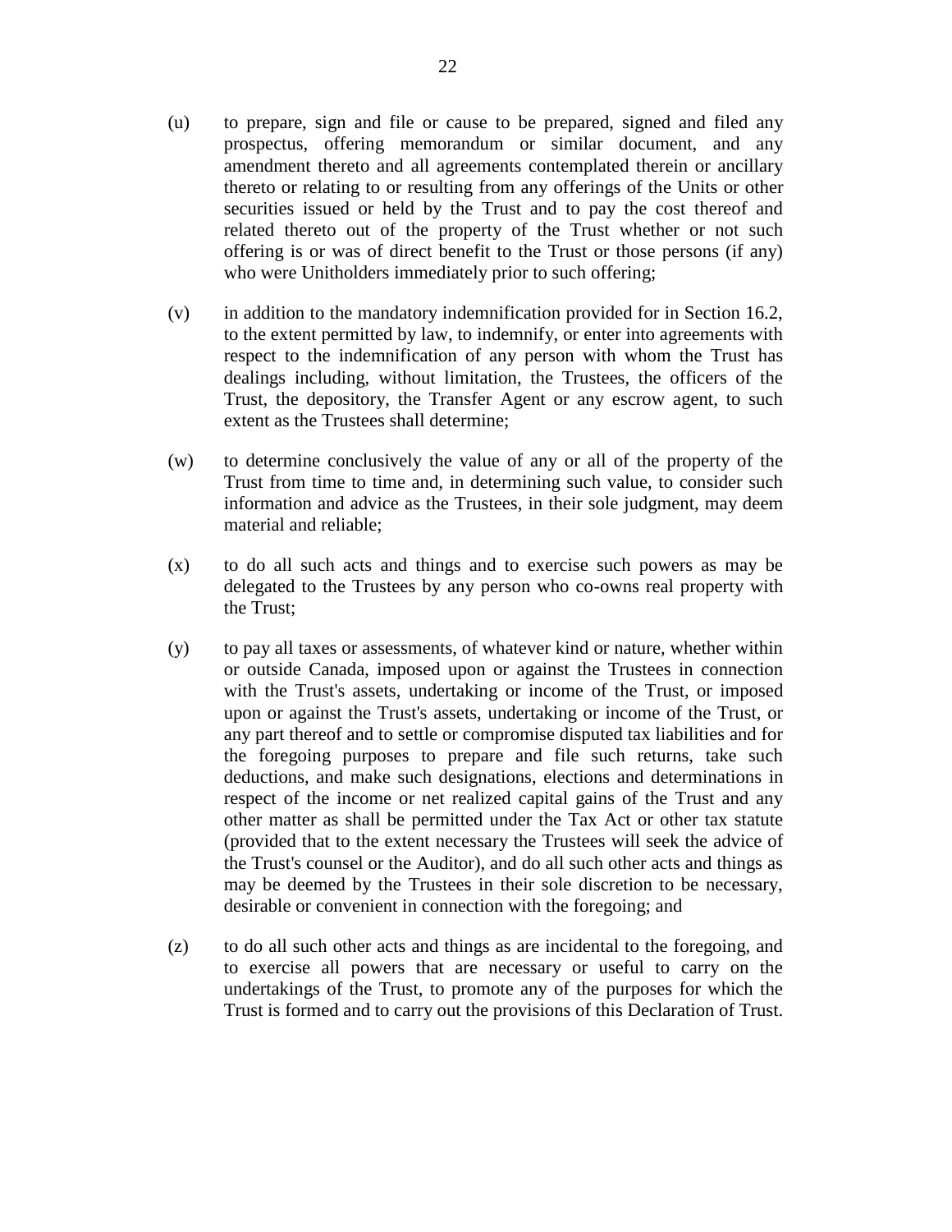(u) to prepare, sign and file or cause to be prepared, signed and filed any prospectus, offering memorandum or similar document, and any amendment thereto and all agreements contemplated therein or ancillary thereto or relating to or resulting from any offerings of the Units or other securities issued or held by the Trust and to pay the cost thereof and related thereto out of the property of the Trust whether or not such offering is or was of direct benefit to the Trust or those persons (if any) who were Unitholders immediately prior to such offering;

(v) in addition to the mandatory indemnification provided for in Section 16.2, to the extent permitted by law, to indemnify, or enter into agreements with respect to the indemnification of any person with whom the Trust has dealings including, without limitation, the Trustees, the officers of the Trust, the depository, the Transfer Agent or any escrow agent, to such extent as the Trustees shall determine;

(w) to determine conclusively the value of any or all of the property of the Trust from time to time and, in determining such value, to consider such information and advice as the Trustees, in their sole judgment, may deem material and reliable;

(x) to do all such acts and things and to exercise such powers as may be delegated to the Trustees by any person who co-owns real property with the Trust;

(y) to pay all taxes or assessments, of whatever kind or nature, whether within or outside Canada, imposed upon or against the Trustees in connection with the Trust's assets, undertaking or income of the Trust, or imposed upon or against the Trust's assets, undertaking or income of the Trust, or any part thereof and to settle or compromise disputed tax liabilities and for the foregoing purposes to prepare and file such returns, take such deductions, and make such designations, elections and determinations in respect of the income or net realized capital gains of the Trust and any other matter as shall be permitted under the Tax Act or other tax statute (provided that to the extent necessary the Trustees will seek the advice of the Trust's counsel or the Auditor), and do all such other acts and things as may be deemed by the Trustees in their sole discretion to be necessary, desirable or convenient in connection with the foregoing; and

(z) to do all such other acts and things as are incidental to the foregoing, and to exercise all powers that are necessary or useful to carry on the undertakings of the Trust, to promote any of the purposes for which the Trust is formed and to carry out the provisions of this Declaration of Trust.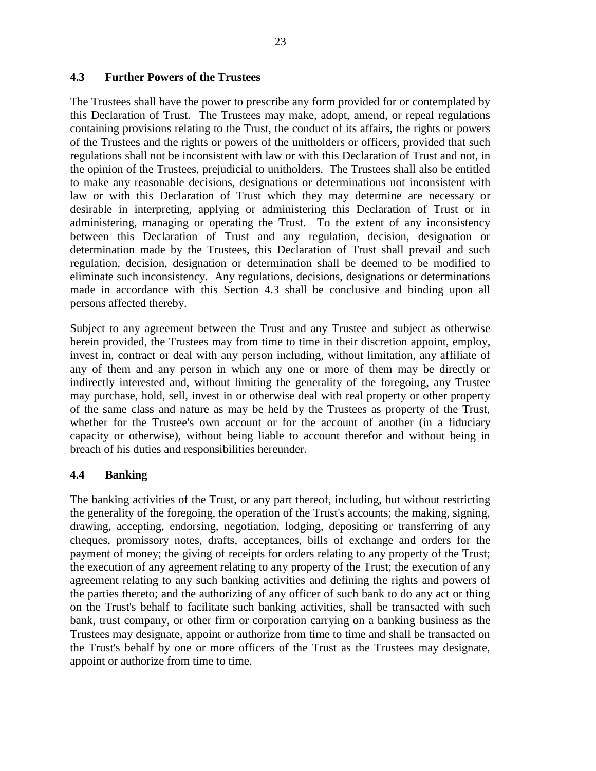### 4.3 Further Powers of the Trustees

The Trustees shall have the power to prescribe any form provided for or contemplated by this Declaration of Trust. The Trustees may make, adopt, amend, or repeal regulations containing provisions relating to the Trust, the conduct of its affairs, the rights or powers of the Trustees and the rights or powers of the unitholders or officers, provided that such regulations shall not be inconsistent with law or with this Declaration of Trust and not, in the opinion of the Trustees, prejudicial to unitholders. The Trustees shall also be entitled to make any reasonable decisions, designations or determinations not inconsistent with law or with this Declaration of Trust which they may determine are necessary or desirable in interpreting, applying or administering this Declaration of Trust or in administering, managing or operating the Trust. To the extent of any inconsistency between this Declaration of Trust and any regulation, decision, designation or determination made by the Trustees, this Declaration of Trust shall prevail and such regulation, decision, designation or determination shall be deemed to be modified to eliminate such inconsistency. Any regulations, decisions, designations or determinations made in accordance with this Section 4.3 shall be conclusive and binding upon all persons affected thereby.

Subject to any agreement between the Trust and any Trustee and subject as otherwise herein provided, the Trustees may from time to time in their discretion appoint, employ, invest in, contract or deal with any person including, without limitation, any affiliate of any of them and any person in which any one or more of them may be directly or indirectly interested and, without limiting the generality of the foregoing, any Trustee may purchase, hold, sell, invest in or otherwise deal with real property or other property of the same class and nature as may be held by the Trustees as property of the Trust, whether for the Trustee's own account or for the account of another (in a fiduciary capacity or otherwise), without being liable to account therefor and without being in breach of his duties and responsibilities hereunder.

### 4.4 Banking

The banking activities of the Trust, or any part thereof, including, but without restricting the generality of the foregoing, the operation of the Trust's accounts; the making, signing, drawing, accepting, endorsing, negotiation, lodging, depositing or transferring of any cheques, promissory notes, drafts, acceptances, bills of exchange and orders for the payment of money; the giving of receipts for orders relating to any property of the Trust; the execution of any agreement relating to any property of the Trust; the execution of any agreement relating to any such banking activities and defining the rights and powers of the parties thereto; and the authorizing of any officer of such bank to do any act or thing on the Trust's behalf to facilitate such banking activities, shall be transacted with such bank, trust company, or other firm or corporation carrying on a banking business as the Trustees may designate, appoint or authorize from time to time and shall be transacted on the Trust's behalf by one or more officers of the Trust as the Trustees may designate, appoint or authorize from time to time.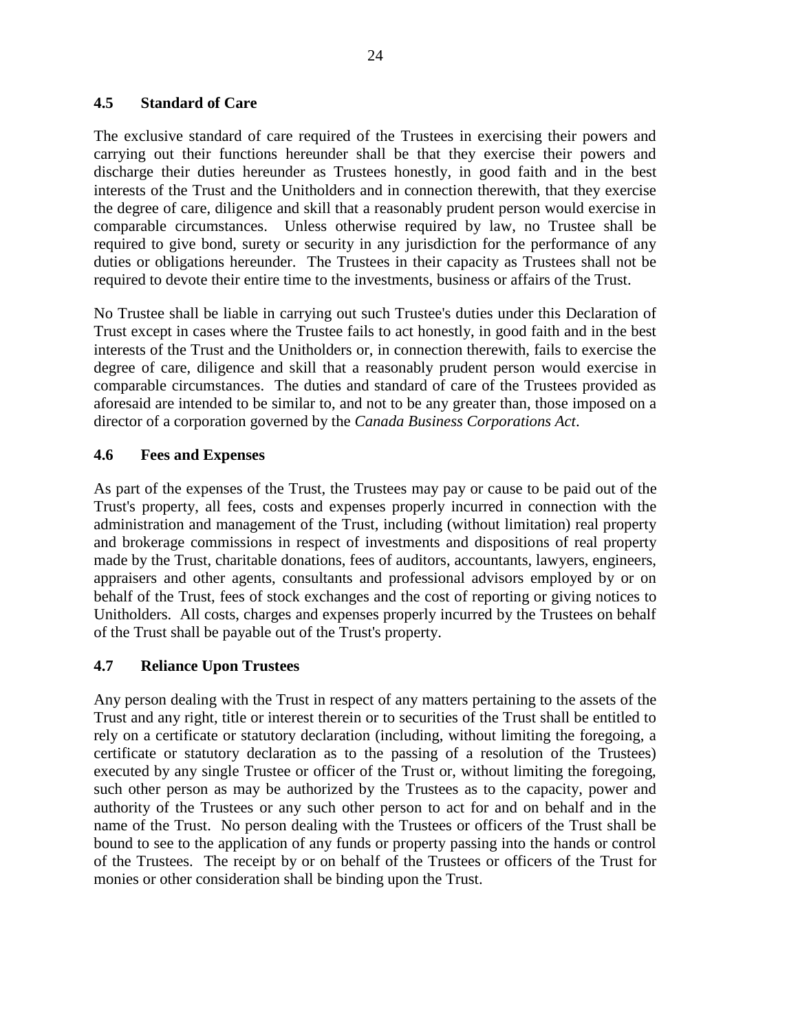### 4.5 Standard of Care

The exclusive standard of care required of the Trustees in exercising their powers and carrying out their functions hereunder shall be that they exercise their powers and discharge their duties hereunder as Trustees honestly, in good faith and in the best interests of the Trust and the Unitholders and in connection therewith, that they exercise the degree of care, diligence and skill that a reasonably prudent person would exercise in comparable circumstances. Unless otherwise required by law, no Trustee shall be required to give bond, surety or security in any jurisdiction for the performance of any duties or obligations hereunder. The Trustees in their capacity as Trustees shall not be required to devote their entire time to the investments, business or affairs of the Trust.

No Trustee shall be liable in carrying out such Trustee's duties under this Declaration of Trust except in cases where the Trustee fails to act honestly, in good faith and in the best interests of the Trust and the Unitholders or, in connection therewith, fails to exercise the degree of care, diligence and skill that a reasonably prudent person would exercise in comparable circumstances. The duties and standard of care of the Trustees provided as aforesaid are intended to be similar to, and not to be any greater than, those imposed on a director of a corporation governed by the *Canada Business Corporations Act*.

### 4.6 Fees and Expenses

As part of the expenses of the Trust, the Trustees may pay or cause to be paid out of the Trust's property, all fees, costs and expenses properly incurred in connection with the administration and management of the Trust, including (without limitation) real property and brokerage commissions in respect of investments and dispositions of real property made by the Trust, charitable donations, fees of auditors, accountants, lawyers, engineers, appraisers and other agents, consultants and professional advisors employed by or on behalf of the Trust, fees of stock exchanges and the cost of reporting or giving notices to Unitholders. All costs, charges and expenses properly incurred by the Trustees on behalf of the Trust shall be payable out of the Trust's property.

### 4.7 Reliance Upon Trustees

Any person dealing with the Trust in respect of any matters pertaining to the assets of the Trust and any right, title or interest therein or to securities of the Trust shall be entitled to rely on a certificate or statutory declaration (including, without limiting the foregoing, a certificate or statutory declaration as to the passing of a resolution of the Trustees) executed by any single Trustee or officer of the Trust or, without limiting the foregoing, such other person as may be authorized by the Trustees as to the capacity, power and authority of the Trustees or any such other person to act for and on behalf and in the name of the Trust. No person dealing with the Trustees or officers of the Trust shall be bound to see to the application of any funds or property passing into the hands or control of the Trustees. The receipt by or on behalf of the Trustees or officers of the Trust for monies or other consideration shall be binding upon the Trust.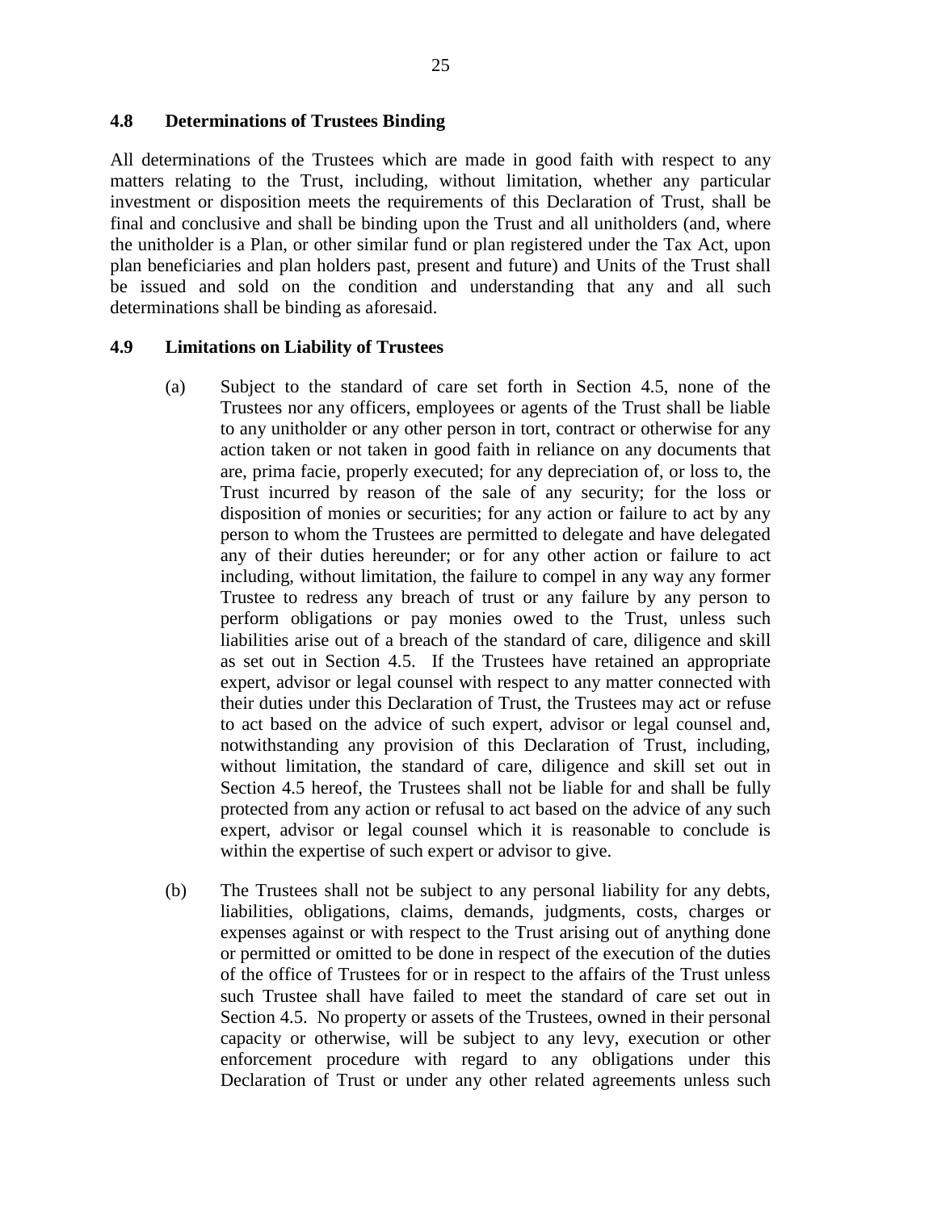### 4.8 Determinations of Trustees Binding

All determinations of the Trustees which are made in good faith with respect to any matters relating to the Trust, including, without limitation, whether any particular investment or disposition meets the requirements of this Declaration of Trust, shall be final and conclusive and shall be binding upon the Trust and all unitholders (and, where the unitholder is a Plan, or other similar fund or plan registered under the Tax Act, upon plan beneficiaries and plan holders past, present and future) and Units of the Trust shall be issued and sold on the condition and understanding that any and all such determinations shall be binding as aforesaid.

### 4.9 Limitations on Liability of Trustees

(a) Subject to the standard of care set forth in Section 4.5, none of the Trustees nor any officers, employees or agents of the Trust shall be liable to any unitholder or any other person in tort, contract or otherwise for any action taken or not taken in good faith in reliance on any documents that are, prima facie, properly executed; for any depreciation of, or loss to, the Trust incurred by reason of the sale of any security; for the loss or disposition of monies or securities; for any action or failure to act by any person to whom the Trustees are permitted to delegate and have delegated any of their duties hereunder; or for any other action or failure to act including, without limitation, the failure to compel in any way any former Trustee to redress any breach of trust or any failure by any person to perform obligations or pay monies owed to the Trust, unless such liabilities arise out of a breach of the standard of care, diligence and skill as set out in Section 4.5. If the Trustees have retained an appropriate expert, advisor or legal counsel with respect to any matter connected with their duties under this Declaration of Trust, the Trustees may act or refuse to act based on the advice of such expert, advisor or legal counsel and, notwithstanding any provision of this Declaration of Trust, including, without limitation, the standard of care, diligence and skill set out in Section 4.5 hereof, the Trustees shall not be liable for and shall be fully protected from any action or refusal to act based on the advice of any such expert, advisor or legal counsel which it is reasonable to conclude is within the expertise of such expert or advisor to give.

(b) The Trustees shall not be subject to any personal liability for any debts, liabilities, obligations, claims, demands, judgments, costs, charges or expenses against or with respect to the Trust arising out of anything done or permitted or omitted to be done in respect of the execution of the duties of the office of Trustees for or in respect to the affairs of the Trust unless such Trustee shall have failed to meet the standard of care set out in Section 4.5. No property or assets of the Trustees, owned in their personal capacity or otherwise, will be subject to any levy, execution or other enforcement procedure with regard to any obligations under this Declaration of Trust or under any other related agreements unless such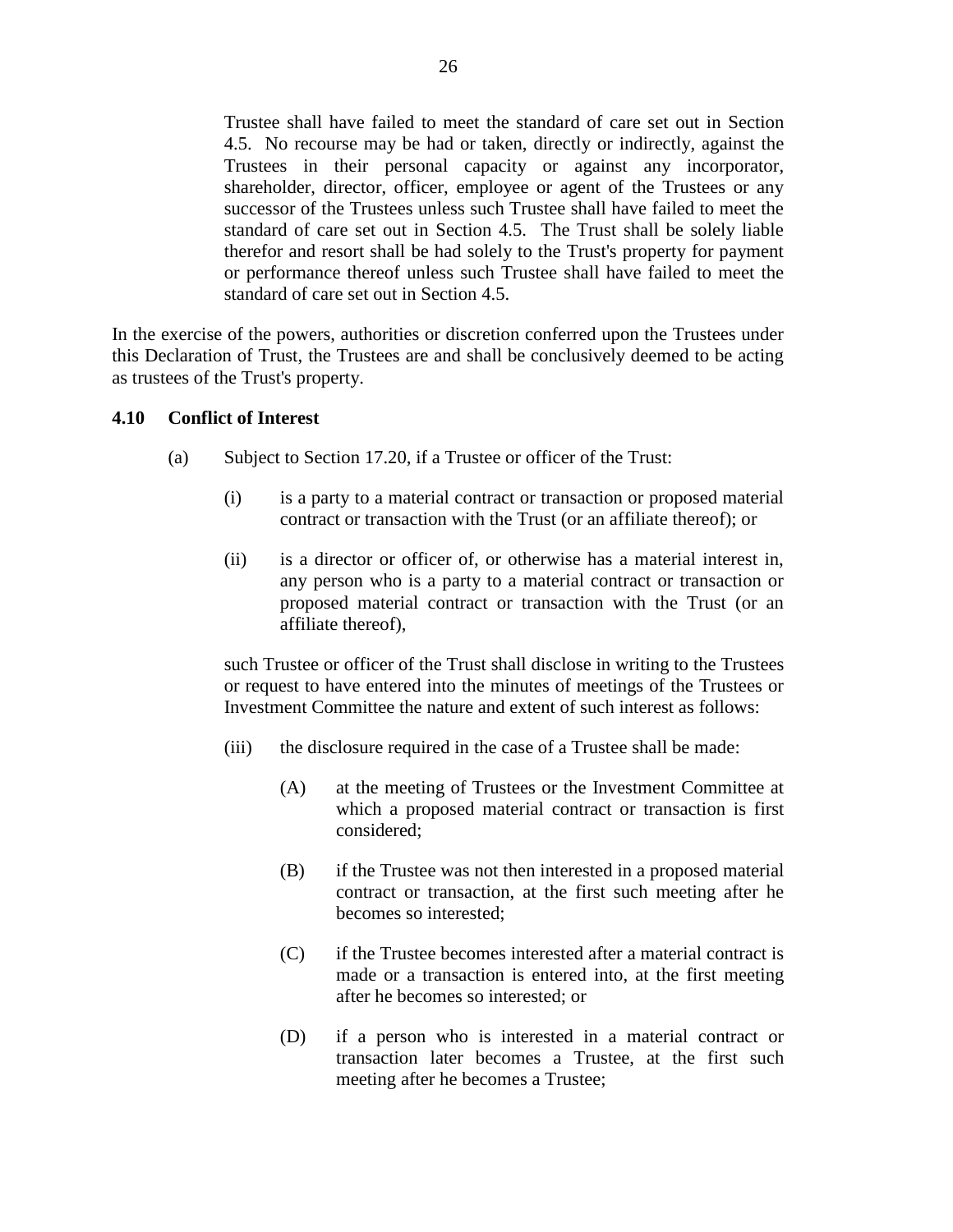Trustee shall have failed to meet the standard of care set out in Section 4.5. No recourse may be had or taken, directly or indirectly, against the Trustees in their personal capacity or against any incorporator, shareholder, director, officer, employee or agent of the Trustees or any successor of the Trustees unless such Trustee shall have failed to meet the standard of care set out in Section 4.5. The Trust shall be solely liable therefor and resort shall be had solely to the Trust's property for payment or performance thereof unless such Trustee shall have failed to meet the standard of care set out in Section 4.5.

In the exercise of the powers, authorities or discretion conferred upon the Trustees under this Declaration of Trust, the Trustees are and shall be conclusively deemed to be acting as trustees of the Trust's property.

### 4.10 Conflict of Interest

(a) Subject to Section 17.20, if a Trustee or officer of the Trust:

(i) is a party to a material contract or transaction or proposed material contract or transaction with the Trust (or an affiliate thereof); or

(ii) is a director or officer of, or otherwise has a material interest in, any person who is a party to a material contract or transaction or proposed material contract or transaction with the Trust (or an affiliate thereof),

such Trustee or officer of the Trust shall disclose in writing to the Trustees or request to have entered into the minutes of meetings of the Trustees or Investment Committee the nature and extent of such interest as follows:

(iii) the disclosure required in the case of a Trustee shall be made:

(A) at the meeting of Trustees or the Investment Committee at which a proposed material contract or transaction is first considered;

(B) if the Trustee was not then interested in a proposed material contract or transaction, at the first such meeting after he becomes so interested;

(C) if the Trustee becomes interested after a material contract is made or a transaction is entered into, at the first meeting after he becomes so interested; or

(D) if a person who is interested in a material contract or transaction later becomes a Trustee, at the first such meeting after he becomes a Trustee;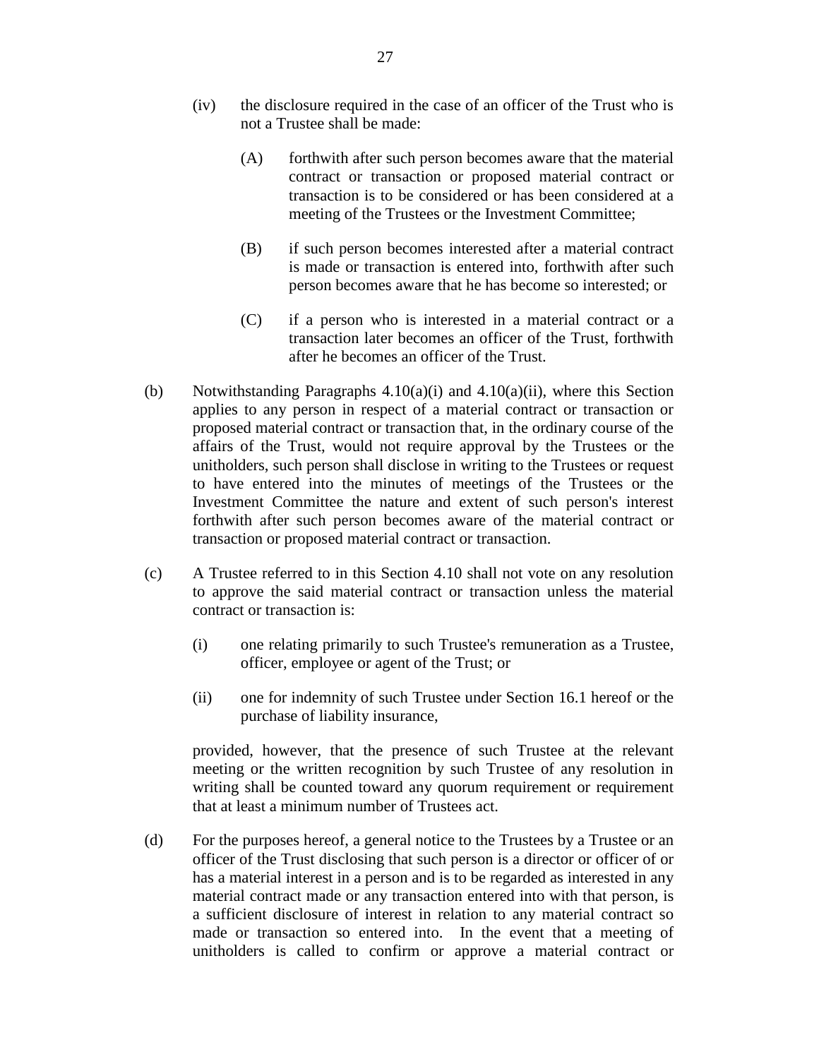(iv) the disclosure required in the case of an officer of the Trust who is not a Trustee shall be made:

(A) forthwith after such person becomes aware that the material contract or transaction or proposed material contract or transaction is to be considered or has been considered at a meeting of the Trustees or the Investment Committee;

(B) if such person becomes interested after a material contract is made or transaction is entered into, forthwith after such person becomes aware that he has become so interested; or

(C) if a person who is interested in a material contract or a transaction later becomes an officer of the Trust, forthwith after he becomes an officer of the Trust.

(b) Notwithstanding Paragraphs 4.10(a)(i) and 4.10(a)(ii), where this Section applies to any person in respect of a material contract or transaction or proposed material contract or transaction that, in the ordinary course of the affairs of the Trust, would not require approval by the Trustees or the unitholders, such person shall disclose in writing to the Trustees or request to have entered into the minutes of meetings of the Trustees or the Investment Committee the nature and extent of such person's interest forthwith after such person becomes aware of the material contract or transaction or proposed material contract or transaction.

(c) A Trustee referred to in this Section 4.10 shall not vote on any resolution to approve the said material contract or transaction unless the material contract or transaction is:

(i) one relating primarily to such Trustee's remuneration as a Trustee, officer, employee or agent of the Trust; or

(ii) one for indemnity of such Trustee under Section 16.1 hereof or the purchase of liability insurance,

provided, however, that the presence of such Trustee at the relevant meeting or the written recognition by such Trustee of any resolution in writing shall be counted toward any quorum requirement or requirement that at least a minimum number of Trustees act.

(d) For the purposes hereof, a general notice to the Trustees by a Trustee or an officer of the Trust disclosing that such person is a director or officer of or has a material interest in a person and is to be regarded as interested in any material contract made or any transaction entered into with that person, is a sufficient disclosure of interest in relation to any material contract so made or transaction so entered into. In the event that a meeting of unitholders is called to confirm or approve a material contract or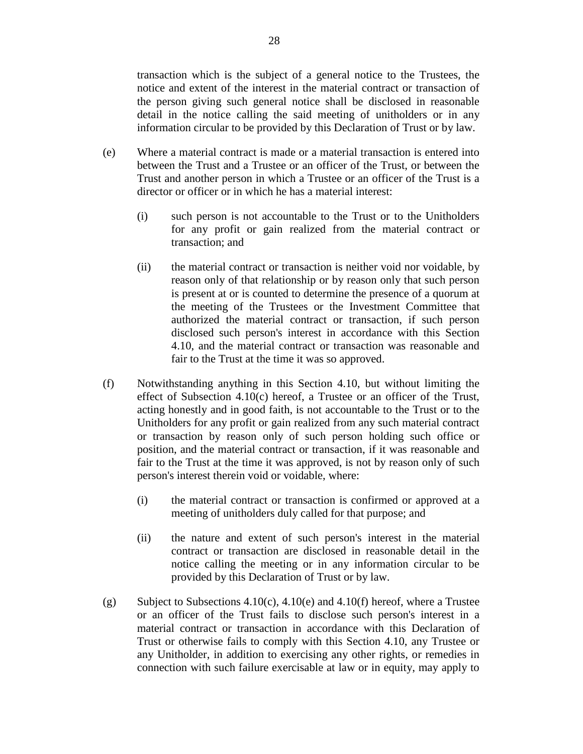transaction which is the subject of a general notice to the Trustees, the notice and extent of the interest in the material contract or transaction of the person giving such general notice shall be disclosed in reasonable detail in the notice calling the said meeting of unitholders or in any information circular to be provided by this Declaration of Trust or by law.

(e) Where a material contract is made or a material transaction is entered into between the Trust and a Trustee or an officer of the Trust, or between the Trust and another person in which a Trustee or an officer of the Trust is a director or officer or in which he has a material interest:

 (i) such person is not accountable to the Trust or to the Unitholders for any profit or gain realized from the material contract or transaction; and

 (ii) the material contract or transaction is neither void nor voidable, by reason only of that relationship or by reason only that such person is present at or is counted to determine the presence of a quorum at the meeting of the Trustees or the Investment Committee that authorized the material contract or transaction, if such person disclosed such person's interest in accordance with this Section 4.10, and the material contract or transaction was reasonable and fair to the Trust at the time it was so approved.

(f) Notwithstanding anything in this Section 4.10, but without limiting the effect of Subsection 4.10(c) hereof, a Trustee or an officer of the Trust, acting honestly and in good faith, is not accountable to the Trust or to the Unitholders for any profit or gain realized from any such material contract or transaction by reason only of such person holding such office or position, and the material contract or transaction, if it was reasonable and fair to the Trust at the time it was approved, is not by reason only of such person's interest therein void or voidable, where:

 (i) the material contract or transaction is confirmed or approved at a meeting of unitholders duly called for that purpose; and

 (ii) the nature and extent of such person's interest in the material contract or transaction are disclosed in reasonable detail in the notice calling the meeting or in any information circular to be provided by this Declaration of Trust or by law.

(g) Subject to Subsections 4.10(c), 4.10(e) and 4.10(f) hereof, where a Trustee or an officer of the Trust fails to disclose such person's interest in a material contract or transaction in accordance with this Declaration of Trust or otherwise fails to comply with this Section 4.10, any Trustee or any Unitholder, in addition to exercising any other rights, or remedies in connection with such failure exercisable at law or in equity, may apply to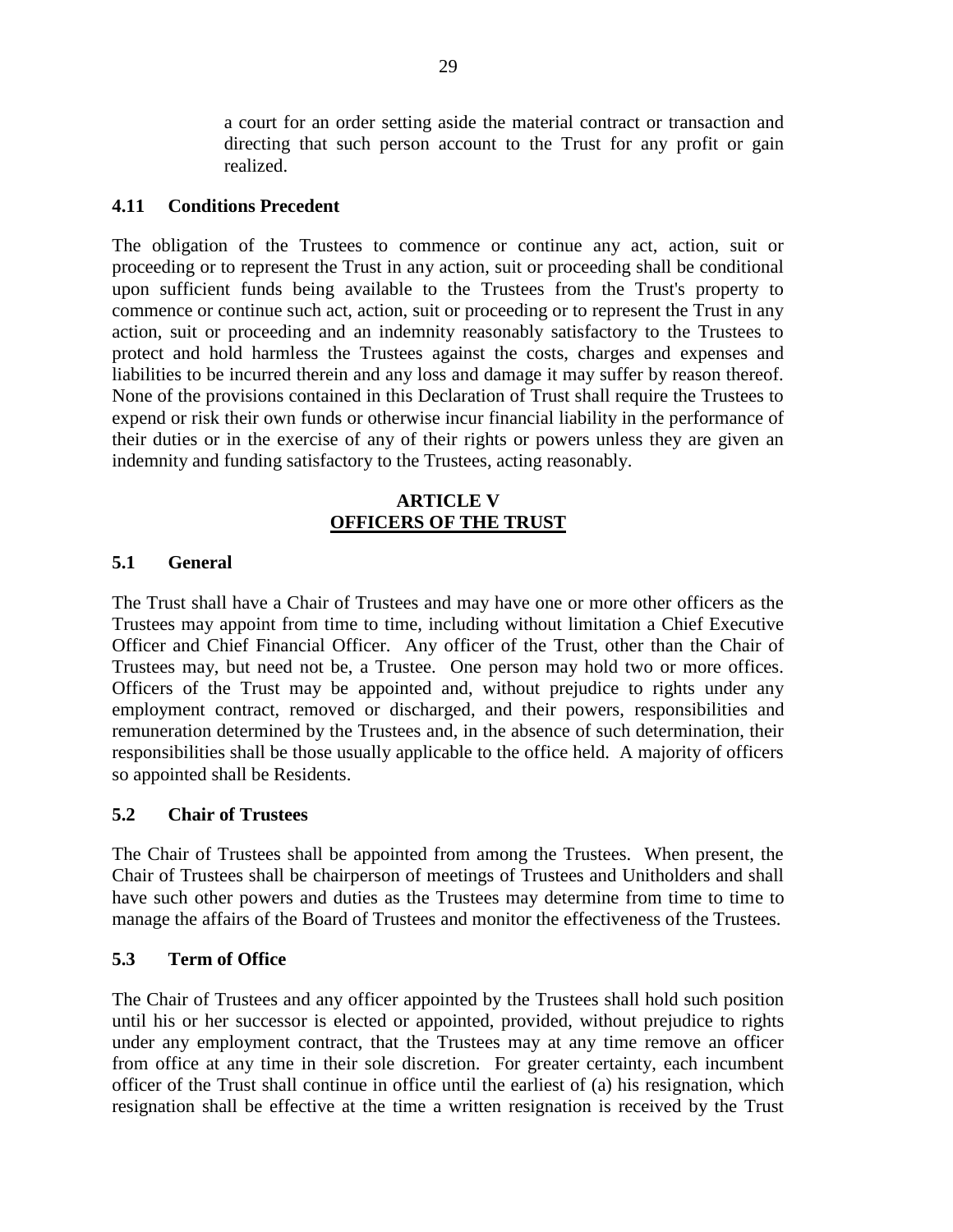a court for an order setting aside the material contract or transaction and directing that such person account to the Trust for any profit or gain realized.

**4.11 Conditions Precedent**

The obligation of the Trustees to commence or continue any act, action, suit or proceeding or to represent the Trust in any action, suit or proceeding shall be conditional upon sufficient funds being available to the Trustees from the Trust's property to commence or continue such act, action, suit or proceeding or to represent the Trust in any action, suit or proceeding and an indemnity reasonably satisfactory to the Trustees to protect and hold harmless the Trustees against the costs, charges and expenses and liabilities to be incurred therein and any loss and damage it may suffer by reason thereof. None of the provisions contained in this Declaration of Trust shall require the Trustees to expend or risk their own funds or otherwise incur financial liability in the performance of their duties or in the exercise of any of their rights or powers unless they are given an indemnity and funding satisfactory to the Trustees, acting reasonably.

## ARTICLE V
## OFFICERS OF THE TRUST

**5.1 General**

The Trust shall have a Chair of Trustees and may have one or more other officers as the Trustees may appoint from time to time, including without limitation a Chief Executive Officer and Chief Financial Officer. Any officer of the Trust, other than the Chair of Trustees may, but need not be, a Trustee. One person may hold two or more offices. Officers of the Trust may be appointed and, without prejudice to rights under any employment contract, removed or discharged, and their powers, responsibilities and remuneration determined by the Trustees and, in the absence of such determination, their responsibilities shall be those usually applicable to the office held. A majority of officers so appointed shall be Residents.

**5.2 Chair of Trustees**

The Chair of Trustees shall be appointed from among the Trustees. When present, the Chair of Trustees shall be chairperson of meetings of Trustees and Unitholders and shall have such other powers and duties as the Trustees may determine from time to time to manage the affairs of the Board of Trustees and monitor the effectiveness of the Trustees.

**5.3 Term of Office**

The Chair of Trustees and any officer appointed by the Trustees shall hold such position until his or her successor is elected or appointed, provided, without prejudice to rights under any employment contract, that the Trustees may at any time remove an officer from office at any time in their sole discretion. For greater certainty, each incumbent officer of the Trust shall continue in office until the earliest of (a) his resignation, which resignation shall be effective at the time a written resignation is received by the Trust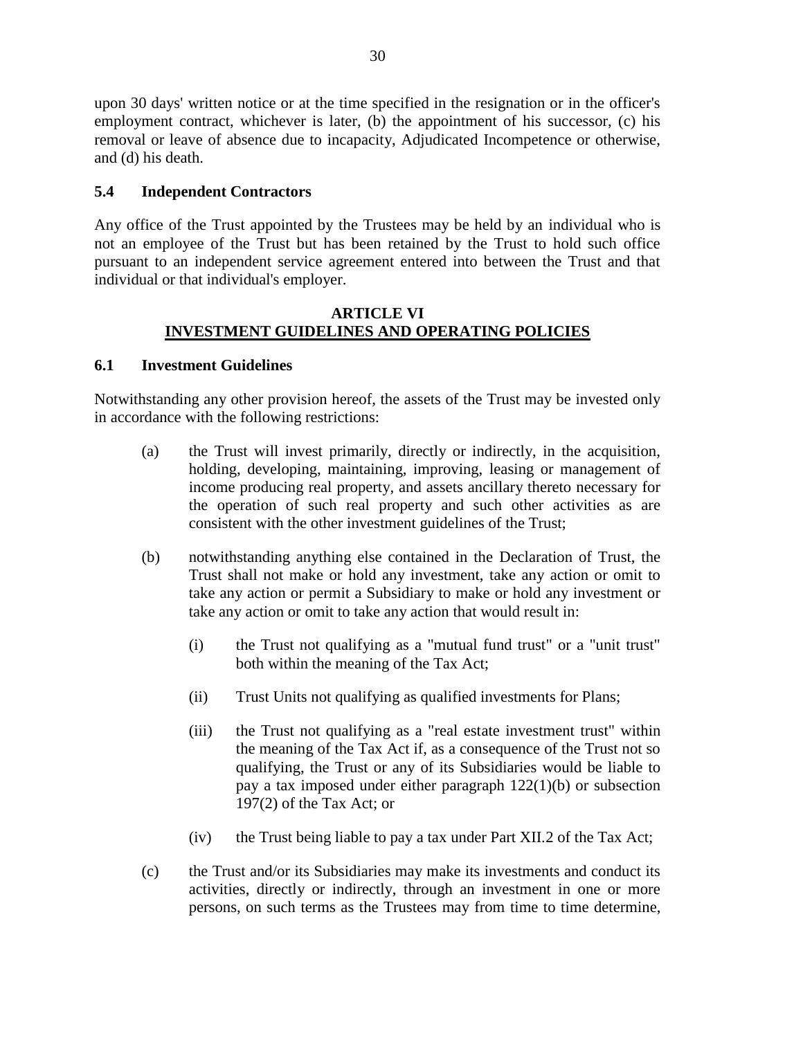upon 30 days' written notice or at the time specified in the resignation or in the officer's employment contract, whichever is later, (b) the appointment of his successor, (c) his removal or leave of absence due to incapacity, Adjudicated Incompetence or otherwise, and (d) his death.

### 5.4 Independent Contractors

Any office of the Trust appointed by the Trustees may be held by an individual who is not an employee of the Trust but has been retained by the Trust to hold such office pursuant to an independent service agreement entered into between the Trust and that individual or that individual's employer.

## ARTICLE VI
## INVESTMENT GUIDELINES AND OPERATING POLICIES

### 6.1 Investment Guidelines

Notwithstanding any other provision hereof, the assets of the Trust may be invested only in accordance with the following restrictions:

(a) the Trust will invest primarily, directly or indirectly, in the acquisition, holding, developing, maintaining, improving, leasing or management of income producing real property, and assets ancillary thereto necessary for the operation of such real property and such other activities as are consistent with the other investment guidelines of the Trust;

(b) notwithstanding anything else contained in the Declaration of Trust, the Trust shall not make or hold any investment, take any action or omit to take any action or permit a Subsidiary to make or hold any investment or take any action or omit to take any action that would result in:

  (i) the Trust not qualifying as a "mutual fund trust" or a "unit trust" both within the meaning of the Tax Act;

  (ii) Trust Units not qualifying as qualified investments for Plans;

  (iii) the Trust not qualifying as a "real estate investment trust" within the meaning of the Tax Act if, as a consequence of the Trust not so qualifying, the Trust or any of its Subsidiaries would be liable to pay a tax imposed under either paragraph 122(1)(b) or subsection 197(2) of the Tax Act; or

  (iv) the Trust being liable to pay a tax under Part XII.2 of the Tax Act;

(c) the Trust and/or its Subsidiaries may make its investments and conduct its activities, directly or indirectly, through an investment in one or more persons, on such terms as the Trustees may from time to time determine,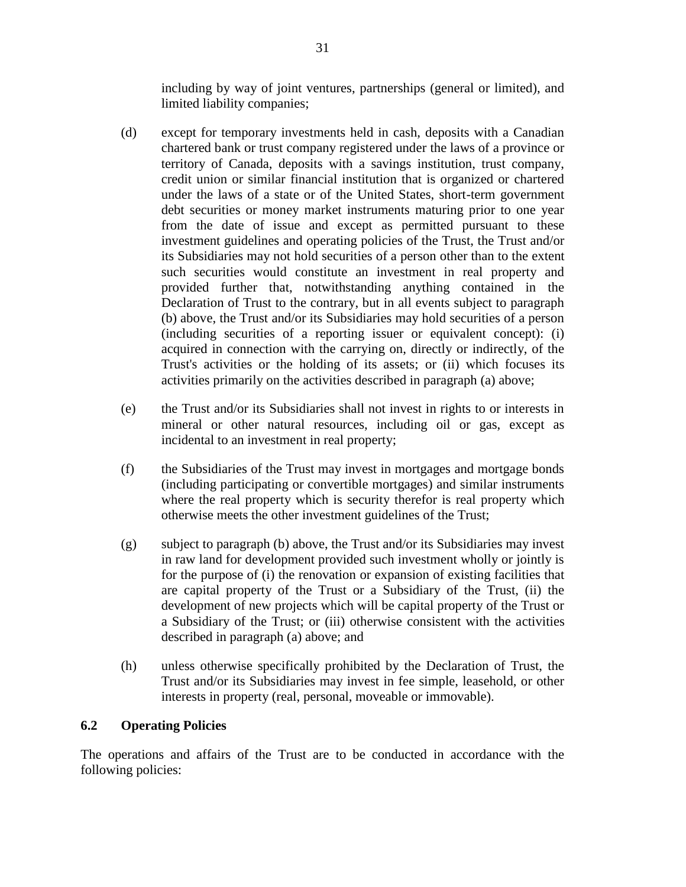including by way of joint ventures, partnerships (general or limited), and limited liability companies;

(d) except for temporary investments held in cash, deposits with a Canadian chartered bank or trust company registered under the laws of a province or territory of Canada, deposits with a savings institution, trust company, credit union or similar financial institution that is organized or chartered under the laws of a state or of the United States, short-term government debt securities or money market instruments maturing prior to one year from the date of issue and except as permitted pursuant to these investment guidelines and operating policies of the Trust, the Trust and/or its Subsidiaries may not hold securities of a person other than to the extent such securities would constitute an investment in real property and provided further that, notwithstanding anything contained in the Declaration of Trust to the contrary, but in all events subject to paragraph (b) above, the Trust and/or its Subsidiaries may hold securities of a person (including securities of a reporting issuer or equivalent concept): (i) acquired in connection with the carrying on, directly or indirectly, of the Trust's activities or the holding of its assets; or (ii) which focuses its activities primarily on the activities described in paragraph (a) above;

(e) the Trust and/or its Subsidiaries shall not invest in rights to or interests in mineral or other natural resources, including oil or gas, except as incidental to an investment in real property;

(f) the Subsidiaries of the Trust may invest in mortgages and mortgage bonds (including participating or convertible mortgages) and similar instruments where the real property which is security therefor is real property which otherwise meets the other investment guidelines of the Trust;

(g) subject to paragraph (b) above, the Trust and/or its Subsidiaries may invest in raw land for development provided such investment wholly or jointly is for the purpose of (i) the renovation or expansion of existing facilities that are capital property of the Trust or a Subsidiary of the Trust, (ii) the development of new projects which will be capital property of the Trust or a Subsidiary of the Trust; or (iii) otherwise consistent with the activities described in paragraph (a) above; and

(h) unless otherwise specifically prohibited by the Declaration of Trust, the Trust and/or its Subsidiaries may invest in fee simple, leasehold, or other interests in property (real, personal, moveable or immovable).

### 6.2 Operating Policies

The operations and affairs of the Trust are to be conducted in accordance with the following policies: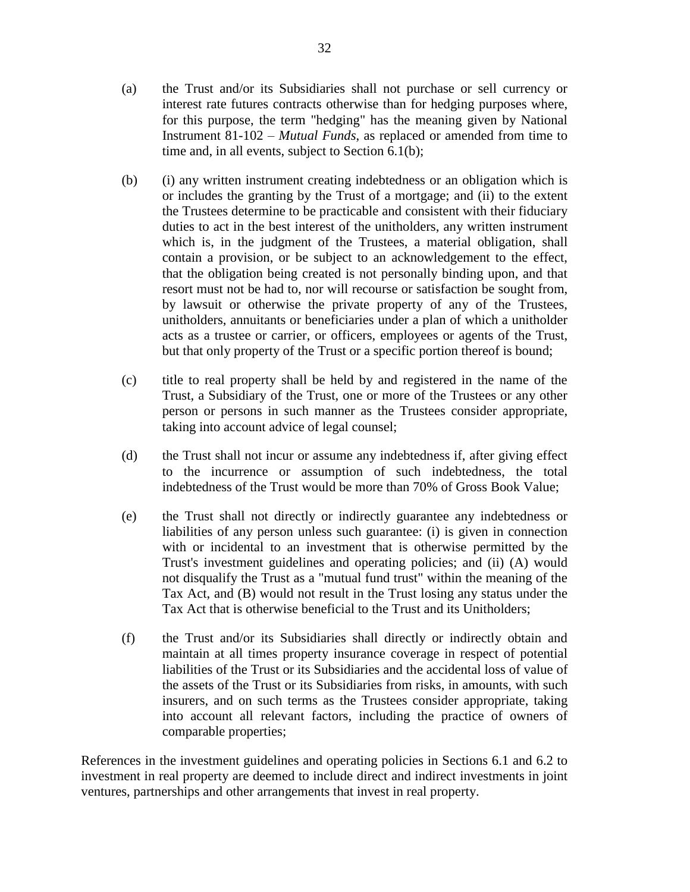(a) the Trust and/or its Subsidiaries shall not purchase or sell currency or interest rate futures contracts otherwise than for hedging purposes where, for this purpose, the term "hedging" has the meaning given by National Instrument 81-102 – *Mutual Funds*, as replaced or amended from time to time and, in all events, subject to Section 6.1(b);

(b) (i) any written instrument creating indebtedness or an obligation which is or includes the granting by the Trust of a mortgage; and (ii) to the extent the Trustees determine to be practicable and consistent with their fiduciary duties to act in the best interest of the unitholders, any written instrument which is, in the judgment of the Trustees, a material obligation, shall contain a provision, or be subject to an acknowledgement to the effect, that the obligation being created is not personally binding upon, and that resort must not be had to, nor will recourse or satisfaction be sought from, by lawsuit or otherwise the private property of any of the Trustees, unitholders, annuitants or beneficiaries under a plan of which a unitholder acts as a trustee or carrier, or officers, employees or agents of the Trust, but that only property of the Trust or a specific portion thereof is bound;

(c) title to real property shall be held by and registered in the name of the Trust, a Subsidiary of the Trust, one or more of the Trustees or any other person or persons in such manner as the Trustees consider appropriate, taking into account advice of legal counsel;

(d) the Trust shall not incur or assume any indebtedness if, after giving effect to the incurrence or assumption of such indebtedness, the total indebtedness of the Trust would be more than 70% of Gross Book Value;

(e) the Trust shall not directly or indirectly guarantee any indebtedness or liabilities of any person unless such guarantee: (i) is given in connection with or incidental to an investment that is otherwise permitted by the Trust's investment guidelines and operating policies; and (ii) (A) would not disqualify the Trust as a "mutual fund trust" within the meaning of the Tax Act, and (B) would not result in the Trust losing any status under the Tax Act that is otherwise beneficial to the Trust and its Unitholders;

(f) the Trust and/or its Subsidiaries shall directly or indirectly obtain and maintain at all times property insurance coverage in respect of potential liabilities of the Trust or its Subsidiaries and the accidental loss of value of the assets of the Trust or its Subsidiaries from risks, in amounts, with such insurers, and on such terms as the Trustees consider appropriate, taking into account all relevant factors, including the practice of owners of comparable properties;

References in the investment guidelines and operating policies in Sections 6.1 and 6.2 to investment in real property are deemed to include direct and indirect investments in joint ventures, partnerships and other arrangements that invest in real property.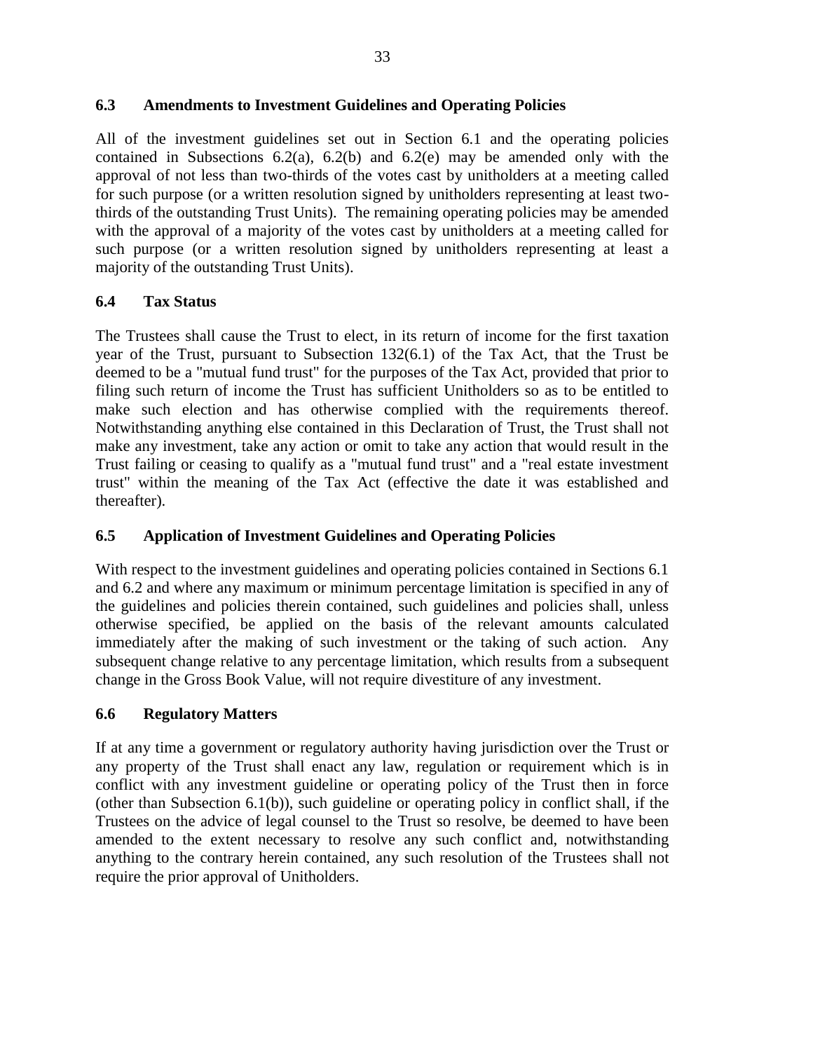### 6.3 Amendments to Investment Guidelines and Operating Policies

All of the investment guidelines set out in Section 6.1 and the operating policies contained in Subsections 6.2(a), 6.2(b) and 6.2(e) may be amended only with the approval of not less than two-thirds of the votes cast by unitholders at a meeting called for such purpose (or a written resolution signed by unitholders representing at least two-thirds of the outstanding Trust Units). The remaining operating policies may be amended with the approval of a majority of the votes cast by unitholders at a meeting called for such purpose (or a written resolution signed by unitholders representing at least a majority of the outstanding Trust Units).

### 6.4 Tax Status

The Trustees shall cause the Trust to elect, in its return of income for the first taxation year of the Trust, pursuant to Subsection 132(6.1) of the Tax Act, that the Trust be deemed to be a "mutual fund trust" for the purposes of the Tax Act, provided that prior to filing such return of income the Trust has sufficient Unitholders so as to be entitled to make such election and has otherwise complied with the requirements thereof. Notwithstanding anything else contained in this Declaration of Trust, the Trust shall not make any investment, take any action or omit to take any action that would result in the Trust failing or ceasing to qualify as a "mutual fund trust" and a "real estate investment trust" within the meaning of the Tax Act (effective the date it was established and thereafter).

### 6.5 Application of Investment Guidelines and Operating Policies

With respect to the investment guidelines and operating policies contained in Sections 6.1 and 6.2 and where any maximum or minimum percentage limitation is specified in any of the guidelines and policies therein contained, such guidelines and policies shall, unless otherwise specified, be applied on the basis of the relevant amounts calculated immediately after the making of such investment or the taking of such action. Any subsequent change relative to any percentage limitation, which results from a subsequent change in the Gross Book Value, will not require divestiture of any investment.

### 6.6 Regulatory Matters

If at any time a government or regulatory authority having jurisdiction over the Trust or any property of the Trust shall enact any law, regulation or requirement which is in conflict with any investment guideline or operating policy of the Trust then in force (other than Subsection 6.1(b)), such guideline or operating policy in conflict shall, if the Trustees on the advice of legal counsel to the Trust so resolve, be deemed to have been amended to the extent necessary to resolve any such conflict and, notwithstanding anything to the contrary herein contained, any such resolution of the Trustees shall not require the prior approval of Unitholders.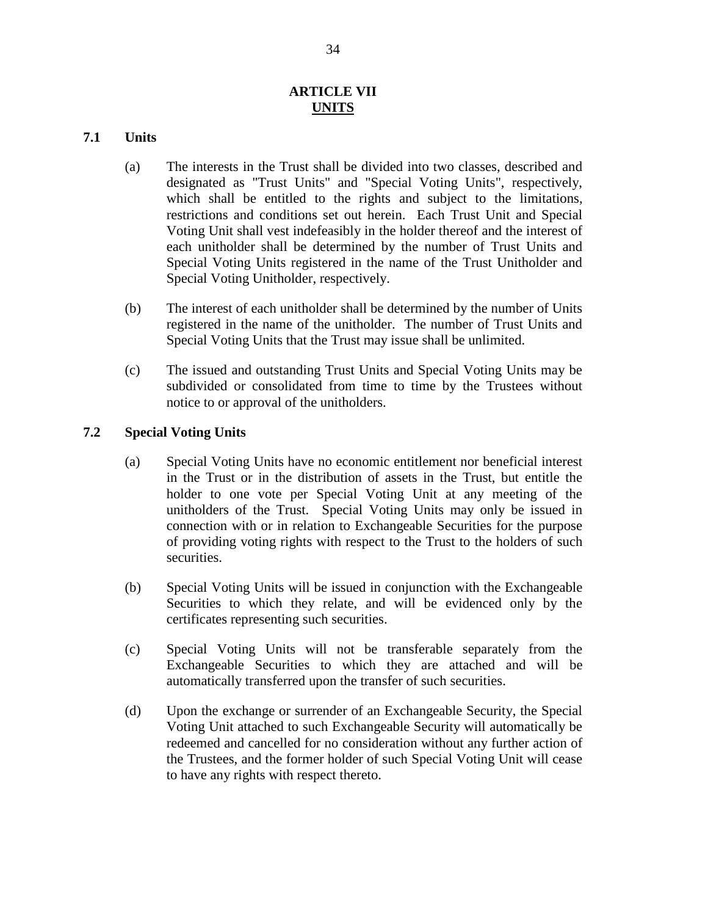## ARTICLE VII
## UNITS

### 7.1 Units

(a) The interests in the Trust shall be divided into two classes, described and designated as "Trust Units" and "Special Voting Units", respectively, which shall be entitled to the rights and subject to the limitations, restrictions and conditions set out herein. Each Trust Unit and Special Voting Unit shall vest indefeasibly in the holder thereof and the interest of each unitholder shall be determined by the number of Trust Units and Special Voting Units registered in the name of the Trust Unitholder and Special Voting Unitholder, respectively.

(b) The interest of each unitholder shall be determined by the number of Units registered in the name of the unitholder. The number of Trust Units and Special Voting Units that the Trust may issue shall be unlimited.

(c) The issued and outstanding Trust Units and Special Voting Units may be subdivided or consolidated from time to time by the Trustees without notice to or approval of the unitholders.

### 7.2 Special Voting Units

(a) Special Voting Units have no economic entitlement nor beneficial interest in the Trust or in the distribution of assets in the Trust, but entitle the holder to one vote per Special Voting Unit at any meeting of the unitholders of the Trust. Special Voting Units may only be issued in connection with or in relation to Exchangeable Securities for the purpose of providing voting rights with respect to the Trust to the holders of such securities.

(b) Special Voting Units will be issued in conjunction with the Exchangeable Securities to which they relate, and will be evidenced only by the certificates representing such securities.

(c) Special Voting Units will not be transferable separately from the Exchangeable Securities to which they are attached and will be automatically transferred upon the transfer of such securities.

(d) Upon the exchange or surrender of an Exchangeable Security, the Special Voting Unit attached to such Exchangeable Security will automatically be redeemed and cancelled for no consideration without any further action of the Trustees, and the former holder of such Special Voting Unit will cease to have any rights with respect thereto.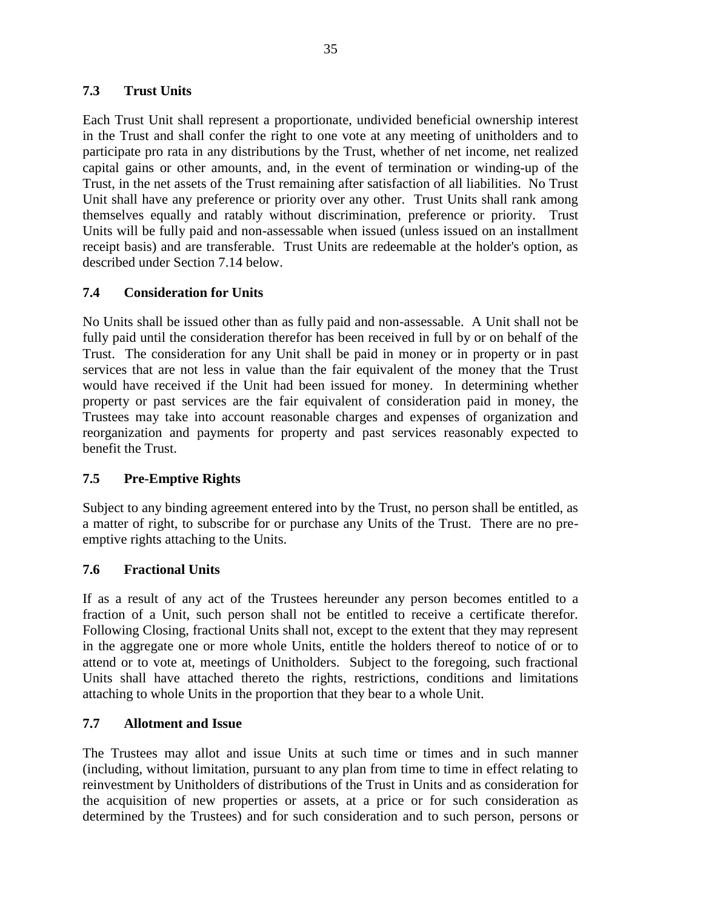### 7.3 Trust Units

Each Trust Unit shall represent a proportionate, undivided beneficial ownership interest in the Trust and shall confer the right to one vote at any meeting of unitholders and to participate pro rata in any distributions by the Trust, whether of net income, net realized capital gains or other amounts, and, in the event of termination or winding-up of the Trust, in the net assets of the Trust remaining after satisfaction of all liabilities. No Trust Unit shall have any preference or priority over any other. Trust Units shall rank among themselves equally and ratably without discrimination, preference or priority. Trust Units will be fully paid and non-assessable when issued (unless issued on an installment receipt basis) and are transferable. Trust Units are redeemable at the holder's option, as described under Section 7.14 below.

### 7.4 Consideration for Units

No Units shall be issued other than as fully paid and non-assessable. A Unit shall not be fully paid until the consideration therefor has been received in full by or on behalf of the Trust. The consideration for any Unit shall be paid in money or in property or in past services that are not less in value than the fair equivalent of the money that the Trust would have received if the Unit had been issued for money. In determining whether property or past services are the fair equivalent of consideration paid in money, the Trustees may take into account reasonable charges and expenses of organization and reorganization and payments for property and past services reasonably expected to benefit the Trust.

### 7.5 Pre-Emptive Rights

Subject to any binding agreement entered into by the Trust, no person shall be entitled, as a matter of right, to subscribe for or purchase any Units of the Trust. There are no pre-emptive rights attaching to the Units.

### 7.6 Fractional Units

If as a result of any act of the Trustees hereunder any person becomes entitled to a fraction of a Unit, such person shall not be entitled to receive a certificate therefor. Following Closing, fractional Units shall not, except to the extent that they may represent in the aggregate one or more whole Units, entitle the holders thereof to notice of or to attend or to vote at, meetings of Unitholders. Subject to the foregoing, such fractional Units shall have attached thereto the rights, restrictions, conditions and limitations attaching to whole Units in the proportion that they bear to a whole Unit.

### 7.7 Allotment and Issue

The Trustees may allot and issue Units at such time or times and in such manner (including, without limitation, pursuant to any plan from time to time in effect relating to reinvestment by Unitholders of distributions of the Trust in Units and as consideration for the acquisition of new properties or assets, at a price or for such consideration as determined by the Trustees) and for such consideration and to such person, persons or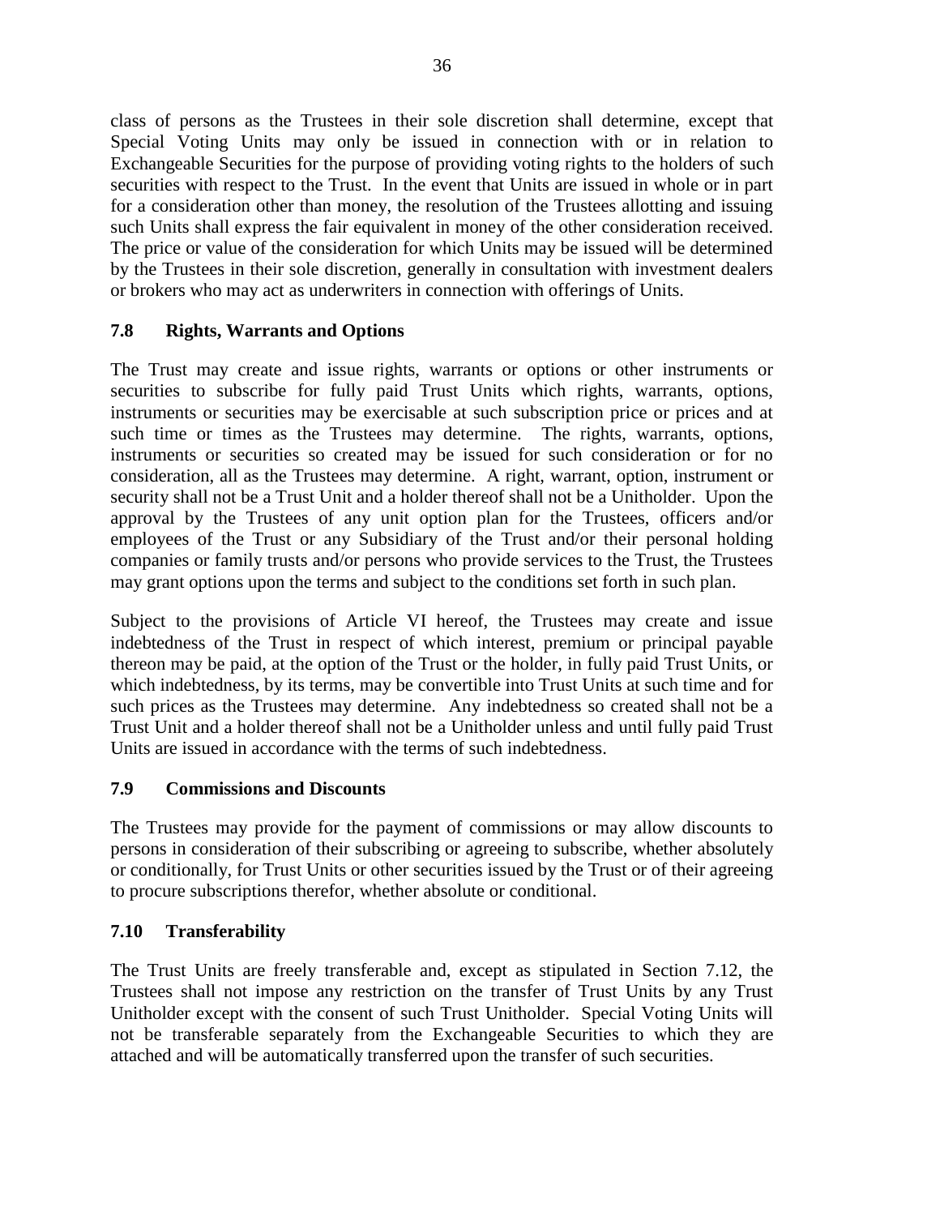class of persons as the Trustees in their sole discretion shall determine, except that Special Voting Units may only be issued in connection with or in relation to Exchangeable Securities for the purpose of providing voting rights to the holders of such securities with respect to the Trust. In the event that Units are issued in whole or in part for a consideration other than money, the resolution of the Trustees allotting and issuing such Units shall express the fair equivalent in money of the other consideration received. The price or value of the consideration for which Units may be issued will be determined by the Trustees in their sole discretion, generally in consultation with investment dealers or brokers who may act as underwriters in connection with offerings of Units.

### 7.8 Rights, Warrants and Options

The Trust may create and issue rights, warrants or options or other instruments or securities to subscribe for fully paid Trust Units which rights, warrants, options, instruments or securities may be exercisable at such subscription price or prices and at such time or times as the Trustees may determine. The rights, warrants, options, instruments or securities so created may be issued for such consideration or for no consideration, all as the Trustees may determine. A right, warrant, option, instrument or security shall not be a Trust Unit and a holder thereof shall not be a Unitholder. Upon the approval by the Trustees of any unit option plan for the Trustees, officers and/or employees of the Trust or any Subsidiary of the Trust and/or their personal holding companies or family trusts and/or persons who provide services to the Trust, the Trustees may grant options upon the terms and subject to the conditions set forth in such plan.

Subject to the provisions of Article VI hereof, the Trustees may create and issue indebtedness of the Trust in respect of which interest, premium or principal payable thereon may be paid, at the option of the Trust or the holder, in fully paid Trust Units, or which indebtedness, by its terms, may be convertible into Trust Units at such time and for such prices as the Trustees may determine. Any indebtedness so created shall not be a Trust Unit and a holder thereof shall not be a Unitholder unless and until fully paid Trust Units are issued in accordance with the terms of such indebtedness.

### 7.9 Commissions and Discounts

The Trustees may provide for the payment of commissions or may allow discounts to persons in consideration of their subscribing or agreeing to subscribe, whether absolutely or conditionally, for Trust Units or other securities issued by the Trust or of their agreeing to procure subscriptions therefor, whether absolute or conditional.

### 7.10 Transferability

The Trust Units are freely transferable and, except as stipulated in Section 7.12, the Trustees shall not impose any restriction on the transfer of Trust Units by any Trust Unitholder except with the consent of such Trust Unitholder. Special Voting Units will not be transferable separately from the Exchangeable Securities to which they are attached and will be automatically transferred upon the transfer of such securities.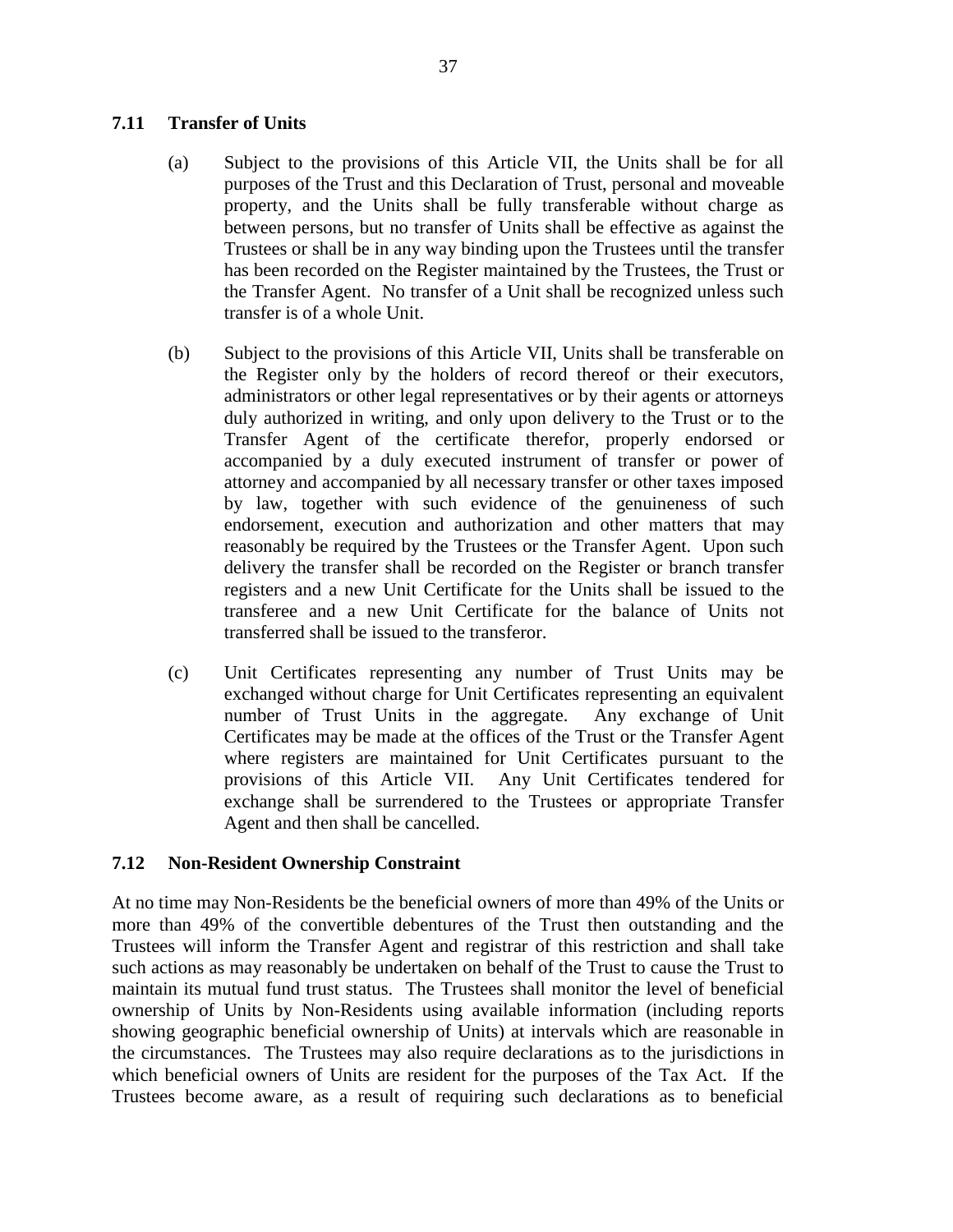### 7.11 Transfer of Units

(a) Subject to the provisions of this Article VII, the Units shall be for all purposes of the Trust and this Declaration of Trust, personal and moveable property, and the Units shall be fully transferable without charge as between persons, but no transfer of Units shall be effective as against the Trustees or shall be in any way binding upon the Trustees until the transfer has been recorded on the Register maintained by the Trustees, the Trust or the Transfer Agent. No transfer of a Unit shall be recognized unless such transfer is of a whole Unit.

(b) Subject to the provisions of this Article VII, Units shall be transferable on the Register only by the holders of record thereof or their executors, administrators or other legal representatives or by their agents or attorneys duly authorized in writing, and only upon delivery to the Trust or to the Transfer Agent of the certificate therefor, properly endorsed or accompanied by a duly executed instrument of transfer or power of attorney and accompanied by all necessary transfer or other taxes imposed by law, together with such evidence of the genuineness of such endorsement, execution and authorization and other matters that may reasonably be required by the Trustees or the Transfer Agent. Upon such delivery the transfer shall be recorded on the Register or branch transfer registers and a new Unit Certificate for the Units shall be issued to the transferee and a new Unit Certificate for the balance of Units not transferred shall be issued to the transferor.

(c) Unit Certificates representing any number of Trust Units may be exchanged without charge for Unit Certificates representing an equivalent number of Trust Units in the aggregate. Any exchange of Unit Certificates may be made at the offices of the Trust or the Transfer Agent where registers are maintained for Unit Certificates pursuant to the provisions of this Article VII. Any Unit Certificates tendered for exchange shall be surrendered to the Trustees or appropriate Transfer Agent and then shall be cancelled.

### 7.12 Non-Resident Ownership Constraint

At no time may Non-Residents be the beneficial owners of more than 49% of the Units or more than 49% of the convertible debentures of the Trust then outstanding and the Trustees will inform the Transfer Agent and registrar of this restriction and shall take such actions as may reasonably be undertaken on behalf of the Trust to cause the Trust to maintain its mutual fund trust status. The Trustees shall monitor the level of beneficial ownership of Units by Non-Residents using available information (including reports showing geographic beneficial ownership of Units) at intervals which are reasonable in the circumstances. The Trustees may also require declarations as to the jurisdictions in which beneficial owners of Units are resident for the purposes of the Tax Act. If the Trustees become aware, as a result of requiring such declarations as to beneficial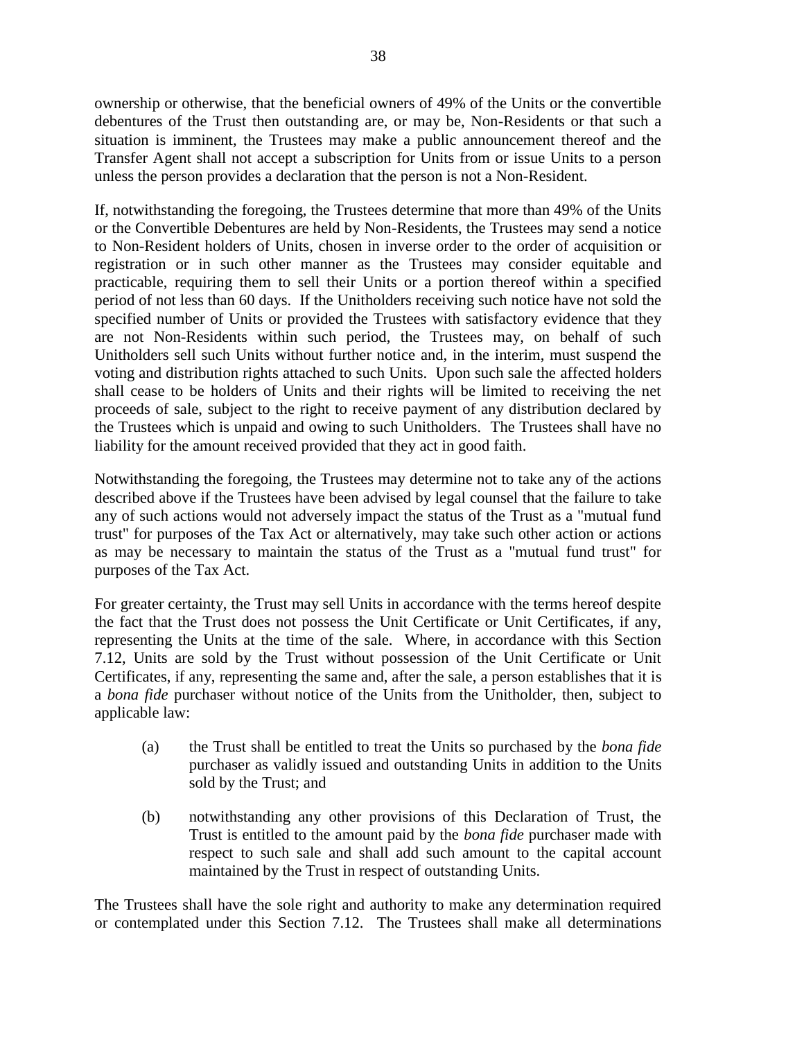ownership or otherwise, that the beneficial owners of 49% of the Units or the convertible debentures of the Trust then outstanding are, or may be, Non-Residents or that such a situation is imminent, the Trustees may make a public announcement thereof and the Transfer Agent shall not accept a subscription for Units from or issue Units to a person unless the person provides a declaration that the person is not a Non-Resident.

If, notwithstanding the foregoing, the Trustees determine that more than 49% of the Units or the Convertible Debentures are held by Non-Residents, the Trustees may send a notice to Non-Resident holders of Units, chosen in inverse order to the order of acquisition or registration or in such other manner as the Trustees may consider equitable and practicable, requiring them to sell their Units or a portion thereof within a specified period of not less than 60 days. If the Unitholders receiving such notice have not sold the specified number of Units or provided the Trustees with satisfactory evidence that they are not Non-Residents within such period, the Trustees may, on behalf of such Unitholders sell such Units without further notice and, in the interim, must suspend the voting and distribution rights attached to such Units. Upon such sale the affected holders shall cease to be holders of Units and their rights will be limited to receiving the net proceeds of sale, subject to the right to receive payment of any distribution declared by the Trustees which is unpaid and owing to such Unitholders. The Trustees shall have no liability for the amount received provided that they act in good faith.

Notwithstanding the foregoing, the Trustees may determine not to take any of the actions described above if the Trustees have been advised by legal counsel that the failure to take any of such actions would not adversely impact the status of the Trust as a "mutual fund trust" for purposes of the Tax Act or alternatively, may take such other action or actions as may be necessary to maintain the status of the Trust as a "mutual fund trust" for purposes of the Tax Act.

For greater certainty, the Trust may sell Units in accordance with the terms hereof despite the fact that the Trust does not possess the Unit Certificate or Unit Certificates, if any, representing the Units at the time of the sale. Where, in accordance with this Section 7.12, Units are sold by the Trust without possession of the Unit Certificate or Unit Certificates, if any, representing the same and, after the sale, a person establishes that it is a *bona fide* purchaser without notice of the Units from the Unitholder, then, subject to applicable law:

(a) the Trust shall be entitled to treat the Units so purchased by the *bona fide* purchaser as validly issued and outstanding Units in addition to the Units sold by the Trust; and

(b) notwithstanding any other provisions of this Declaration of Trust, the Trust is entitled to the amount paid by the *bona fide* purchaser made with respect to such sale and shall add such amount to the capital account maintained by the Trust in respect of outstanding Units.

The Trustees shall have the sole right and authority to make any determination required or contemplated under this Section 7.12. The Trustees shall make all determinations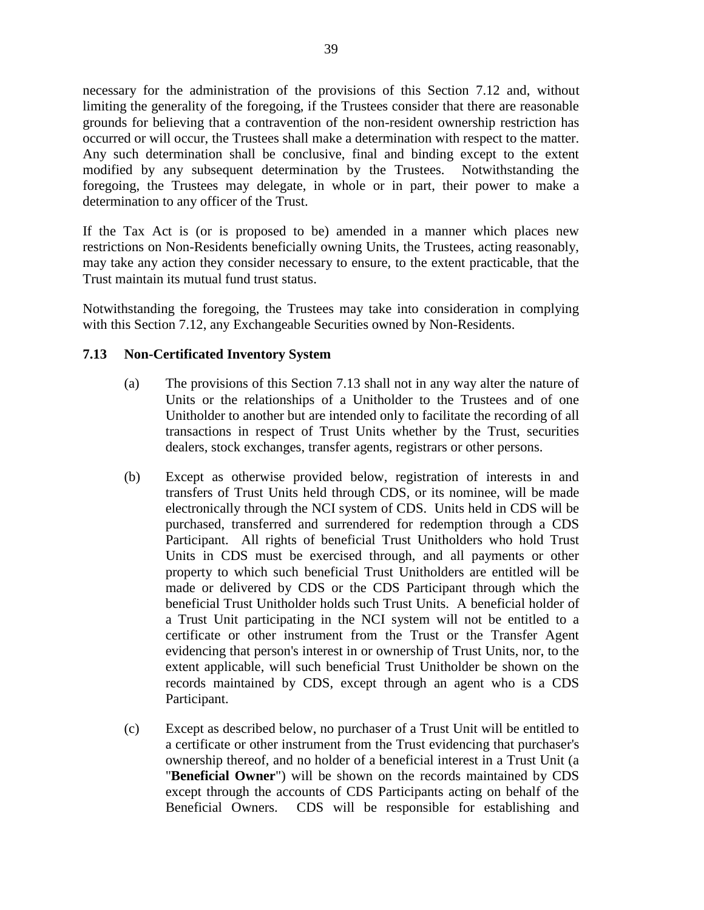necessary for the administration of the provisions of this Section 7.12 and, without limiting the generality of the foregoing, if the Trustees consider that there are reasonable grounds for believing that a contravention of the non-resident ownership restriction has occurred or will occur, the Trustees shall make a determination with respect to the matter. Any such determination shall be conclusive, final and binding except to the extent modified by any subsequent determination by the Trustees. Notwithstanding the foregoing, the Trustees may delegate, in whole or in part, their power to make a determination to any officer of the Trust.

If the Tax Act is (or is proposed to be) amended in a manner which places new restrictions on Non-Residents beneficially owning Units, the Trustees, acting reasonably, may take any action they consider necessary to ensure, to the extent practicable, that the Trust maintain its mutual fund trust status.

Notwithstanding the foregoing, the Trustees may take into consideration in complying with this Section 7.12, any Exchangeable Securities owned by Non-Residents.

### 7.13 Non-Certificated Inventory System

(a) The provisions of this Section 7.13 shall not in any way alter the nature of Units or the relationships of a Unitholder to the Trustees and of one Unitholder to another but are intended only to facilitate the recording of all transactions in respect of Trust Units whether by the Trust, securities dealers, stock exchanges, transfer agents, registrars or other persons.

(b) Except as otherwise provided below, registration of interests in and transfers of Trust Units held through CDS, or its nominee, will be made electronically through the NCI system of CDS. Units held in CDS will be purchased, transferred and surrendered for redemption through a CDS Participant. All rights of beneficial Trust Unitholders who hold Trust Units in CDS must be exercised through, and all payments or other property to which such beneficial Trust Unitholders are entitled will be made or delivered by CDS or the CDS Participant through which the beneficial Trust Unitholder holds such Trust Units. A beneficial holder of a Trust Unit participating in the NCI system will not be entitled to a certificate or other instrument from the Trust or the Transfer Agent evidencing that person's interest in or ownership of Trust Units, nor, to the extent applicable, will such beneficial Trust Unitholder be shown on the records maintained by CDS, except through an agent who is a CDS Participant.

(c) Except as described below, no purchaser of a Trust Unit will be entitled to a certificate or other instrument from the Trust evidencing that purchaser's ownership thereof, and no holder of a beneficial interest in a Trust Unit (a "**Beneficial Owner**") will be shown on the records maintained by CDS except through the accounts of CDS Participants acting on behalf of the Beneficial Owners. CDS will be responsible for establishing and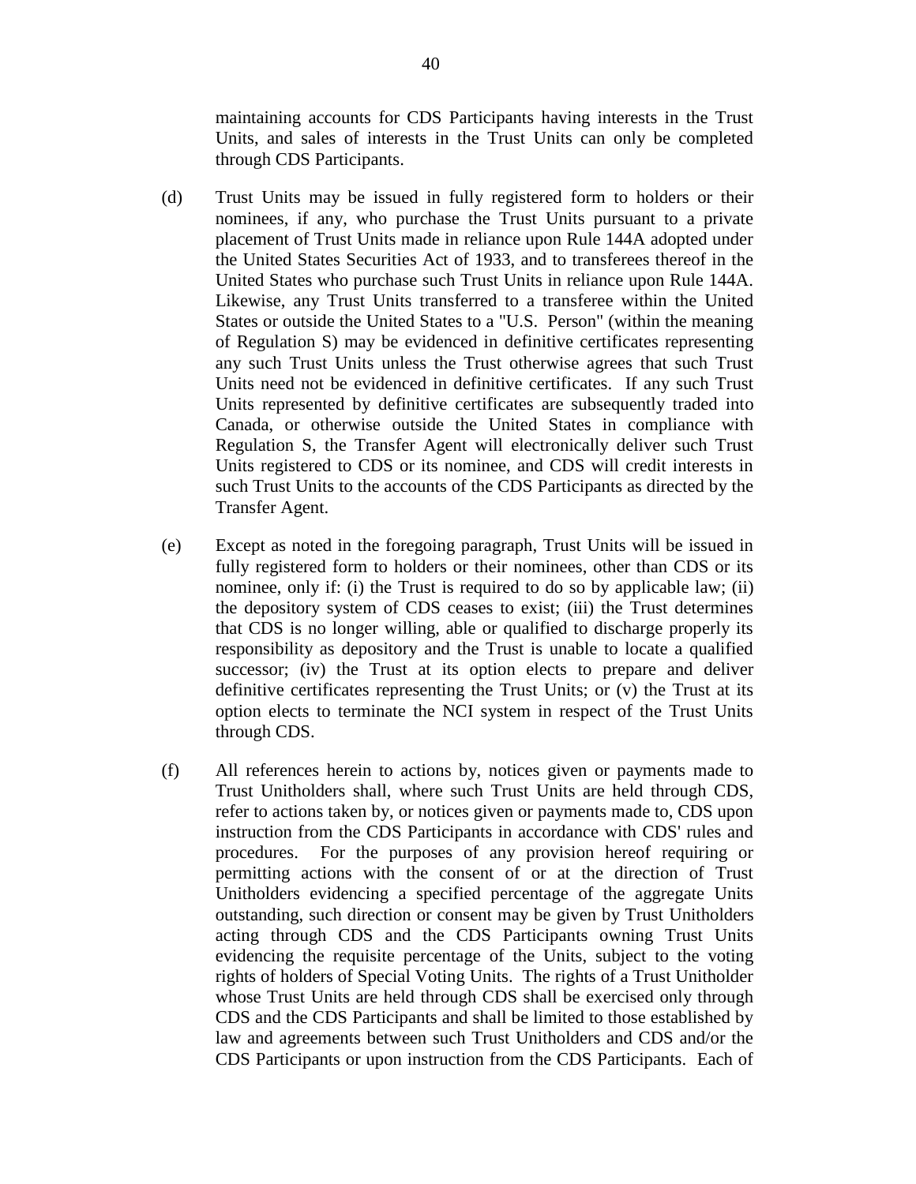maintaining accounts for CDS Participants having interests in the Trust Units, and sales of interests in the Trust Units can only be completed through CDS Participants.

(d) Trust Units may be issued in fully registered form to holders or their nominees, if any, who purchase the Trust Units pursuant to a private placement of Trust Units made in reliance upon Rule 144A adopted under the United States Securities Act of 1933, and to transferees thereof in the United States who purchase such Trust Units in reliance upon Rule 144A. Likewise, any Trust Units transferred to a transferee within the United States or outside the United States to a "U.S. Person" (within the meaning of Regulation S) may be evidenced in definitive certificates representing any such Trust Units unless the Trust otherwise agrees that such Trust Units need not be evidenced in definitive certificates. If any such Trust Units represented by definitive certificates are subsequently traded into Canada, or otherwise outside the United States in compliance with Regulation S, the Transfer Agent will electronically deliver such Trust Units registered to CDS or its nominee, and CDS will credit interests in such Trust Units to the accounts of the CDS Participants as directed by the Transfer Agent.

(e) Except as noted in the foregoing paragraph, Trust Units will be issued in fully registered form to holders or their nominees, other than CDS or its nominee, only if: (i) the Trust is required to do so by applicable law; (ii) the depository system of CDS ceases to exist; (iii) the Trust determines that CDS is no longer willing, able or qualified to discharge properly its responsibility as depository and the Trust is unable to locate a qualified successor; (iv) the Trust at its option elects to prepare and deliver definitive certificates representing the Trust Units; or (v) the Trust at its option elects to terminate the NCI system in respect of the Trust Units through CDS.

(f) All references herein to actions by, notices given or payments made to Trust Unitholders shall, where such Trust Units are held through CDS, refer to actions taken by, or notices given or payments made to, CDS upon instruction from the CDS Participants in accordance with CDS' rules and procedures. For the purposes of any provision hereof requiring or permitting actions with the consent of or at the direction of Trust Unitholders evidencing a specified percentage of the aggregate Units outstanding, such direction or consent may be given by Trust Unitholders acting through CDS and the CDS Participants owning Trust Units evidencing the requisite percentage of the Units, subject to the voting rights of holders of Special Voting Units. The rights of a Trust Unitholder whose Trust Units are held through CDS shall be exercised only through CDS and the CDS Participants and shall be limited to those established by law and agreements between such Trust Unitholders and CDS and/or the CDS Participants or upon instruction from the CDS Participants. Each of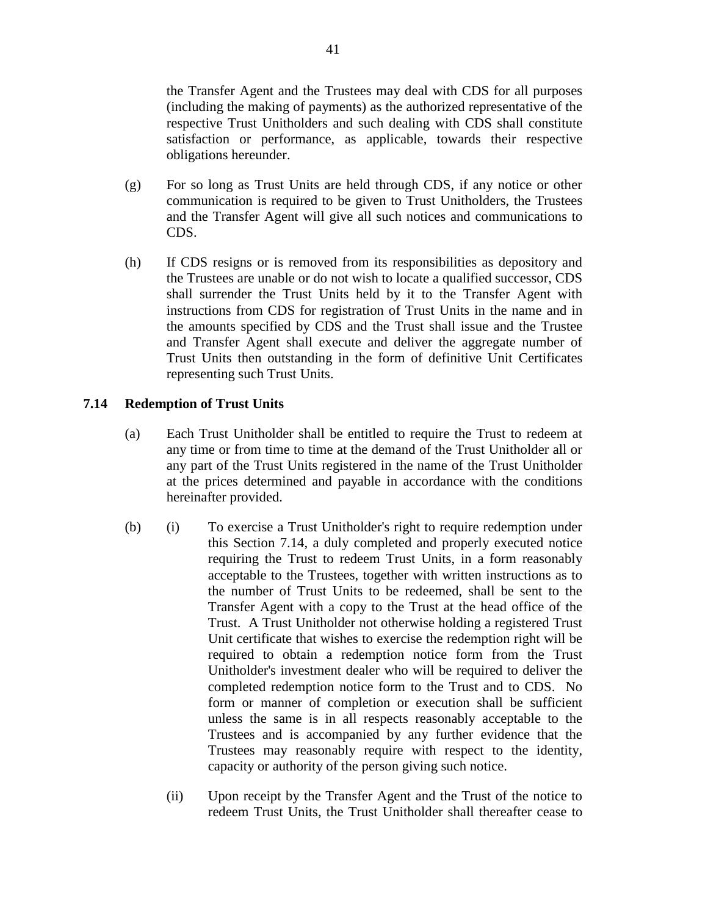the Transfer Agent and the Trustees may deal with CDS for all purposes (including the making of payments) as the authorized representative of the respective Trust Unitholders and such dealing with CDS shall constitute satisfaction or performance, as applicable, towards their respective obligations hereunder.

(g) For so long as Trust Units are held through CDS, if any notice or other communication is required to be given to Trust Unitholders, the Trustees and the Transfer Agent will give all such notices and communications to CDS.

(h) If CDS resigns or is removed from its responsibilities as depository and the Trustees are unable or do not wish to locate a qualified successor, CDS shall surrender the Trust Units held by it to the Transfer Agent with instructions from CDS for registration of Trust Units in the name and in the amounts specified by CDS and the Trust shall issue and the Trustee and Transfer Agent shall execute and deliver the aggregate number of Trust Units then outstanding in the form of definitive Unit Certificates representing such Trust Units.

### 7.14 Redemption of Trust Units

(a) Each Trust Unitholder shall be entitled to require the Trust to redeem at any time or from time to time at the demand of the Trust Unitholder all or any part of the Trust Units registered in the name of the Trust Unitholder at the prices determined and payable in accordance with the conditions hereinafter provided.

(b) (i) To exercise a Trust Unitholder's right to require redemption under this Section 7.14, a duly completed and properly executed notice requiring the Trust to redeem Trust Units, in a form reasonably acceptable to the Trustees, together with written instructions as to the number of Trust Units to be redeemed, shall be sent to the Transfer Agent with a copy to the Trust at the head office of the Trust. A Trust Unitholder not otherwise holding a registered Trust Unit certificate that wishes to exercise the redemption right will be required to obtain a redemption notice form from the Trust Unitholder's investment dealer who will be required to deliver the completed redemption notice form to the Trust and to CDS. No form or manner of completion or execution shall be sufficient unless the same is in all respects reasonably acceptable to the Trustees and is accompanied by any further evidence that the Trustees may reasonably require with respect to the identity, capacity or authority of the person giving such notice.

(ii) Upon receipt by the Transfer Agent and the Trust of the notice to redeem Trust Units, the Trust Unitholder shall thereafter cease to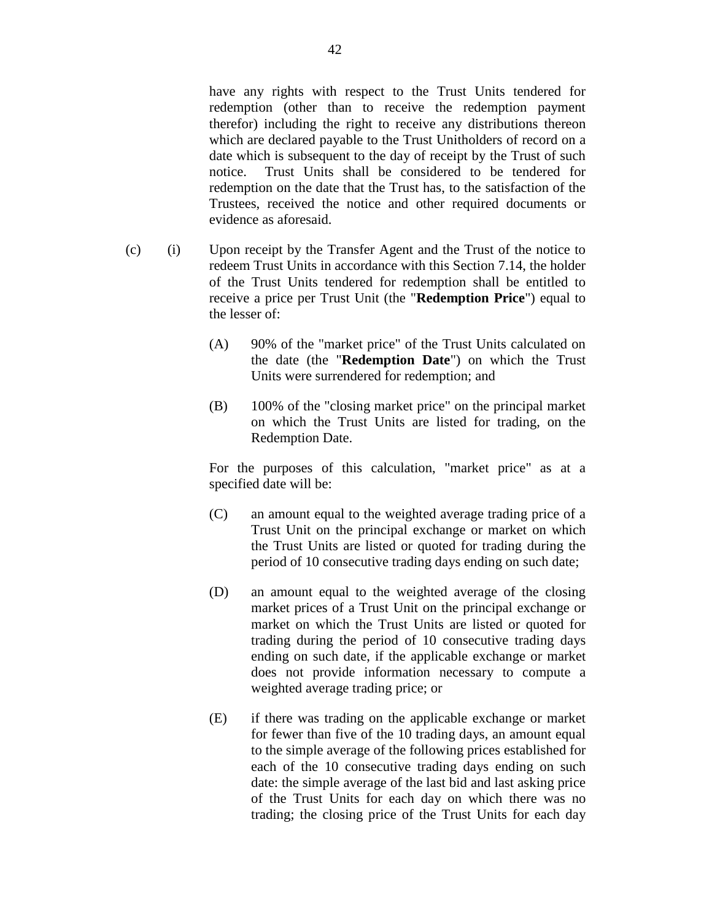have any rights with respect to the Trust Units tendered for redemption (other than to receive the redemption payment therefor) including the right to receive any distributions thereon which are declared payable to the Trust Unitholders of record on a date which is subsequent to the day of receipt by the Trust of such notice. Trust Units shall be considered to be tendered for redemption on the date that the Trust has, to the satisfaction of the Trustees, received the notice and other required documents or evidence as aforesaid.

(c) (i) Upon receipt by the Transfer Agent and the Trust of the notice to redeem Trust Units in accordance with this Section 7.14, the holder of the Trust Units tendered for redemption shall be entitled to receive a price per Trust Unit (the "**Redemption Price**") equal to the lesser of:

(A) 90% of the "market price" of the Trust Units calculated on the date (the "**Redemption Date**") on which the Trust Units were surrendered for redemption; and

(B) 100% of the "closing market price" on the principal market on which the Trust Units are listed for trading, on the Redemption Date.

For the purposes of this calculation, "market price" as at a specified date will be:

(C) an amount equal to the weighted average trading price of a Trust Unit on the principal exchange or market on which the Trust Units are listed or quoted for trading during the period of 10 consecutive trading days ending on such date;

(D) an amount equal to the weighted average of the closing market prices of a Trust Unit on the principal exchange or market on which the Trust Units are listed or quoted for trading during the period of 10 consecutive trading days ending on such date, if the applicable exchange or market does not provide information necessary to compute a weighted average trading price; or

(E) if there was trading on the applicable exchange or market for fewer than five of the 10 trading days, an amount equal to the simple average of the following prices established for each of the 10 consecutive trading days ending on such date: the simple average of the last bid and last asking price of the Trust Units for each day on which there was no trading; the closing price of the Trust Units for each day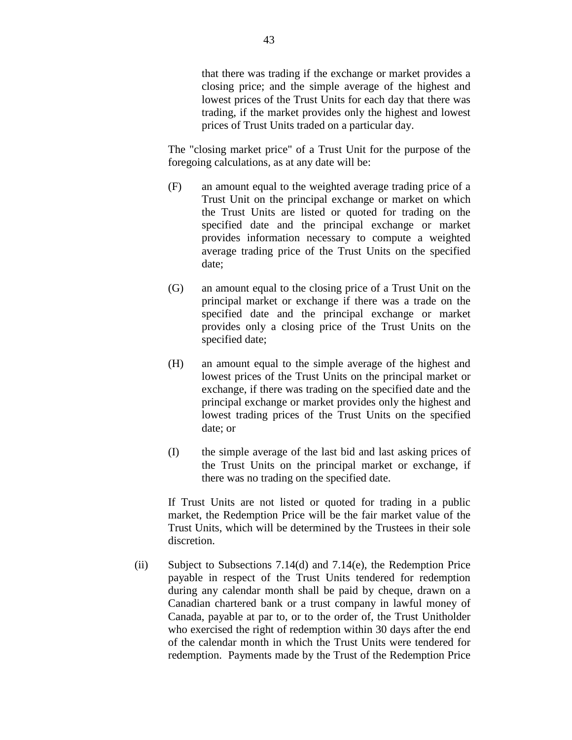that there was trading if the exchange or market provides a closing price; and the simple average of the highest and lowest prices of the Trust Units for each day that there was trading, if the market provides only the highest and lowest prices of Trust Units traded on a particular day.

The "closing market price" of a Trust Unit for the purpose of the foregoing calculations, as at any date will be:

(F) an amount equal to the weighted average trading price of a Trust Unit on the principal exchange or market on which the Trust Units are listed or quoted for trading on the specified date and the principal exchange or market provides information necessary to compute a weighted average trading price of the Trust Units on the specified date;

(G) an amount equal to the closing price of a Trust Unit on the principal market or exchange if there was a trade on the specified date and the principal exchange or market provides only a closing price of the Trust Units on the specified date;

(H) an amount equal to the simple average of the highest and lowest prices of the Trust Units on the principal market or exchange, if there was trading on the specified date and the principal exchange or market provides only the highest and lowest trading prices of the Trust Units on the specified date; or

(I) the simple average of the last bid and last asking prices of the Trust Units on the principal market or exchange, if there was no trading on the specified date.

If Trust Units are not listed or quoted for trading in a public market, the Redemption Price will be the fair market value of the Trust Units, which will be determined by the Trustees in their sole discretion.

(ii) Subject to Subsections 7.14(d) and 7.14(e), the Redemption Price payable in respect of the Trust Units tendered for redemption during any calendar month shall be paid by cheque, drawn on a Canadian chartered bank or a trust company in lawful money of Canada, payable at par to, or to the order of, the Trust Unitholder who exercised the right of redemption within 30 days after the end of the calendar month in which the Trust Units were tendered for redemption. Payments made by the Trust of the Redemption Price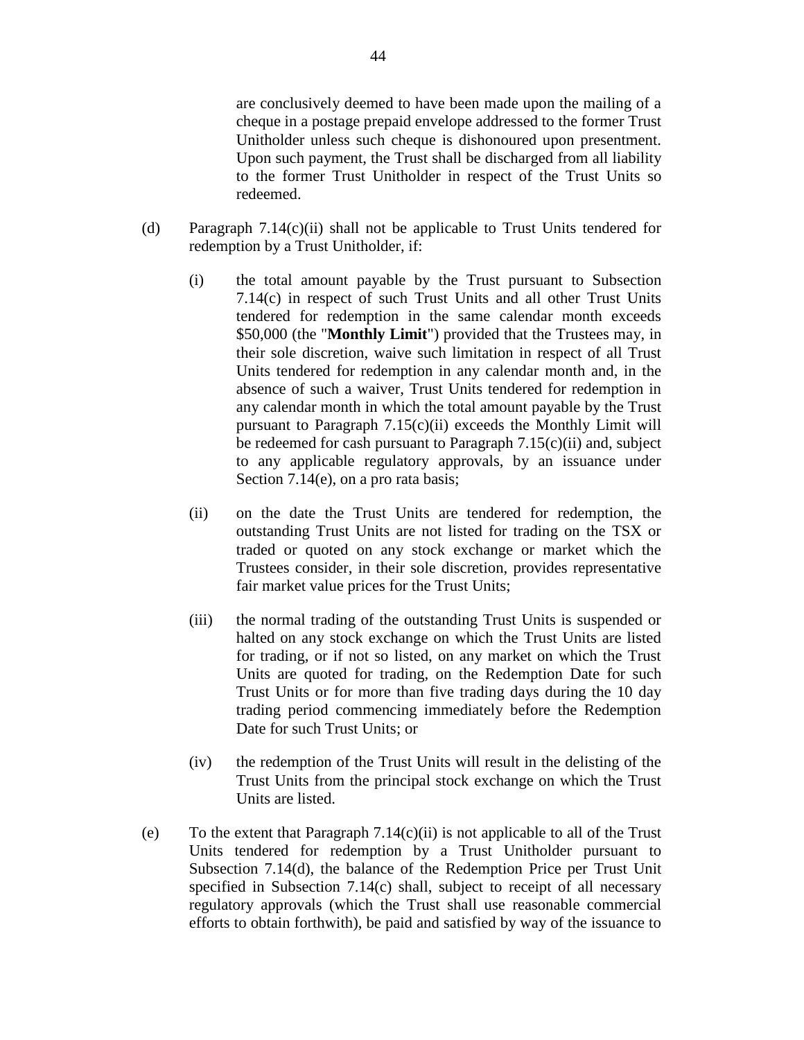are conclusively deemed to have been made upon the mailing of a cheque in a postage prepaid envelope addressed to the former Trust Unitholder unless such cheque is dishonoured upon presentment. Upon such payment, the Trust shall be discharged from all liability to the former Trust Unitholder in respect of the Trust Units so redeemed.

(d) Paragraph 7.14(c)(ii) shall not be applicable to Trust Units tendered for redemption by a Trust Unitholder, if:

(i) the total amount payable by the Trust pursuant to Subsection 7.14(c) in respect of such Trust Units and all other Trust Units tendered for redemption in the same calendar month exceeds $50,000 (the "**Monthly Limit**") provided that the Trustees may, in their sole discretion, waive such limitation in respect of all Trust Units tendered for redemption in any calendar month and, in the absence of such a waiver, Trust Units tendered for redemption in any calendar month in which the total amount payable by the Trust pursuant to Paragraph 7.15(c)(ii) exceeds the Monthly Limit will be redeemed for cash pursuant to Paragraph 7.15(c)(ii) and, subject to any applicable regulatory approvals, by an issuance under Section 7.14(e), on a pro rata basis;

(ii) on the date the Trust Units are tendered for redemption, the outstanding Trust Units are not listed for trading on the TSX or traded or quoted on any stock exchange or market which the Trustees consider, in their sole discretion, provides representative fair market value prices for the Trust Units;

(iii) the normal trading of the outstanding Trust Units is suspended or halted on any stock exchange on which the Trust Units are listed for trading, or if not so listed, on any market on which the Trust Units are quoted for trading, on the Redemption Date for such Trust Units or for more than five trading days during the 10 day trading period commencing immediately before the Redemption Date for such Trust Units; or

(iv) the redemption of the Trust Units will result in the delisting of the Trust Units from the principal stock exchange on which the Trust Units are listed.

(e) To the extent that Paragraph 7.14(c)(ii) is not applicable to all of the Trust Units tendered for redemption by a Trust Unitholder pursuant to Subsection 7.14(d), the balance of the Redemption Price per Trust Unit specified in Subsection 7.14(c) shall, subject to receipt of all necessary regulatory approvals (which the Trust shall use reasonable commercial efforts to obtain forthwith), be paid and satisfied by way of the issuance to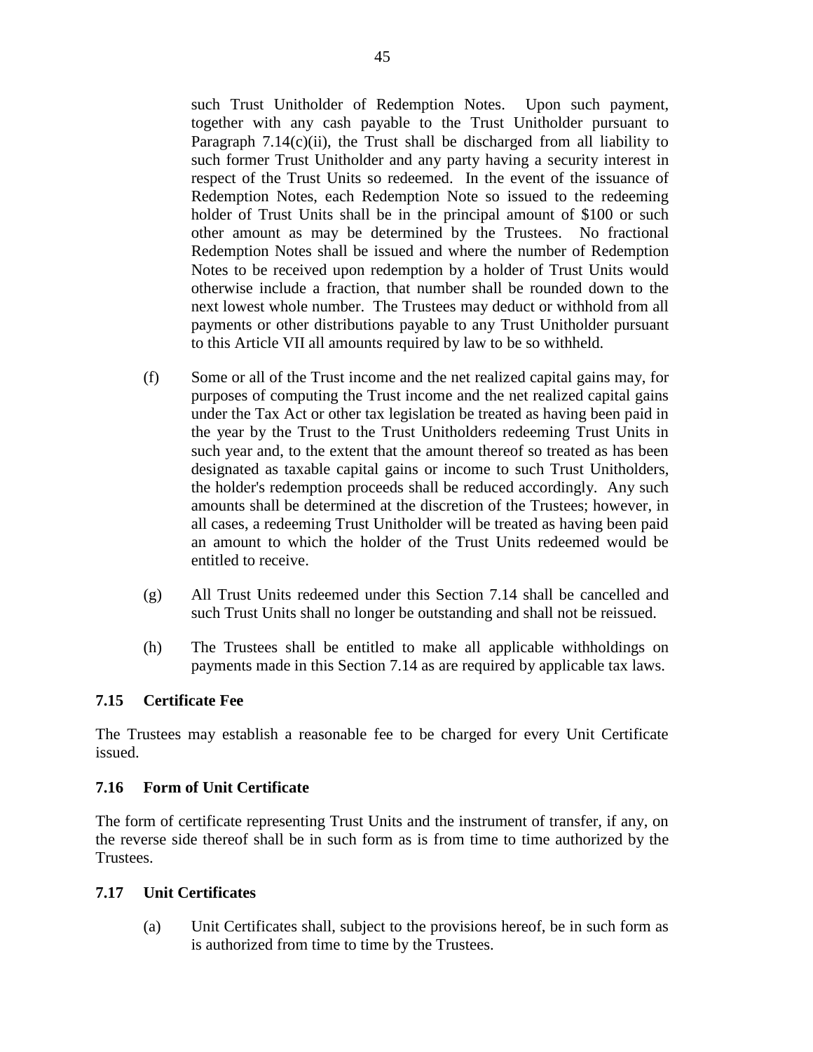such Trust Unitholder of Redemption Notes. Upon such payment, together with any cash payable to the Trust Unitholder pursuant to Paragraph 7.14(c)(ii), the Trust shall be discharged from all liability to such former Trust Unitholder and any party having a security interest in respect of the Trust Units so redeemed. In the event of the issuance of Redemption Notes, each Redemption Note so issued to the redeeming holder of Trust Units shall be in the principal amount of $100 or such other amount as may be determined by the Trustees. No fractional Redemption Notes shall be issued and where the number of Redemption Notes to be received upon redemption by a holder of Trust Units would otherwise include a fraction, that number shall be rounded down to the next lowest whole number. The Trustees may deduct or withhold from all payments or other distributions payable to any Trust Unitholder pursuant to this Article VII all amounts required by law to be so withheld.

(f) Some or all of the Trust income and the net realized capital gains may, for purposes of computing the Trust income and the net realized capital gains under the Tax Act or other tax legislation be treated as having been paid in the year by the Trust to the Trust Unitholders redeeming Trust Units in such year and, to the extent that the amount thereof so treated as has been designated as taxable capital gains or income to such Trust Unitholders, the holder's redemption proceeds shall be reduced accordingly. Any such amounts shall be determined at the discretion of the Trustees; however, in all cases, a redeeming Trust Unitholder will be treated as having been paid an amount to which the holder of the Trust Units redeemed would be entitled to receive.

(g) All Trust Units redeemed under this Section 7.14 shall be cancelled and such Trust Units shall no longer be outstanding and shall not be reissued.

(h) The Trustees shall be entitled to make all applicable withholdings on payments made in this Section 7.14 as are required by applicable tax laws.

### 7.15 Certificate Fee

The Trustees may establish a reasonable fee to be charged for every Unit Certificate issued.

### 7.16 Form of Unit Certificate

The form of certificate representing Trust Units and the instrument of transfer, if any, on the reverse side thereof shall be in such form as is from time to time authorized by the Trustees.

### 7.17 Unit Certificates

(a) Unit Certificates shall, subject to the provisions hereof, be in such form as is authorized from time to time by the Trustees.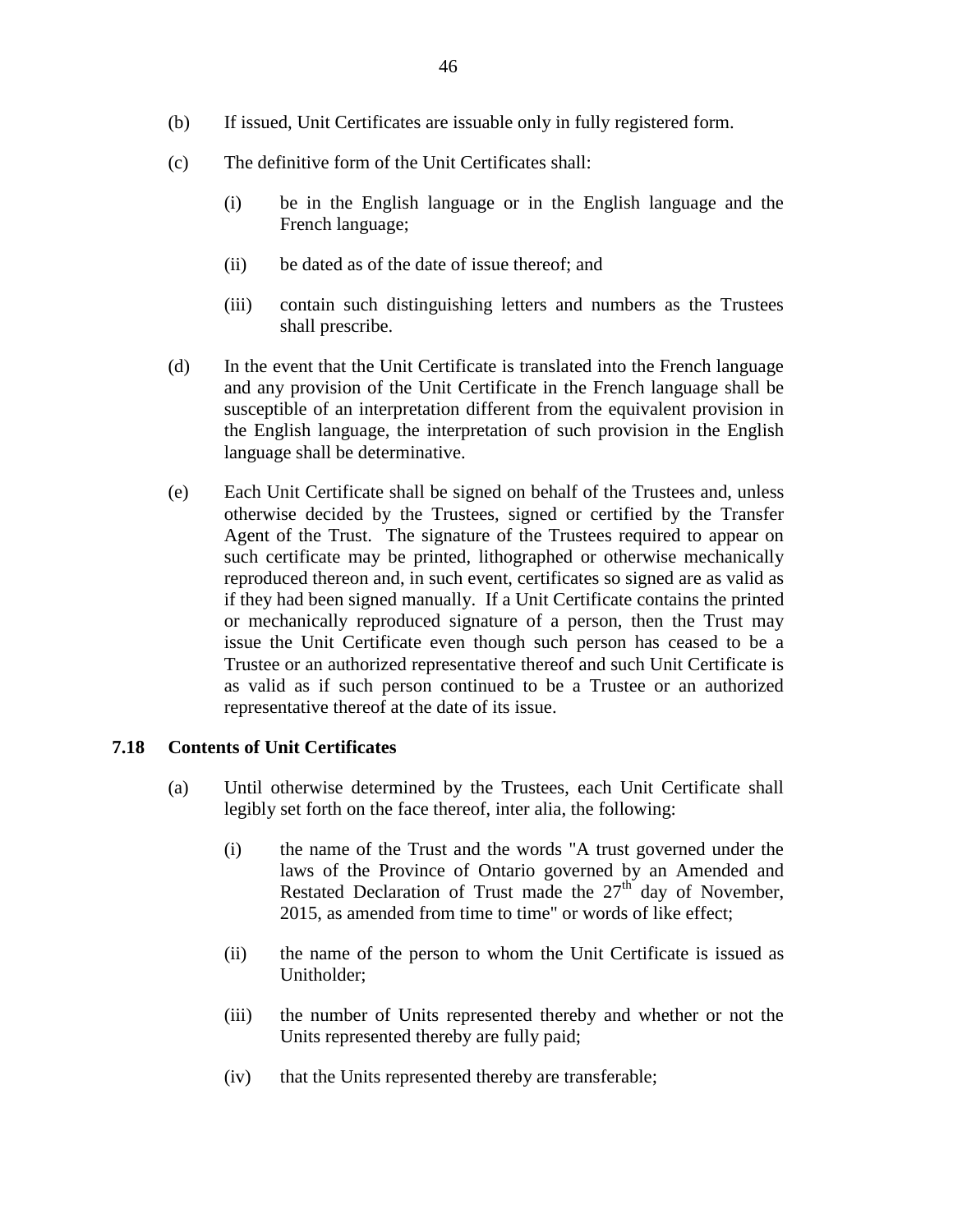(b) If issued, Unit Certificates are issuable only in fully registered form.

(c) The definitive form of the Unit Certificates shall:

  (i) be in the English language or in the English language and the French language;

  (ii) be dated as of the date of issue thereof; and

  (iii) contain such distinguishing letters and numbers as the Trustees shall prescribe.

(d) In the event that the Unit Certificate is translated into the French language and any provision of the Unit Certificate in the French language shall be susceptible of an interpretation different from the equivalent provision in the English language, the interpretation of such provision in the English language shall be determinative.

(e) Each Unit Certificate shall be signed on behalf of the Trustees and, unless otherwise decided by the Trustees, signed or certified by the Transfer Agent of the Trust. The signature of the Trustees required to appear on such certificate may be printed, lithographed or otherwise mechanically reproduced thereon and, in such event, certificates so signed are as valid as if they had been signed manually. If a Unit Certificate contains the printed or mechanically reproduced signature of a person, then the Trust may issue the Unit Certificate even though such person has ceased to be a Trustee or an authorized representative thereof and such Unit Certificate is as valid as if such person continued to be a Trustee or an authorized representative thereof at the date of its issue.

### 7.18 Contents of Unit Certificates

(a) Until otherwise determined by the Trustees, each Unit Certificate shall legibly set forth on the face thereof, inter alia, the following:

  (i) the name of the Trust and the words "A trust governed under the laws of the Province of Ontario governed by an Amended and Restated Declaration of Trust made the 27th day of November, 2015, as amended from time to time" or words of like effect;

  (ii) the name of the person to whom the Unit Certificate is issued as Unitholder;

  (iii) the number of Units represented thereby and whether or not the Units represented thereby are fully paid;

  (iv) that the Units represented thereby are transferable;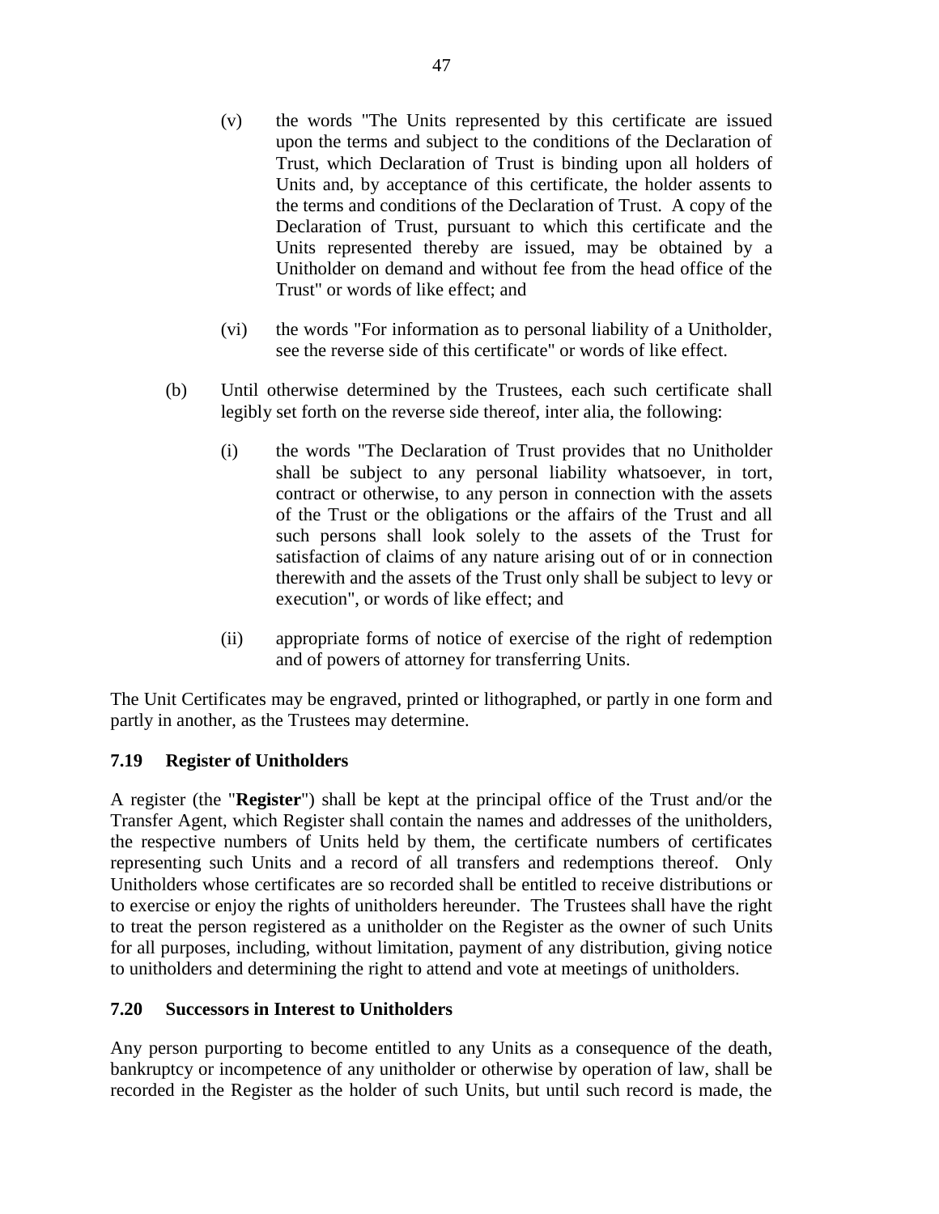(v) the words "The Units represented by this certificate are issued upon the terms and subject to the conditions of the Declaration of Trust, which Declaration of Trust is binding upon all holders of Units and, by acceptance of this certificate, the holder assents to the terms and conditions of the Declaration of Trust. A copy of the Declaration of Trust, pursuant to which this certificate and the Units represented thereby are issued, may be obtained by a Unitholder on demand and without fee from the head office of the Trust" or words of like effect; and

(vi) the words "For information as to personal liability of a Unitholder, see the reverse side of this certificate" or words of like effect.

(b) Until otherwise determined by the Trustees, each such certificate shall legibly set forth on the reverse side thereof, inter alia, the following:

(i) the words "The Declaration of Trust provides that no Unitholder shall be subject to any personal liability whatsoever, in tort, contract or otherwise, to any person in connection with the assets of the Trust or the obligations or the affairs of the Trust and all such persons shall look solely to the assets of the Trust for satisfaction of claims of any nature arising out of or in connection therewith and the assets of the Trust only shall be subject to levy or execution", or words of like effect; and

(ii) appropriate forms of notice of exercise of the right of redemption and of powers of attorney for transferring Units.

The Unit Certificates may be engraved, printed or lithographed, or partly in one form and partly in another, as the Trustees may determine.

### 7.19 Register of Unitholders

A register (the "**Register**") shall be kept at the principal office of the Trust and/or the Transfer Agent, which Register shall contain the names and addresses of the unitholders, the respective numbers of Units held by them, the certificate numbers of certificates representing such Units and a record of all transfers and redemptions thereof. Only Unitholders whose certificates are so recorded shall be entitled to receive distributions or to exercise or enjoy the rights of unitholders hereunder. The Trustees shall have the right to treat the person registered as a unitholder on the Register as the owner of such Units for all purposes, including, without limitation, payment of any distribution, giving notice to unitholders and determining the right to attend and vote at meetings of unitholders.

### 7.20 Successors in Interest to Unitholders

Any person purporting to become entitled to any Units as a consequence of the death, bankruptcy or incompetence of any unitholder or otherwise by operation of law, shall be recorded in the Register as the holder of such Units, but until such record is made, the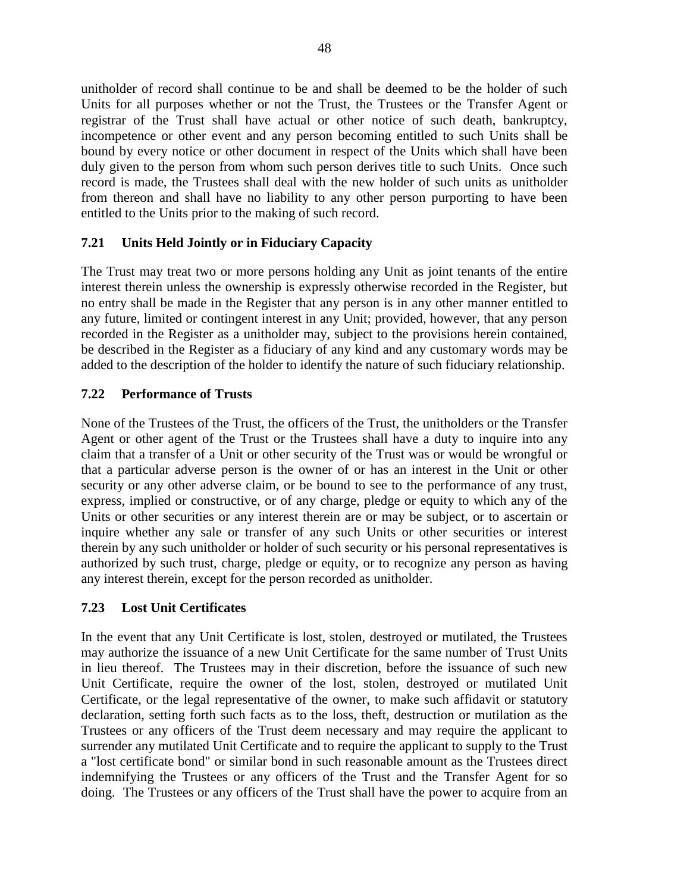unitholder of record shall continue to be and shall be deemed to be the holder of such Units for all purposes whether or not the Trust, the Trustees or the Transfer Agent or registrar of the Trust shall have actual or other notice of such death, bankruptcy, incompetence or other event and any person becoming entitled to such Units shall be bound by every notice or other document in respect of the Units which shall have been duly given to the person from whom such person derives title to such Units. Once such record is made, the Trustees shall deal with the new holder of such units as unitholder from thereon and shall have no liability to any other person purporting to have been entitled to the Units prior to the making of such record.

### 7.21 Units Held Jointly or in Fiduciary Capacity

The Trust may treat two or more persons holding any Unit as joint tenants of the entire interest therein unless the ownership is expressly otherwise recorded in the Register, but no entry shall be made in the Register that any person is in any other manner entitled to any future, limited or contingent interest in any Unit; provided, however, that any person recorded in the Register as a unitholder may, subject to the provisions herein contained, be described in the Register as a fiduciary of any kind and any customary words may be added to the description of the holder to identify the nature of such fiduciary relationship.

### 7.22 Performance of Trusts

None of the Trustees of the Trust, the officers of the Trust, the unitholders or the Transfer Agent or other agent of the Trust or the Trustees shall have a duty to inquire into any claim that a transfer of a Unit or other security of the Trust was or would be wrongful or that a particular adverse person is the owner of or has an interest in the Unit or other security or any other adverse claim, or be bound to see to the performance of any trust, express, implied or constructive, or of any charge, pledge or equity to which any of the Units or other securities or any interest therein are or may be subject, or to ascertain or inquire whether any sale or transfer of any such Units or other securities or interest therein by any such unitholder or holder of such security or his personal representatives is authorized by such trust, charge, pledge or equity, or to recognize any person as having any interest therein, except for the person recorded as unitholder.

### 7.23 Lost Unit Certificates

In the event that any Unit Certificate is lost, stolen, destroyed or mutilated, the Trustees may authorize the issuance of a new Unit Certificate for the same number of Trust Units in lieu thereof. The Trustees may in their discretion, before the issuance of such new Unit Certificate, require the owner of the lost, stolen, destroyed or mutilated Unit Certificate, or the legal representative of the owner, to make such affidavit or statutory declaration, setting forth such facts as to the loss, theft, destruction or mutilation as the Trustees or any officers of the Trust deem necessary and may require the applicant to surrender any mutilated Unit Certificate and to require the applicant to supply to the Trust a "lost certificate bond" or similar bond in such reasonable amount as the Trustees direct indemnifying the Trustees or any officers of the Trust and the Transfer Agent for so doing. The Trustees or any officers of the Trust shall have the power to acquire from an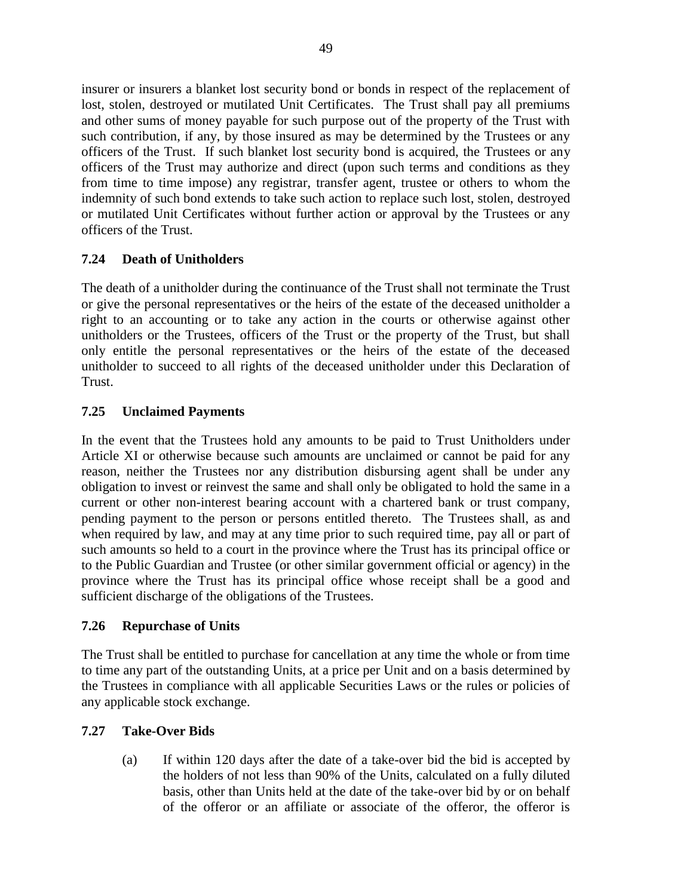insurer or insurers a blanket lost security bond or bonds in respect of the replacement of lost, stolen, destroyed or mutilated Unit Certificates. The Trust shall pay all premiums and other sums of money payable for such purpose out of the property of the Trust with such contribution, if any, by those insured as may be determined by the Trustees or any officers of the Trust. If such blanket lost security bond is acquired, the Trustees or any officers of the Trust may authorize and direct (upon such terms and conditions as they from time to time impose) any registrar, transfer agent, trustee or others to whom the indemnity of such bond extends to take such action to replace such lost, stolen, destroyed or mutilated Unit Certificates without further action or approval by the Trustees or any officers of the Trust.

### 7.24 Death of Unitholders

The death of a unitholder during the continuance of the Trust shall not terminate the Trust or give the personal representatives or the heirs of the estate of the deceased unitholder a right to an accounting or to take any action in the courts or otherwise against other unitholders or the Trustees, officers of the Trust or the property of the Trust, but shall only entitle the personal representatives or the heirs of the estate of the deceased unitholder to succeed to all rights of the deceased unitholder under this Declaration of Trust.

### 7.25 Unclaimed Payments

In the event that the Trustees hold any amounts to be paid to Trust Unitholders under Article XI or otherwise because such amounts are unclaimed or cannot be paid for any reason, neither the Trustees nor any distribution disbursing agent shall be under any obligation to invest or reinvest the same and shall only be obligated to hold the same in a current or other non-interest bearing account with a chartered bank or trust company, pending payment to the person or persons entitled thereto. The Trustees shall, as and when required by law, and may at any time prior to such required time, pay all or part of such amounts so held to a court in the province where the Trust has its principal office or to the Public Guardian and Trustee (or other similar government official or agency) in the province where the Trust has its principal office whose receipt shall be a good and sufficient discharge of the obligations of the Trustees.

### 7.26 Repurchase of Units

The Trust shall be entitled to purchase for cancellation at any time the whole or from time to time any part of the outstanding Units, at a price per Unit and on a basis determined by the Trustees in compliance with all applicable Securities Laws or the rules or policies of any applicable stock exchange.

### 7.27 Take-Over Bids

(a) If within 120 days after the date of a take-over bid the bid is accepted by the holders of not less than 90% of the Units, calculated on a fully diluted basis, other than Units held at the date of the take-over bid by or on behalf of the offeror or an affiliate or associate of the offeror, the offeror is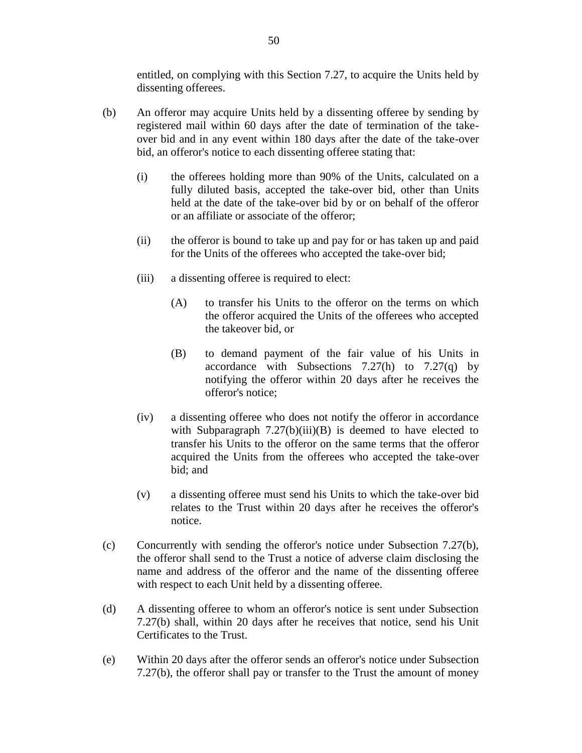entitled, on complying with this Section 7.27, to acquire the Units held by dissenting offerees.

(b) An offeror may acquire Units held by a dissenting offeree by sending by registered mail within 60 days after the date of termination of the take-over bid and in any event within 180 days after the date of the take-over bid, an offeror's notice to each dissenting offeree stating that:

(i) the offerees holding more than 90% of the Units, calculated on a fully diluted basis, accepted the take-over bid, other than Units held at the date of the take-over bid by or on behalf of the offeror or an affiliate or associate of the offeror;

(ii) the offeror is bound to take up and pay for or has taken up and paid for the Units of the offerees who accepted the take-over bid;

(iii) a dissenting offeree is required to elect:

(A) to transfer his Units to the offeror on the terms on which the offeror acquired the Units of the offerees who accepted the takeover bid, or

(B) to demand payment of the fair value of his Units in accordance with Subsections 7.27(h) to 7.27(q) by notifying the offeror within 20 days after he receives the offeror's notice;

(iv) a dissenting offeree who does not notify the offeror in accordance with Subparagraph 7.27(b)(iii)(B) is deemed to have elected to transfer his Units to the offeror on the same terms that the offeror acquired the Units from the offerees who accepted the take-over bid; and

(v) a dissenting offeree must send his Units to which the take-over bid relates to the Trust within 20 days after he receives the offeror's notice.

(c) Concurrently with sending the offeror's notice under Subsection 7.27(b), the offeror shall send to the Trust a notice of adverse claim disclosing the name and address of the offeror and the name of the dissenting offeree with respect to each Unit held by a dissenting offeree.

(d) A dissenting offeree to whom an offeror's notice is sent under Subsection 7.27(b) shall, within 20 days after he receives that notice, send his Unit Certificates to the Trust.

(e) Within 20 days after the offeror sends an offeror's notice under Subsection 7.27(b), the offeror shall pay or transfer to the Trust the amount of money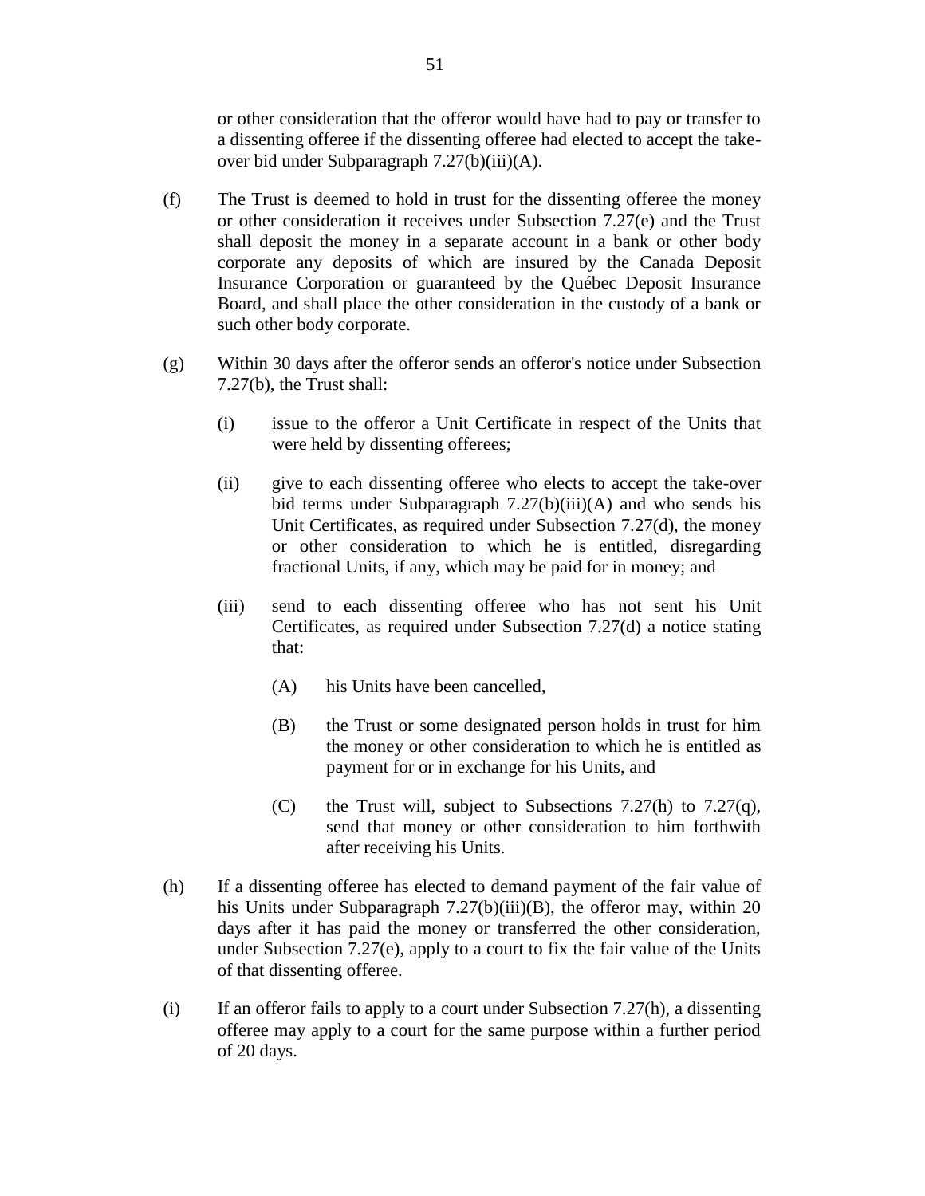or other consideration that the offeror would have had to pay or transfer to a dissenting offeree if the dissenting offeree had elected to accept the take-over bid under Subparagraph 7.27(b)(iii)(A).

(f) The Trust is deemed to hold in trust for the dissenting offeree the money or other consideration it receives under Subsection 7.27(e) and the Trust shall deposit the money in a separate account in a bank or other body corporate any deposits of which are insured by the Canada Deposit Insurance Corporation or guaranteed by the Québec Deposit Insurance Board, and shall place the other consideration in the custody of a bank or such other body corporate.

(g) Within 30 days after the offeror sends an offeror's notice under Subsection 7.27(b), the Trust shall:

(i) issue to the offeror a Unit Certificate in respect of the Units that were held by dissenting offerees;

(ii) give to each dissenting offeree who elects to accept the take-over bid terms under Subparagraph 7.27(b)(iii)(A) and who sends his Unit Certificates, as required under Subsection 7.27(d), the money or other consideration to which he is entitled, disregarding fractional Units, if any, which may be paid for in money; and

(iii) send to each dissenting offeree who has not sent his Unit Certificates, as required under Subsection 7.27(d) a notice stating that:

(A) his Units have been cancelled,

(B) the Trust or some designated person holds in trust for him the money or other consideration to which he is entitled as payment for or in exchange for his Units, and

(C) the Trust will, subject to Subsections 7.27(h) to 7.27(q), send that money or other consideration to him forthwith after receiving his Units.

(h) If a dissenting offeree has elected to demand payment of the fair value of his Units under Subparagraph 7.27(b)(iii)(B), the offeror may, within 20 days after it has paid the money or transferred the other consideration, under Subsection 7.27(e), apply to a court to fix the fair value of the Units of that dissenting offeree.

(i) If an offeror fails to apply to a court under Subsection 7.27(h), a dissenting offeree may apply to a court for the same purpose within a further period of 20 days.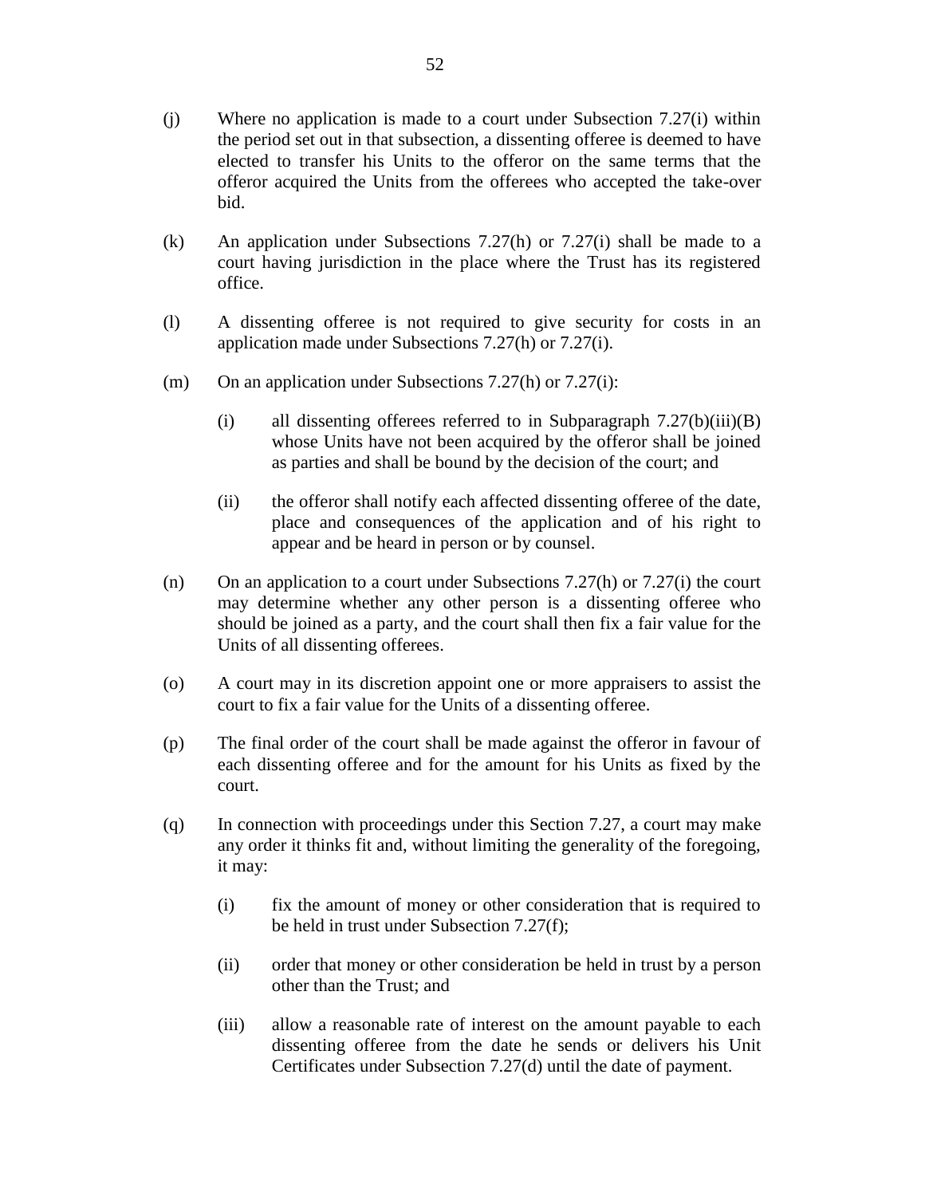(j) Where no application is made to a court under Subsection 7.27(i) within the period set out in that subsection, a dissenting offeree is deemed to have elected to transfer his Units to the offeror on the same terms that the offeror acquired the Units from the offerees who accepted the take-over bid.

(k) An application under Subsections 7.27(h) or 7.27(i) shall be made to a court having jurisdiction in the place where the Trust has its registered office.

(l) A dissenting offeree is not required to give security for costs in an application made under Subsections 7.27(h) or 7.27(i).

(m) On an application under Subsections 7.27(h) or 7.27(i):

   (i) all dissenting offerees referred to in Subparagraph 7.27(b)(iii)(B) whose Units have not been acquired by the offeror shall be joined as parties and shall be bound by the decision of the court; and

   (ii) the offeror shall notify each affected dissenting offeree of the date, place and consequences of the application and of his right to appear and be heard in person or by counsel.

(n) On an application to a court under Subsections 7.27(h) or 7.27(i) the court may determine whether any other person is a dissenting offeree who should be joined as a party, and the court shall then fix a fair value for the Units of all dissenting offerees.

(o) A court may in its discretion appoint one or more appraisers to assist the court to fix a fair value for the Units of a dissenting offeree.

(p) The final order of the court shall be made against the offeror in favour of each dissenting offeree and for the amount for his Units as fixed by the court.

(q) In connection with proceedings under this Section 7.27, a court may make any order it thinks fit and, without limiting the generality of the foregoing, it may:

   (i) fix the amount of money or other consideration that is required to be held in trust under Subsection 7.27(f);

   (ii) order that money or other consideration be held in trust by a person other than the Trust; and

   (iii) allow a reasonable rate of interest on the amount payable to each dissenting offeree from the date he sends or delivers his Unit Certificates under Subsection 7.27(d) until the date of payment.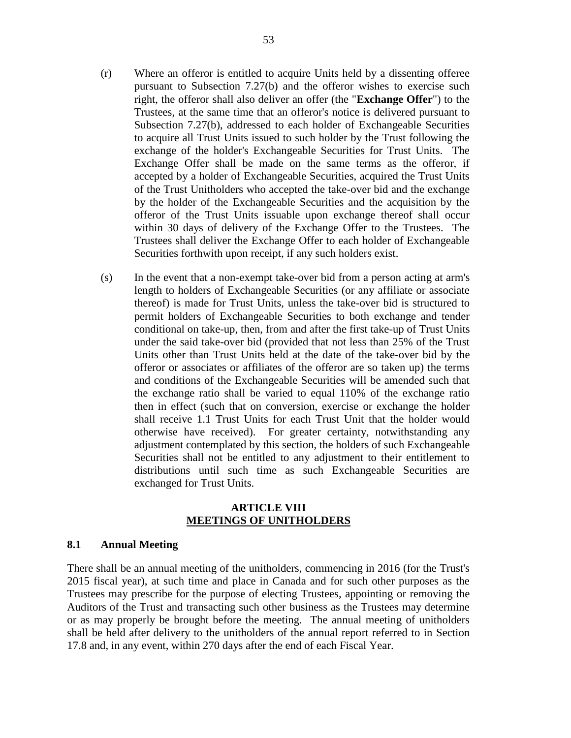(r) Where an offeror is entitled to acquire Units held by a dissenting offeree pursuant to Subsection 7.27(b) and the offeror wishes to exercise such right, the offeror shall also deliver an offer (the "**Exchange Offer**") to the Trustees, at the same time that an offeror's notice is delivered pursuant to Subsection 7.27(b), addressed to each holder of Exchangeable Securities to acquire all Trust Units issued to such holder by the Trust following the exchange of the holder's Exchangeable Securities for Trust Units. The Exchange Offer shall be made on the same terms as the offeror, if accepted by a holder of Exchangeable Securities, acquired the Trust Units of the Trust Unitholders who accepted the take-over bid and the exchange by the holder of the Exchangeable Securities and the acquisition by the offeror of the Trust Units issuable upon exchange thereof shall occur within 30 days of delivery of the Exchange Offer to the Trustees. The Trustees shall deliver the Exchange Offer to each holder of Exchangeable Securities forthwith upon receipt, if any such holders exist.

(s) In the event that a non-exempt take-over bid from a person acting at arm's length to holders of Exchangeable Securities (or any affiliate or associate thereof) is made for Trust Units, unless the take-over bid is structured to permit holders of Exchangeable Securities to both exchange and tender conditional on take-up, then, from and after the first take-up of Trust Units under the said take-over bid (provided that not less than 25% of the Trust Units other than Trust Units held at the date of the take-over bid by the offeror or associates or affiliates of the offeror are so taken up) the terms and conditions of the Exchangeable Securities will be amended such that the exchange ratio shall be varied to equal 110% of the exchange ratio then in effect (such that on conversion, exercise or exchange the holder shall receive 1.1 Trust Units for each Trust Unit that the holder would otherwise have received). For greater certainty, notwithstanding any adjustment contemplated by this section, the holders of such Exchangeable Securities shall not be entitled to any adjustment to their entitlement to distributions until such time as such Exchangeable Securities are exchanged for Trust Units.

# ARTICLE VIII
# MEETINGS OF UNITHOLDERS

## 8.1 Annual Meeting

There shall be an annual meeting of the unitholders, commencing in 2016 (for the Trust's 2015 fiscal year), at such time and place in Canada and for such other purposes as the Trustees may prescribe for the purpose of electing Trustees, appointing or removing the Auditors of the Trust and transacting such other business as the Trustees may determine or as may properly be brought before the meeting. The annual meeting of unitholders shall be held after delivery to the unitholders of the annual report referred to in Section 17.8 and, in any event, within 270 days after the end of each Fiscal Year.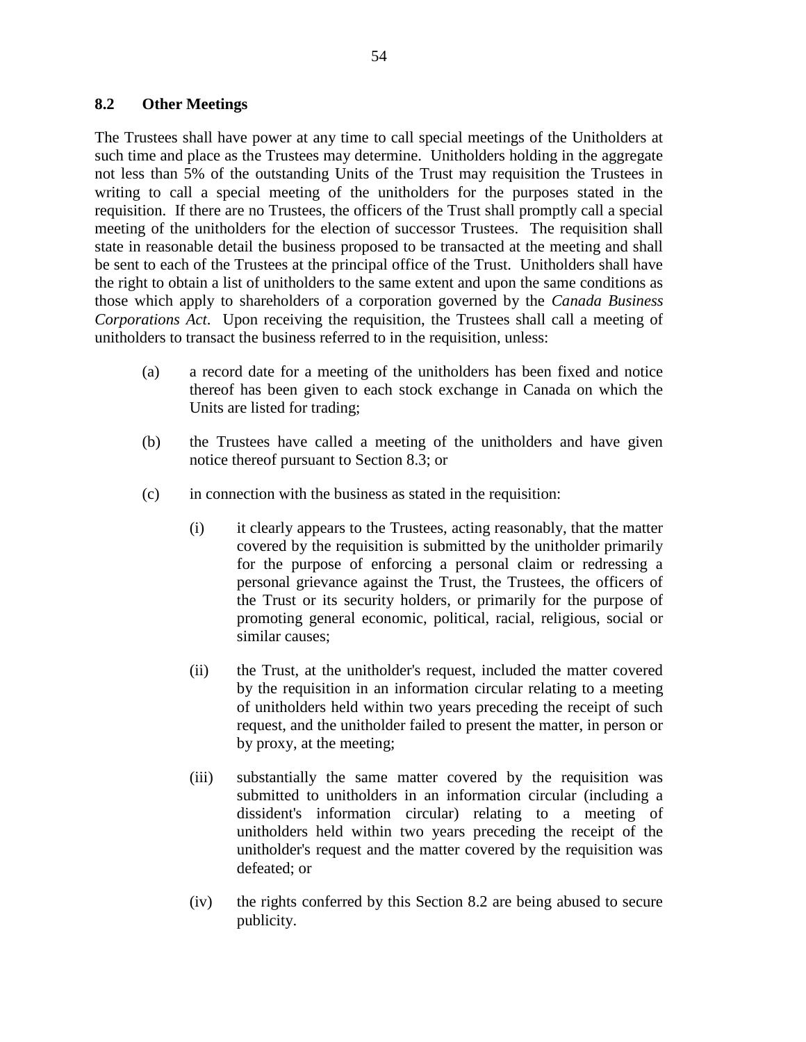## 8.2 Other Meetings

The Trustees shall have power at any time to call special meetings of the Unitholders at such time and place as the Trustees may determine. Unitholders holding in the aggregate not less than 5% of the outstanding Units of the Trust may requisition the Trustees in writing to call a special meeting of the unitholders for the purposes stated in the requisition. If there are no Trustees, the officers of the Trust shall promptly call a special meeting of the unitholders for the election of successor Trustees. The requisition shall state in reasonable detail the business proposed to be transacted at the meeting and shall be sent to each of the Trustees at the principal office of the Trust. Unitholders shall have the right to obtain a list of unitholders to the same extent and upon the same conditions as those which apply to shareholders of a corporation governed by the *Canada Business Corporations Act*. Upon receiving the requisition, the Trustees shall call a meeting of unitholders to transact the business referred to in the requisition, unless:

(a) a record date for a meeting of the unitholders has been fixed and notice thereof has been given to each stock exchange in Canada on which the Units are listed for trading;

(b) the Trustees have called a meeting of the unitholders and have given notice thereof pursuant to Section 8.3; or

(c) in connection with the business as stated in the requisition:

   (i) it clearly appears to the Trustees, acting reasonably, that the matter covered by the requisition is submitted by the unitholder primarily for the purpose of enforcing a personal claim or redressing a personal grievance against the Trust, the Trustees, the officers of the Trust or its security holders, or primarily for the purpose of promoting general economic, political, racial, religious, social or similar causes;

   (ii) the Trust, at the unitholder's request, included the matter covered by the requisition in an information circular relating to a meeting of unitholders held within two years preceding the receipt of such request, and the unitholder failed to present the matter, in person or by proxy, at the meeting;

   (iii) substantially the same matter covered by the requisition was submitted to unitholders in an information circular (including a dissident's information circular) relating to a meeting of unitholders held within two years preceding the receipt of the unitholder's request and the matter covered by the requisition was defeated; or

   (iv) the rights conferred by this Section 8.2 are being abused to secure publicity.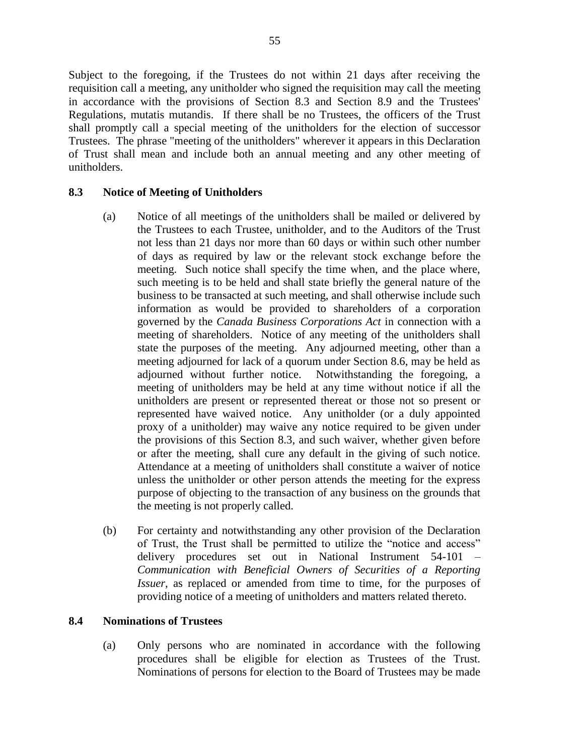Subject to the foregoing, if the Trustees do not within 21 days after receiving the requisition call a meeting, any unitholder who signed the requisition may call the meeting in accordance with the provisions of Section 8.3 and Section 8.9 and the Trustees' Regulations, mutatis mutandis. If there shall be no Trustees, the officers of the Trust shall promptly call a special meeting of the unitholders for the election of successor Trustees. The phrase "meeting of the unitholders" wherever it appears in this Declaration of Trust shall mean and include both an annual meeting and any other meeting of unitholders.

### 8.3 Notice of Meeting of Unitholders

(a) Notice of all meetings of the unitholders shall be mailed or delivered by the Trustees to each Trustee, unitholder, and to the Auditors of the Trust not less than 21 days nor more than 60 days or within such other number of days as required by law or the relevant stock exchange before the meeting. Such notice shall specify the time when, and the place where, such meeting is to be held and shall state briefly the general nature of the business to be transacted at such meeting, and shall otherwise include such information as would be provided to shareholders of a corporation governed by the *Canada Business Corporations Act* in connection with a meeting of shareholders. Notice of any meeting of the unitholders shall state the purposes of the meeting. Any adjourned meeting, other than a meeting adjourned for lack of a quorum under Section 8.6, may be held as adjourned without further notice. Notwithstanding the foregoing, a meeting of unitholders may be held at any time without notice if all the unitholders are present or represented thereat or those not so present or represented have waived notice. Any unitholder (or a duly appointed proxy of a unitholder) may waive any notice required to be given under the provisions of this Section 8.3, and such waiver, whether given before or after the meeting, shall cure any default in the giving of such notice. Attendance at a meeting of unitholders shall constitute a waiver of notice unless the unitholder or other person attends the meeting for the express purpose of objecting to the transaction of any business on the grounds that the meeting is not properly called.

(b) For certainty and notwithstanding any other provision of the Declaration of Trust, the Trust shall be permitted to utilize the "notice and access" delivery procedures set out in National Instrument 54-101 – *Communication with Beneficial Owners of Securities of a Reporting Issuer*, as replaced or amended from time to time, for the purposes of providing notice of a meeting of unitholders and matters related thereto.

### 8.4 Nominations of Trustees

(a) Only persons who are nominated in accordance with the following procedures shall be eligible for election as Trustees of the Trust. Nominations of persons for election to the Board of Trustees may be made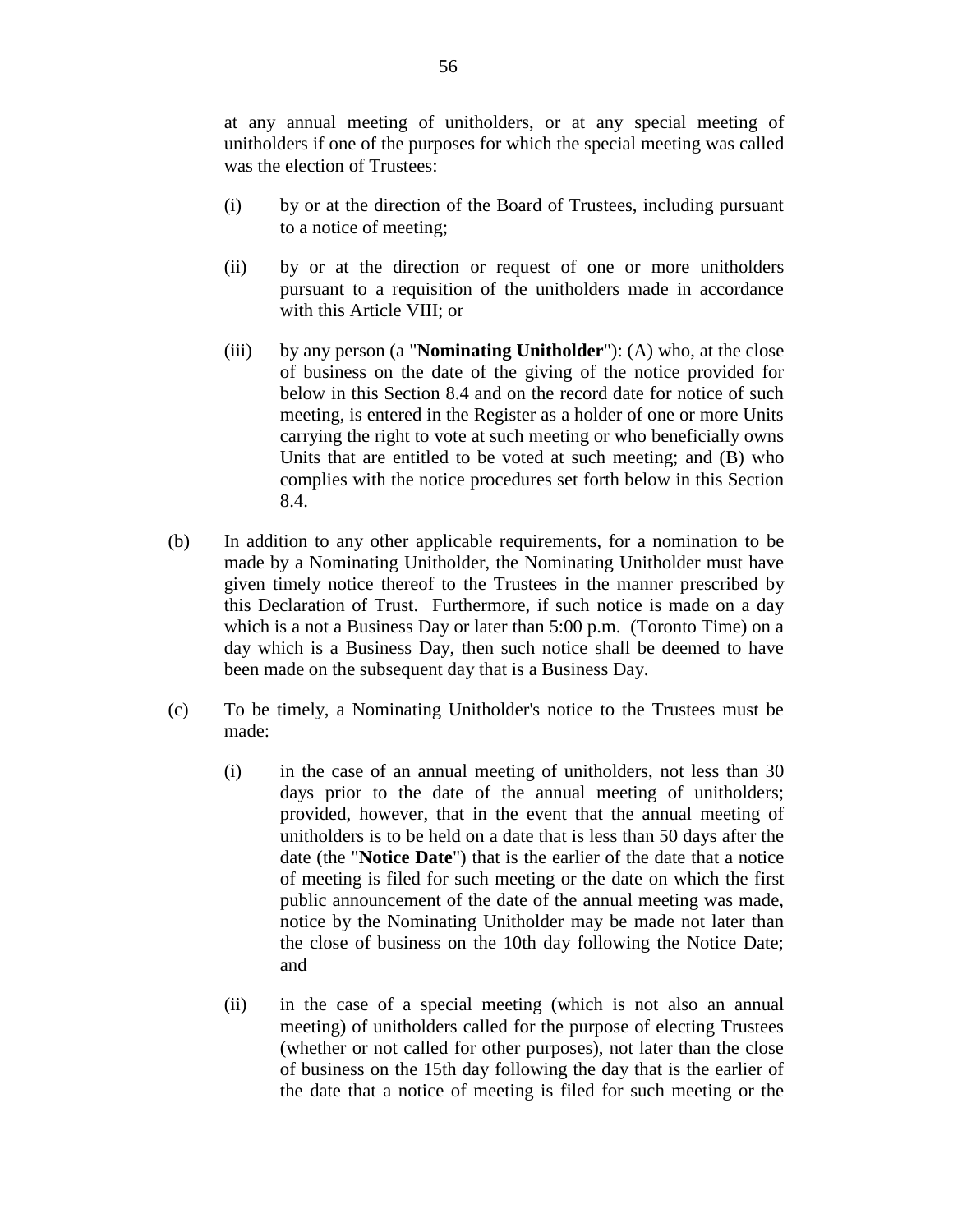at any annual meeting of unitholders, or at any special meeting of unitholders if one of the purposes for which the special meeting was called was the election of Trustees:

(i) by or at the direction of the Board of Trustees, including pursuant to a notice of meeting;

(ii) by or at the direction or request of one or more unitholders pursuant to a requisition of the unitholders made in accordance with this Article VIII; or

(iii) by any person (a "**Nominating Unitholder**"): (A) who, at the close of business on the date of the giving of the notice provided for below in this Section 8.4 and on the record date for notice of such meeting, is entered in the Register as a holder of one or more Units carrying the right to vote at such meeting or who beneficially owns Units that are entitled to be voted at such meeting; and (B) who complies with the notice procedures set forth below in this Section 8.4.

(b) In addition to any other applicable requirements, for a nomination to be made by a Nominating Unitholder, the Nominating Unitholder must have given timely notice thereof to the Trustees in the manner prescribed by this Declaration of Trust. Furthermore, if such notice is made on a day which is a not a Business Day or later than 5:00 p.m. (Toronto Time) on a day which is a Business Day, then such notice shall be deemed to have been made on the subsequent day that is a Business Day.

(c) To be timely, a Nominating Unitholder's notice to the Trustees must be made:

(i) in the case of an annual meeting of unitholders, not less than 30 days prior to the date of the annual meeting of unitholders; provided, however, that in the event that the annual meeting of unitholders is to be held on a date that is less than 50 days after the date (the "**Notice Date**") that is the earlier of the date that a notice of meeting is filed for such meeting or the date on which the first public announcement of the date of the annual meeting was made, notice by the Nominating Unitholder may be made not later than the close of business on the 10th day following the Notice Date; and

(ii) in the case of a special meeting (which is not also an annual meeting) of unitholders called for the purpose of electing Trustees (whether or not called for other purposes), not later than the close of business on the 15th day following the day that is the earlier of the date that a notice of meeting is filed for such meeting or the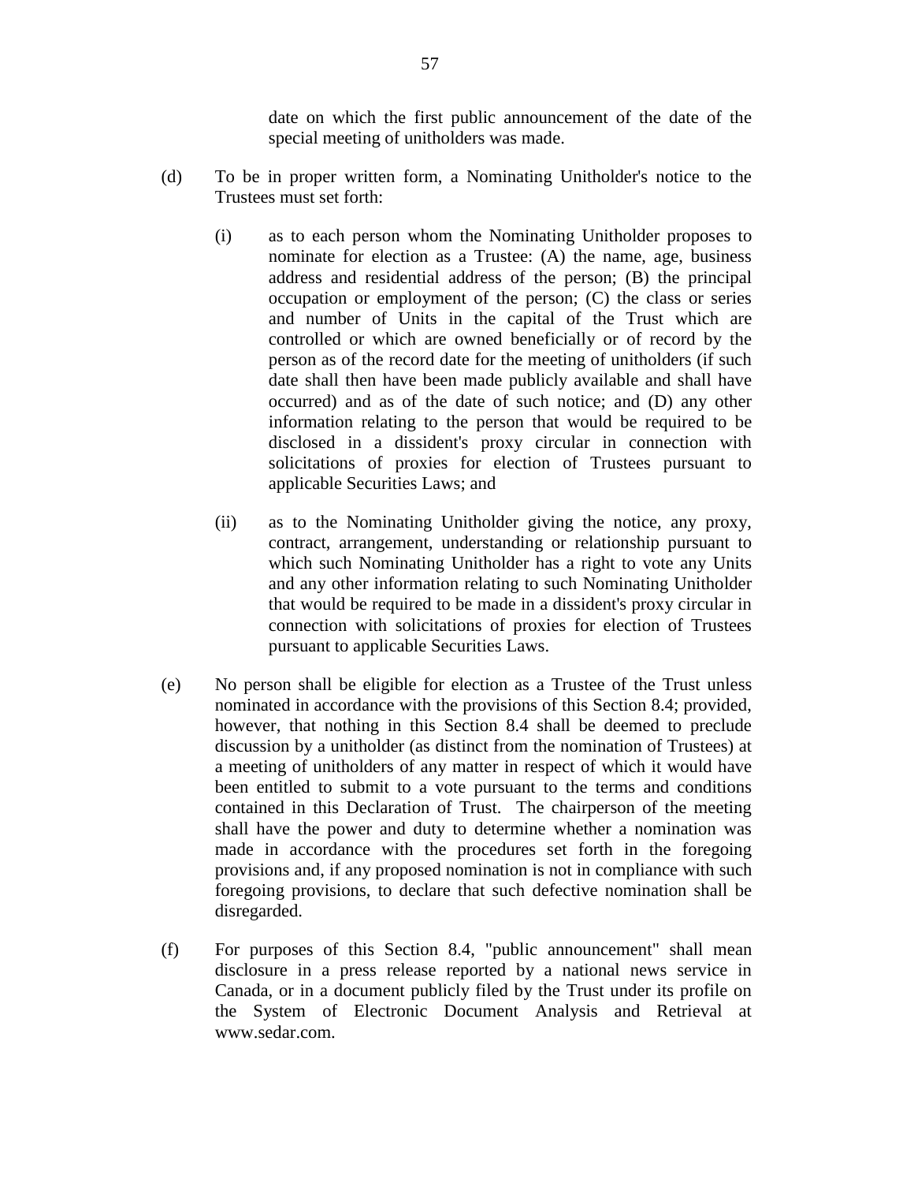date on which the first public announcement of the date of the special meeting of unitholders was made.

(d) To be in proper written form, a Nominating Unitholder's notice to the Trustees must set forth:

(i) as to each person whom the Nominating Unitholder proposes to nominate for election as a Trustee: (A) the name, age, business address and residential address of the person; (B) the principal occupation or employment of the person; (C) the class or series and number of Units in the capital of the Trust which are controlled or which are owned beneficially or of record by the person as of the record date for the meeting of unitholders (if such date shall then have been made publicly available and shall have occurred) and as of the date of such notice; and (D) any other information relating to the person that would be required to be disclosed in a dissident's proxy circular in connection with solicitations of proxies for election of Trustees pursuant to applicable Securities Laws; and

(ii) as to the Nominating Unitholder giving the notice, any proxy, contract, arrangement, understanding or relationship pursuant to which such Nominating Unitholder has a right to vote any Units and any other information relating to such Nominating Unitholder that would be required to be made in a dissident's proxy circular in connection with solicitations of proxies for election of Trustees pursuant to applicable Securities Laws.

(e) No person shall be eligible for election as a Trustee of the Trust unless nominated in accordance with the provisions of this Section 8.4; provided, however, that nothing in this Section 8.4 shall be deemed to preclude discussion by a unitholder (as distinct from the nomination of Trustees) at a meeting of unitholders of any matter in respect of which it would have been entitled to submit to a vote pursuant to the terms and conditions contained in this Declaration of Trust. The chairperson of the meeting shall have the power and duty to determine whether a nomination was made in accordance with the procedures set forth in the foregoing provisions and, if any proposed nomination is not in compliance with such foregoing provisions, to declare that such defective nomination shall be disregarded.

(f) For purposes of this Section 8.4, "public announcement" shall mean disclosure in a press release reported by a national news service in Canada, or in a document publicly filed by the Trust under its profile on the System of Electronic Document Analysis and Retrieval at www.sedar.com.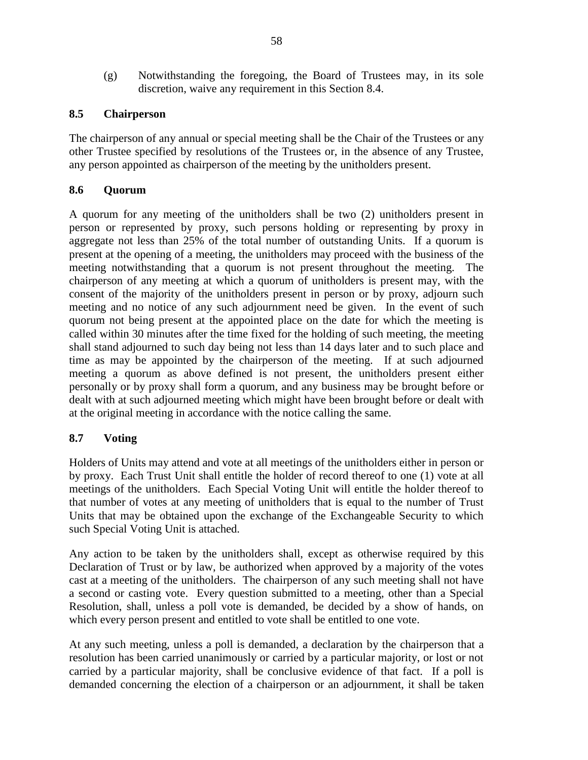(g) Notwithstanding the foregoing, the Board of Trustees may, in its sole discretion, waive any requirement in this Section 8.4.

### 8.5 Chairperson

The chairperson of any annual or special meeting shall be the Chair of the Trustees or any other Trustee specified by resolutions of the Trustees or, in the absence of any Trustee, any person appointed as chairperson of the meeting by the unitholders present.

### 8.6 Quorum

A quorum for any meeting of the unitholders shall be two (2) unitholders present in person or represented by proxy, such persons holding or representing by proxy in aggregate not less than 25% of the total number of outstanding Units. If a quorum is present at the opening of a meeting, the unitholders may proceed with the business of the meeting notwithstanding that a quorum is not present throughout the meeting. The chairperson of any meeting at which a quorum of unitholders is present may, with the consent of the majority of the unitholders present in person or by proxy, adjourn such meeting and no notice of any such adjournment need be given. In the event of such quorum not being present at the appointed place on the date for which the meeting is called within 30 minutes after the time fixed for the holding of such meeting, the meeting shall stand adjourned to such day being not less than 14 days later and to such place and time as may be appointed by the chairperson of the meeting. If at such adjourned meeting a quorum as above defined is not present, the unitholders present either personally or by proxy shall form a quorum, and any business may be brought before or dealt with at such adjourned meeting which might have been brought before or dealt with at the original meeting in accordance with the notice calling the same.

### 8.7 Voting

Holders of Units may attend and vote at all meetings of the unitholders either in person or by proxy. Each Trust Unit shall entitle the holder of record thereof to one (1) vote at all meetings of the unitholders. Each Special Voting Unit will entitle the holder thereof to that number of votes at any meeting of unitholders that is equal to the number of Trust Units that may be obtained upon the exchange of the Exchangeable Security to which such Special Voting Unit is attached.

Any action to be taken by the unitholders shall, except as otherwise required by this Declaration of Trust or by law, be authorized when approved by a majority of the votes cast at a meeting of the unitholders. The chairperson of any such meeting shall not have a second or casting vote. Every question submitted to a meeting, other than a Special Resolution, shall, unless a poll vote is demanded, be decided by a show of hands, on which every person present and entitled to vote shall be entitled to one vote.

At any such meeting, unless a poll is demanded, a declaration by the chairperson that a resolution has been carried unanimously or carried by a particular majority, or lost or not carried by a particular majority, shall be conclusive evidence of that fact. If a poll is demanded concerning the election of a chairperson or an adjournment, it shall be taken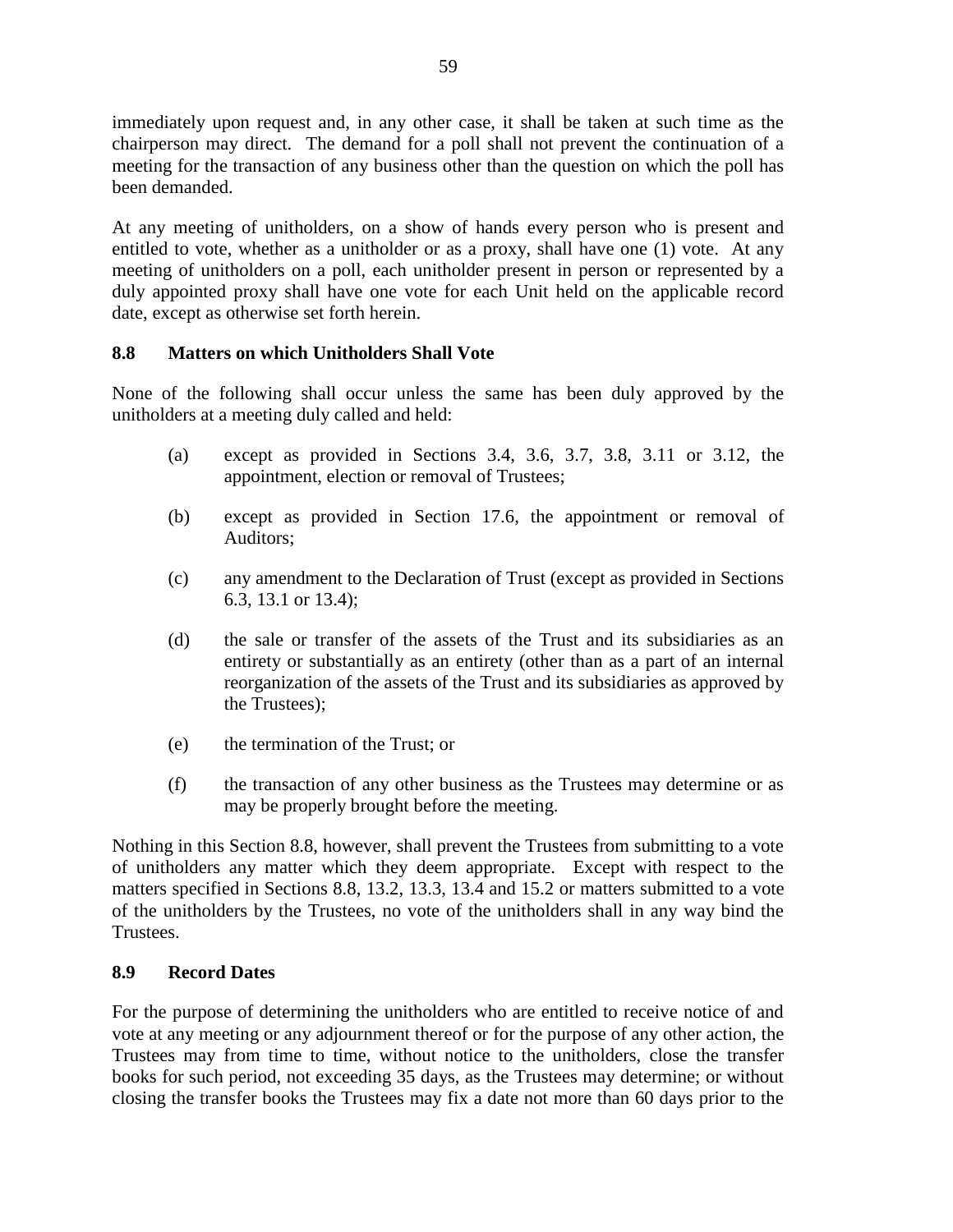immediately upon request and, in any other case, it shall be taken at such time as the chairperson may direct. The demand for a poll shall not prevent the continuation of a meeting for the transaction of any business other than the question on which the poll has been demanded.

At any meeting of unitholders, on a show of hands every person who is present and entitled to vote, whether as a unitholder or as a proxy, shall have one (1) vote. At any meeting of unitholders on a poll, each unitholder present in person or represented by a duly appointed proxy shall have one vote for each Unit held on the applicable record date, except as otherwise set forth herein.

### 8.8 Matters on which Unitholders Shall Vote

None of the following shall occur unless the same has been duly approved by the unitholders at a meeting duly called and held:

(a) except as provided in Sections 3.4, 3.6, 3.7, 3.8, 3.11 or 3.12, the appointment, election or removal of Trustees;

(b) except as provided in Section 17.6, the appointment or removal of Auditors;

(c) any amendment to the Declaration of Trust (except as provided in Sections 6.3, 13.1 or 13.4);

(d) the sale or transfer of the assets of the Trust and its subsidiaries as an entirety or substantially as an entirety (other than as a part of an internal reorganization of the assets of the Trust and its subsidiaries as approved by the Trustees);

(e) the termination of the Trust; or

(f) the transaction of any other business as the Trustees may determine or as may be properly brought before the meeting.

Nothing in this Section 8.8, however, shall prevent the Trustees from submitting to a vote of unitholders any matter which they deem appropriate. Except with respect to the matters specified in Sections 8.8, 13.2, 13.3, 13.4 and 15.2 or matters submitted to a vote of the unitholders by the Trustees, no vote of the unitholders shall in any way bind the Trustees.

### 8.9 Record Dates

For the purpose of determining the unitholders who are entitled to receive notice of and vote at any meeting or any adjournment thereof or for the purpose of any other action, the Trustees may from time to time, without notice to the unitholders, close the transfer books for such period, not exceeding 35 days, as the Trustees may determine; or without closing the transfer books the Trustees may fix a date not more than 60 days prior to the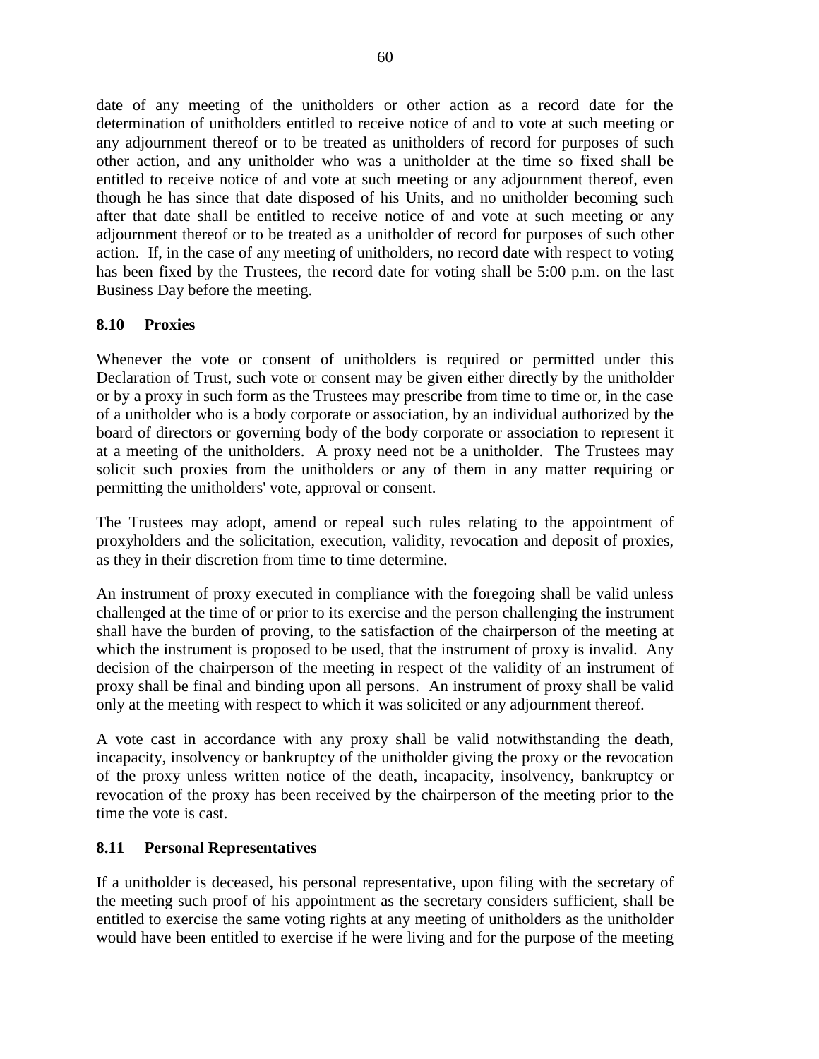date of any meeting of the unitholders or other action as a record date for the determination of unitholders entitled to receive notice of and to vote at such meeting or any adjournment thereof or to be treated as unitholders of record for purposes of such other action, and any unitholder who was a unitholder at the time so fixed shall be entitled to receive notice of and vote at such meeting or any adjournment thereof, even though he has since that date disposed of his Units, and no unitholder becoming such after that date shall be entitled to receive notice of and vote at such meeting or any adjournment thereof or to be treated as a unitholder of record for purposes of such other action. If, in the case of any meeting of unitholders, no record date with respect to voting has been fixed by the Trustees, the record date for voting shall be 5:00 p.m. on the last Business Day before the meeting.

### 8.10 Proxies

Whenever the vote or consent of unitholders is required or permitted under this Declaration of Trust, such vote or consent may be given either directly by the unitholder or by a proxy in such form as the Trustees may prescribe from time to time or, in the case of a unitholder who is a body corporate or association, by an individual authorized by the board of directors or governing body of the body corporate or association to represent it at a meeting of the unitholders. A proxy need not be a unitholder. The Trustees may solicit such proxies from the unitholders or any of them in any matter requiring or permitting the unitholders' vote, approval or consent.

The Trustees may adopt, amend or repeal such rules relating to the appointment of proxyholders and the solicitation, execution, validity, revocation and deposit of proxies, as they in their discretion from time to time determine.

An instrument of proxy executed in compliance with the foregoing shall be valid unless challenged at the time of or prior to its exercise and the person challenging the instrument shall have the burden of proving, to the satisfaction of the chairperson of the meeting at which the instrument is proposed to be used, that the instrument of proxy is invalid. Any decision of the chairperson of the meeting in respect of the validity of an instrument of proxy shall be final and binding upon all persons. An instrument of proxy shall be valid only at the meeting with respect to which it was solicited or any adjournment thereof.

A vote cast in accordance with any proxy shall be valid notwithstanding the death, incapacity, insolvency or bankruptcy of the unitholder giving the proxy or the revocation of the proxy unless written notice of the death, incapacity, insolvency, bankruptcy or revocation of the proxy has been received by the chairperson of the meeting prior to the time the vote is cast.

### 8.11 Personal Representatives

If a unitholder is deceased, his personal representative, upon filing with the secretary of the meeting such proof of his appointment as the secretary considers sufficient, shall be entitled to exercise the same voting rights at any meeting of unitholders as the unitholder would have been entitled to exercise if he were living and for the purpose of the meeting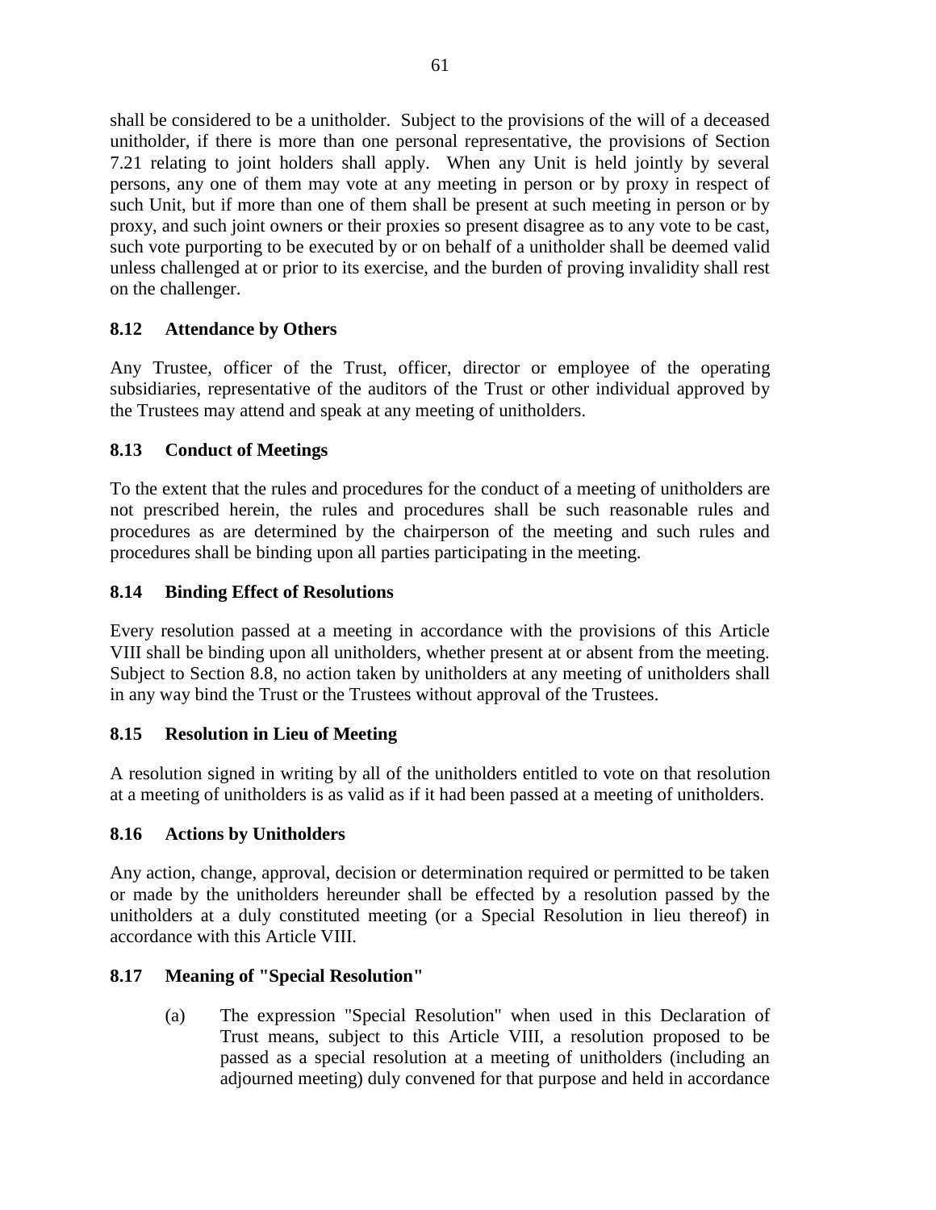shall be considered to be a unitholder. Subject to the provisions of the will of a deceased unitholder, if there is more than one personal representative, the provisions of Section 7.21 relating to joint holders shall apply. When any Unit is held jointly by several persons, any one of them may vote at any meeting in person or by proxy in respect of such Unit, but if more than one of them shall be present at such meeting in person or by proxy, and such joint owners or their proxies so present disagree as to any vote to be cast, such vote purporting to be executed by or on behalf of a unitholder shall be deemed valid unless challenged at or prior to its exercise, and the burden of proving invalidity shall rest on the challenger.

### 8.12 Attendance by Others

Any Trustee, officer of the Trust, officer, director or employee of the operating subsidiaries, representative of the auditors of the Trust or other individual approved by the Trustees may attend and speak at any meeting of unitholders.

### 8.13 Conduct of Meetings

To the extent that the rules and procedures for the conduct of a meeting of unitholders are not prescribed herein, the rules and procedures shall be such reasonable rules and procedures as are determined by the chairperson of the meeting and such rules and procedures shall be binding upon all parties participating in the meeting.

### 8.14 Binding Effect of Resolutions

Every resolution passed at a meeting in accordance with the provisions of this Article VIII shall be binding upon all unitholders, whether present at or absent from the meeting. Subject to Section 8.8, no action taken by unitholders at any meeting of unitholders shall in any way bind the Trust or the Trustees without approval of the Trustees.

### 8.15 Resolution in Lieu of Meeting

A resolution signed in writing by all of the unitholders entitled to vote on that resolution at a meeting of unitholders is as valid as if it had been passed at a meeting of unitholders.

### 8.16 Actions by Unitholders

Any action, change, approval, decision or determination required or permitted to be taken or made by the unitholders hereunder shall be effected by a resolution passed by the unitholders at a duly constituted meeting (or a Special Resolution in lieu thereof) in accordance with this Article VIII.

### 8.17 Meaning of "Special Resolution"

(a) The expression "Special Resolution" when used in this Declaration of Trust means, subject to this Article VIII, a resolution proposed to be passed as a special resolution at a meeting of unitholders (including an adjourned meeting) duly convened for that purpose and held in accordance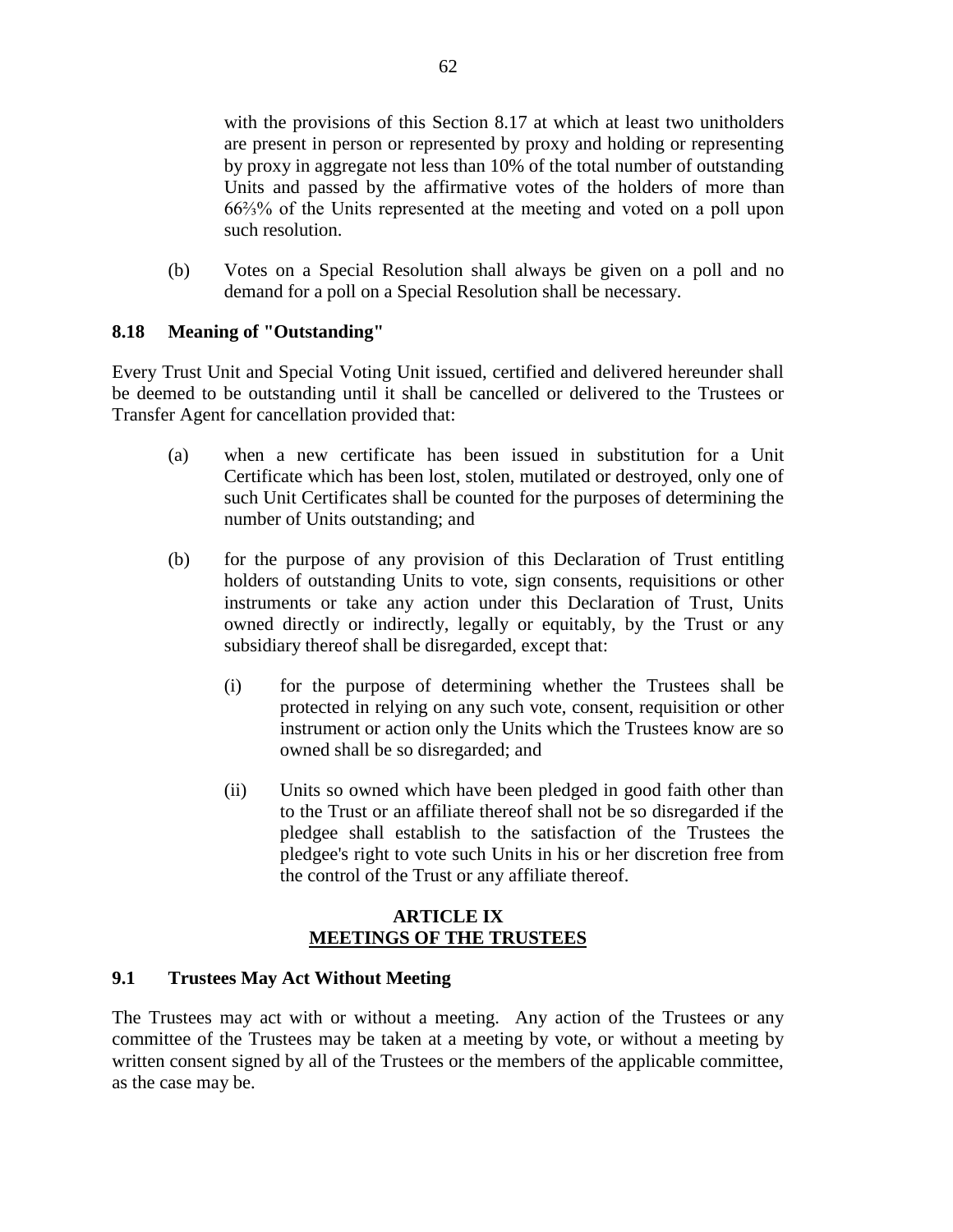with the provisions of this Section 8.17 at which at least two unitholders are present in person or represented by proxy and holding or representing by proxy in aggregate not less than 10% of the total number of outstanding Units and passed by the affirmative votes of the holders of more than 66⅔% of the Units represented at the meeting and voted on a poll upon such resolution.

(b) Votes on a Special Resolution shall always be given on a poll and no demand for a poll on a Special Resolution shall be necessary.

### 8.18 Meaning of "Outstanding"

Every Trust Unit and Special Voting Unit issued, certified and delivered hereunder shall be deemed to be outstanding until it shall be cancelled or delivered to the Trustees or Transfer Agent for cancellation provided that:

(a) when a new certificate has been issued in substitution for a Unit Certificate which has been lost, stolen, mutilated or destroyed, only one of such Unit Certificates shall be counted for the purposes of determining the number of Units outstanding; and

(b) for the purpose of any provision of this Declaration of Trust entitling holders of outstanding Units to vote, sign consents, requisitions or other instruments or take any action under this Declaration of Trust, Units owned directly or indirectly, legally or equitably, by the Trust or any subsidiary thereof shall be disregarded, except that:

(i) for the purpose of determining whether the Trustees shall be protected in relying on any such vote, consent, requisition or other instrument or action only the Units which the Trustees know are so owned shall be so disregarded; and

(ii) Units so owned which have been pledged in good faith other than to the Trust or an affiliate thereof shall not be so disregarded if the pledgee shall establish to the satisfaction of the Trustees the pledgee's right to vote such Units in his or her discretion free from the control of the Trust or any affiliate thereof.

## ARTICLE IX
## MEETINGS OF THE TRUSTEES

### 9.1 Trustees May Act Without Meeting

The Trustees may act with or without a meeting. Any action of the Trustees or any committee of the Trustees may be taken at a meeting by vote, or without a meeting by written consent signed by all of the Trustees or the members of the applicable committee, as the case may be.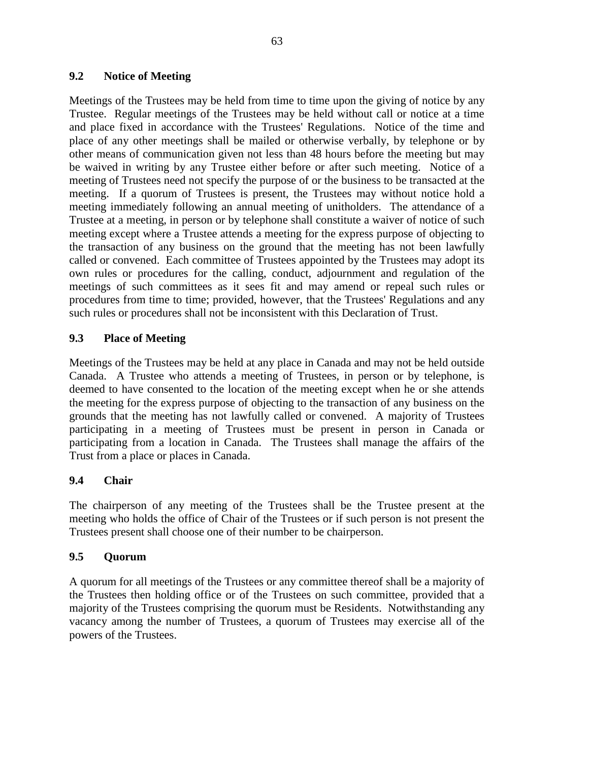## 9.2 Notice of Meeting

Meetings of the Trustees may be held from time to time upon the giving of notice by any Trustee. Regular meetings of the Trustees may be held without call or notice at a time and place fixed in accordance with the Trustees' Regulations. Notice of the time and place of any other meetings shall be mailed or otherwise verbally, by telephone or by other means of communication given not less than 48 hours before the meeting but may be waived in writing by any Trustee either before or after such meeting. Notice of a meeting of Trustees need not specify the purpose of or the business to be transacted at the meeting. If a quorum of Trustees is present, the Trustees may without notice hold a meeting immediately following an annual meeting of unitholders. The attendance of a Trustee at a meeting, in person or by telephone shall constitute a waiver of notice of such meeting except where a Trustee attends a meeting for the express purpose of objecting to the transaction of any business on the ground that the meeting has not been lawfully called or convened. Each committee of Trustees appointed by the Trustees may adopt its own rules or procedures for the calling, conduct, adjournment and regulation of the meetings of such committees as it sees fit and may amend or repeal such rules or procedures from time to time; provided, however, that the Trustees' Regulations and any such rules or procedures shall not be inconsistent with this Declaration of Trust.

## 9.3 Place of Meeting

Meetings of the Trustees may be held at any place in Canada and may not be held outside Canada. A Trustee who attends a meeting of Trustees, in person or by telephone, is deemed to have consented to the location of the meeting except when he or she attends the meeting for the express purpose of objecting to the transaction of any business on the grounds that the meeting has not lawfully called or convened. A majority of Trustees participating in a meeting of Trustees must be present in person in Canada or participating from a location in Canada. The Trustees shall manage the affairs of the Trust from a place or places in Canada.

## 9.4 Chair

The chairperson of any meeting of the Trustees shall be the Trustee present at the meeting who holds the office of Chair of the Trustees or if such person is not present the Trustees present shall choose one of their number to be chairperson.

## 9.5 Quorum

A quorum for all meetings of the Trustees or any committee thereof shall be a majority of the Trustees then holding office or of the Trustees on such committee, provided that a majority of the Trustees comprising the quorum must be Residents. Notwithstanding any vacancy among the number of Trustees, a quorum of Trustees may exercise all of the powers of the Trustees.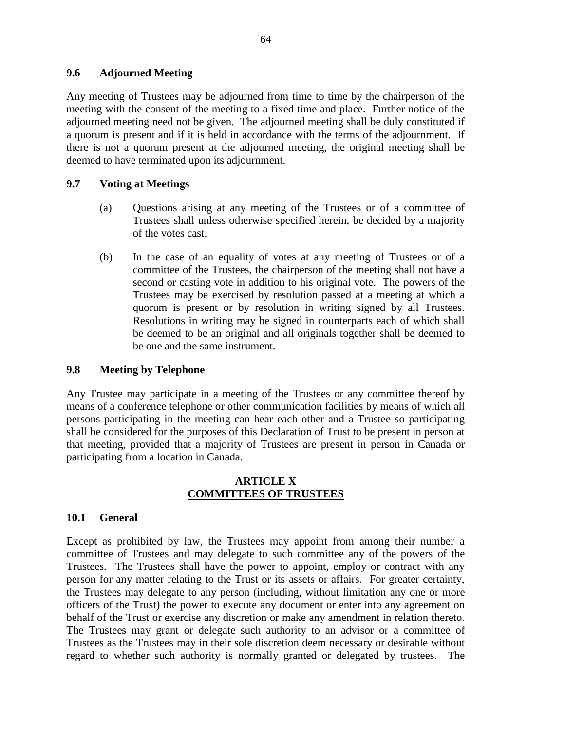### 9.6 Adjourned Meeting

Any meeting of Trustees may be adjourned from time to time by the chairperson of the meeting with the consent of the meeting to a fixed time and place. Further notice of the adjourned meeting need not be given. The adjourned meeting shall be duly constituted if a quorum is present and if it is held in accordance with the terms of the adjournment. If there is not a quorum present at the adjourned meeting, the original meeting shall be deemed to have terminated upon its adjournment.

### 9.7 Voting at Meetings

(a) Questions arising at any meeting of the Trustees or of a committee of Trustees shall unless otherwise specified herein, be decided by a majority of the votes cast.

(b) In the case of an equality of votes at any meeting of Trustees or of a committee of the Trustees, the chairperson of the meeting shall not have a second or casting vote in addition to his original vote. The powers of the Trustees may be exercised by resolution passed at a meeting at which a quorum is present or by resolution in writing signed by all Trustees. Resolutions in writing may be signed in counterparts each of which shall be deemed to be an original and all originals together shall be deemed to be one and the same instrument.

### 9.8 Meeting by Telephone

Any Trustee may participate in a meeting of the Trustees or any committee thereof by means of a conference telephone or other communication facilities by means of which all persons participating in the meeting can hear each other and a Trustee so participating shall be considered for the purposes of this Declaration of Trust to be present in person at that meeting, provided that a majority of Trustees are present in person in Canada or participating from a location in Canada.

## ARTICLE X
## COMMITTEES OF TRUSTEES

### 10.1 General

Except as prohibited by law, the Trustees may appoint from among their number a committee of Trustees and may delegate to such committee any of the powers of the Trustees. The Trustees shall have the power to appoint, employ or contract with any person for any matter relating to the Trust or its assets or affairs. For greater certainty, the Trustees may delegate to any person (including, without limitation any one or more officers of the Trust) the power to execute any document or enter into any agreement on behalf of the Trust or exercise any discretion or make any amendment in relation thereto. The Trustees may grant or delegate such authority to an advisor or a committee of Trustees as the Trustees may in their sole discretion deem necessary or desirable without regard to whether such authority is normally granted or delegated by trustees. The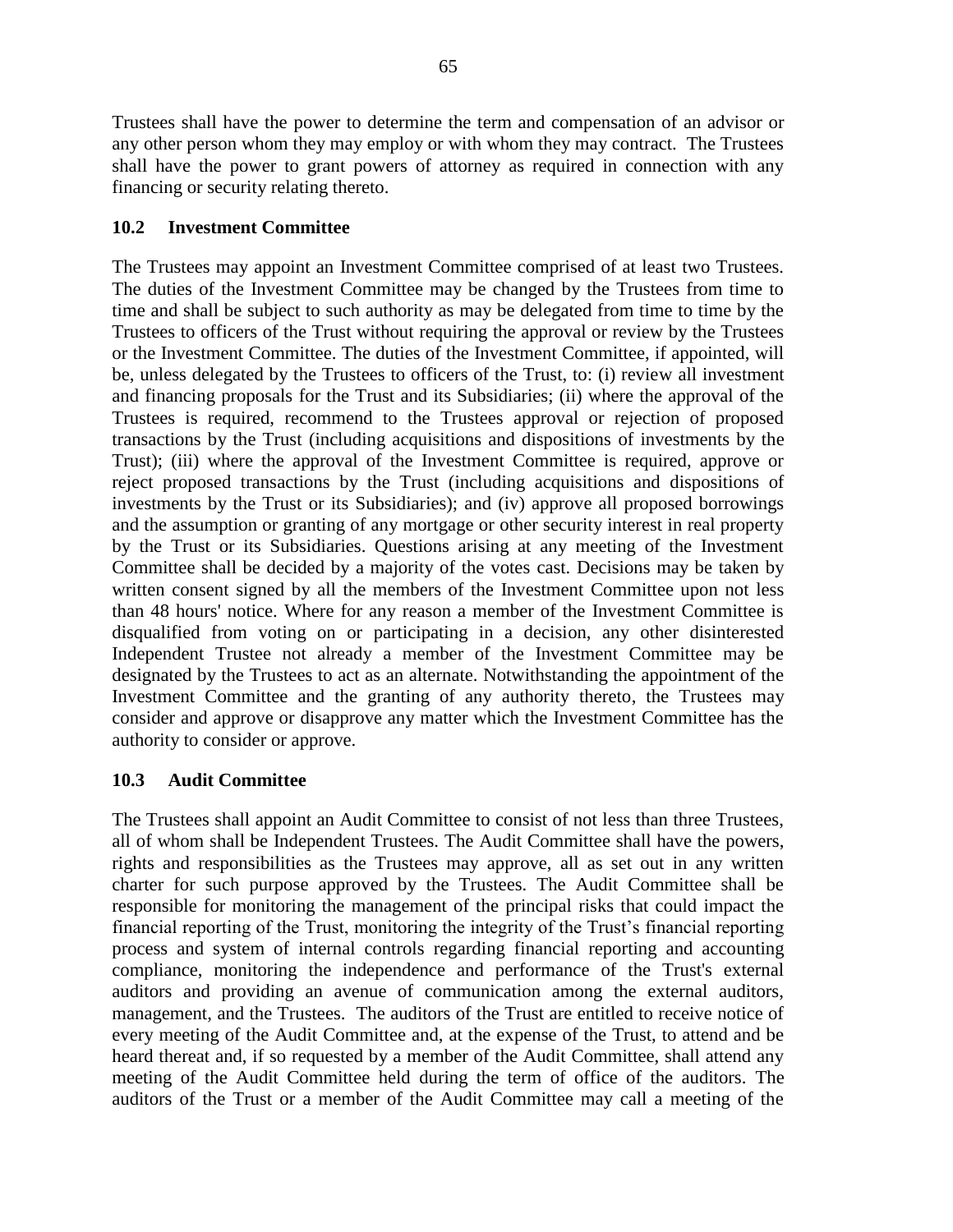Trustees shall have the power to determine the term and compensation of an advisor or any other person whom they may employ or with whom they may contract. The Trustees shall have the power to grant powers of attorney as required in connection with any financing or security relating thereto.

### 10.2 Investment Committee

The Trustees may appoint an Investment Committee comprised of at least two Trustees. The duties of the Investment Committee may be changed by the Trustees from time to time and shall be subject to such authority as may be delegated from time to time by the Trustees to officers of the Trust without requiring the approval or review by the Trustees or the Investment Committee. The duties of the Investment Committee, if appointed, will be, unless delegated by the Trustees to officers of the Trust, to: (i) review all investment and financing proposals for the Trust and its Subsidiaries; (ii) where the approval of the Trustees is required, recommend to the Trustees approval or rejection of proposed transactions by the Trust (including acquisitions and dispositions of investments by the Trust); (iii) where the approval of the Investment Committee is required, approve or reject proposed transactions by the Trust (including acquisitions and dispositions of investments by the Trust or its Subsidiaries); and (iv) approve all proposed borrowings and the assumption or granting of any mortgage or other security interest in real property by the Trust or its Subsidiaries. Questions arising at any meeting of the Investment Committee shall be decided by a majority of the votes cast. Decisions may be taken by written consent signed by all the members of the Investment Committee upon not less than 48 hours' notice. Where for any reason a member of the Investment Committee is disqualified from voting on or participating in a decision, any other disinterested Independent Trustee not already a member of the Investment Committee may be designated by the Trustees to act as an alternate. Notwithstanding the appointment of the Investment Committee and the granting of any authority thereto, the Trustees may consider and approve or disapprove any matter which the Investment Committee has the authority to consider or approve.

### 10.3 Audit Committee

The Trustees shall appoint an Audit Committee to consist of not less than three Trustees, all of whom shall be Independent Trustees. The Audit Committee shall have the powers, rights and responsibilities as the Trustees may approve, all as set out in any written charter for such purpose approved by the Trustees. The Audit Committee shall be responsible for monitoring the management of the principal risks that could impact the financial reporting of the Trust, monitoring the integrity of the Trust's financial reporting process and system of internal controls regarding financial reporting and accounting compliance, monitoring the independence and performance of the Trust's external auditors and providing an avenue of communication among the external auditors, management, and the Trustees. The auditors of the Trust are entitled to receive notice of every meeting of the Audit Committee and, at the expense of the Trust, to attend and be heard thereat and, if so requested by a member of the Audit Committee, shall attend any meeting of the Audit Committee held during the term of office of the auditors. The auditors of the Trust or a member of the Audit Committee may call a meeting of the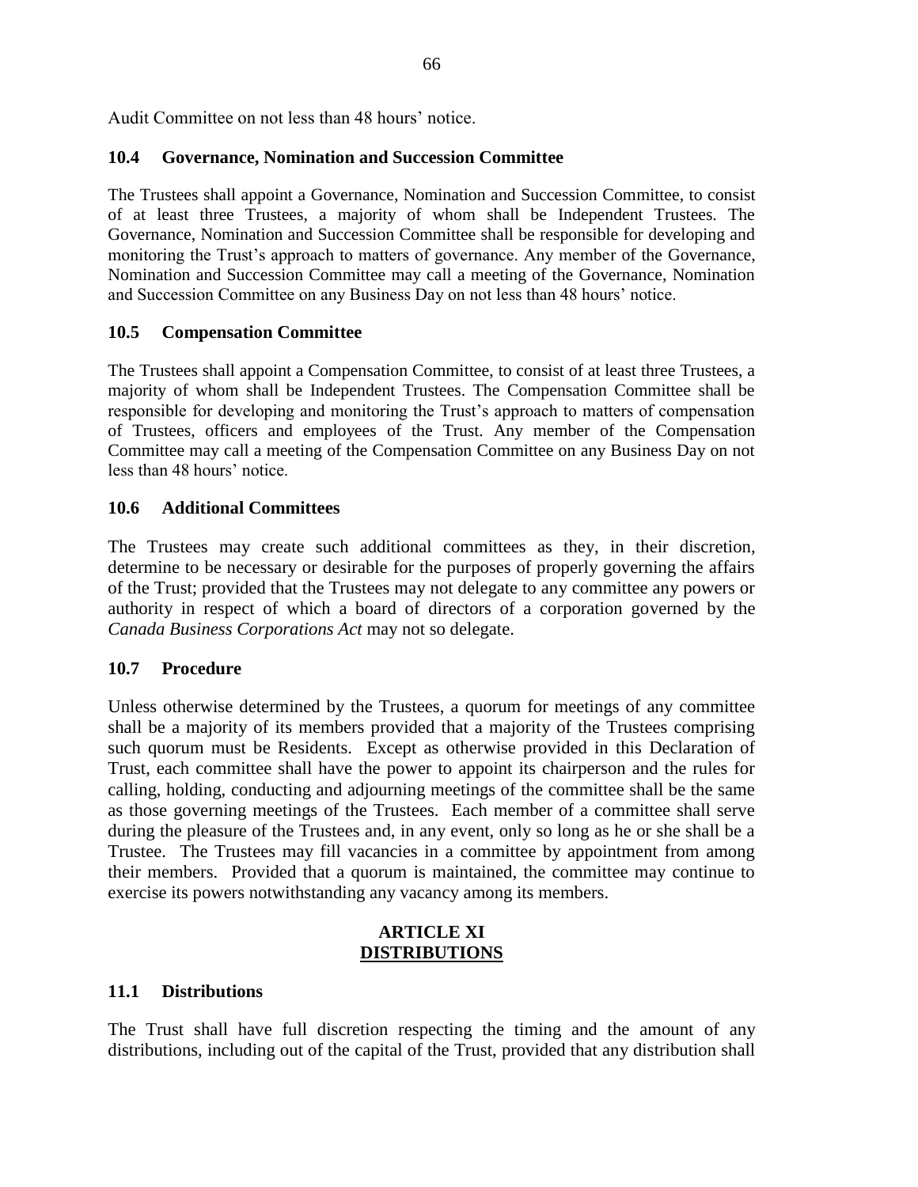Audit Committee on not less than 48 hours' notice.

### 10.4 Governance, Nomination and Succession Committee

The Trustees shall appoint a Governance, Nomination and Succession Committee, to consist of at least three Trustees, a majority of whom shall be Independent Trustees. The Governance, Nomination and Succession Committee shall be responsible for developing and monitoring the Trust's approach to matters of governance. Any member of the Governance, Nomination and Succession Committee may call a meeting of the Governance, Nomination and Succession Committee on any Business Day on not less than 48 hours' notice.

### 10.5 Compensation Committee

The Trustees shall appoint a Compensation Committee, to consist of at least three Trustees, a majority of whom shall be Independent Trustees. The Compensation Committee shall be responsible for developing and monitoring the Trust's approach to matters of compensation of Trustees, officers and employees of the Trust. Any member of the Compensation Committee may call a meeting of the Compensation Committee on any Business Day on not less than 48 hours' notice.

### 10.6 Additional Committees

The Trustees may create such additional committees as they, in their discretion, determine to be necessary or desirable for the purposes of properly governing the affairs of the Trust; provided that the Trustees may not delegate to any committee any powers or authority in respect of which a board of directors of a corporation governed by the *Canada Business Corporations Act* may not so delegate.

### 10.7 Procedure

Unless otherwise determined by the Trustees, a quorum for meetings of any committee shall be a majority of its members provided that a majority of the Trustees comprising such quorum must be Residents. Except as otherwise provided in this Declaration of Trust, each committee shall have the power to appoint its chairperson and the rules for calling, holding, conducting and adjourning meetings of the committee shall be the same as those governing meetings of the Trustees. Each member of a committee shall serve during the pleasure of the Trustees and, in any event, only so long as he or she shall be a Trustee. The Trustees may fill vacancies in a committee by appointment from among their members. Provided that a quorum is maintained, the committee may continue to exercise its powers notwithstanding any vacancy among its members.

## ARTICLE XI
## DISTRIBUTIONS

### 11.1 Distributions

The Trust shall have full discretion respecting the timing and the amount of any distributions, including out of the capital of the Trust, provided that any distribution shall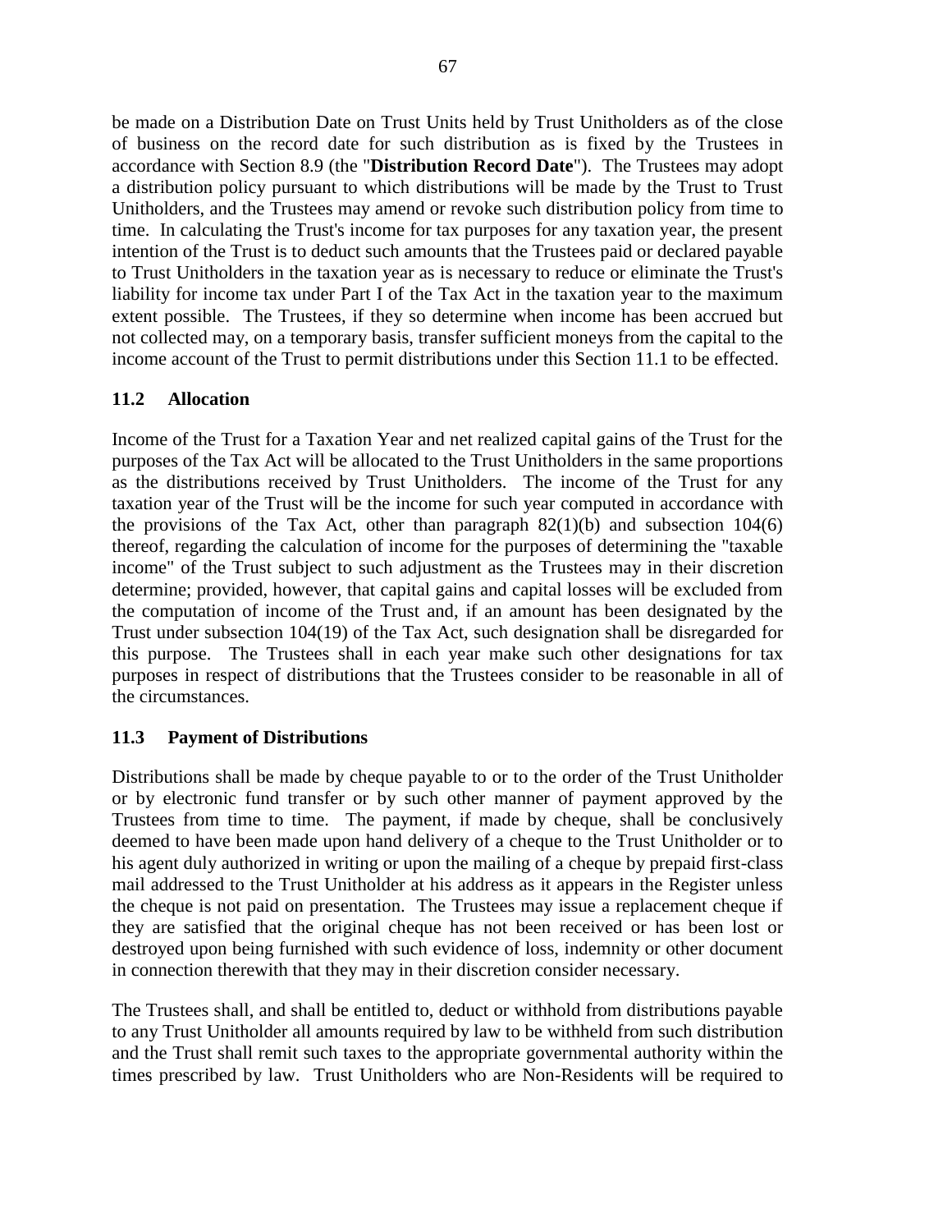be made on a Distribution Date on Trust Units held by Trust Unitholders as of the close of business on the record date for such distribution as is fixed by the Trustees in accordance with Section 8.9 (the "**Distribution Record Date**"). The Trustees may adopt a distribution policy pursuant to which distributions will be made by the Trust to Trust Unitholders, and the Trustees may amend or revoke such distribution policy from time to time. In calculating the Trust's income for tax purposes for any taxation year, the present intention of the Trust is to deduct such amounts that the Trustees paid or declared payable to Trust Unitholders in the taxation year as is necessary to reduce or eliminate the Trust's liability for income tax under Part I of the Tax Act in the taxation year to the maximum extent possible. The Trustees, if they so determine when income has been accrued but not collected may, on a temporary basis, transfer sufficient moneys from the capital to the income account of the Trust to permit distributions under this Section 11.1 to be effected.

### 11.2 Allocation

Income of the Trust for a Taxation Year and net realized capital gains of the Trust for the purposes of the Tax Act will be allocated to the Trust Unitholders in the same proportions as the distributions received by Trust Unitholders. The income of the Trust for any taxation year of the Trust will be the income for such year computed in accordance with the provisions of the Tax Act, other than paragraph 82(1)(b) and subsection 104(6) thereof, regarding the calculation of income for the purposes of determining the "taxable income" of the Trust subject to such adjustment as the Trustees may in their discretion determine; provided, however, that capital gains and capital losses will be excluded from the computation of income of the Trust and, if an amount has been designated by the Trust under subsection 104(19) of the Tax Act, such designation shall be disregarded for this purpose. The Trustees shall in each year make such other designations for tax purposes in respect of distributions that the Trustees consider to be reasonable in all of the circumstances.

### 11.3 Payment of Distributions

Distributions shall be made by cheque payable to or to the order of the Trust Unitholder or by electronic fund transfer or by such other manner of payment approved by the Trustees from time to time. The payment, if made by cheque, shall be conclusively deemed to have been made upon hand delivery of a cheque to the Trust Unitholder or to his agent duly authorized in writing or upon the mailing of a cheque by prepaid first-class mail addressed to the Trust Unitholder at his address as it appears in the Register unless the cheque is not paid on presentation. The Trustees may issue a replacement cheque if they are satisfied that the original cheque has not been received or has been lost or destroyed upon being furnished with such evidence of loss, indemnity or other document in connection therewith that they may in their discretion consider necessary.

The Trustees shall, and shall be entitled to, deduct or withhold from distributions payable to any Trust Unitholder all amounts required by law to be withheld from such distribution and the Trust shall remit such taxes to the appropriate governmental authority within the times prescribed by law. Trust Unitholders who are Non-Residents will be required to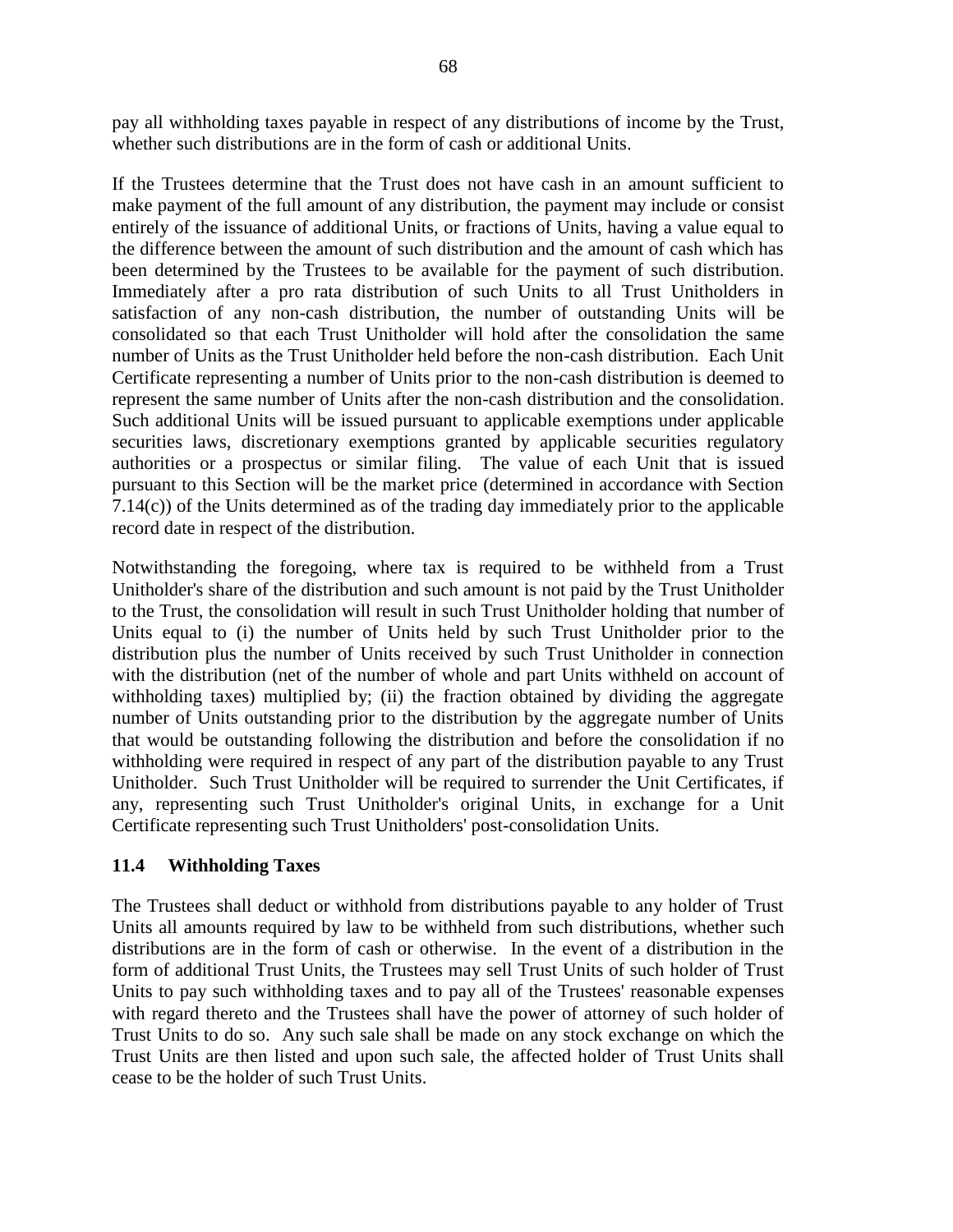pay all withholding taxes payable in respect of any distributions of income by the Trust, whether such distributions are in the form of cash or additional Units.

If the Trustees determine that the Trust does not have cash in an amount sufficient to make payment of the full amount of any distribution, the payment may include or consist entirely of the issuance of additional Units, or fractions of Units, having a value equal to the difference between the amount of such distribution and the amount of cash which has been determined by the Trustees to be available for the payment of such distribution. Immediately after a pro rata distribution of such Units to all Trust Unitholders in satisfaction of any non-cash distribution, the number of outstanding Units will be consolidated so that each Trust Unitholder will hold after the consolidation the same number of Units as the Trust Unitholder held before the non-cash distribution. Each Unit Certificate representing a number of Units prior to the non-cash distribution is deemed to represent the same number of Units after the non-cash distribution and the consolidation. Such additional Units will be issued pursuant to applicable exemptions under applicable securities laws, discretionary exemptions granted by applicable securities regulatory authorities or a prospectus or similar filing. The value of each Unit that is issued pursuant to this Section will be the market price (determined in accordance with Section 7.14(c)) of the Units determined as of the trading day immediately prior to the applicable record date in respect of the distribution.

Notwithstanding the foregoing, where tax is required to be withheld from a Trust Unitholder's share of the distribution and such amount is not paid by the Trust Unitholder to the Trust, the consolidation will result in such Trust Unitholder holding that number of Units equal to (i) the number of Units held by such Trust Unitholder prior to the distribution plus the number of Units received by such Trust Unitholder in connection with the distribution (net of the number of whole and part Units withheld on account of withholding taxes) multiplied by; (ii) the fraction obtained by dividing the aggregate number of Units outstanding prior to the distribution by the aggregate number of Units that would be outstanding following the distribution and before the consolidation if no withholding were required in respect of any part of the distribution payable to any Trust Unitholder. Such Trust Unitholder will be required to surrender the Unit Certificates, if any, representing such Trust Unitholder's original Units, in exchange for a Unit Certificate representing such Trust Unitholders' post-consolidation Units.

### 11.4 Withholding Taxes

The Trustees shall deduct or withhold from distributions payable to any holder of Trust Units all amounts required by law to be withheld from such distributions, whether such distributions are in the form of cash or otherwise. In the event of a distribution in the form of additional Trust Units, the Trustees may sell Trust Units of such holder of Trust Units to pay such withholding taxes and to pay all of the Trustees' reasonable expenses with regard thereto and the Trustees shall have the power of attorney of such holder of Trust Units to do so. Any such sale shall be made on any stock exchange on which the Trust Units are then listed and upon such sale, the affected holder of Trust Units shall cease to be the holder of such Trust Units.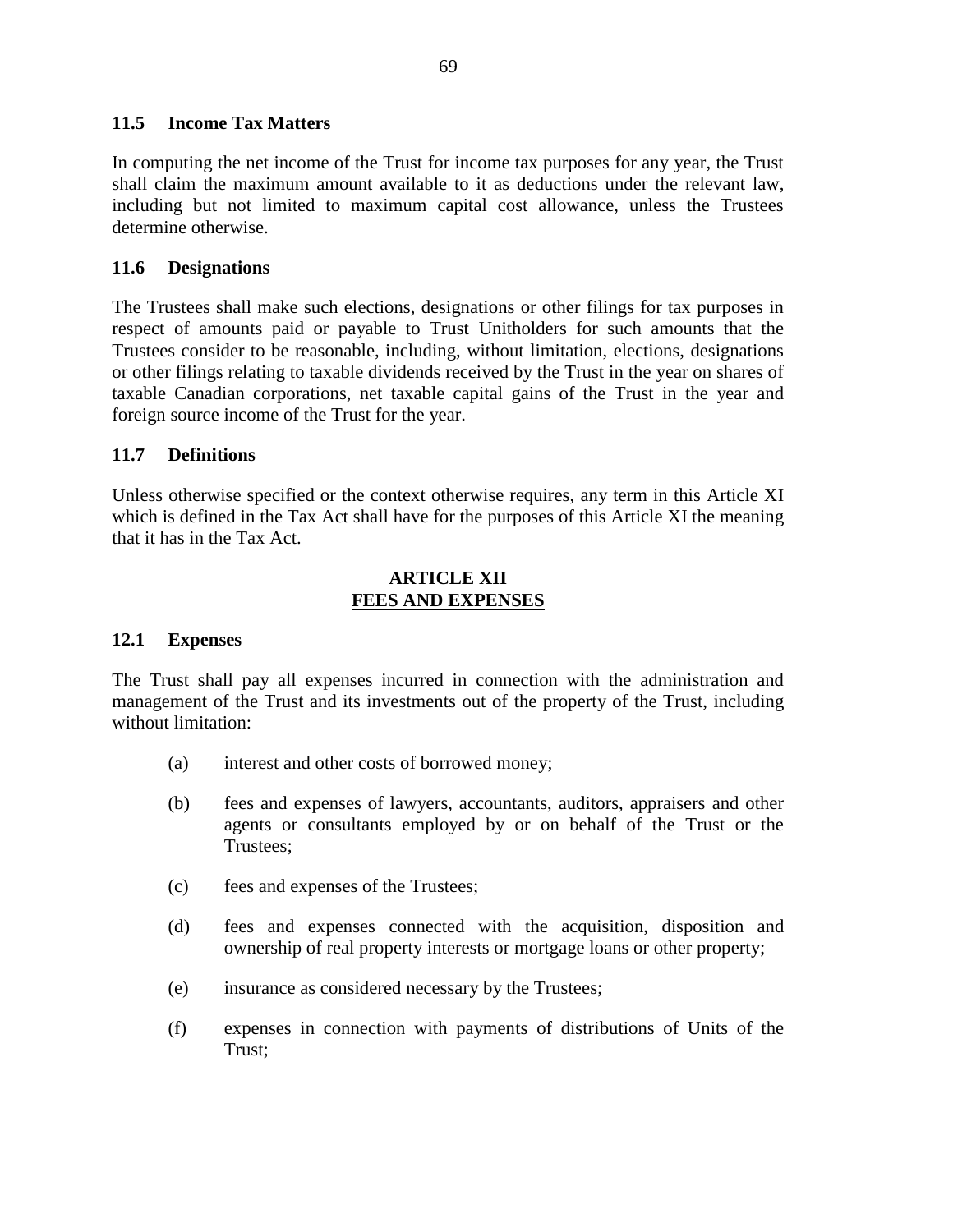### 11.5 Income Tax Matters

In computing the net income of the Trust for income tax purposes for any year, the Trust shall claim the maximum amount available to it as deductions under the relevant law, including but not limited to maximum capital cost allowance, unless the Trustees determine otherwise.

### 11.6 Designations

The Trustees shall make such elections, designations or other filings for tax purposes in respect of amounts paid or payable to Trust Unitholders for such amounts that the Trustees consider to be reasonable, including, without limitation, elections, designations or other filings relating to taxable dividends received by the Trust in the year on shares of taxable Canadian corporations, net taxable capital gains of the Trust in the year and foreign source income of the Trust for the year.

### 11.7 Definitions

Unless otherwise specified or the context otherwise requires, any term in this Article XI which is defined in the Tax Act shall have for the purposes of this Article XI the meaning that it has in the Tax Act.

## ARTICLE XII
## FEES AND EXPENSES

### 12.1 Expenses

The Trust shall pay all expenses incurred in connection with the administration and management of the Trust and its investments out of the property of the Trust, including without limitation:

(a) interest and other costs of borrowed money;

(b) fees and expenses of lawyers, accountants, auditors, appraisers and other agents or consultants employed by or on behalf of the Trust or the Trustees;

(c) fees and expenses of the Trustees;

(d) fees and expenses connected with the acquisition, disposition and ownership of real property interests or mortgage loans or other property;

(e) insurance as considered necessary by the Trustees;

(f) expenses in connection with payments of distributions of Units of the Trust;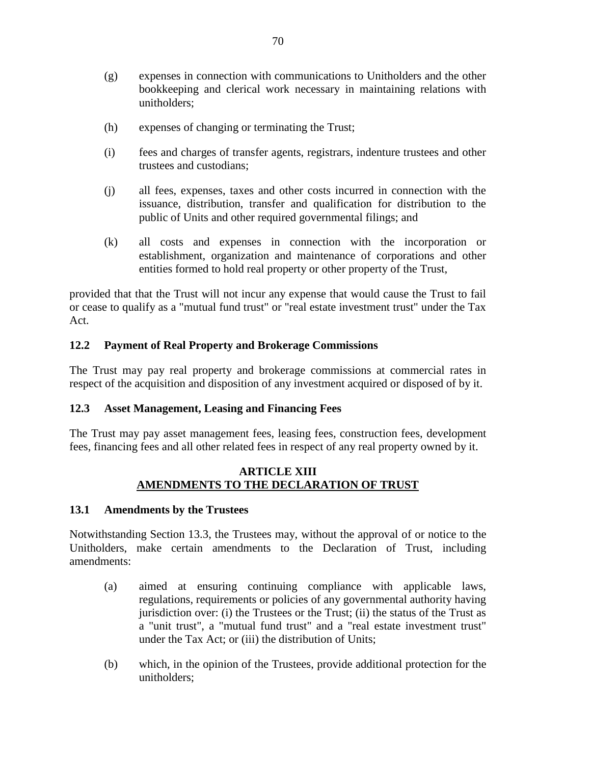(g) expenses in connection with communications to Unitholders and the other bookkeeping and clerical work necessary in maintaining relations with unitholders;

(h) expenses of changing or terminating the Trust;

(i) fees and charges of transfer agents, registrars, indenture trustees and other trustees and custodians;

(j) all fees, expenses, taxes and other costs incurred in connection with the issuance, distribution, transfer and qualification for distribution to the public of Units and other required governmental filings; and

(k) all costs and expenses in connection with the incorporation or establishment, organization and maintenance of corporations and other entities formed to hold real property or other property of the Trust,

provided that that the Trust will not incur any expense that would cause the Trust to fail or cease to qualify as a "mutual fund trust" or "real estate investment trust" under the Tax Act.

### 12.2 Payment of Real Property and Brokerage Commissions

The Trust may pay real property and brokerage commissions at commercial rates in respect of the acquisition and disposition of any investment acquired or disposed of by it.

### 12.3 Asset Management, Leasing and Financing Fees

The Trust may pay asset management fees, leasing fees, construction fees, development fees, financing fees and all other related fees in respect of any real property owned by it.

## ARTICLE XIII
## AMENDMENTS TO THE DECLARATION OF TRUST

### 13.1 Amendments by the Trustees

Notwithstanding Section 13.3, the Trustees may, without the approval of or notice to the Unitholders, make certain amendments to the Declaration of Trust, including amendments:

(a) aimed at ensuring continuing compliance with applicable laws, regulations, requirements or policies of any governmental authority having jurisdiction over: (i) the Trustees or the Trust; (ii) the status of the Trust as a "unit trust", a "mutual fund trust" and a "real estate investment trust" under the Tax Act; or (iii) the distribution of Units;

(b) which, in the opinion of the Trustees, provide additional protection for the unitholders;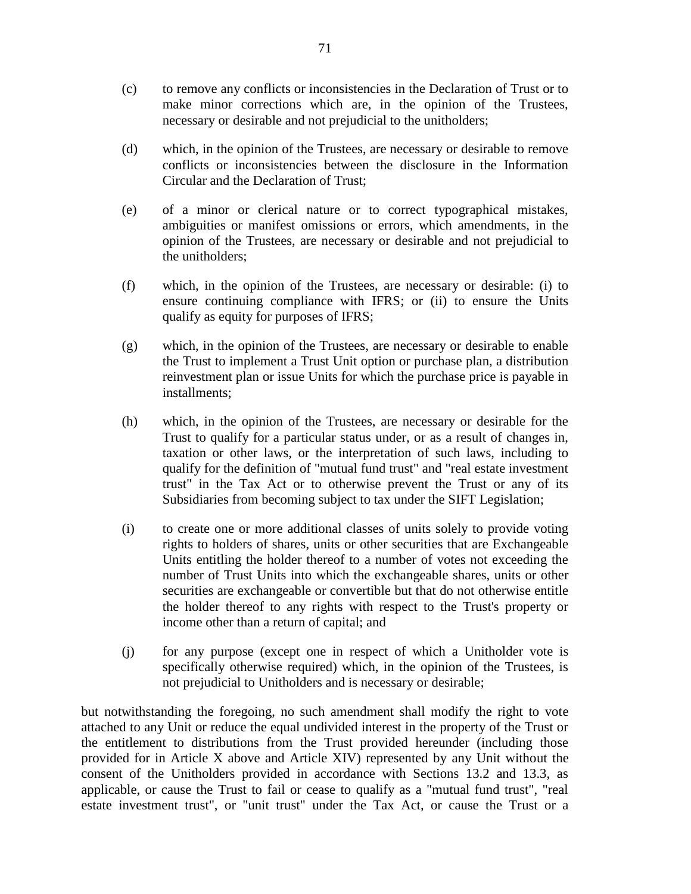(c) to remove any conflicts or inconsistencies in the Declaration of Trust or to make minor corrections which are, in the opinion of the Trustees, necessary or desirable and not prejudicial to the unitholders;

(d) which, in the opinion of the Trustees, are necessary or desirable to remove conflicts or inconsistencies between the disclosure in the Information Circular and the Declaration of Trust;

(e) of a minor or clerical nature or to correct typographical mistakes, ambiguities or manifest omissions or errors, which amendments, in the opinion of the Trustees, are necessary or desirable and not prejudicial to the unitholders;

(f) which, in the opinion of the Trustees, are necessary or desirable: (i) to ensure continuing compliance with IFRS; or (ii) to ensure the Units qualify as equity for purposes of IFRS;

(g) which, in the opinion of the Trustees, are necessary or desirable to enable the Trust to implement a Trust Unit option or purchase plan, a distribution reinvestment plan or issue Units for which the purchase price is payable in installments;

(h) which, in the opinion of the Trustees, are necessary or desirable for the Trust to qualify for a particular status under, or as a result of changes in, taxation or other laws, or the interpretation of such laws, including to qualify for the definition of "mutual fund trust" and "real estate investment trust" in the Tax Act or to otherwise prevent the Trust or any of its Subsidiaries from becoming subject to tax under the SIFT Legislation;

(i) to create one or more additional classes of units solely to provide voting rights to holders of shares, units or other securities that are Exchangeable Units entitling the holder thereof to a number of votes not exceeding the number of Trust Units into which the exchangeable shares, units or other securities are exchangeable or convertible but that do not otherwise entitle the holder thereof to any rights with respect to the Trust's property or income other than a return of capital; and

(j) for any purpose (except one in respect of which a Unitholder vote is specifically otherwise required) which, in the opinion of the Trustees, is not prejudicial to Unitholders and is necessary or desirable;

but notwithstanding the foregoing, no such amendment shall modify the right to vote attached to any Unit or reduce the equal undivided interest in the property of the Trust or the entitlement to distributions from the Trust provided hereunder (including those provided for in Article X above and Article XIV) represented by any Unit without the consent of the Unitholders provided in accordance with Sections 13.2 and 13.3, as applicable, or cause the Trust to fail or cease to qualify as a "mutual fund trust", "real estate investment trust", or "unit trust" under the Tax Act, or cause the Trust or a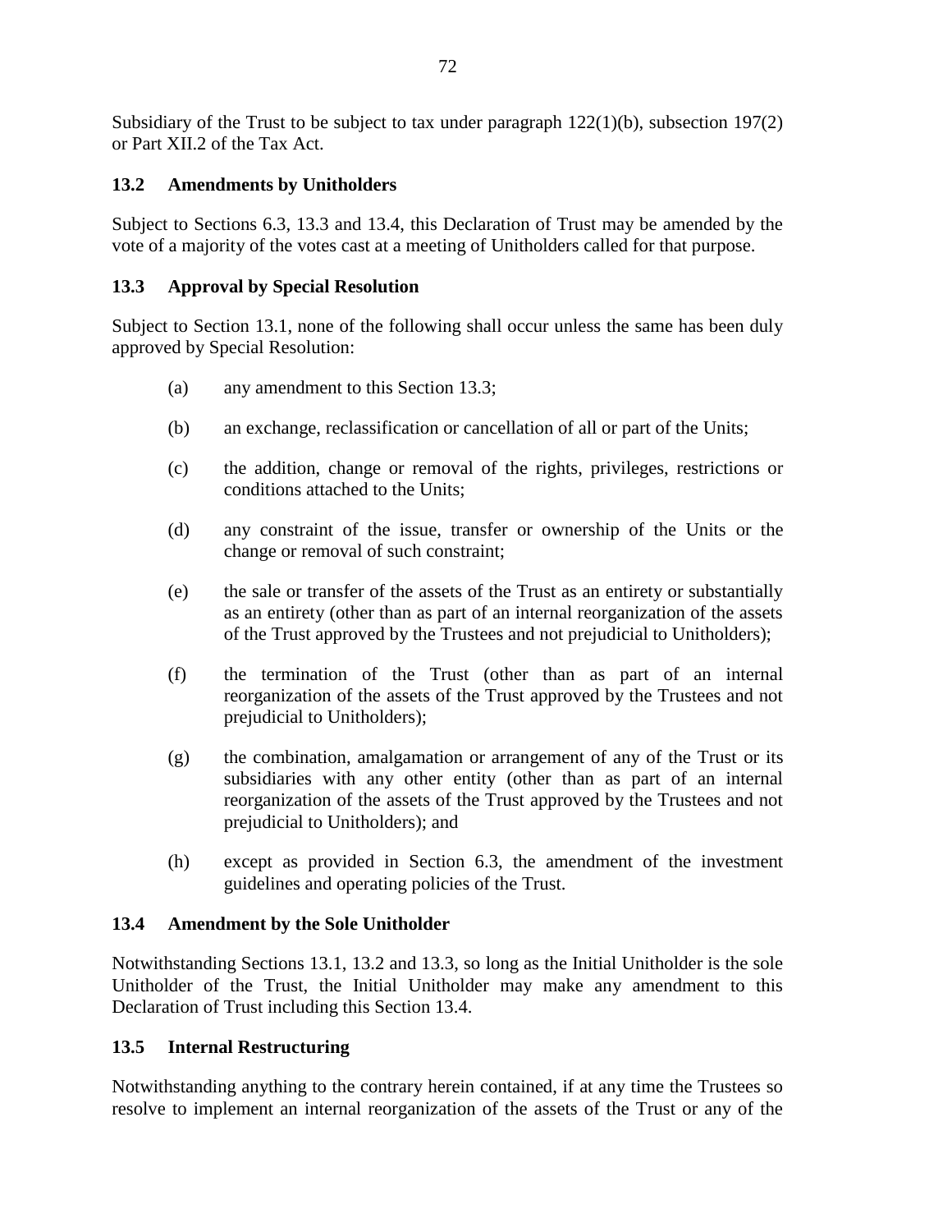Subsidiary of the Trust to be subject to tax under paragraph 122(1)(b), subsection 197(2) or Part XII.2 of the Tax Act.

### 13.2 Amendments by Unitholders

Subject to Sections 6.3, 13.3 and 13.4, this Declaration of Trust may be amended by the vote of a majority of the votes cast at a meeting of Unitholders called for that purpose.

### 13.3 Approval by Special Resolution

Subject to Section 13.1, none of the following shall occur unless the same has been duly approved by Special Resolution:

(a) any amendment to this Section 13.3;

(b) an exchange, reclassification or cancellation of all or part of the Units;

(c) the addition, change or removal of the rights, privileges, restrictions or conditions attached to the Units;

(d) any constraint of the issue, transfer or ownership of the Units or the change or removal of such constraint;

(e) the sale or transfer of the assets of the Trust as an entirety or substantially as an entirety (other than as part of an internal reorganization of the assets of the Trust approved by the Trustees and not prejudicial to Unitholders);

(f) the termination of the Trust (other than as part of an internal reorganization of the assets of the Trust approved by the Trustees and not prejudicial to Unitholders);

(g) the combination, amalgamation or arrangement of any of the Trust or its subsidiaries with any other entity (other than as part of an internal reorganization of the assets of the Trust approved by the Trustees and not prejudicial to Unitholders); and

(h) except as provided in Section 6.3, the amendment of the investment guidelines and operating policies of the Trust.

### 13.4 Amendment by the Sole Unitholder

Notwithstanding Sections 13.1, 13.2 and 13.3, so long as the Initial Unitholder is the sole Unitholder of the Trust, the Initial Unitholder may make any amendment to this Declaration of Trust including this Section 13.4.

### 13.5 Internal Restructuring

Notwithstanding anything to the contrary herein contained, if at any time the Trustees so resolve to implement an internal reorganization of the assets of the Trust or any of the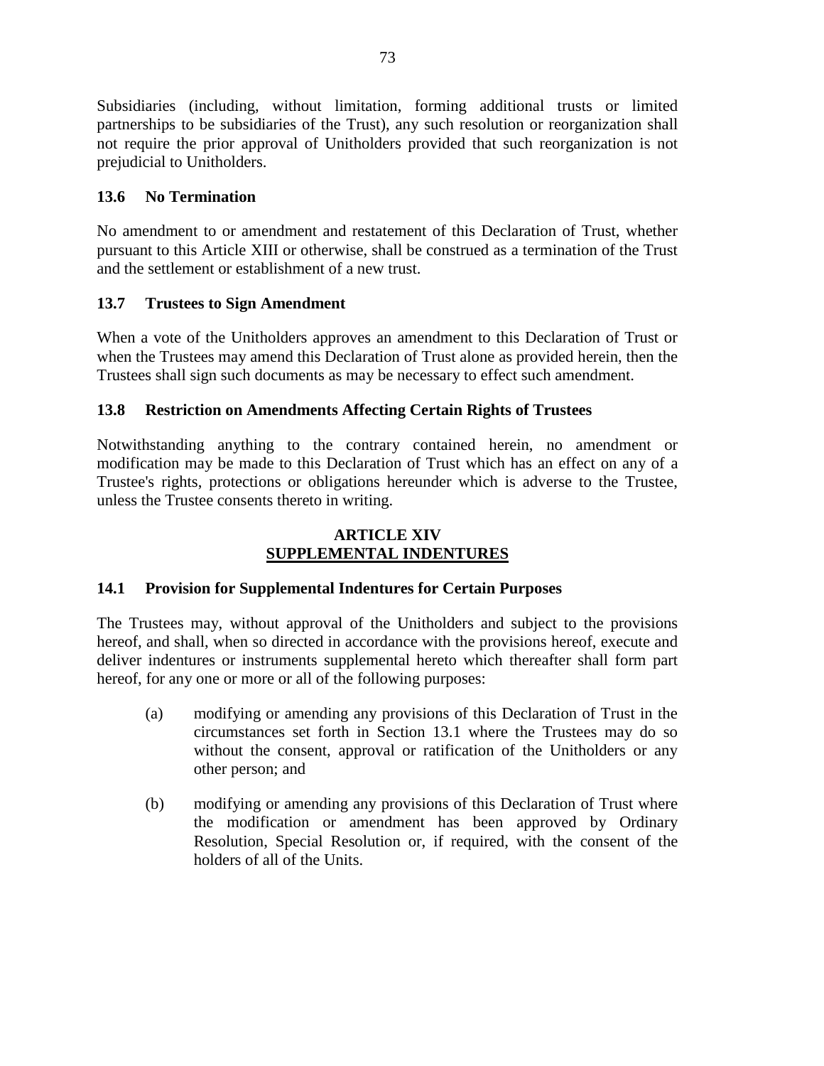Subsidiaries (including, without limitation, forming additional trusts or limited partnerships to be subsidiaries of the Trust), any such resolution or reorganization shall not require the prior approval of Unitholders provided that such reorganization is not prejudicial to Unitholders.

### 13.6 No Termination

No amendment to or amendment and restatement of this Declaration of Trust, whether pursuant to this Article XIII or otherwise, shall be construed as a termination of the Trust and the settlement or establishment of a new trust.

### 13.7 Trustees to Sign Amendment

When a vote of the Unitholders approves an amendment to this Declaration of Trust or when the Trustees may amend this Declaration of Trust alone as provided herein, then the Trustees shall sign such documents as may be necessary to effect such amendment.

### 13.8 Restriction on Amendments Affecting Certain Rights of Trustees

Notwithstanding anything to the contrary contained herein, no amendment or modification may be made to this Declaration of Trust which has an effect on any of a Trustee's rights, protections or obligations hereunder which is adverse to the Trustee, unless the Trustee consents thereto in writing.

## ARTICLE XIV
## SUPPLEMENTAL INDENTURES

### 14.1 Provision for Supplemental Indentures for Certain Purposes

The Trustees may, without approval of the Unitholders and subject to the provisions hereof, and shall, when so directed in accordance with the provisions hereof, execute and deliver indentures or instruments supplemental hereto which thereafter shall form part hereof, for any one or more or all of the following purposes:

(a) modifying or amending any provisions of this Declaration of Trust in the circumstances set forth in Section 13.1 where the Trustees may do so without the consent, approval or ratification of the Unitholders or any other person; and

(b) modifying or amending any provisions of this Declaration of Trust where the modification or amendment has been approved by Ordinary Resolution, Special Resolution or, if required, with the consent of the holders of all of the Units.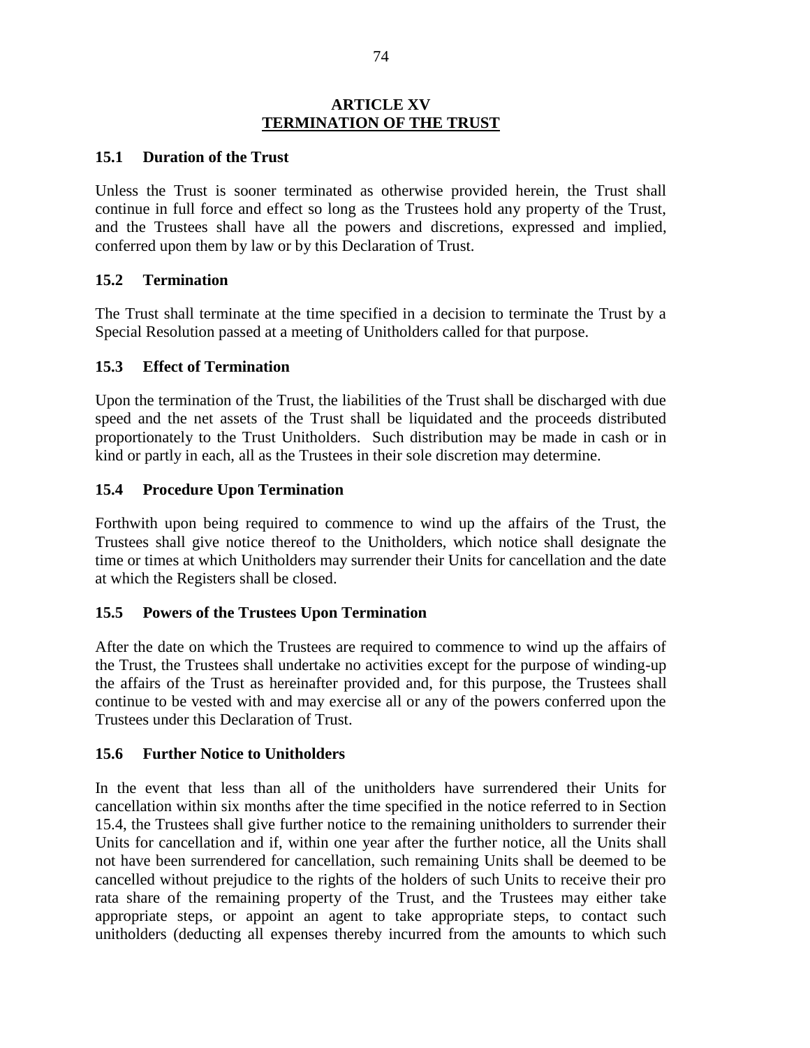## ARTICLE XV
## TERMINATION OF THE TRUST

### 15.1 Duration of the Trust

Unless the Trust is sooner terminated as otherwise provided herein, the Trust shall continue in full force and effect so long as the Trustees hold any property of the Trust, and the Trustees shall have all the powers and discretions, expressed and implied, conferred upon them by law or by this Declaration of Trust.

### 15.2 Termination

The Trust shall terminate at the time specified in a decision to terminate the Trust by a Special Resolution passed at a meeting of Unitholders called for that purpose.

### 15.3 Effect of Termination

Upon the termination of the Trust, the liabilities of the Trust shall be discharged with due speed and the net assets of the Trust shall be liquidated and the proceeds distributed proportionately to the Trust Unitholders. Such distribution may be made in cash or in kind or partly in each, all as the Trustees in their sole discretion may determine.

### 15.4 Procedure Upon Termination

Forthwith upon being required to commence to wind up the affairs of the Trust, the Trustees shall give notice thereof to the Unitholders, which notice shall designate the time or times at which Unitholders may surrender their Units for cancellation and the date at which the Registers shall be closed.

### 15.5 Powers of the Trustees Upon Termination

After the date on which the Trustees are required to commence to wind up the affairs of the Trust, the Trustees shall undertake no activities except for the purpose of winding-up the affairs of the Trust as hereinafter provided and, for this purpose, the Trustees shall continue to be vested with and may exercise all or any of the powers conferred upon the Trustees under this Declaration of Trust.

### 15.6 Further Notice to Unitholders

In the event that less than all of the unitholders have surrendered their Units for cancellation within six months after the time specified in the notice referred to in Section 15.4, the Trustees shall give further notice to the remaining unitholders to surrender their Units for cancellation and if, within one year after the further notice, all the Units shall not have been surrendered for cancellation, such remaining Units shall be deemed to be cancelled without prejudice to the rights of the holders of such Units to receive their pro rata share of the remaining property of the Trust, and the Trustees may either take appropriate steps, or appoint an agent to take appropriate steps, to contact such unitholders (deducting all expenses thereby incurred from the amounts to which such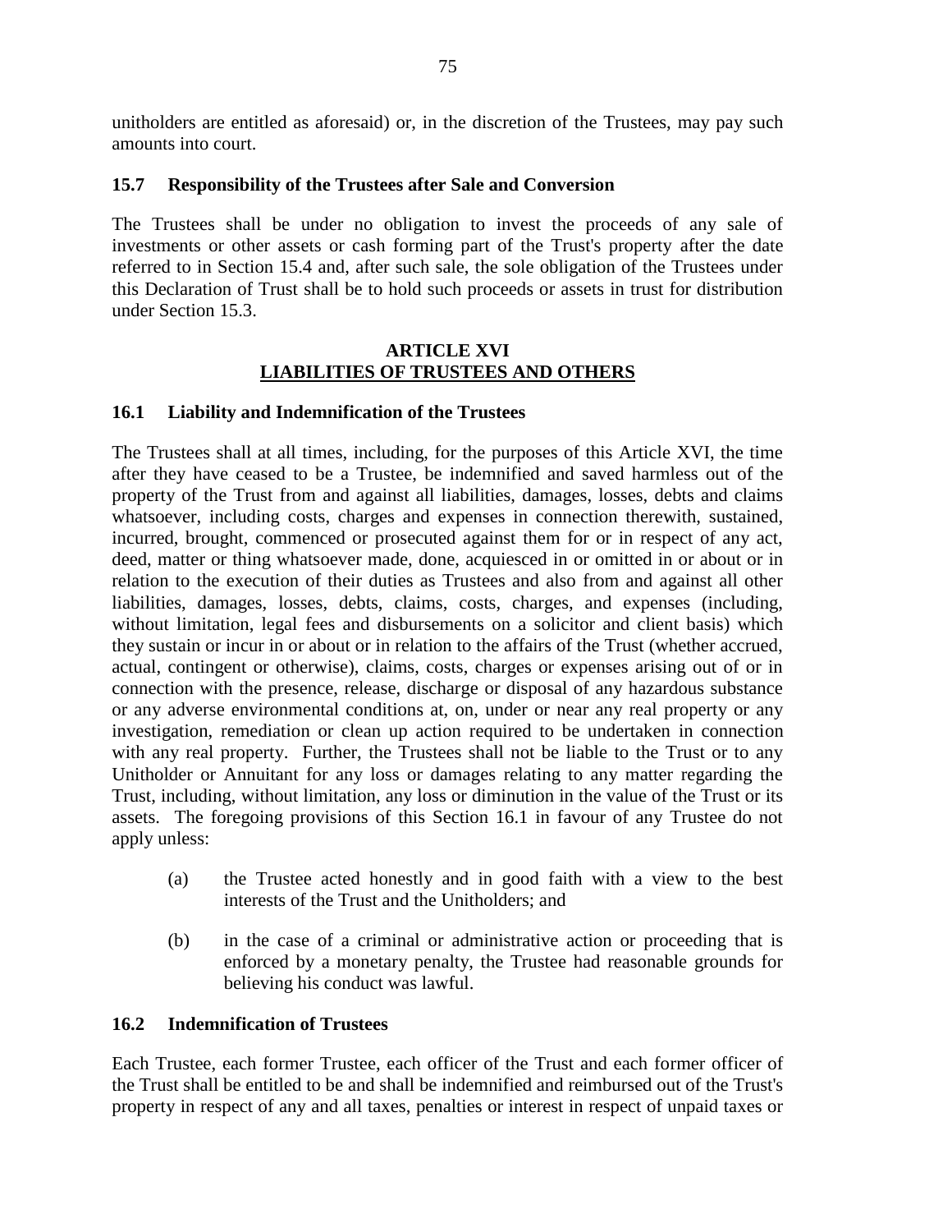unitholders are entitled as aforesaid) or, in the discretion of the Trustees, may pay such amounts into court.

### 15.7 Responsibility of the Trustees after Sale and Conversion

The Trustees shall be under no obligation to invest the proceeds of any sale of investments or other assets or cash forming part of the Trust's property after the date referred to in Section 15.4 and, after such sale, the sole obligation of the Trustees under this Declaration of Trust shall be to hold such proceeds or assets in trust for distribution under Section 15.3.

## ARTICLE XVI
## LIABILITIES OF TRUSTEES AND OTHERS

### 16.1 Liability and Indemnification of the Trustees

The Trustees shall at all times, including, for the purposes of this Article XVI, the time after they have ceased to be a Trustee, be indemnified and saved harmless out of the property of the Trust from and against all liabilities, damages, losses, debts and claims whatsoever, including costs, charges and expenses in connection therewith, sustained, incurred, brought, commenced or prosecuted against them for or in respect of any act, deed, matter or thing whatsoever made, done, acquiesced in or omitted in or about or in relation to the execution of their duties as Trustees and also from and against all other liabilities, damages, losses, debts, claims, costs, charges, and expenses (including, without limitation, legal fees and disbursements on a solicitor and client basis) which they sustain or incur in or about or in relation to the affairs of the Trust (whether accrued, actual, contingent or otherwise), claims, costs, charges or expenses arising out of or in connection with the presence, release, discharge or disposal of any hazardous substance or any adverse environmental conditions at, on, under or near any real property or any investigation, remediation or clean up action required to be undertaken in connection with any real property. Further, the Trustees shall not be liable to the Trust or to any Unitholder or Annuitant for any loss or damages relating to any matter regarding the Trust, including, without limitation, any loss or diminution in the value of the Trust or its assets. The foregoing provisions of this Section 16.1 in favour of any Trustee do not apply unless:

(a) the Trustee acted honestly and in good faith with a view to the best interests of the Trust and the Unitholders; and

(b) in the case of a criminal or administrative action or proceeding that is enforced by a monetary penalty, the Trustee had reasonable grounds for believing his conduct was lawful.

### 16.2 Indemnification of Trustees

Each Trustee, each former Trustee, each officer of the Trust and each former officer of the Trust shall be entitled to be and shall be indemnified and reimbursed out of the Trust's property in respect of any and all taxes, penalties or interest in respect of unpaid taxes or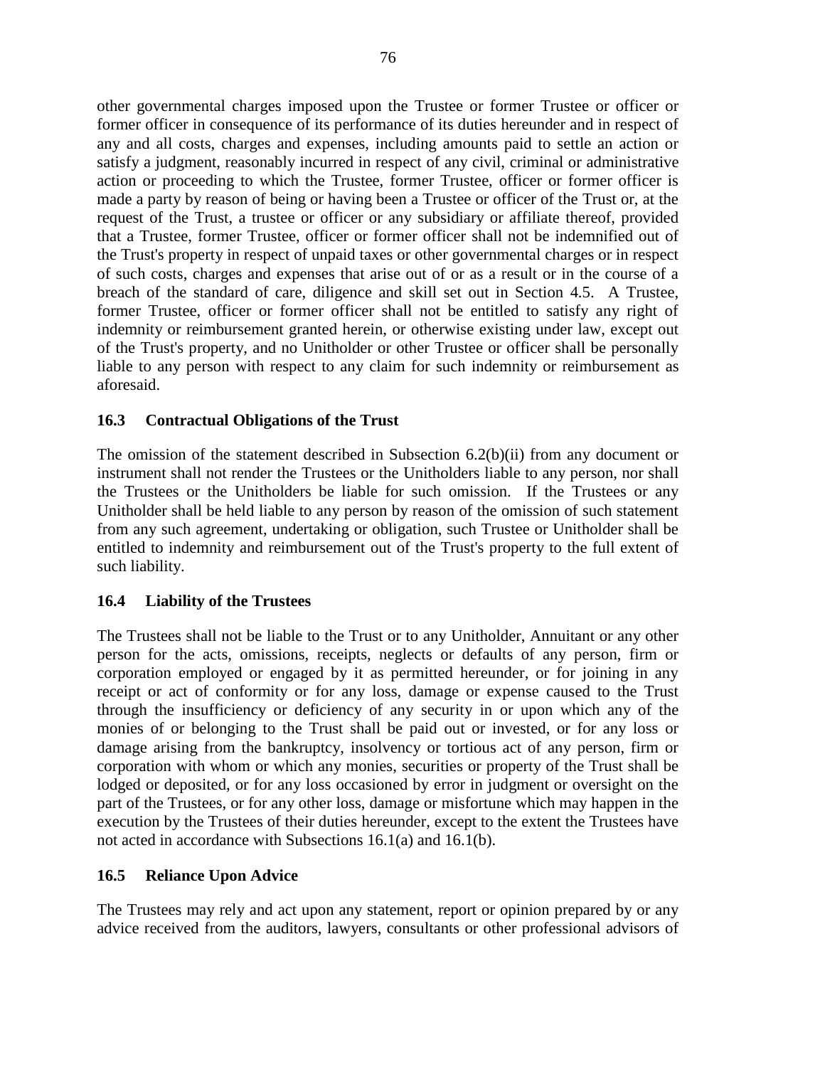other governmental charges imposed upon the Trustee or former Trustee or officer or former officer in consequence of its performance of its duties hereunder and in respect of any and all costs, charges and expenses, including amounts paid to settle an action or satisfy a judgment, reasonably incurred in respect of any civil, criminal or administrative action or proceeding to which the Trustee, former Trustee, officer or former officer is made a party by reason of being or having been a Trustee or officer of the Trust or, at the request of the Trust, a trustee or officer or any subsidiary or affiliate thereof, provided that a Trustee, former Trustee, officer or former officer shall not be indemnified out of the Trust's property in respect of unpaid taxes or other governmental charges or in respect of such costs, charges and expenses that arise out of or as a result or in the course of a breach of the standard of care, diligence and skill set out in Section 4.5. A Trustee, former Trustee, officer or former officer shall not be entitled to satisfy any right of indemnity or reimbursement granted herein, or otherwise existing under law, except out of the Trust's property, and no Unitholder or other Trustee or officer shall be personally liable to any person with respect to any claim for such indemnity or reimbursement as aforesaid.

### 16.3 Contractual Obligations of the Trust

The omission of the statement described in Subsection 6.2(b)(ii) from any document or instrument shall not render the Trustees or the Unitholders liable to any person, nor shall the Trustees or the Unitholders be liable for such omission. If the Trustees or any Unitholder shall be held liable to any person by reason of the omission of such statement from any such agreement, undertaking or obligation, such Trustee or Unitholder shall be entitled to indemnity and reimbursement out of the Trust's property to the full extent of such liability.

### 16.4 Liability of the Trustees

The Trustees shall not be liable to the Trust or to any Unitholder, Annuitant or any other person for the acts, omissions, receipts, neglects or defaults of any person, firm or corporation employed or engaged by it as permitted hereunder, or for joining in any receipt or act of conformity or for any loss, damage or expense caused to the Trust through the insufficiency or deficiency of any security in or upon which any of the monies of or belonging to the Trust shall be paid out or invested, or for any loss or damage arising from the bankruptcy, insolvency or tortious act of any person, firm or corporation with whom or which any monies, securities or property of the Trust shall be lodged or deposited, or for any loss occasioned by error in judgment or oversight on the part of the Trustees, or for any other loss, damage or misfortune which may happen in the execution by the Trustees of their duties hereunder, except to the extent the Trustees have not acted in accordance with Subsections 16.1(a) and 16.1(b).

### 16.5 Reliance Upon Advice

The Trustees may rely and act upon any statement, report or opinion prepared by or any advice received from the auditors, lawyers, consultants or other professional advisors of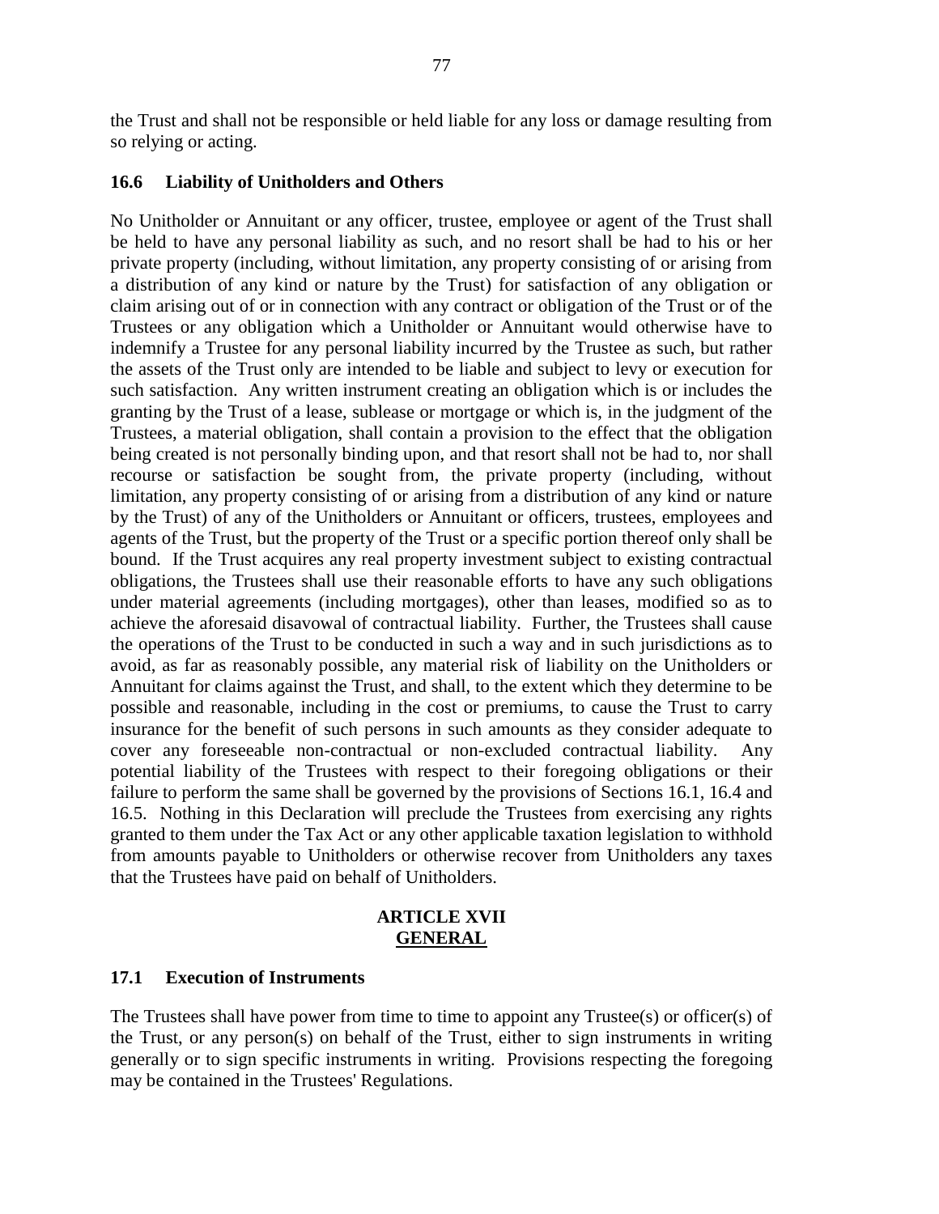the Trust and shall not be responsible or held liable for any loss or damage resulting from so relying or acting.

### 16.6 Liability of Unitholders and Others

No Unitholder or Annuitant or any officer, trustee, employee or agent of the Trust shall be held to have any personal liability as such, and no resort shall be had to his or her private property (including, without limitation, any property consisting of or arising from a distribution of any kind or nature by the Trust) for satisfaction of any obligation or claim arising out of or in connection with any contract or obligation of the Trust or of the Trustees or any obligation which a Unitholder or Annuitant would otherwise have to indemnify a Trustee for any personal liability incurred by the Trustee as such, but rather the assets of the Trust only are intended to be liable and subject to levy or execution for such satisfaction. Any written instrument creating an obligation which is or includes the granting by the Trust of a lease, sublease or mortgage or which is, in the judgment of the Trustees, a material obligation, shall contain a provision to the effect that the obligation being created is not personally binding upon, and that resort shall not be had to, nor shall recourse or satisfaction be sought from, the private property (including, without limitation, any property consisting of or arising from a distribution of any kind or nature by the Trust) of any of the Unitholders or Annuitant or officers, trustees, employees and agents of the Trust, but the property of the Trust or a specific portion thereof only shall be bound. If the Trust acquires any real property investment subject to existing contractual obligations, the Trustees shall use their reasonable efforts to have any such obligations under material agreements (including mortgages), other than leases, modified so as to achieve the aforesaid disavowal of contractual liability. Further, the Trustees shall cause the operations of the Trust to be conducted in such a way and in such jurisdictions as to avoid, as far as reasonably possible, any material risk of liability on the Unitholders or Annuitant for claims against the Trust, and shall, to the extent which they determine to be possible and reasonable, including in the cost or premiums, to cause the Trust to carry insurance for the benefit of such persons in such amounts as they consider adequate to cover any foreseeable non-contractual or non-excluded contractual liability. Any potential liability of the Trustees with respect to their foregoing obligations or their failure to perform the same shall be governed by the provisions of Sections 16.1, 16.4 and 16.5. Nothing in this Declaration will preclude the Trustees from exercising any rights granted to them under the Tax Act or any other applicable taxation legislation to withhold from amounts payable to Unitholders or otherwise recover from Unitholders any taxes that the Trustees have paid on behalf of Unitholders.

## ARTICLE XVII
## GENERAL

### 17.1 Execution of Instruments

The Trustees shall have power from time to time to appoint any Trustee(s) or officer(s) of the Trust, or any person(s) on behalf of the Trust, either to sign instruments in writing generally or to sign specific instruments in writing. Provisions respecting the foregoing may be contained in the Trustees' Regulations.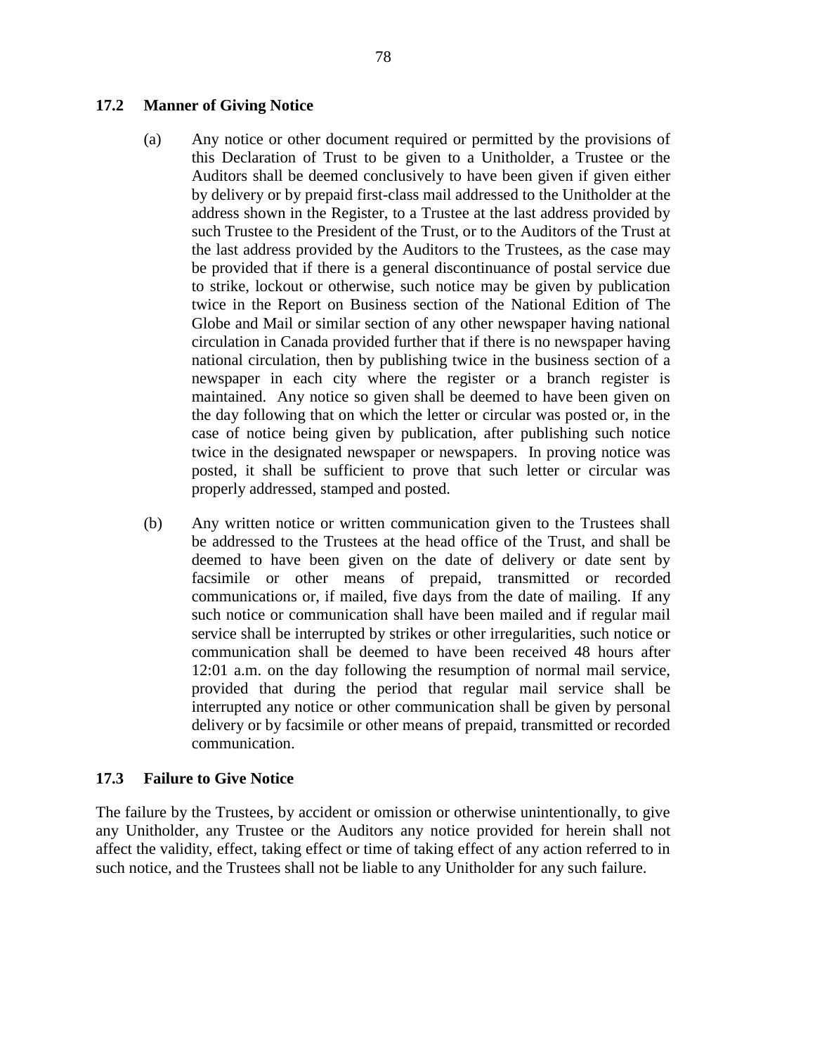### 17.2 Manner of Giving Notice

(a) Any notice or other document required or permitted by the provisions of this Declaration of Trust to be given to a Unitholder, a Trustee or the Auditors shall be deemed conclusively to have been given if given either by delivery or by prepaid first-class mail addressed to the Unitholder at the address shown in the Register, to a Trustee at the last address provided by such Trustee to the President of the Trust, or to the Auditors of the Trust at the last address provided by the Auditors to the Trustees, as the case may be provided that if there is a general discontinuance of postal service due to strike, lockout or otherwise, such notice may be given by publication twice in the Report on Business section of the National Edition of The Globe and Mail or similar section of any other newspaper having national circulation in Canada provided further that if there is no newspaper having national circulation, then by publishing twice in the business section of a newspaper in each city where the register or a branch register is maintained. Any notice so given shall be deemed to have been given on the day following that on which the letter or circular was posted or, in the case of notice being given by publication, after publishing such notice twice in the designated newspaper or newspapers. In proving notice was posted, it shall be sufficient to prove that such letter or circular was properly addressed, stamped and posted.

(b) Any written notice or written communication given to the Trustees shall be addressed to the Trustees at the head office of the Trust, and shall be deemed to have been given on the date of delivery or date sent by facsimile or other means of prepaid, transmitted or recorded communications or, if mailed, five days from the date of mailing. If any such notice or communication shall have been mailed and if regular mail service shall be interrupted by strikes or other irregularities, such notice or communication shall be deemed to have been received 48 hours after 12:01 a.m. on the day following the resumption of normal mail service, provided that during the period that regular mail service shall be interrupted any notice or other communication shall be given by personal delivery or by facsimile or other means of prepaid, transmitted or recorded communication.

### 17.3 Failure to Give Notice

The failure by the Trustees, by accident or omission or otherwise unintentionally, to give any Unitholder, any Trustee or the Auditors any notice provided for herein shall not affect the validity, effect, taking effect or time of taking effect of any action referred to in such notice, and the Trustees shall not be liable to any Unitholder for any such failure.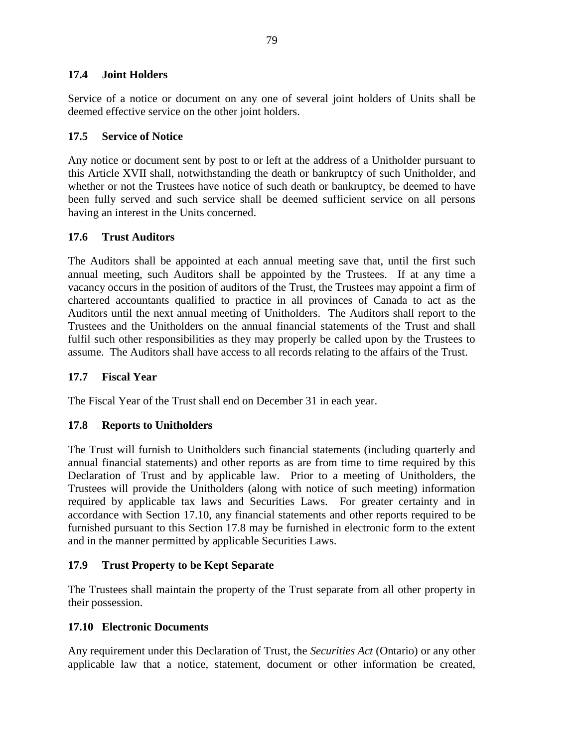### 17.4 Joint Holders

Service of a notice or document on any one of several joint holders of Units shall be deemed effective service on the other joint holders.

### 17.5 Service of Notice

Any notice or document sent by post to or left at the address of a Unitholder pursuant to this Article XVII shall, notwithstanding the death or bankruptcy of such Unitholder, and whether or not the Trustees have notice of such death or bankruptcy, be deemed to have been fully served and such service shall be deemed sufficient service on all persons having an interest in the Units concerned.

### 17.6 Trust Auditors

The Auditors shall be appointed at each annual meeting save that, until the first such annual meeting, such Auditors shall be appointed by the Trustees. If at any time a vacancy occurs in the position of auditors of the Trust, the Trustees may appoint a firm of chartered accountants qualified to practice in all provinces of Canada to act as the Auditors until the next annual meeting of Unitholders. The Auditors shall report to the Trustees and the Unitholders on the annual financial statements of the Trust and shall fulfil such other responsibilities as they may properly be called upon by the Trustees to assume. The Auditors shall have access to all records relating to the affairs of the Trust.

### 17.7 Fiscal Year

The Fiscal Year of the Trust shall end on December 31 in each year.

### 17.8 Reports to Unitholders

The Trust will furnish to Unitholders such financial statements (including quarterly and annual financial statements) and other reports as are from time to time required by this Declaration of Trust and by applicable law. Prior to a meeting of Unitholders, the Trustees will provide the Unitholders (along with notice of such meeting) information required by applicable tax laws and Securities Laws. For greater certainty and in accordance with Section 17.10, any financial statements and other reports required to be furnished pursuant to this Section 17.8 may be furnished in electronic form to the extent and in the manner permitted by applicable Securities Laws.

### 17.9 Trust Property to be Kept Separate

The Trustees shall maintain the property of the Trust separate from all other property in their possession.

### 17.10 Electronic Documents

Any requirement under this Declaration of Trust, the *Securities Act* (Ontario) or any other applicable law that a notice, statement, document or other information be created,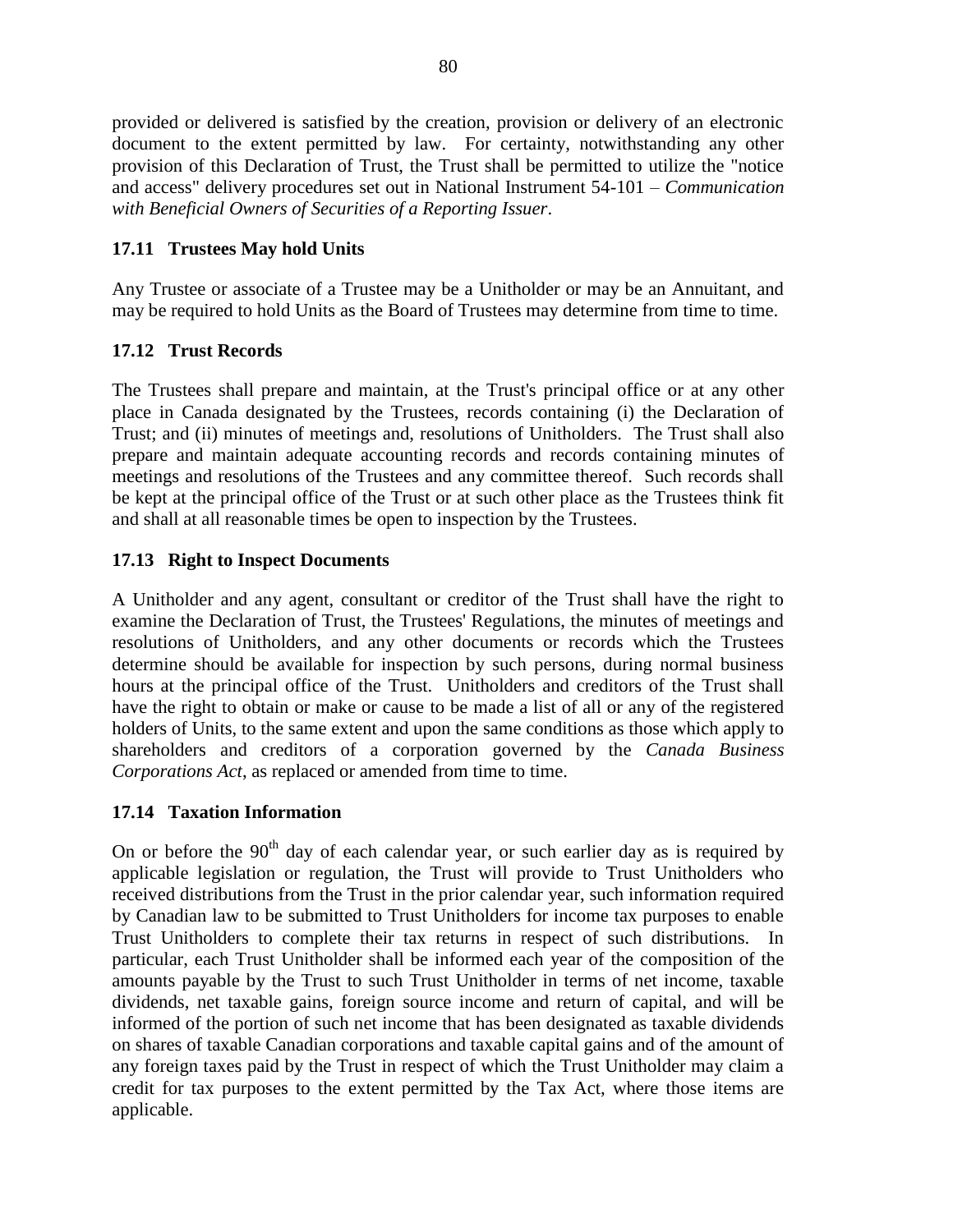provided or delivered is satisfied by the creation, provision or delivery of an electronic document to the extent permitted by law. For certainty, notwithstanding any other provision of this Declaration of Trust, the Trust shall be permitted to utilize the "notice and access" delivery procedures set out in National Instrument 54-101 – *Communication with Beneficial Owners of Securities of a Reporting Issuer*.

### 17.11 Trustees May hold Units

Any Trustee or associate of a Trustee may be a Unitholder or may be an Annuitant, and may be required to hold Units as the Board of Trustees may determine from time to time.

### 17.12 Trust Records

The Trustees shall prepare and maintain, at the Trust's principal office or at any other place in Canada designated by the Trustees, records containing (i) the Declaration of Trust; and (ii) minutes of meetings and, resolutions of Unitholders. The Trust shall also prepare and maintain adequate accounting records and records containing minutes of meetings and resolutions of the Trustees and any committee thereof. Such records shall be kept at the principal office of the Trust or at such other place as the Trustees think fit and shall at all reasonable times be open to inspection by the Trustees.

### 17.13 Right to Inspect Documents

A Unitholder and any agent, consultant or creditor of the Trust shall have the right to examine the Declaration of Trust, the Trustees' Regulations, the minutes of meetings and resolutions of Unitholders, and any other documents or records which the Trustees determine should be available for inspection by such persons, during normal business hours at the principal office of the Trust. Unitholders and creditors of the Trust shall have the right to obtain or make or cause to be made a list of all or any of the registered holders of Units, to the same extent and upon the same conditions as those which apply to shareholders and creditors of a corporation governed by the *Canada Business Corporations Act*, as replaced or amended from time to time.

### 17.14 Taxation Information

On or before the 90th day of each calendar year, or such earlier day as is required by applicable legislation or regulation, the Trust will provide to Trust Unitholders who received distributions from the Trust in the prior calendar year, such information required by Canadian law to be submitted to Trust Unitholders for income tax purposes to enable Trust Unitholders to complete their tax returns in respect of such distributions. In particular, each Trust Unitholder shall be informed each year of the composition of the amounts payable by the Trust to such Trust Unitholder in terms of net income, taxable dividends, net taxable gains, foreign source income and return of capital, and will be informed of the portion of such net income that has been designated as taxable dividends on shares of taxable Canadian corporations and taxable capital gains and of the amount of any foreign taxes paid by the Trust in respect of which the Trust Unitholder may claim a credit for tax purposes to the extent permitted by the Tax Act, where those items are applicable.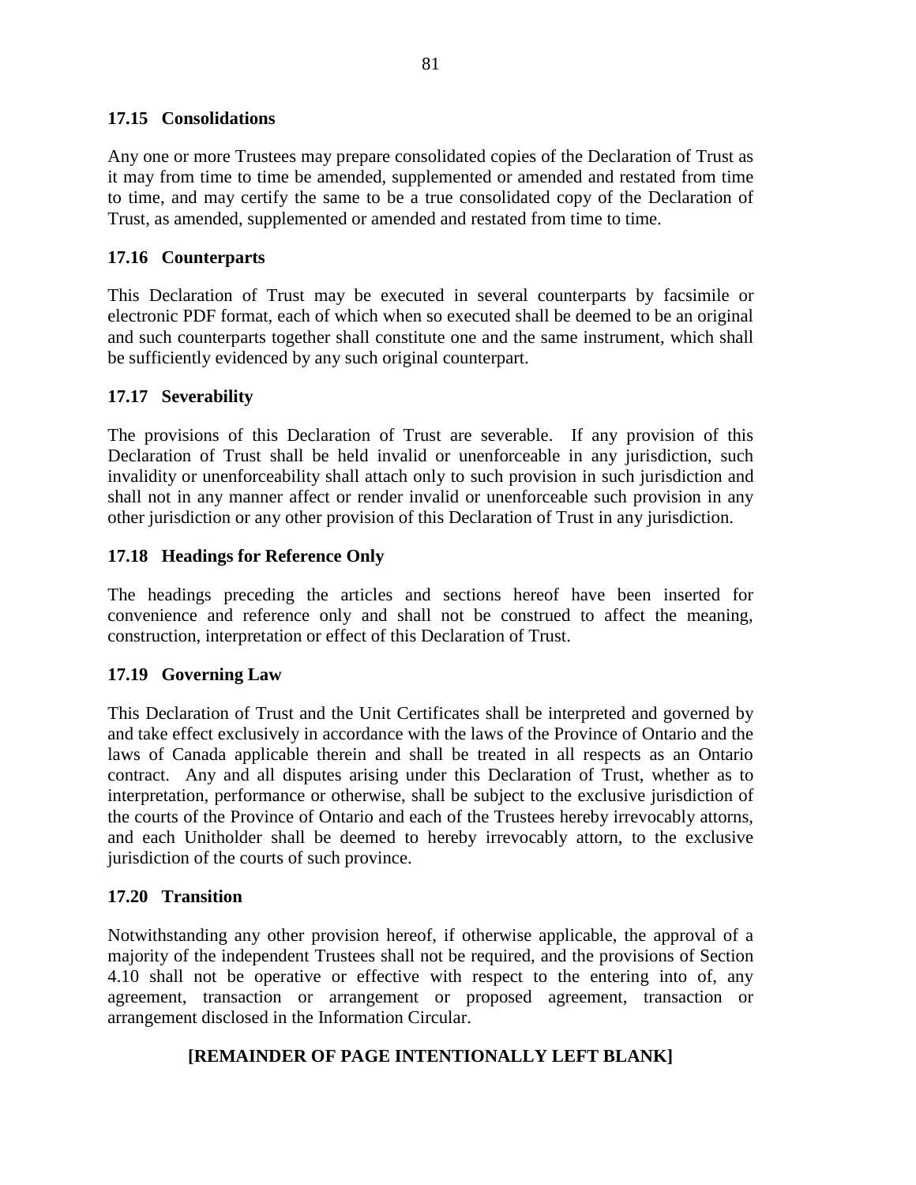### 17.15 Consolidations

Any one or more Trustees may prepare consolidated copies of the Declaration of Trust as it may from time to time be amended, supplemented or amended and restated from time to time, and may certify the same to be a true consolidated copy of the Declaration of Trust, as amended, supplemented or amended and restated from time to time.

### 17.16 Counterparts

This Declaration of Trust may be executed in several counterparts by facsimile or electronic PDF format, each of which when so executed shall be deemed to be an original and such counterparts together shall constitute one and the same instrument, which shall be sufficiently evidenced by any such original counterpart.

### 17.17 Severability

The provisions of this Declaration of Trust are severable. If any provision of this Declaration of Trust shall be held invalid or unenforceable in any jurisdiction, such invalidity or unenforceability shall attach only to such provision in such jurisdiction and shall not in any manner affect or render invalid or unenforceable such provision in any other jurisdiction or any other provision of this Declaration of Trust in any jurisdiction.

### 17.18 Headings for Reference Only

The headings preceding the articles and sections hereof have been inserted for convenience and reference only and shall not be construed to affect the meaning, construction, interpretation or effect of this Declaration of Trust.

### 17.19 Governing Law

This Declaration of Trust and the Unit Certificates shall be interpreted and governed by and take effect exclusively in accordance with the laws of the Province of Ontario and the laws of Canada applicable therein and shall be treated in all respects as an Ontario contract. Any and all disputes arising under this Declaration of Trust, whether as to interpretation, performance or otherwise, shall be subject to the exclusive jurisdiction of the courts of the Province of Ontario and each of the Trustees hereby irrevocably attorns, and each Unitholder shall be deemed to hereby irrevocably attorn, to the exclusive jurisdiction of the courts of such province.

### 17.20 Transition

Notwithstanding any other provision hereof, if otherwise applicable, the approval of a majority of the independent Trustees shall not be required, and the provisions of Section 4.10 shall not be operative or effective with respect to the entering into of, any agreement, transaction or arrangement or proposed agreement, transaction or arrangement disclosed in the Information Circular.

**[REMAINDER OF PAGE INTENTIONALLY LEFT BLANK]**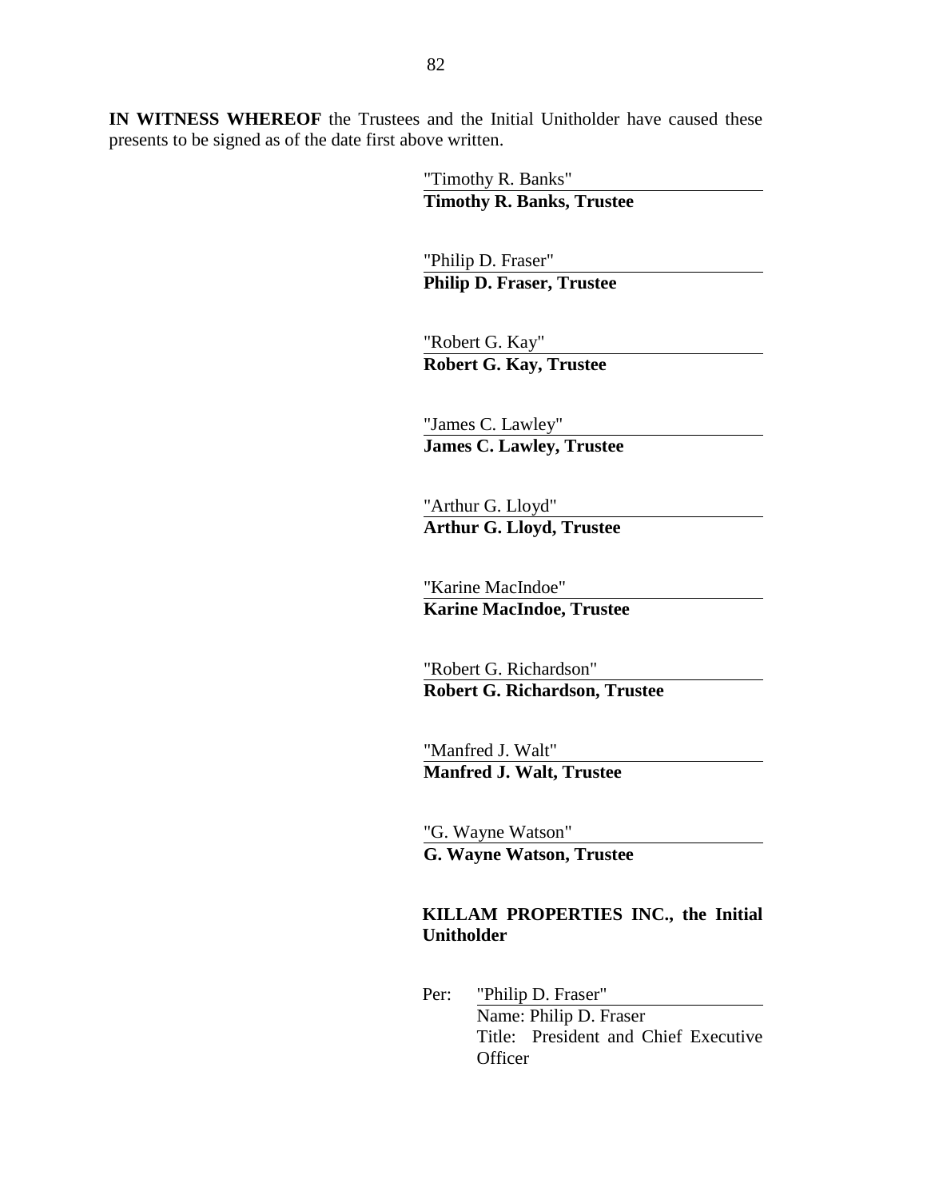**IN WITNESS WHEREOF** the Trustees and the Initial Unitholder have caused these presents to be signed as of the date first above written.

"Timothy R. Banks"
**Timothy R. Banks, Trustee**

"Philip D. Fraser"
**Philip D. Fraser, Trustee**

"Robert G. Kay"
**Robert G. Kay, Trustee**

"James C. Lawley"
**James C. Lawley, Trustee**

"Arthur G. Lloyd"
**Arthur G. Lloyd, Trustee**

"Karine MacIndoe"
**Karine MacIndoe, Trustee**

"Robert G. Richardson"
**Robert G. Richardson, Trustee**

"Manfred J. Walt"
**Manfred J. Walt, Trustee**

"G. Wayne Watson"
**G. Wayne Watson, Trustee**

**KILLAM PROPERTIES INC., the Initial Unitholder**

Per: "Philip D. Fraser"
Name: Philip D. Fraser
Title: President and Chief Executive Officer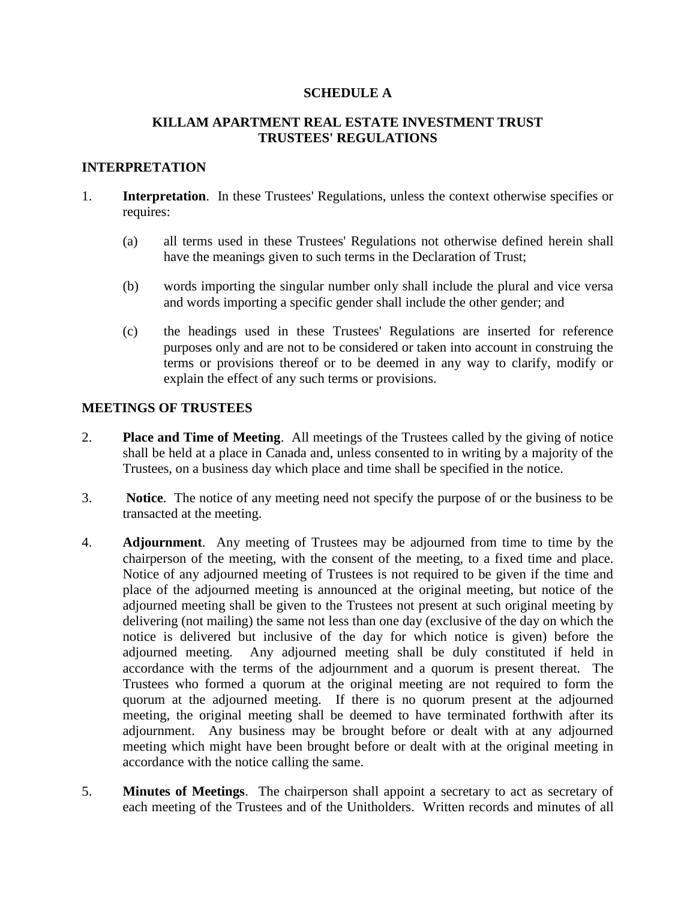# SCHEDULE A

## KILLAM APARTMENT REAL ESTATE INVESTMENT TRUST TRUSTEES' REGULATIONS

### INTERPRETATION

1. **Interpretation**. In these Trustees' Regulations, unless the context otherwise specifies or requires:

   (a) all terms used in these Trustees' Regulations not otherwise defined herein shall have the meanings given to such terms in the Declaration of Trust;

   (b) words importing the singular number only shall include the plural and vice versa and words importing a specific gender shall include the other gender; and

   (c) the headings used in these Trustees' Regulations are inserted for reference purposes only and are not to be considered or taken into account in construing the terms or provisions thereof or to be deemed in any way to clarify, modify or explain the effect of any such terms or provisions.

### MEETINGS OF TRUSTEES

2. **Place and Time of Meeting**. All meetings of the Trustees called by the giving of notice shall be held at a place in Canada and, unless consented to in writing by a majority of the Trustees, on a business day which place and time shall be specified in the notice.

3. **Notice**. The notice of any meeting need not specify the purpose of or the business to be transacted at the meeting.

4. **Adjournment**. Any meeting of Trustees may be adjourned from time to time by the chairperson of the meeting, with the consent of the meeting, to a fixed time and place. Notice of any adjourned meeting of Trustees is not required to be given if the time and place of the adjourned meeting is announced at the original meeting, but notice of the adjourned meeting shall be given to the Trustees not present at such original meeting by delivering (not mailing) the same not less than one day (exclusive of the day on which the notice is delivered but inclusive of the day for which notice is given) before the adjourned meeting. Any adjourned meeting shall be duly constituted if held in accordance with the terms of the adjournment and a quorum is present thereat. The Trustees who formed a quorum at the original meeting are not required to form the quorum at the adjourned meeting. If there is no quorum present at the adjourned meeting, the original meeting shall be deemed to have terminated forthwith after its adjournment. Any business may be brought before or dealt with at any adjourned meeting which might have been brought before or dealt with at the original meeting in accordance with the notice calling the same.

5. **Minutes of Meetings**. The chairperson shall appoint a secretary to act as secretary of each meeting of the Trustees and of the Unitholders. Written records and minutes of all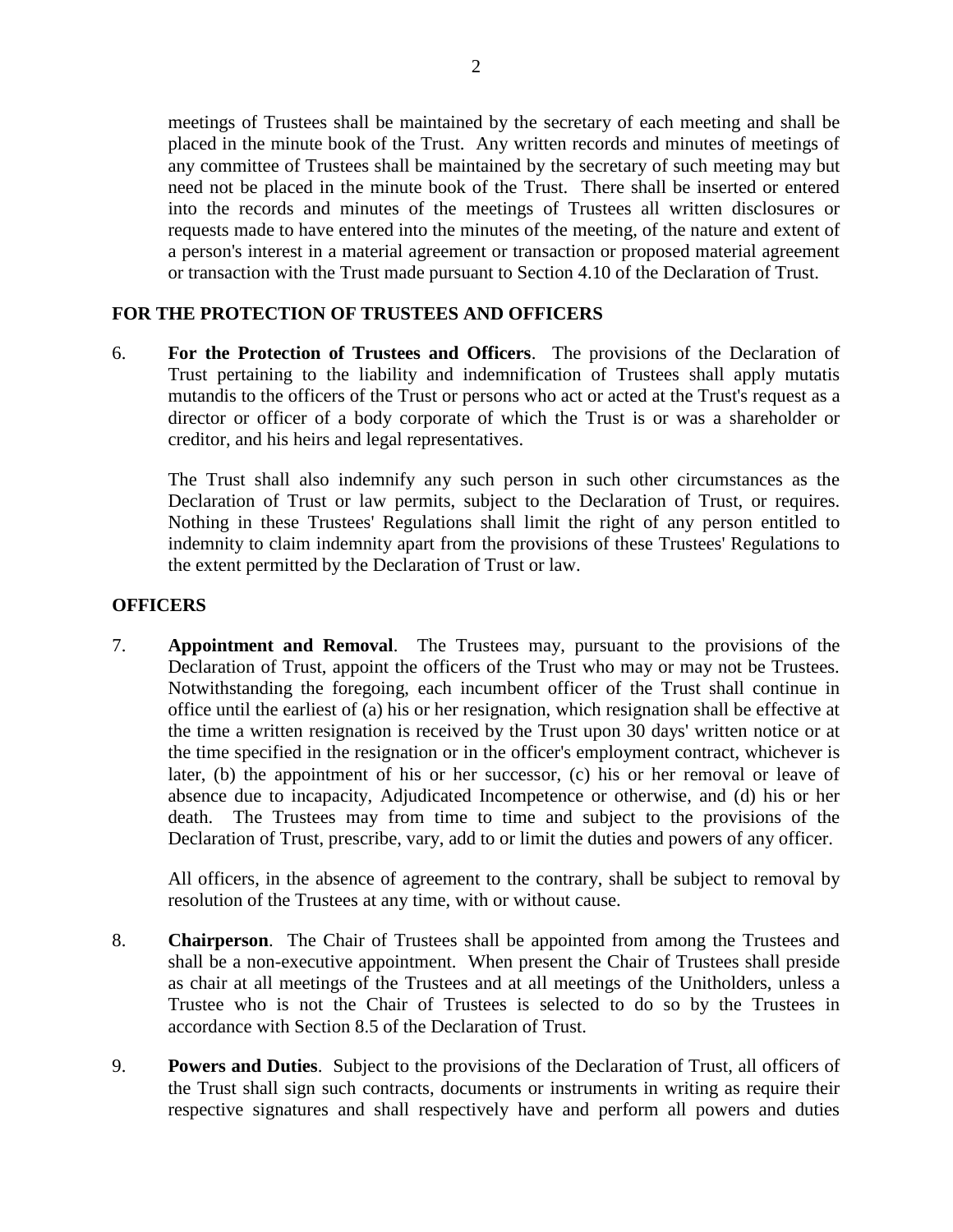meetings of Trustees shall be maintained by the secretary of each meeting and shall be placed in the minute book of the Trust. Any written records and minutes of meetings of any committee of Trustees shall be maintained by the secretary of such meeting may but need not be placed in the minute book of the Trust. There shall be inserted or entered into the records and minutes of the meetings of Trustees all written disclosures or requests made to have entered into the minutes of the meeting, of the nature and extent of a person's interest in a material agreement or transaction or proposed material agreement or transaction with the Trust made pursuant to Section 4.10 of the Declaration of Trust.

## FOR THE PROTECTION OF TRUSTEES AND OFFICERS

6. **For the Protection of Trustees and Officers**. The provisions of the Declaration of Trust pertaining to the liability and indemnification of Trustees shall apply mutatis mutandis to the officers of the Trust or persons who act or acted at the Trust's request as a director or officer of a body corporate of which the Trust is or was a shareholder or creditor, and his heirs and legal representatives.

   The Trust shall also indemnify any such person in such other circumstances as the Declaration of Trust or law permits, subject to the Declaration of Trust, or requires. Nothing in these Trustees' Regulations shall limit the right of any person entitled to indemnity to claim indemnity apart from the provisions of these Trustees' Regulations to the extent permitted by the Declaration of Trust or law.

## OFFICERS

7. **Appointment and Removal**. The Trustees may, pursuant to the provisions of the Declaration of Trust, appoint the officers of the Trust who may or may not be Trustees. Notwithstanding the foregoing, each incumbent officer of the Trust shall continue in office until the earliest of (a) his or her resignation, which resignation shall be effective at the time a written resignation is received by the Trust upon 30 days' written notice or at the time specified in the resignation or in the officer's employment contract, whichever is later, (b) the appointment of his or her successor, (c) his or her removal or leave of absence due to incapacity, Adjudicated Incompetence or otherwise, and (d) his or her death. The Trustees may from time to time and subject to the provisions of the Declaration of Trust, prescribe, vary, add to or limit the duties and powers of any officer.

   All officers, in the absence of agreement to the contrary, shall be subject to removal by resolution of the Trustees at any time, with or without cause.

8. **Chairperson**. The Chair of Trustees shall be appointed from among the Trustees and shall be a non-executive appointment. When present the Chair of Trustees shall preside as chair at all meetings of the Trustees and at all meetings of the Unitholders, unless a Trustee who is not the Chair of Trustees is selected to do so by the Trustees in accordance with Section 8.5 of the Declaration of Trust.

9. **Powers and Duties**. Subject to the provisions of the Declaration of Trust, all officers of the Trust shall sign such contracts, documents or instruments in writing as require their respective signatures and shall respectively have and perform all powers and duties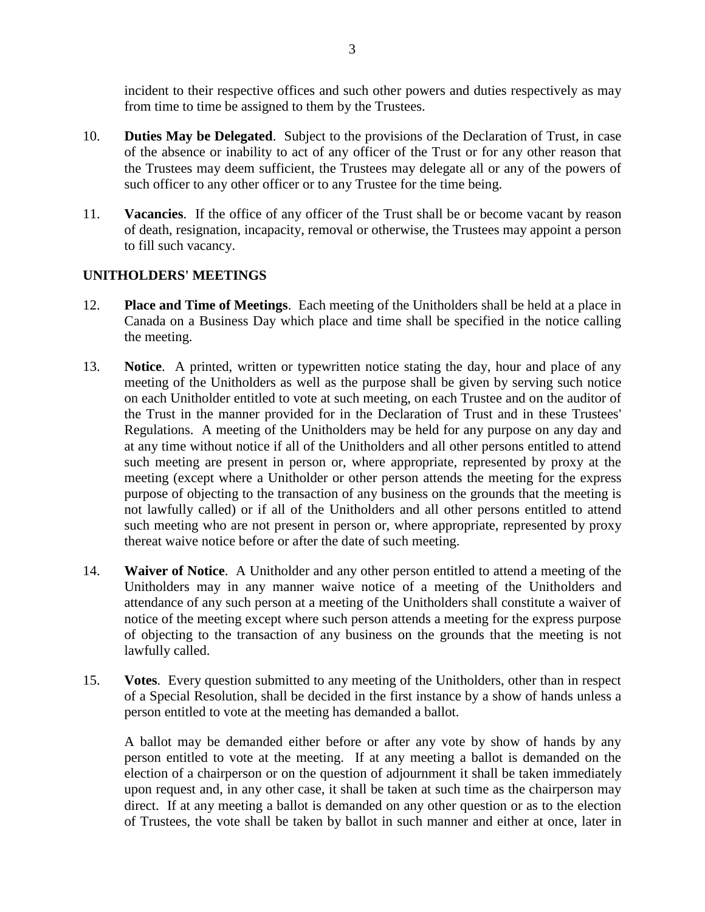incident to their respective offices and such other powers and duties respectively as may from time to time be assigned to them by the Trustees.

10. **Duties May be Delegated**. Subject to the provisions of the Declaration of Trust, in case of the absence or inability to act of any officer of the Trust or for any other reason that the Trustees may deem sufficient, the Trustees may delegate all or any of the powers of such officer to any other officer or to any Trustee for the time being.

11. **Vacancies**. If the office of any officer of the Trust shall be or become vacant by reason of death, resignation, incapacity, removal or otherwise, the Trustees may appoint a person to fill such vacancy.

## UNITHOLDERS' MEETINGS

12. **Place and Time of Meetings**. Each meeting of the Unitholders shall be held at a place in Canada on a Business Day which place and time shall be specified in the notice calling the meeting.

13. **Notice**. A printed, written or typewritten notice stating the day, hour and place of any meeting of the Unitholders as well as the purpose shall be given by serving such notice on each Unitholder entitled to vote at such meeting, on each Trustee and on the auditor of the Trust in the manner provided for in the Declaration of Trust and in these Trustees' Regulations. A meeting of the Unitholders may be held for any purpose on any day and at any time without notice if all of the Unitholders and all other persons entitled to attend such meeting are present in person or, where appropriate, represented by proxy at the meeting (except where a Unitholder or other person attends the meeting for the express purpose of objecting to the transaction of any business on the grounds that the meeting is not lawfully called) or if all of the Unitholders and all other persons entitled to attend such meeting who are not present in person or, where appropriate, represented by proxy thereat waive notice before or after the date of such meeting.

14. **Waiver of Notice**. A Unitholder and any other person entitled to attend a meeting of the Unitholders may in any manner waive notice of a meeting of the Unitholders and attendance of any such person at a meeting of the Unitholders shall constitute a waiver of notice of the meeting except where such person attends a meeting for the express purpose of objecting to the transaction of any business on the grounds that the meeting is not lawfully called.

15. **Votes**. Every question submitted to any meeting of the Unitholders, other than in respect of a Special Resolution, shall be decided in the first instance by a show of hands unless a person entitled to vote at the meeting has demanded a ballot.

    A ballot may be demanded either before or after any vote by show of hands by any person entitled to vote at the meeting. If at any meeting a ballot is demanded on the election of a chairperson or on the question of adjournment it shall be taken immediately upon request and, in any other case, it shall be taken at such time as the chairperson may direct. If at any meeting a ballot is demanded on any other question or as to the election of Trustees, the vote shall be taken by ballot in such manner and either at once, later in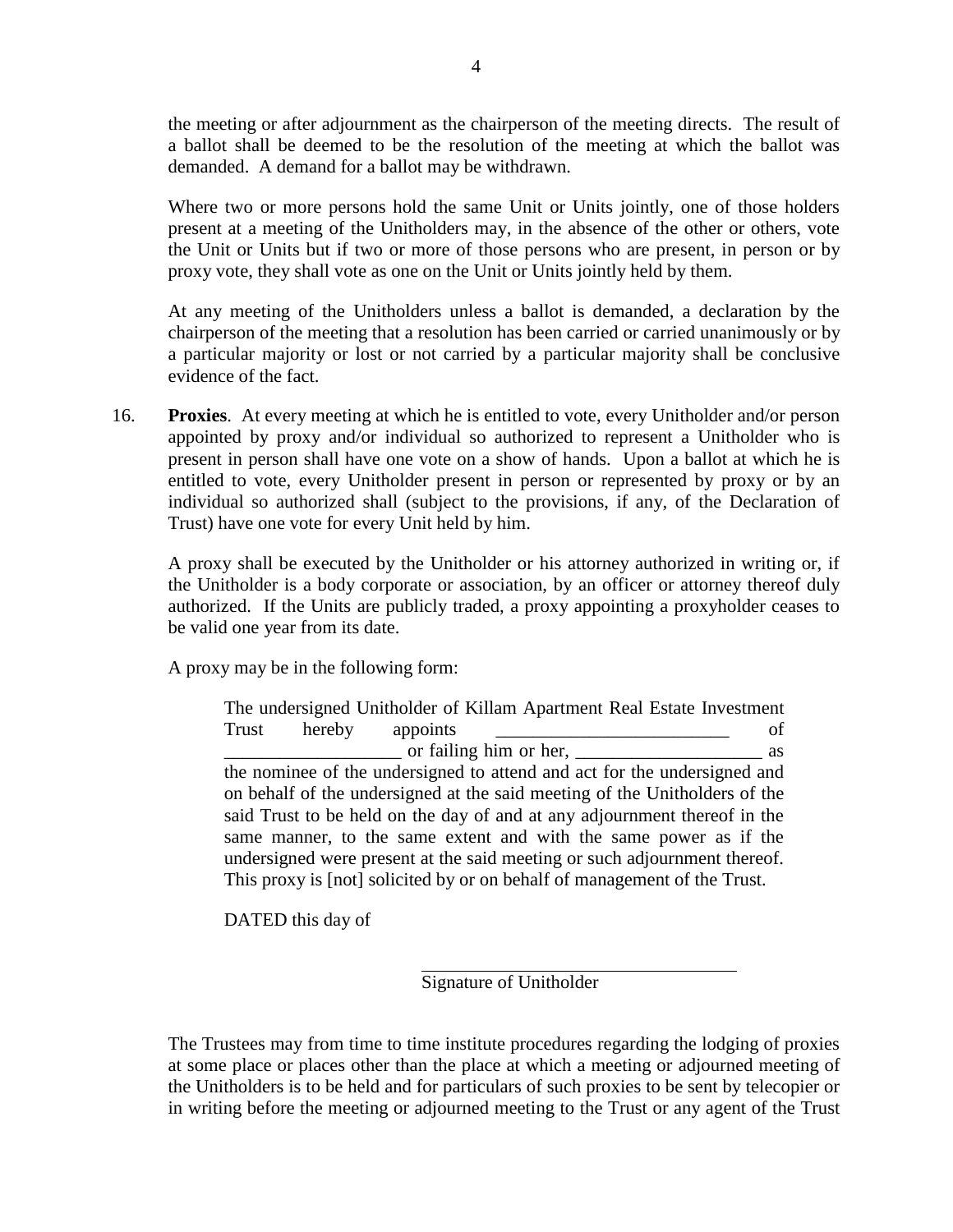the meeting or after adjournment as the chairperson of the meeting directs. The result of a ballot shall be deemed to be the resolution of the meeting at which the ballot was demanded. A demand for a ballot may be withdrawn.

Where two or more persons hold the same Unit or Units jointly, one of those holders present at a meeting of the Unitholders may, in the absence of the other or others, vote the Unit or Units but if two or more of those persons who are present, in person or by proxy vote, they shall vote as one on the Unit or Units jointly held by them.

At any meeting of the Unitholders unless a ballot is demanded, a declaration by the chairperson of the meeting that a resolution has been carried or carried unanimously or by a particular majority or lost or not carried by a particular majority shall be conclusive evidence of the fact.

16. **Proxies**. At every meeting at which he is entitled to vote, every Unitholder and/or person appointed by proxy and/or individual so authorized to represent a Unitholder who is present in person shall have one vote on a show of hands. Upon a ballot at which he is entitled to vote, every Unitholder present in person or represented by proxy or by an individual so authorized shall (subject to the provisions, if any, of the Declaration of Trust) have one vote for every Unit held by him.

A proxy shall be executed by the Unitholder or his attorney authorized in writing or, if the Unitholder is a body corporate or association, by an officer or attorney thereof duly authorized. If the Units are publicly traded, a proxy appointing a proxyholder ceases to be valid one year from its date.

A proxy may be in the following form:

> The undersigned Unitholder of Killam Apartment Real Estate Investment Trust hereby appoints _________________________ of ___________________ or failing him or her, ____________________ as the nominee of the undersigned to attend and act for the undersigned and on behalf of the undersigned at the said meeting of the Unitholders of the said Trust to be held on the day of and at any adjournment thereof in the same manner, to the same extent and with the same power as if the undersigned were present at the said meeting or such adjournment thereof. This proxy is [not] solicited by or on behalf of management of the Trust.
>
> DATED this day of
>
> ___________________________________
> Signature of Unitholder

The Trustees may from time to time institute procedures regarding the lodging of proxies at some place or places other than the place at which a meeting or adjourned meeting of the Unitholders is to be held and for particulars of such proxies to be sent by telecopier or in writing before the meeting or adjourned meeting to the Trust or any agent of the Trust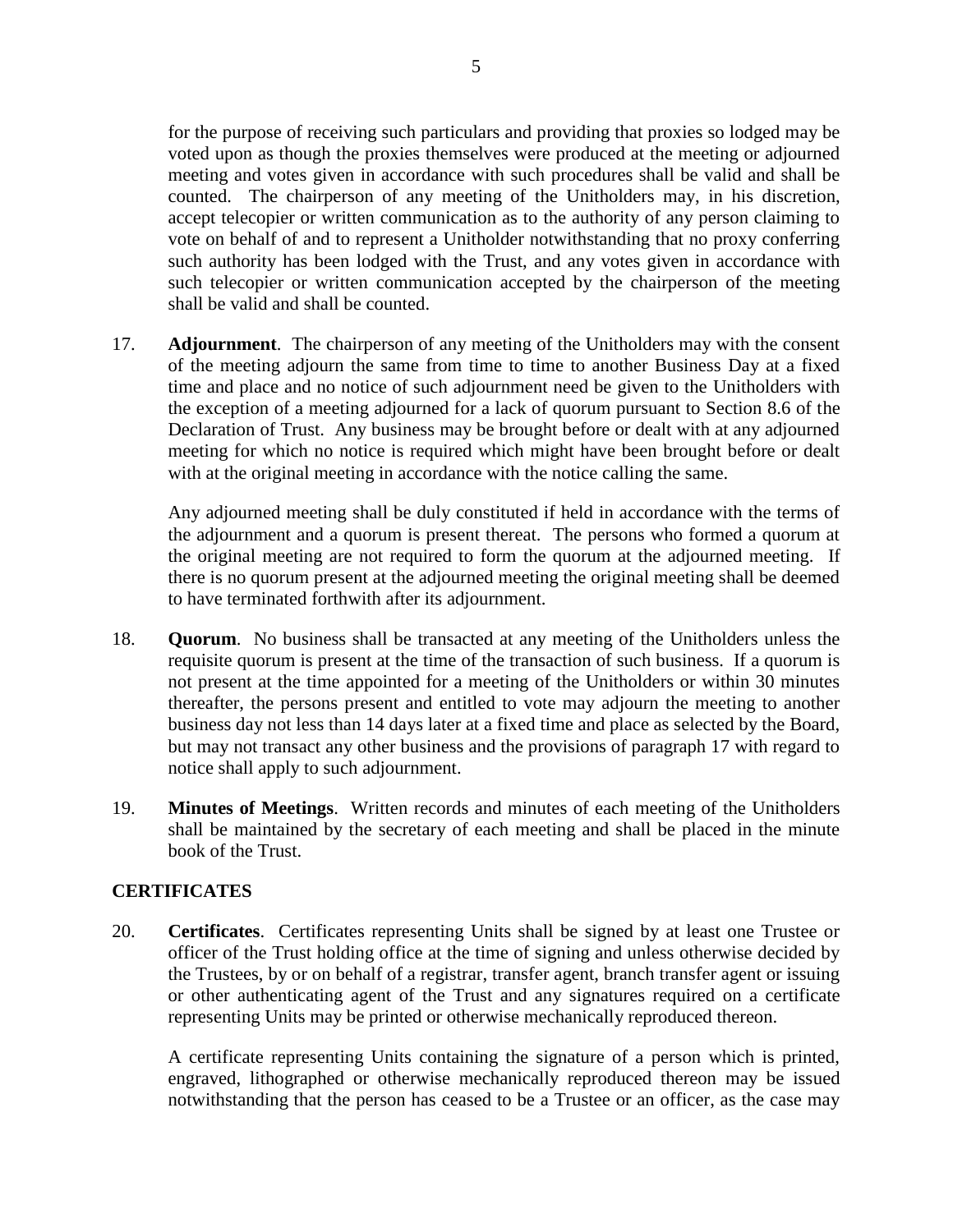for the purpose of receiving such particulars and providing that proxies so lodged may be voted upon as though the proxies themselves were produced at the meeting or adjourned meeting and votes given in accordance with such procedures shall be valid and shall be counted. The chairperson of any meeting of the Unitholders may, in his discretion, accept telecopier or written communication as to the authority of any person claiming to vote on behalf of and to represent a Unitholder notwithstanding that no proxy conferring such authority has been lodged with the Trust, and any votes given in accordance with such telecopier or written communication accepted by the chairperson of the meeting shall be valid and shall be counted.

17. **Adjournment**. The chairperson of any meeting of the Unitholders may with the consent of the meeting adjourn the same from time to time to another Business Day at a fixed time and place and no notice of such adjournment need be given to the Unitholders with the exception of a meeting adjourned for a lack of quorum pursuant to Section 8.6 of the Declaration of Trust. Any business may be brought before or dealt with at any adjourned meeting for which no notice is required which might have been brought before or dealt with at the original meeting in accordance with the notice calling the same.

    Any adjourned meeting shall be duly constituted if held in accordance with the terms of the adjournment and a quorum is present thereat. The persons who formed a quorum at the original meeting are not required to form the quorum at the adjourned meeting. If there is no quorum present at the adjourned meeting the original meeting shall be deemed to have terminated forthwith after its adjournment.

18. **Quorum**. No business shall be transacted at any meeting of the Unitholders unless the requisite quorum is present at the time of the transaction of such business. If a quorum is not present at the time appointed for a meeting of the Unitholders or within 30 minutes thereafter, the persons present and entitled to vote may adjourn the meeting to another business day not less than 14 days later at a fixed time and place as selected by the Board, but may not transact any other business and the provisions of paragraph 17 with regard to notice shall apply to such adjournment.

19. **Minutes of Meetings**. Written records and minutes of each meeting of the Unitholders shall be maintained by the secretary of each meeting and shall be placed in the minute book of the Trust.

## CERTIFICATES

20. **Certificates**. Certificates representing Units shall be signed by at least one Trustee or officer of the Trust holding office at the time of signing and unless otherwise decided by the Trustees, by or on behalf of a registrar, transfer agent, branch transfer agent or issuing or other authenticating agent of the Trust and any signatures required on a certificate representing Units may be printed or otherwise mechanically reproduced thereon.

    A certificate representing Units containing the signature of a person which is printed, engraved, lithographed or otherwise mechanically reproduced thereon may be issued notwithstanding that the person has ceased to be a Trustee or an officer, as the case may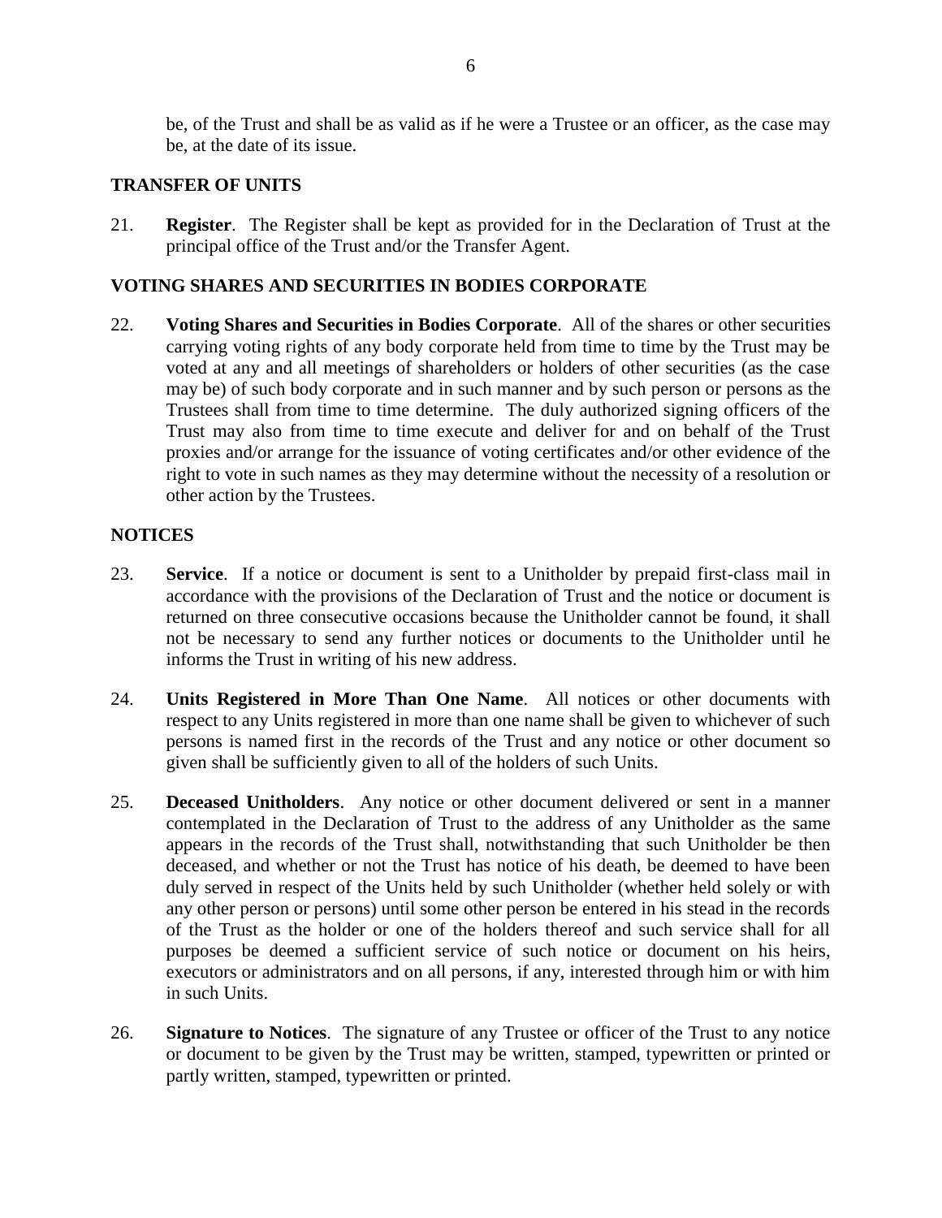be, of the Trust and shall be as valid as if he were a Trustee or an officer, as the case may be, at the date of its issue.

## TRANSFER OF UNITS

21. **Register**. The Register shall be kept as provided for in the Declaration of Trust at the principal office of the Trust and/or the Transfer Agent.

## VOTING SHARES AND SECURITIES IN BODIES CORPORATE

22. **Voting Shares and Securities in Bodies Corporate**. All of the shares or other securities carrying voting rights of any body corporate held from time to time by the Trust may be voted at any and all meetings of shareholders or holders of other securities (as the case may be) of such body corporate and in such manner and by such person or persons as the Trustees shall from time to time determine. The duly authorized signing officers of the Trust may also from time to time execute and deliver for and on behalf of the Trust proxies and/or arrange for the issuance of voting certificates and/or other evidence of the right to vote in such names as they may determine without the necessity of a resolution or other action by the Trustees.

## NOTICES

23. **Service**. If a notice or document is sent to a Unitholder by prepaid first-class mail in accordance with the provisions of the Declaration of Trust and the notice or document is returned on three consecutive occasions because the Unitholder cannot be found, it shall not be necessary to send any further notices or documents to the Unitholder until he informs the Trust in writing of his new address.

24. **Units Registered in More Than One Name**. All notices or other documents with respect to any Units registered in more than one name shall be given to whichever of such persons is named first in the records of the Trust and any notice or other document so given shall be sufficiently given to all of the holders of such Units.

25. **Deceased Unitholders**. Any notice or other document delivered or sent in a manner contemplated in the Declaration of Trust to the address of any Unitholder as the same appears in the records of the Trust shall, notwithstanding that such Unitholder be then deceased, and whether or not the Trust has notice of his death, be deemed to have been duly served in respect of the Units held by such Unitholder (whether held solely or with any other person or persons) until some other person be entered in his stead in the records of the Trust as the holder or one of the holders thereof and such service shall for all purposes be deemed a sufficient service of such notice or document on his heirs, executors or administrators and on all persons, if any, interested through him or with him in such Units.

26. **Signature to Notices**. The signature of any Trustee or officer of the Trust to any notice or document to be given by the Trust may be written, stamped, typewritten or printed or partly written, stamped, typewritten or printed.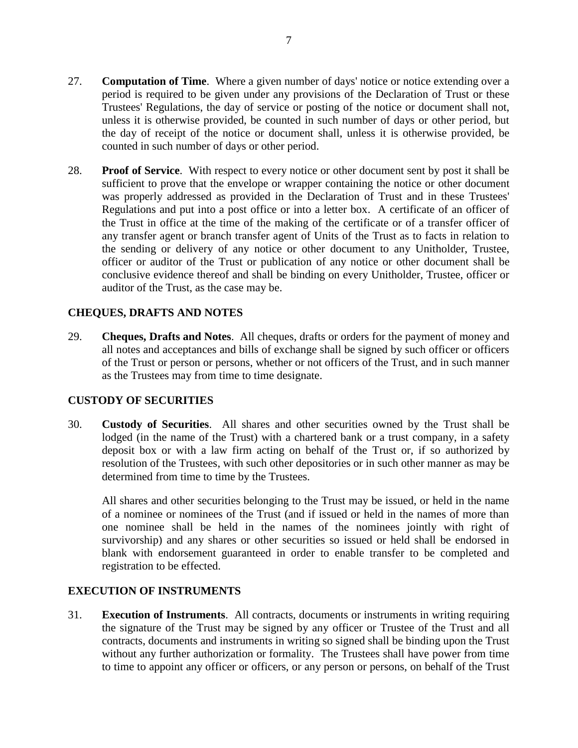27. **Computation of Time**. Where a given number of days' notice or notice extending over a period is required to be given under any provisions of the Declaration of Trust or these Trustees' Regulations, the day of service or posting of the notice or document shall not, unless it is otherwise provided, be counted in such number of days or other period, but the day of receipt of the notice or document shall, unless it is otherwise provided, be counted in such number of days or other period.

28. **Proof of Service**. With respect to every notice or other document sent by post it shall be sufficient to prove that the envelope or wrapper containing the notice or other document was properly addressed as provided in the Declaration of Trust and in these Trustees' Regulations and put into a post office or into a letter box. A certificate of an officer of the Trust in office at the time of the making of the certificate or of a transfer officer of any transfer agent or branch transfer agent of Units of the Trust as to facts in relation to the sending or delivery of any notice or other document to any Unitholder, Trustee, officer or auditor of the Trust or publication of any notice or other document shall be conclusive evidence thereof and shall be binding on every Unitholder, Trustee, officer or auditor of the Trust, as the case may be.

## CHEQUES, DRAFTS AND NOTES

29. **Cheques, Drafts and Notes**. All cheques, drafts or orders for the payment of money and all notes and acceptances and bills of exchange shall be signed by such officer or officers of the Trust or person or persons, whether or not officers of the Trust, and in such manner as the Trustees may from time to time designate.

## CUSTODY OF SECURITIES

30. **Custody of Securities**. All shares and other securities owned by the Trust shall be lodged (in the name of the Trust) with a chartered bank or a trust company, in a safety deposit box or with a law firm acting on behalf of the Trust or, if so authorized by resolution of the Trustees, with such other depositories or in such other manner as may be determined from time to time by the Trustees.

    All shares and other securities belonging to the Trust may be issued, or held in the name of a nominee or nominees of the Trust (and if issued or held in the names of more than one nominee shall be held in the names of the nominees jointly with right of survivorship) and any shares or other securities so issued or held shall be endorsed in blank with endorsement guaranteed in order to enable transfer to be completed and registration to be effected.

## EXECUTION OF INSTRUMENTS

31. **Execution of Instruments**. All contracts, documents or instruments in writing requiring the signature of the Trust may be signed by any officer or Trustee of the Trust and all contracts, documents and instruments in writing so signed shall be binding upon the Trust without any further authorization or formality. The Trustees shall have power from time to time to appoint any officer or officers, or any person or persons, on behalf of the Trust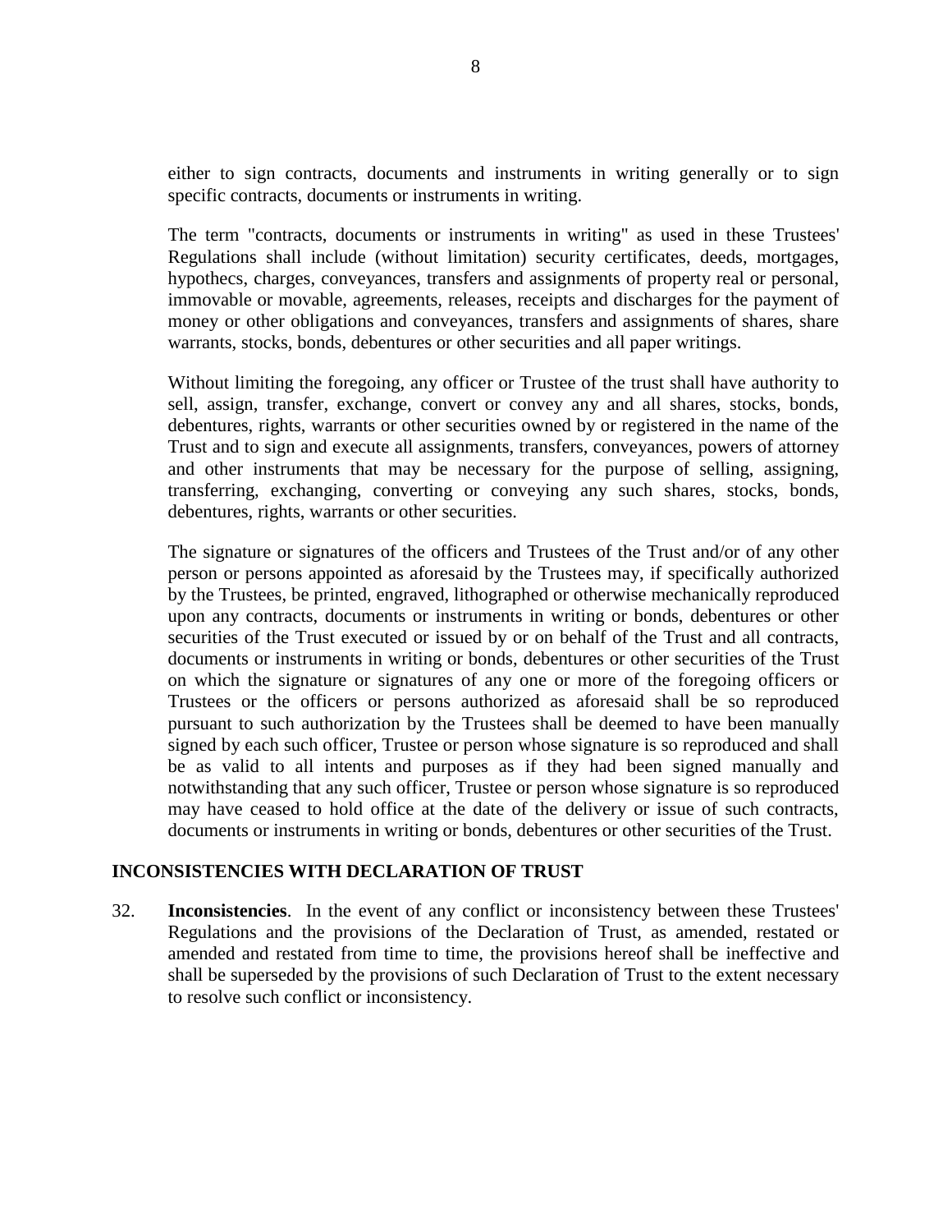either to sign contracts, documents and instruments in writing generally or to sign specific contracts, documents or instruments in writing.

The term "contracts, documents or instruments in writing" as used in these Trustees' Regulations shall include (without limitation) security certificates, deeds, mortgages, hypothecs, charges, conveyances, transfers and assignments of property real or personal, immovable or movable, agreements, releases, receipts and discharges for the payment of money or other obligations and conveyances, transfers and assignments of shares, share warrants, stocks, bonds, debentures or other securities and all paper writings.

Without limiting the foregoing, any officer or Trustee of the trust shall have authority to sell, assign, transfer, exchange, convert or convey any and all shares, stocks, bonds, debentures, rights, warrants or other securities owned by or registered in the name of the Trust and to sign and execute all assignments, transfers, conveyances, powers of attorney and other instruments that may be necessary for the purpose of selling, assigning, transferring, exchanging, converting or conveying any such shares, stocks, bonds, debentures, rights, warrants or other securities.

The signature or signatures of the officers and Trustees of the Trust and/or of any other person or persons appointed as aforesaid by the Trustees may, if specifically authorized by the Trustees, be printed, engraved, lithographed or otherwise mechanically reproduced upon any contracts, documents or instruments in writing or bonds, debentures or other securities of the Trust executed or issued by or on behalf of the Trust and all contracts, documents or instruments in writing or bonds, debentures or other securities of the Trust on which the signature or signatures of any one or more of the foregoing officers or Trustees or the officers or persons authorized as aforesaid shall be so reproduced pursuant to such authorization by the Trustees shall be deemed to have been manually signed by each such officer, Trustee or person whose signature is so reproduced and shall be as valid to all intents and purposes as if they had been signed manually and notwithstanding that any such officer, Trustee or person whose signature is so reproduced may have ceased to hold office at the date of the delivery or issue of such contracts, documents or instruments in writing or bonds, debentures or other securities of the Trust.

## INCONSISTENCIES WITH DECLARATION OF TRUST

32. **Inconsistencies**. In the event of any conflict or inconsistency between these Trustees' Regulations and the provisions of the Declaration of Trust, as amended, restated or amended and restated from time to time, the provisions hereof shall be ineffective and shall be superseded by the provisions of such Declaration of Trust to the extent necessary to resolve such conflict or inconsistency.